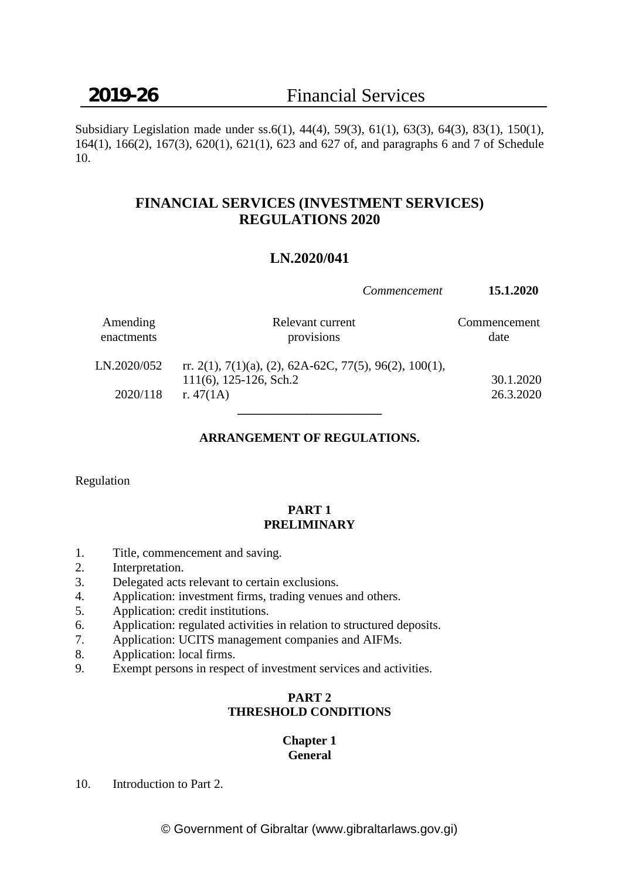Subsidiary Legislation made under ss.6(1), 44(4), 59(3), 61(1), 63(3), 64(3), 83(1), 150(1), 164(1), 166(2), 167(3), 620(1), 621(1), 623 and 627 of, and paragraphs 6 and 7 of Schedule 10.

# FINANCIAL SERVICES (INVESTMENT SERVICES) REGULATIONS 2020

## LN.2020/041

*Commencement* **15.1.2020**

| Amending enactments | Relevant current provisions | Commencement date |
|---|---|---|
| LN.2020/052 | rr. 2(1), 7(1)(a), (2), 62A-62C, 77(5), 96(2), 100(1), 111(6), 125-126, Sch.2 | 30.1.2020 |
| 2020/118 | r. 47(1A) | 26.3.2020 |

---

### ARRANGEMENT OF REGULATIONS.

Regulation

#### PART 1
#### PRELIMINARY

1. Title, commencement and saving.
2. Interpretation.
3. Delegated acts relevant to certain exclusions.
4. Application: investment firms, trading venues and others.
5. Application: credit institutions.
6. Application: regulated activities in relation to structured deposits.
7. Application: UCITS management companies and AIFMs.
8. Application: local firms.
9. Exempt persons in respect of investment services and activities.

#### PART 2
#### THRESHOLD CONDITIONS

##### Chapter 1
##### General

10. Introduction to Part 2.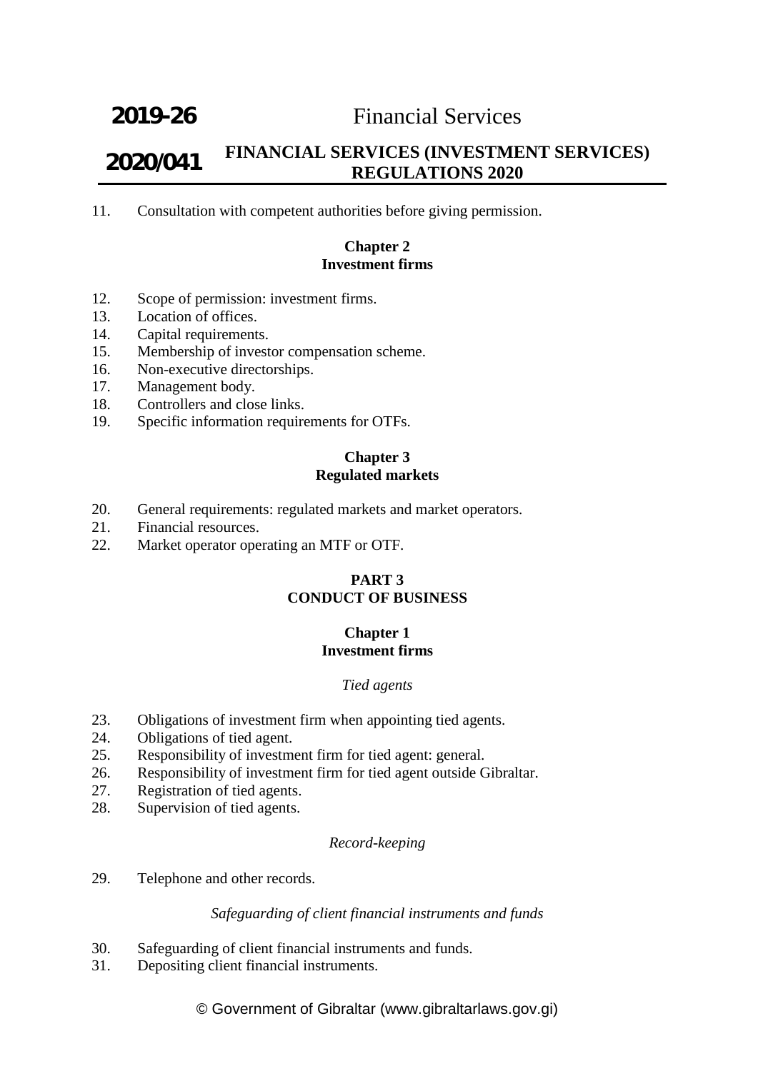11. Consultation with competent authorities before giving permission.

**Chapter 2**
**Investment firms**

12. Scope of permission: investment firms.
13. Location of offices.
14. Capital requirements.
15. Membership of investor compensation scheme.
16. Non-executive directorships.
17. Management body.
18. Controllers and close links.
19. Specific information requirements for OTFs.

**Chapter 3**
**Regulated markets**

20. General requirements: regulated markets and market operators.
21. Financial resources.
22. Market operator operating an MTF or OTF.

**PART 3**
**CONDUCT OF BUSINESS**

**Chapter 1**
**Investment firms**

*Tied agents*

23. Obligations of investment firm when appointing tied agents.
24. Obligations of tied agent.
25. Responsibility of investment firm for tied agent: general.
26. Responsibility of investment firm for tied agent outside Gibraltar.
27. Registration of tied agents.
28. Supervision of tied agents.

*Record-keeping*

29. Telephone and other records.

*Safeguarding of client financial instruments and funds*

30. Safeguarding of client financial instruments and funds.
31. Depositing client financial instruments.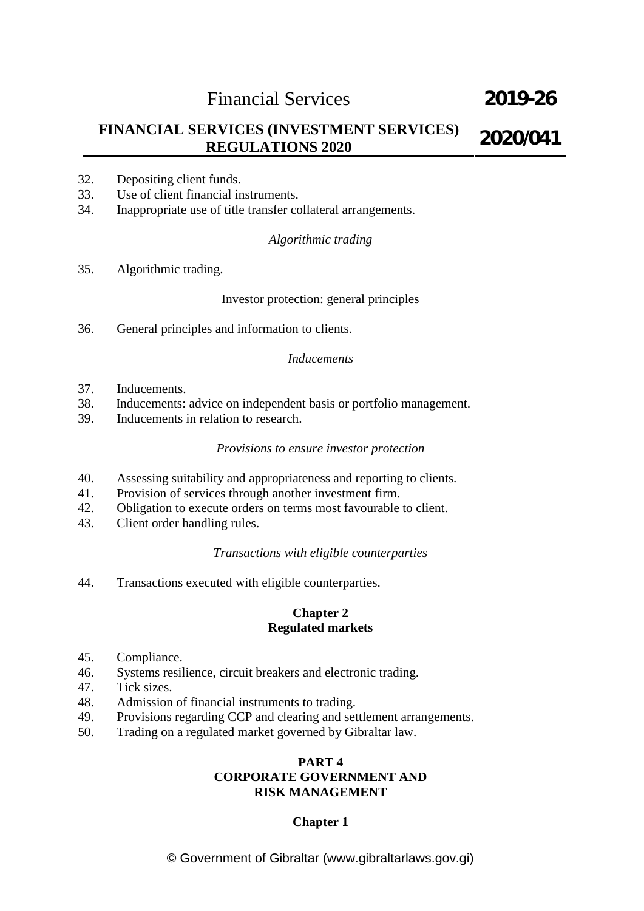32. Depositing client funds.
33. Use of client financial instruments.
34. Inappropriate use of title transfer collateral arrangements.

*Algorithmic trading*

35. Algorithmic trading.

Investor protection: general principles

36. General principles and information to clients.

*Inducements*

37. Inducements.
38. Inducements: advice on independent basis or portfolio management.
39. Inducements in relation to research.

*Provisions to ensure investor protection*

40. Assessing suitability and appropriateness and reporting to clients.
41. Provision of services through another investment firm.
42. Obligation to execute orders on terms most favourable to client.
43. Client order handling rules.

*Transactions with eligible counterparties*

44. Transactions executed with eligible counterparties.

**Chapter 2**
**Regulated markets**

45. Compliance.
46. Systems resilience, circuit breakers and electronic trading.
47. Tick sizes.
48. Admission of financial instruments to trading.
49. Provisions regarding CCP and clearing and settlement arrangements.
50. Trading on a regulated market governed by Gibraltar law.

**PART 4**
**CORPORATE GOVERNMENT AND RISK MANAGEMENT**

**Chapter 1**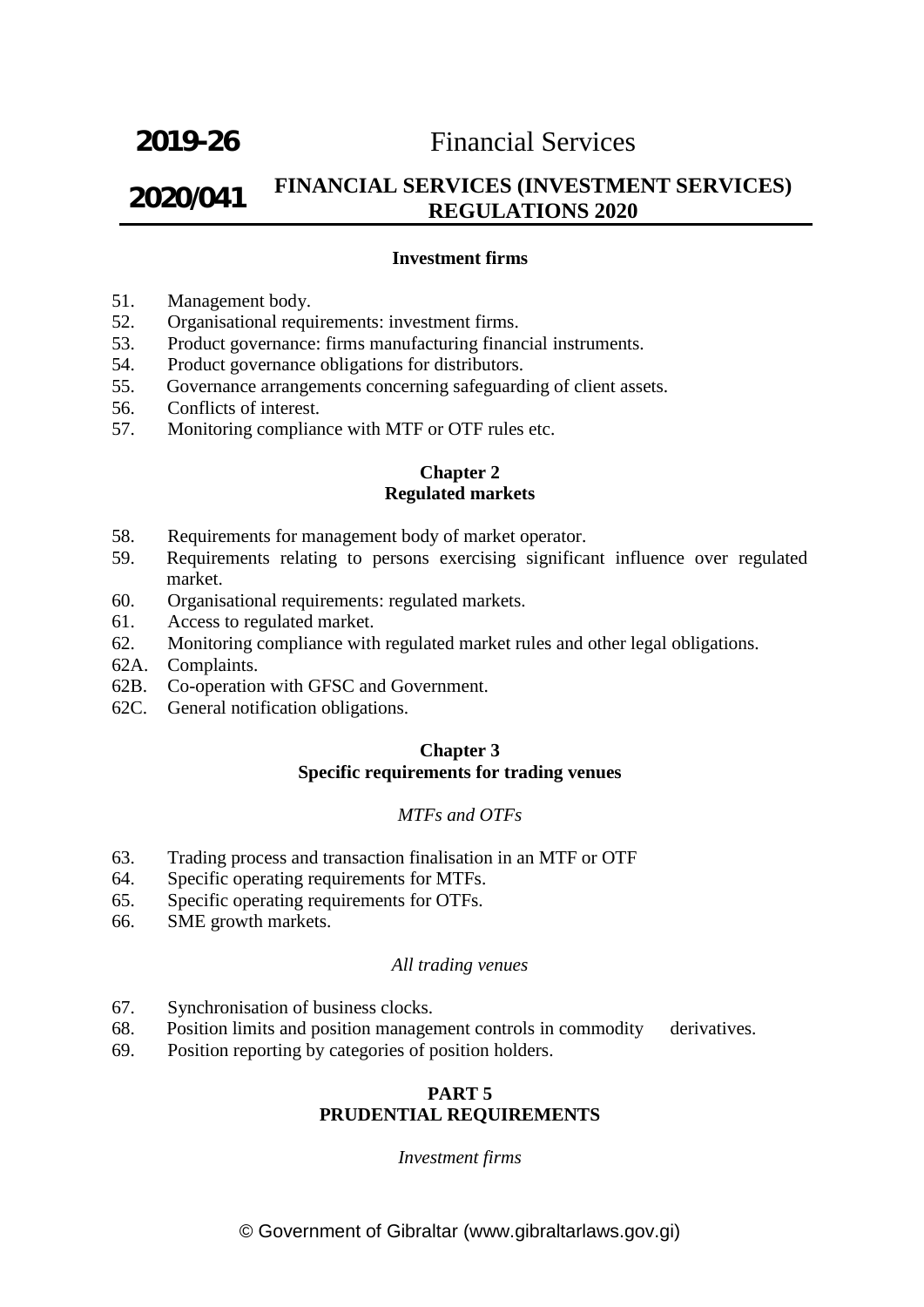**Investment firms**

51. Management body.
52. Organisational requirements: investment firms.
53. Product governance: firms manufacturing financial instruments.
54. Product governance obligations for distributors.
55. Governance arrangements concerning safeguarding of client assets.
56. Conflicts of interest.
57. Monitoring compliance with MTF or OTF rules etc.

**Chapter 2**
**Regulated markets**

58. Requirements for management body of market operator.
59. Requirements relating to persons exercising significant influence over regulated market.
60. Organisational requirements: regulated markets.
61. Access to regulated market.
62. Monitoring compliance with regulated market rules and other legal obligations.
62A. Complaints.
62B. Co-operation with GFSC and Government.
62C. General notification obligations.

**Chapter 3**
**Specific requirements for trading venues**

*MTFs and OTFs*

63. Trading process and transaction finalisation in an MTF or OTF
64. Specific operating requirements for MTFs.
65. Specific operating requirements for OTFs.
66. SME growth markets.

*All trading venues*

67. Synchronisation of business clocks.
68. Position limits and position management controls in commodity derivatives.
69. Position reporting by categories of position holders.

**PART 5**
**PRUDENTIAL REQUIREMENTS**

*Investment firms*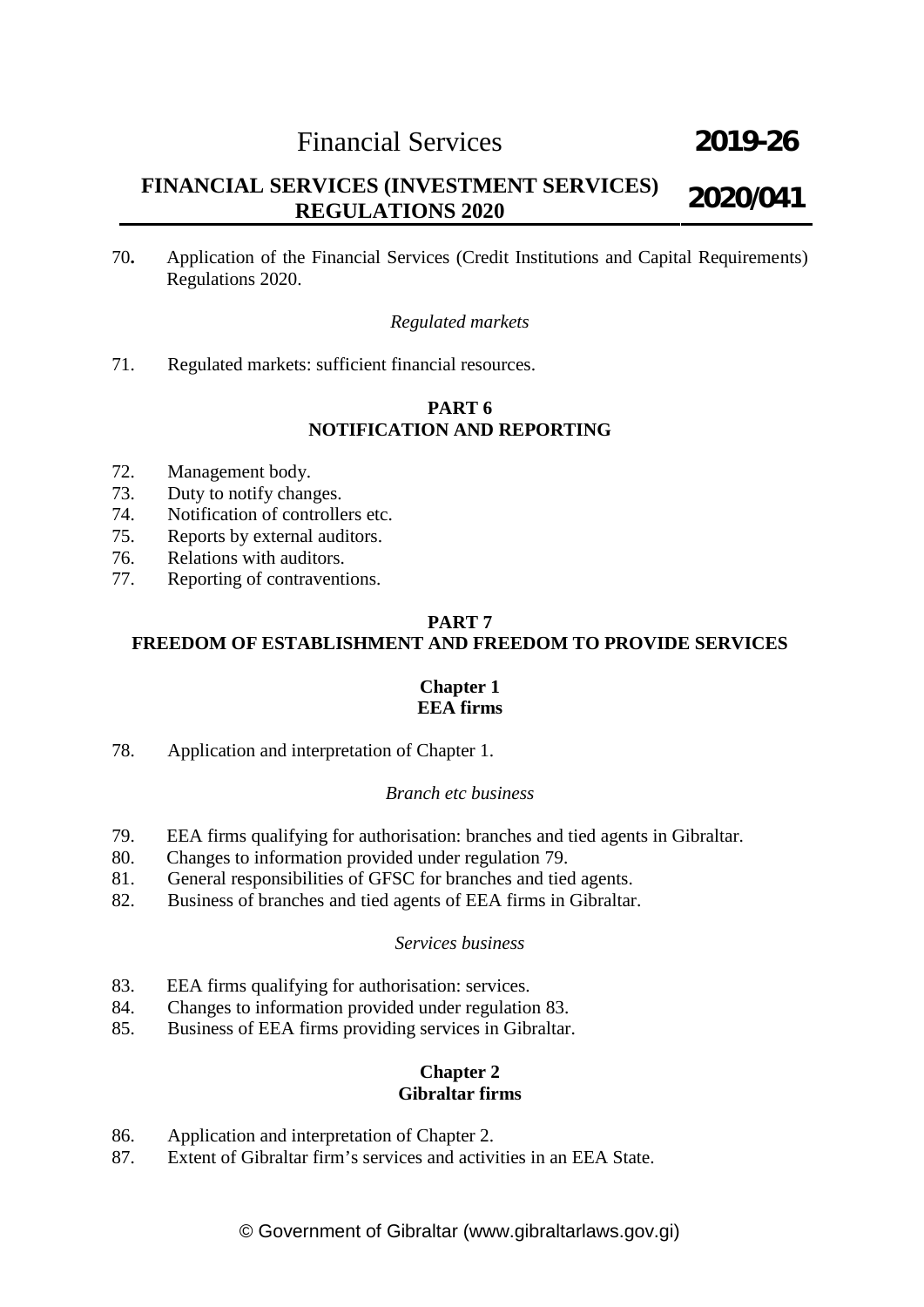70. Application of the Financial Services (Credit Institutions and Capital Requirements) Regulations 2020.

*Regulated markets*

71. Regulated markets: sufficient financial resources.

## PART 6
## NOTIFICATION AND REPORTING

72. Management body.
73. Duty to notify changes.
74. Notification of controllers etc.
75. Reports by external auditors.
76. Relations with auditors.
77. Reporting of contraventions.

## PART 7
## FREEDOM OF ESTABLISHMENT AND FREEDOM TO PROVIDE SERVICES

### Chapter 1
### EEA firms

78. Application and interpretation of Chapter 1.

*Branch etc business*

79. EEA firms qualifying for authorisation: branches and tied agents in Gibraltar.
80. Changes to information provided under regulation 79.
81. General responsibilities of GFSC for branches and tied agents.
82. Business of branches and tied agents of EEA firms in Gibraltar.

*Services business*

83. EEA firms qualifying for authorisation: services.
84. Changes to information provided under regulation 83.
85. Business of EEA firms providing services in Gibraltar.

### Chapter 2
### Gibraltar firms

86. Application and interpretation of Chapter 2.
87. Extent of Gibraltar firm's services and activities in an EEA State.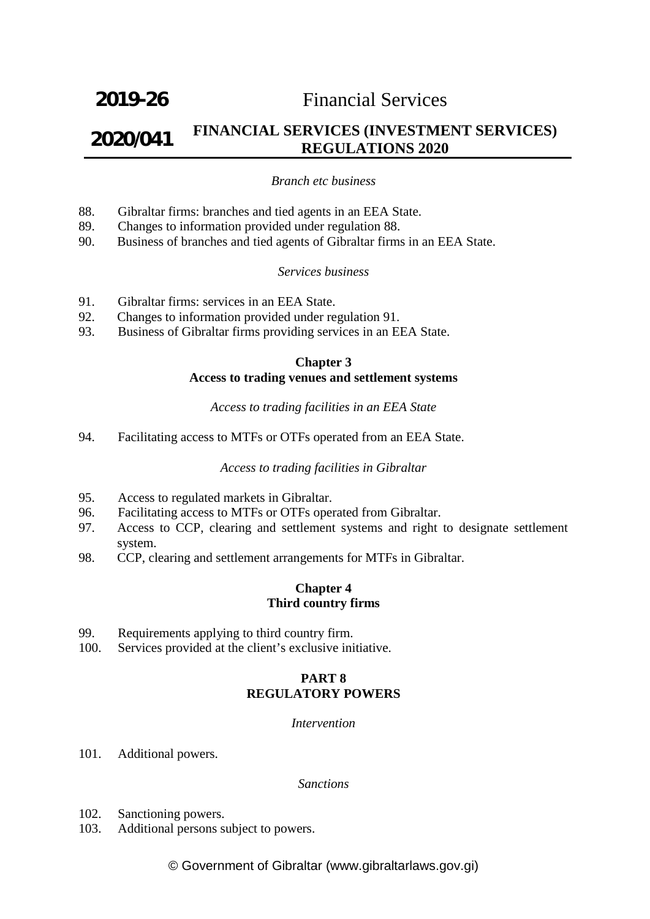*Branch etc business*

88. Gibraltar firms: branches and tied agents in an EEA State.
89. Changes to information provided under regulation 88.
90. Business of branches and tied agents of Gibraltar firms in an EEA State.

*Services business*

91. Gibraltar firms: services in an EEA State.
92. Changes to information provided under regulation 91.
93. Business of Gibraltar firms providing services in an EEA State.

**Chapter 3**
**Access to trading venues and settlement systems**

*Access to trading facilities in an EEA State*

94. Facilitating access to MTFs or OTFs operated from an EEA State.

*Access to trading facilities in Gibraltar*

95. Access to regulated markets in Gibraltar.
96. Facilitating access to MTFs or OTFs operated from Gibraltar.
97. Access to CCP, clearing and settlement systems and right to designate settlement system.
98. CCP, clearing and settlement arrangements for MTFs in Gibraltar.

**Chapter 4**
**Third country firms**

99. Requirements applying to third country firm.
100. Services provided at the client's exclusive initiative.

**PART 8**
**REGULATORY POWERS**

*Intervention*

101. Additional powers.

*Sanctions*

102. Sanctioning powers.
103. Additional persons subject to powers.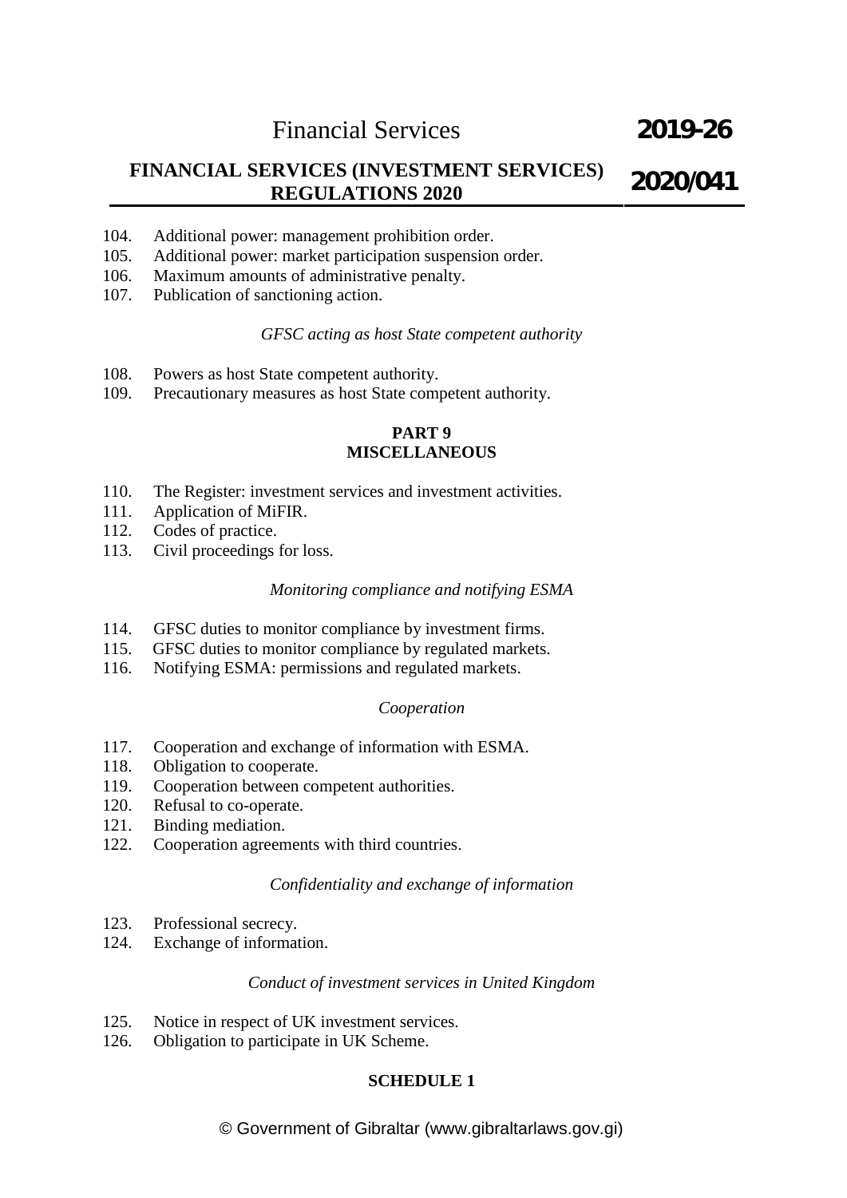104. Additional power: management prohibition order.
105. Additional power: market participation suspension order.
106. Maximum amounts of administrative penalty.
107. Publication of sanctioning action.

*GFSC acting as host State competent authority*

108. Powers as host State competent authority.
109. Precautionary measures as host State competent authority.

**PART 9**
**MISCELLANEOUS**

110. The Register: investment services and investment activities.
111. Application of MiFIR.
112. Codes of practice.
113. Civil proceedings for loss.

*Monitoring compliance and notifying ESMA*

114. GFSC duties to monitor compliance by investment firms.
115. GFSC duties to monitor compliance by regulated markets.
116. Notifying ESMA: permissions and regulated markets.

*Cooperation*

117. Cooperation and exchange of information with ESMA.
118. Obligation to cooperate.
119. Cooperation between competent authorities.
120. Refusal to co-operate.
121. Binding mediation.
122. Cooperation agreements with third countries.

*Confidentiality and exchange of information*

123. Professional secrecy.
124. Exchange of information.

*Conduct of investment services in United Kingdom*

125. Notice in respect of UK investment services.
126. Obligation to participate in UK Scheme.

**SCHEDULE 1**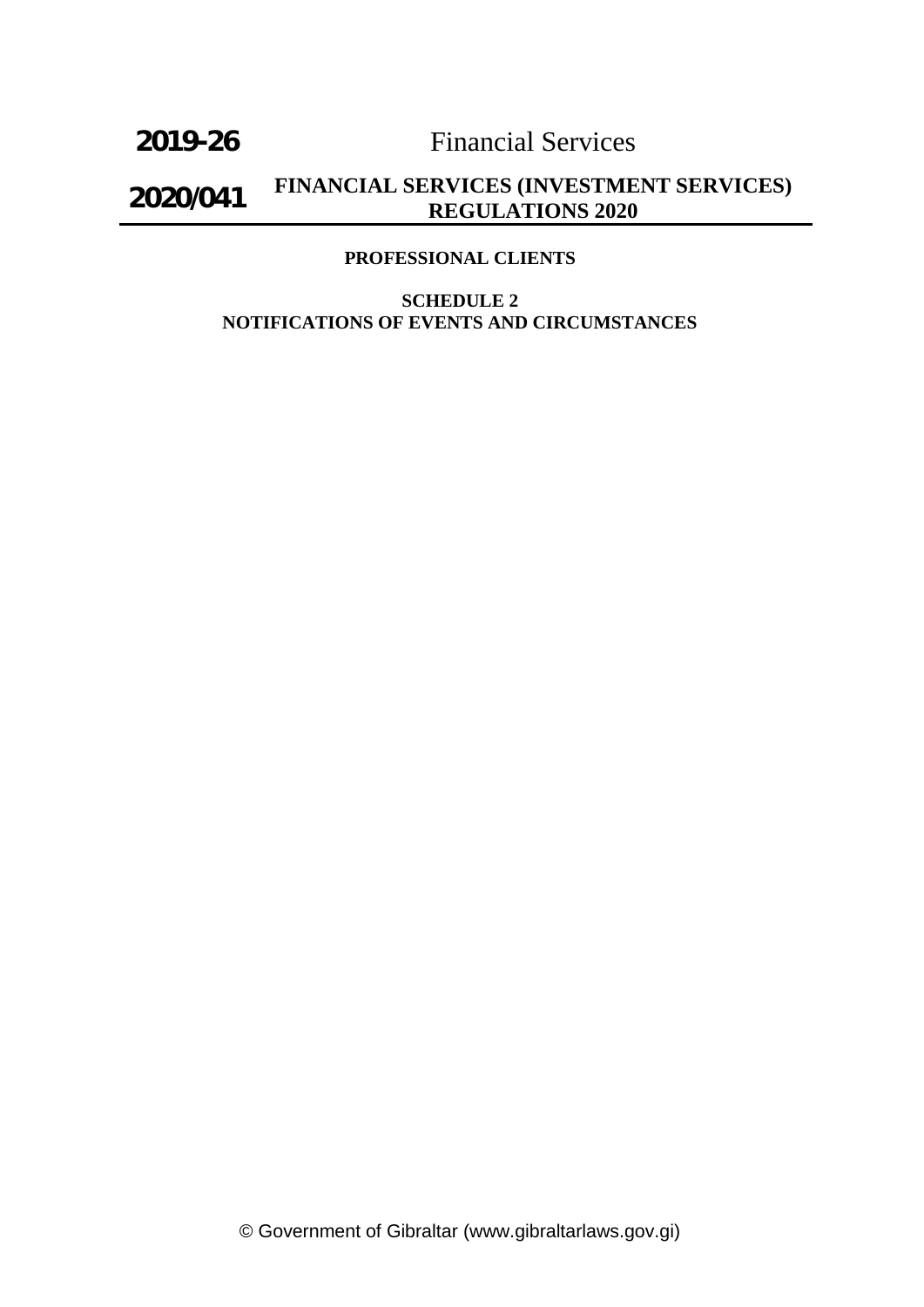PROFESSIONAL CLIENTS

SCHEDULE 2
NOTIFICATIONS OF EVENTS AND CIRCUMSTANCES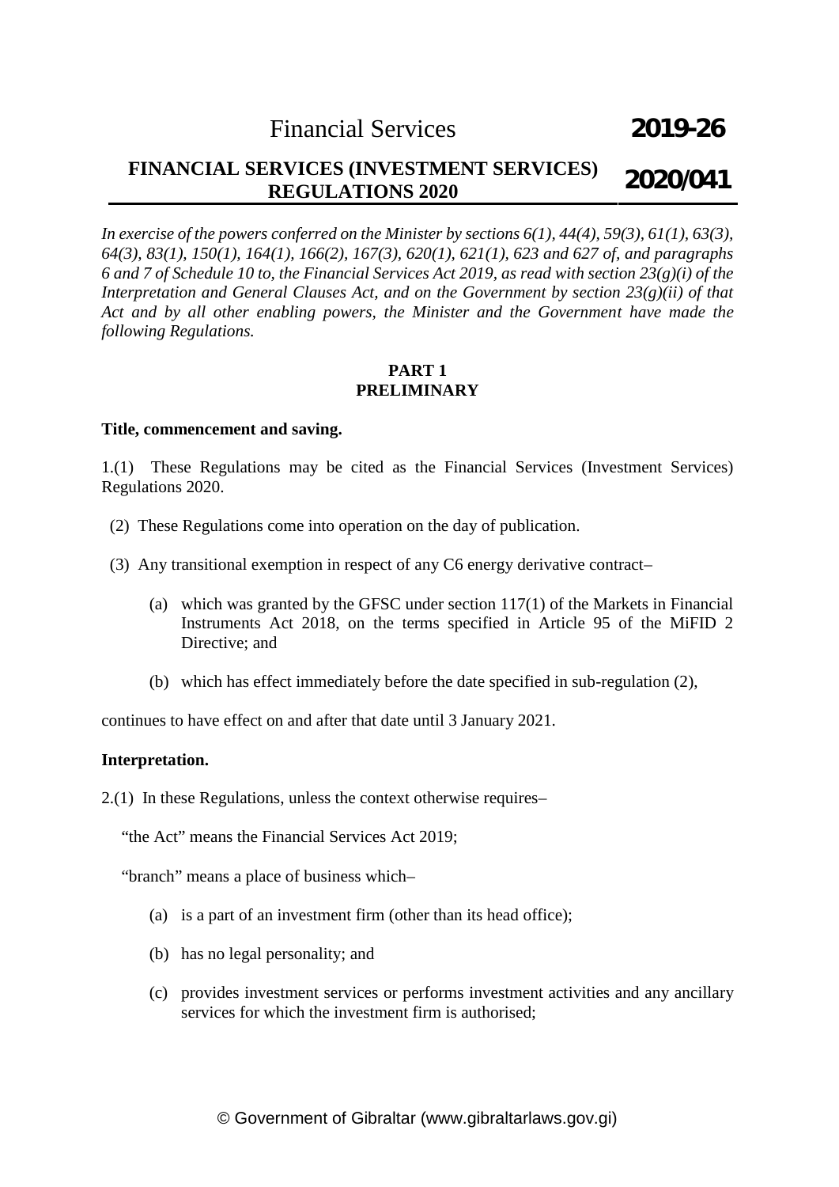# Financial Services **2019-26**

## FINANCIAL SERVICES (INVESTMENT SERVICES) REGULATIONS 2020 **2020/041**

*In exercise of the powers conferred on the Minister by sections 6(1), 44(4), 59(3), 61(1), 63(3), 64(3), 83(1), 150(1), 164(1), 166(2), 167(3), 620(1), 621(1), 623 and 627 of, and paragraphs 6 and 7 of Schedule 10 to, the Financial Services Act 2019, as read with section 23(g)(i) of the Interpretation and General Clauses Act, and on the Government by section 23(g)(ii) of that Act and by all other enabling powers, the Minister and the Government have made the following Regulations.*

### PART 1
### PRELIMINARY

**Title, commencement and saving.**

1.(1) These Regulations may be cited as the Financial Services (Investment Services) Regulations 2020.

(2) These Regulations come into operation on the day of publication.

(3) Any transitional exemption in respect of any C6 energy derivative contract–

(a) which was granted by the GFSC under section 117(1) of the Markets in Financial Instruments Act 2018, on the terms specified in Article 95 of the MiFID 2 Directive; and

(b) which has effect immediately before the date specified in sub-regulation (2),

continues to have effect on and after that date until 3 January 2021.

**Interpretation.**

2.(1) In these Regulations, unless the context otherwise requires–

"the Act" means the Financial Services Act 2019;

"branch" means a place of business which–

(a) is a part of an investment firm (other than its head office);

(b) has no legal personality; and

(c) provides investment services or performs investment activities and any ancillary services for which the investment firm is authorised;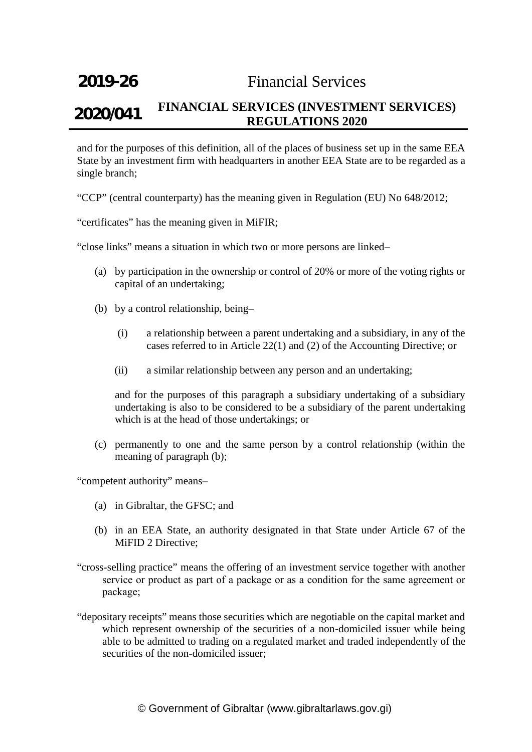and for the purposes of this definition, all of the places of business set up in the same EEA State by an investment firm with headquarters in another EEA State are to be regarded as a single branch;

"CCP" (central counterparty) has the meaning given in Regulation (EU) No 648/2012;

"certificates" has the meaning given in MiFIR;

"close links" means a situation in which two or more persons are linked–

(a) by participation in the ownership or control of 20% or more of the voting rights or capital of an undertaking;

(b) by a control relationship, being–

 (i) a relationship between a parent undertaking and a subsidiary, in any of the cases referred to in Article 22(1) and (2) of the Accounting Directive; or

 (ii) a similar relationship between any person and an undertaking;

 and for the purposes of this paragraph a subsidiary undertaking of a subsidiary undertaking is also to be considered to be a subsidiary of the parent undertaking which is at the head of those undertakings; or

(c) permanently to one and the same person by a control relationship (within the meaning of paragraph (b);

"competent authority" means–

(a) in Gibraltar, the GFSC; and

(b) in an EEA State, an authority designated in that State under Article 67 of the MiFID 2 Directive;

"cross-selling practice" means the offering of an investment service together with another service or product as part of a package or as a condition for the same agreement or package;

"depositary receipts" means those securities which are negotiable on the capital market and which represent ownership of the securities of a non-domiciled issuer while being able to be admitted to trading on a regulated market and traded independently of the securities of the non-domiciled issuer;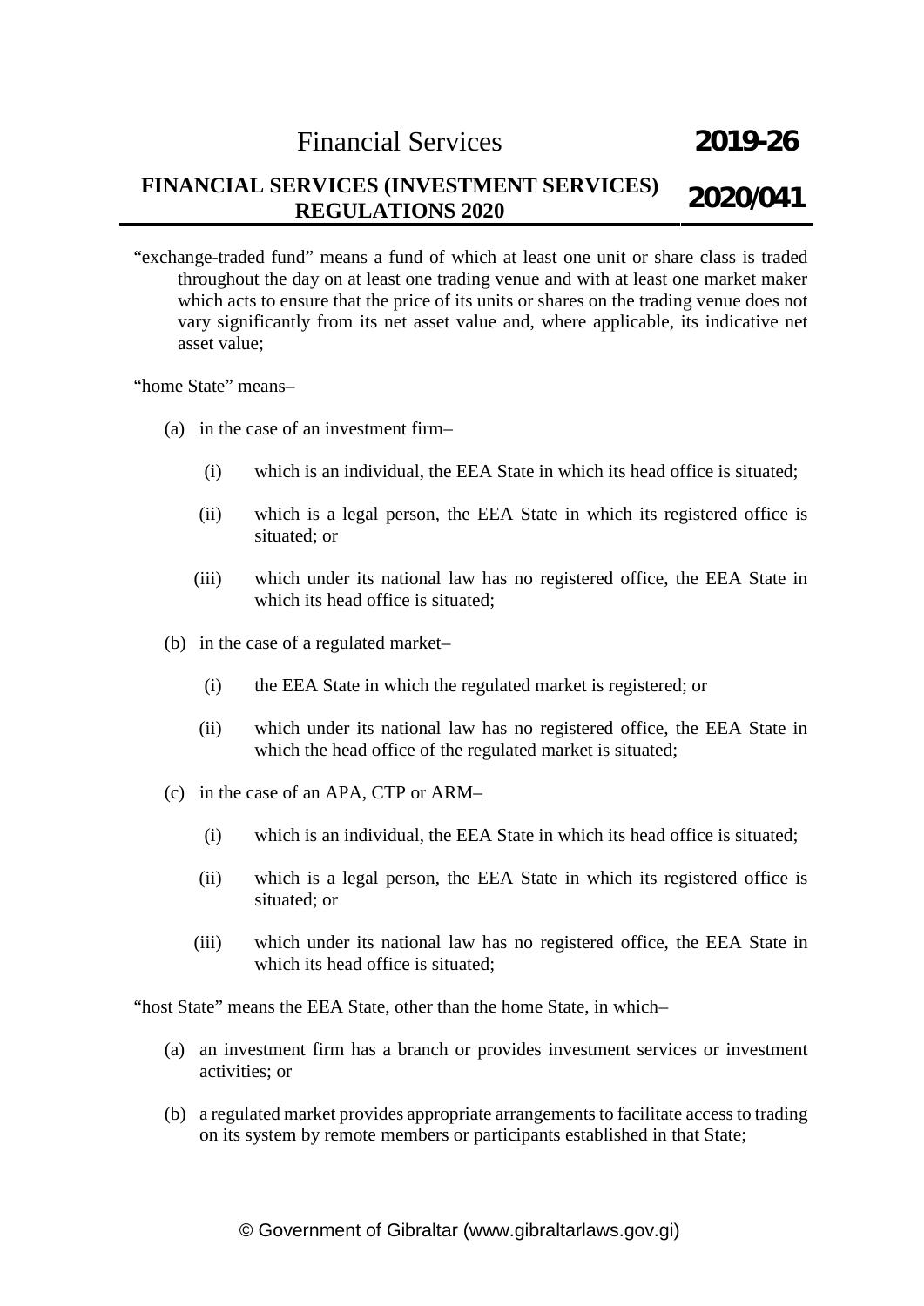"exchange-traded fund" means a fund of which at least one unit or share class is traded throughout the day on at least one trading venue and with at least one market maker which acts to ensure that the price of its units or shares on the trading venue does not vary significantly from its net asset value and, where applicable, its indicative net asset value;

"home State" means–

(a) in the case of an investment firm–

(i) which is an individual, the EEA State in which its head office is situated;

(ii) which is a legal person, the EEA State in which its registered office is situated; or

(iii) which under its national law has no registered office, the EEA State in which its head office is situated;

(b) in the case of a regulated market–

(i) the EEA State in which the regulated market is registered; or

(ii) which under its national law has no registered office, the EEA State in which the head office of the regulated market is situated;

(c) in the case of an APA, CTP or ARM–

(i) which is an individual, the EEA State in which its head office is situated;

(ii) which is a legal person, the EEA State in which its registered office is situated; or

(iii) which under its national law has no registered office, the EEA State in which its head office is situated;

"host State" means the EEA State, other than the home State, in which–

(a) an investment firm has a branch or provides investment services or investment activities; or

(b) a regulated market provides appropriate arrangements to facilitate access to trading on its system by remote members or participants established in that State;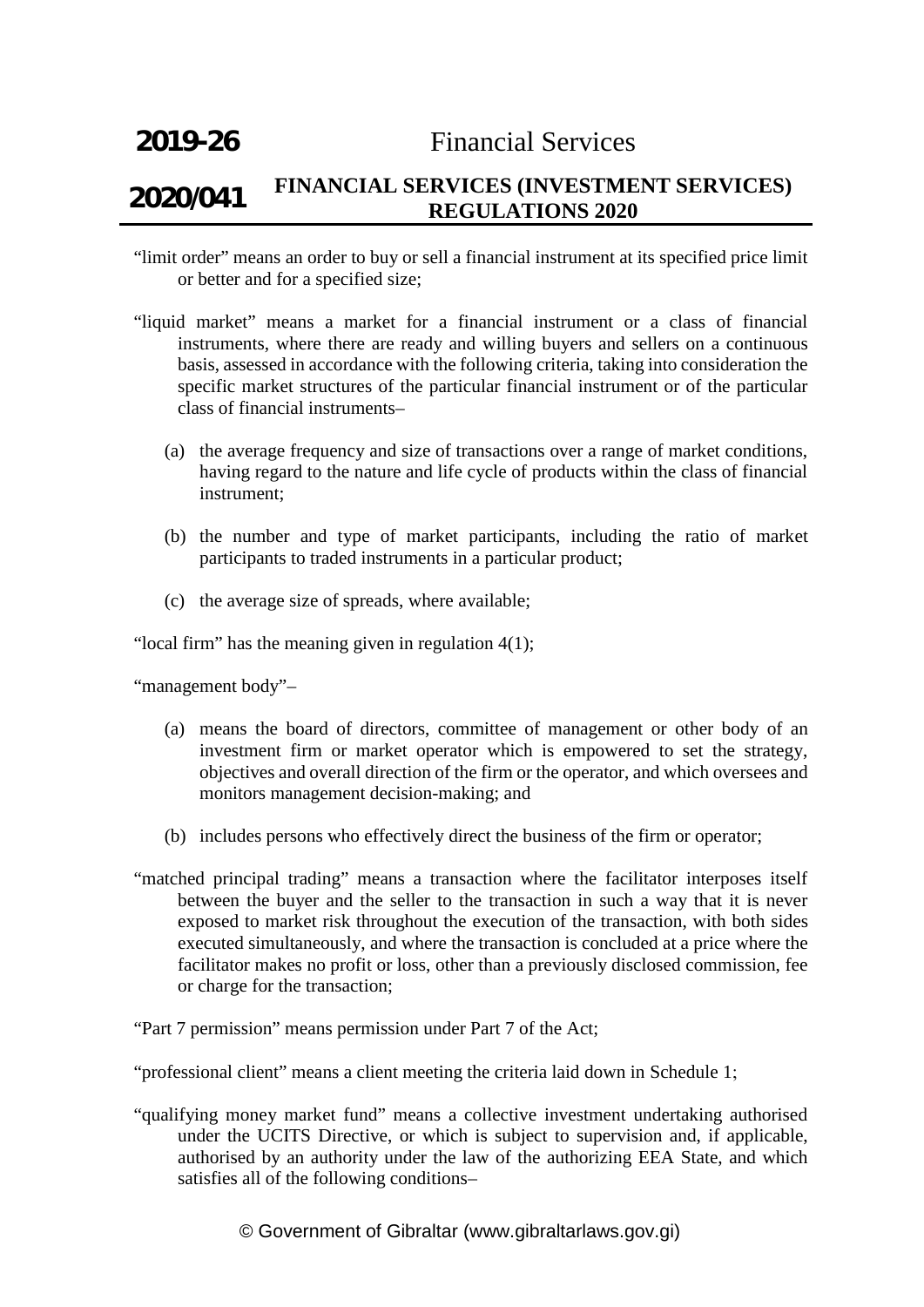"limit order" means an order to buy or sell a financial instrument at its specified price limit or better and for a specified size;

"liquid market" means a market for a financial instrument or a class of financial instruments, where there are ready and willing buyers and sellers on a continuous basis, assessed in accordance with the following criteria, taking into consideration the specific market structures of the particular financial instrument or of the particular class of financial instruments–

(a) the average frequency and size of transactions over a range of market conditions, having regard to the nature and life cycle of products within the class of financial instrument;

(b) the number and type of market participants, including the ratio of market participants to traded instruments in a particular product;

(c) the average size of spreads, where available;

"local firm" has the meaning given in regulation 4(1);

"management body"–

(a) means the board of directors, committee of management or other body of an investment firm or market operator which is empowered to set the strategy, objectives and overall direction of the firm or the operator, and which oversees and monitors management decision-making; and

(b) includes persons who effectively direct the business of the firm or operator;

"matched principal trading" means a transaction where the facilitator interposes itself between the buyer and the seller to the transaction in such a way that it is never exposed to market risk throughout the execution of the transaction, with both sides executed simultaneously, and where the transaction is concluded at a price where the facilitator makes no profit or loss, other than a previously disclosed commission, fee or charge for the transaction;

"Part 7 permission" means permission under Part 7 of the Act;

"professional client" means a client meeting the criteria laid down in Schedule 1;

"qualifying money market fund" means a collective investment undertaking authorised under the UCITS Directive, or which is subject to supervision and, if applicable, authorised by an authority under the law of the authorizing EEA State, and which satisfies all of the following conditions–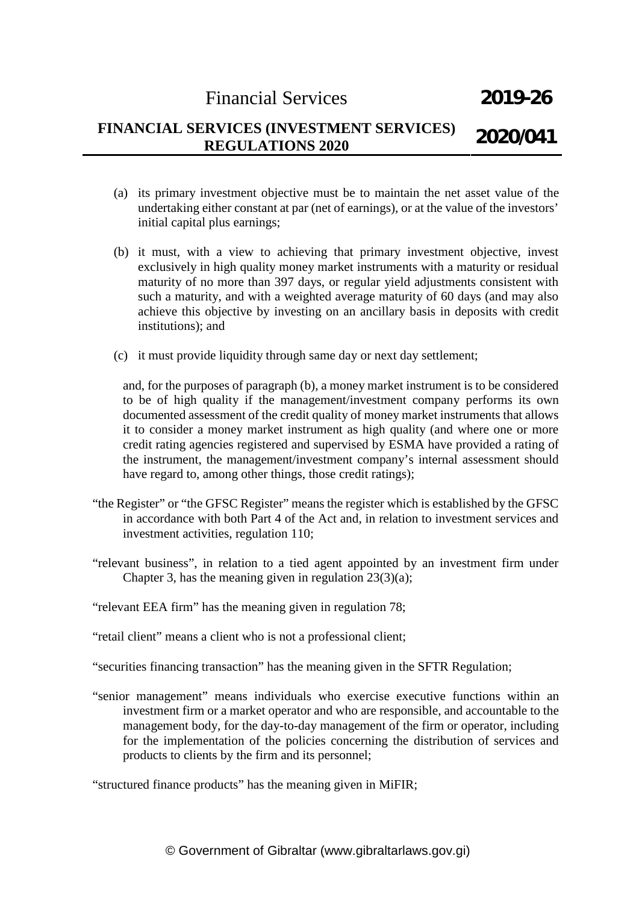(a) its primary investment objective must be to maintain the net asset value of the undertaking either constant at par (net of earnings), or at the value of the investors' initial capital plus earnings;

(b) it must, with a view to achieving that primary investment objective, invest exclusively in high quality money market instruments with a maturity or residual maturity of no more than 397 days, or regular yield adjustments consistent with such a maturity, and with a weighted average maturity of 60 days (and may also achieve this objective by investing on an ancillary basis in deposits with credit institutions); and

(c) it must provide liquidity through same day or next day settlement;

and, for the purposes of paragraph (b), a money market instrument is to be considered to be of high quality if the management/investment company performs its own documented assessment of the credit quality of money market instruments that allows it to consider a money market instrument as high quality (and where one or more credit rating agencies registered and supervised by ESMA have provided a rating of the instrument, the management/investment company's internal assessment should have regard to, among other things, those credit ratings);

"the Register" or "the GFSC Register" means the register which is established by the GFSC in accordance with both Part 4 of the Act and, in relation to investment services and investment activities, regulation 110;

"relevant business", in relation to a tied agent appointed by an investment firm under Chapter 3, has the meaning given in regulation 23(3)(a);

"relevant EEA firm" has the meaning given in regulation 78;

"retail client" means a client who is not a professional client;

"securities financing transaction" has the meaning given in the SFTR Regulation;

"senior management" means individuals who exercise executive functions within an investment firm or a market operator and who are responsible, and accountable to the management body, for the day-to-day management of the firm or operator, including for the implementation of the policies concerning the distribution of services and products to clients by the firm and its personnel;

"structured finance products" has the meaning given in MiFIR;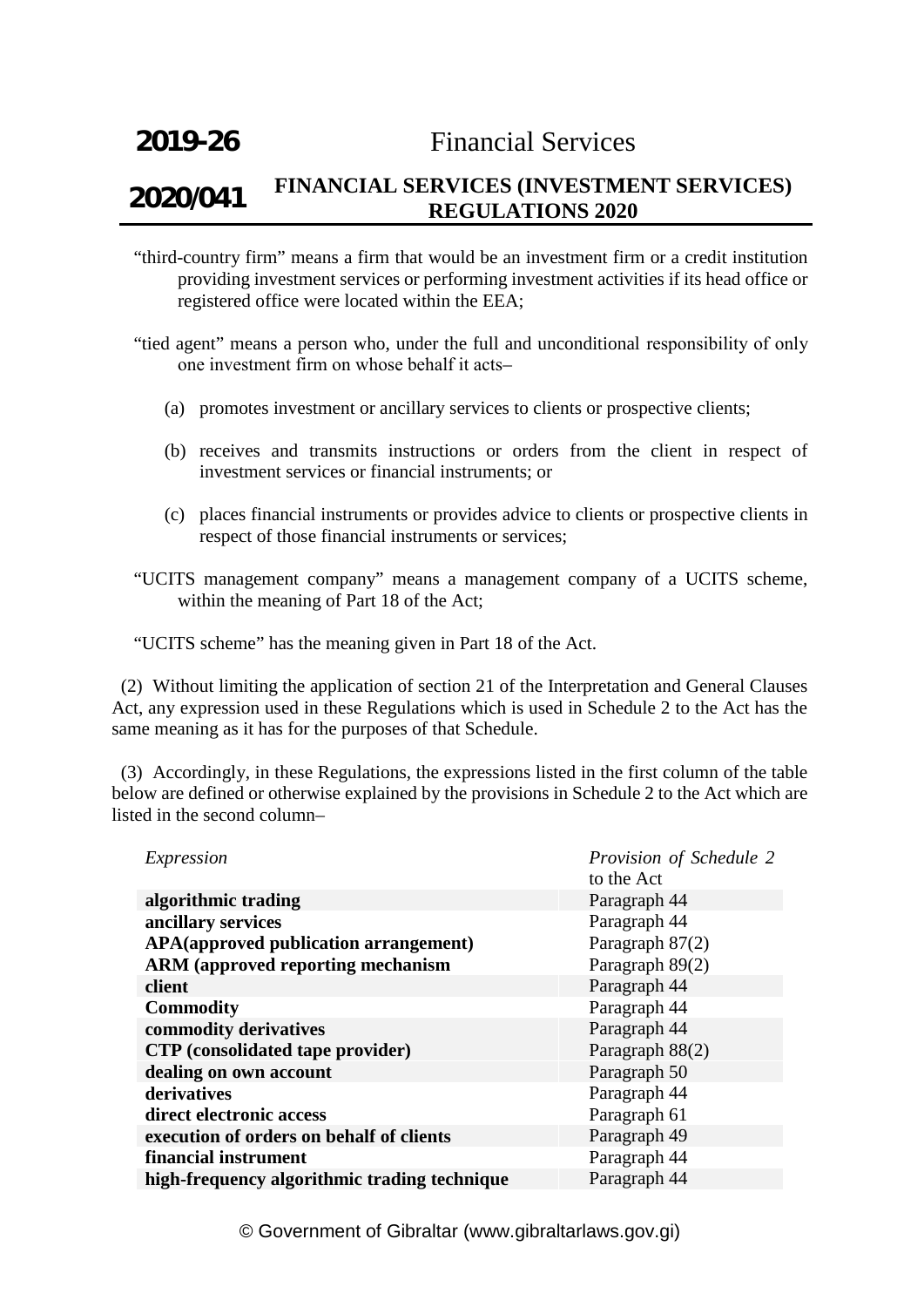"third-country firm" means a firm that would be an investment firm or a credit institution providing investment services or performing investment activities if its head office or registered office were located within the EEA;

"tied agent" means a person who, under the full and unconditional responsibility of only one investment firm on whose behalf it acts–

(a) promotes investment or ancillary services to clients or prospective clients;

(b) receives and transmits instructions or orders from the client in respect of investment services or financial instruments; or

(c) places financial instruments or provides advice to clients or prospective clients in respect of those financial instruments or services;

"UCITS management company" means a management company of a UCITS scheme, within the meaning of Part 18 of the Act;

"UCITS scheme" has the meaning given in Part 18 of the Act.

(2) Without limiting the application of section 21 of the Interpretation and General Clauses Act, any expression used in these Regulations which is used in Schedule 2 to the Act has the same meaning as it has for the purposes of that Schedule.

(3) Accordingly, in these Regulations, the expressions listed in the first column of the table below are defined or otherwise explained by the provisions in Schedule 2 to the Act which are listed in the second column–

| *Expression* | *Provision of Schedule 2* to the Act |
|---|---|
| **algorithmic trading** | Paragraph 44 |
| **ancillary services** | Paragraph 44 |
| **APA(approved publication arrangement)** | Paragraph 87(2) |
| **ARM (approved reporting mechanism** | Paragraph 89(2) |
| **client** | Paragraph 44 |
| **Commodity** | Paragraph 44 |
| **commodity derivatives** | Paragraph 44 |
| **CTP (consolidated tape provider)** | Paragraph 88(2) |
| **dealing on own account** | Paragraph 50 |
| **derivatives** | Paragraph 44 |
| **direct electronic access** | Paragraph 61 |
| **execution of orders on behalf of clients** | Paragraph 49 |
| **financial instrument** | Paragraph 44 |
| **high-frequency algorithmic trading technique** | Paragraph 44 |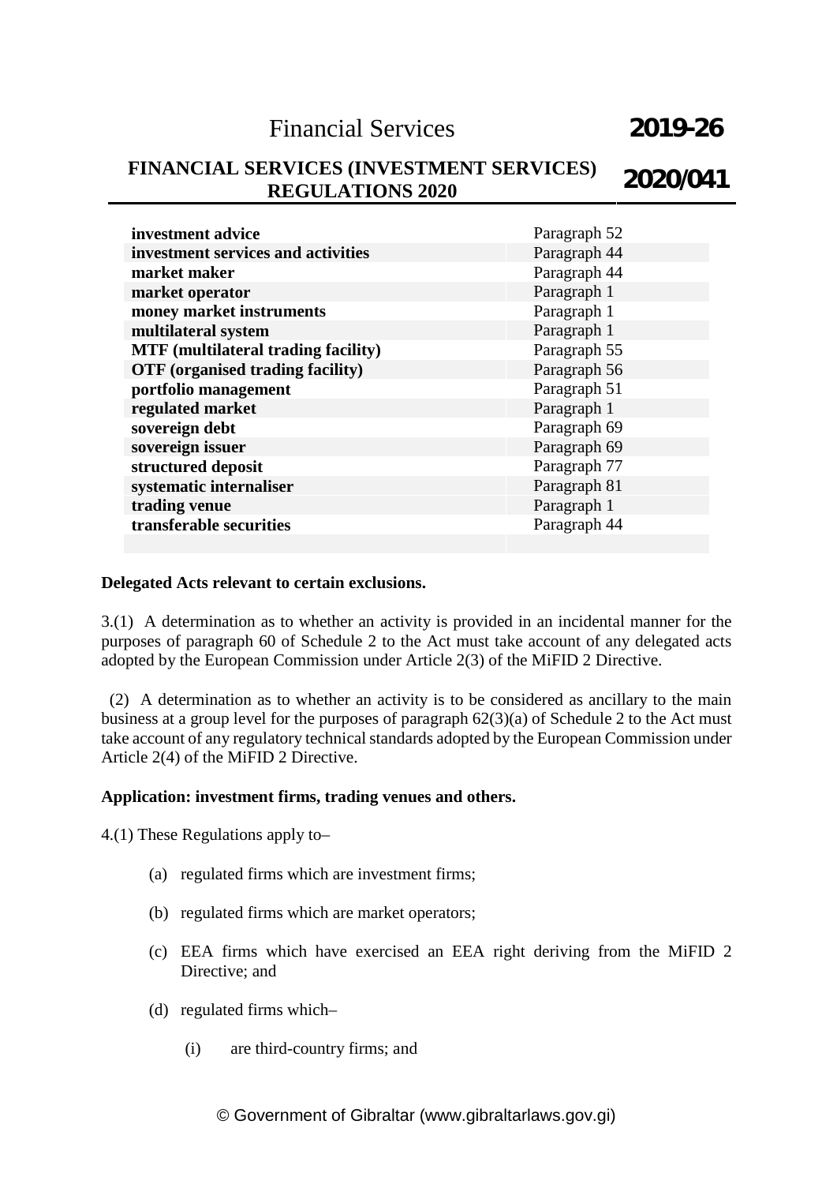| | |
|---|---|
| **investment advice** | Paragraph 52 |
| **investment services and activities** | Paragraph 44 |
| **market maker** | Paragraph 44 |
| **market operator** | Paragraph 1 |
| **money market instruments** | Paragraph 1 |
| **multilateral system** | Paragraph 1 |
| **MTF (multilateral trading facility)** | Paragraph 55 |
| **OTF (organised trading facility)** | Paragraph 56 |
| **portfolio management** | Paragraph 51 |
| **regulated market** | Paragraph 1 |
| **sovereign debt** | Paragraph 69 |
| **sovereign issuer** | Paragraph 69 |
| **structured deposit** | Paragraph 77 |
| **systematic internaliser** | Paragraph 81 |
| **trading venue** | Paragraph 1 |
| **transferable securities** | Paragraph 44 |

**Delegated Acts relevant to certain exclusions.**

3.(1) A determination as to whether an activity is provided in an incidental manner for the purposes of paragraph 60 of Schedule 2 to the Act must take account of any delegated acts adopted by the European Commission under Article 2(3) of the MiFID 2 Directive.

(2) A determination as to whether an activity is to be considered as ancillary to the main business at a group level for the purposes of paragraph 62(3)(a) of Schedule 2 to the Act must take account of any regulatory technical standards adopted by the European Commission under Article 2(4) of the MiFID 2 Directive.

**Application: investment firms, trading venues and others.**

4.(1) These Regulations apply to–

(a) regulated firms which are investment firms;

(b) regulated firms which are market operators;

(c) EEA firms which have exercised an EEA right deriving from the MiFID 2 Directive; and

(d) regulated firms which–

(i) are third-country firms; and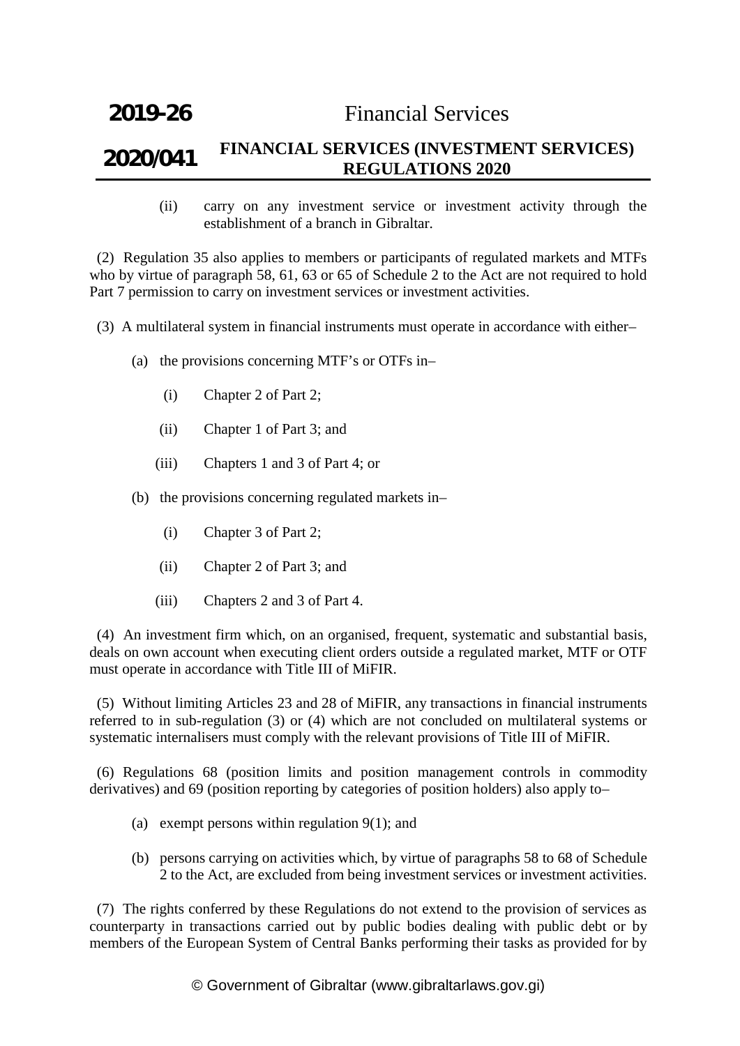(ii) carry on any investment service or investment activity through the establishment of a branch in Gibraltar.

(2) Regulation 35 also applies to members or participants of regulated markets and MTFs who by virtue of paragraph 58, 61, 63 or 65 of Schedule 2 to the Act are not required to hold Part 7 permission to carry on investment services or investment activities.

(3) A multilateral system in financial instruments must operate in accordance with either–

(a) the provisions concerning MTF's or OTFs in–

(i) Chapter 2 of Part 2;

(ii) Chapter 1 of Part 3; and

(iii) Chapters 1 and 3 of Part 4; or

(b) the provisions concerning regulated markets in–

(i) Chapter 3 of Part 2;

(ii) Chapter 2 of Part 3; and

(iii) Chapters 2 and 3 of Part 4.

(4) An investment firm which, on an organised, frequent, systematic and substantial basis, deals on own account when executing client orders outside a regulated market, MTF or OTF must operate in accordance with Title III of MiFIR.

(5) Without limiting Articles 23 and 28 of MiFIR, any transactions in financial instruments referred to in sub-regulation (3) or (4) which are not concluded on multilateral systems or systematic internalisers must comply with the relevant provisions of Title III of MiFIR.

(6) Regulations 68 (position limits and position management controls in commodity derivatives) and 69 (position reporting by categories of position holders) also apply to–

(a) exempt persons within regulation 9(1); and

(b) persons carrying on activities which, by virtue of paragraphs 58 to 68 of Schedule 2 to the Act, are excluded from being investment services or investment activities.

(7) The rights conferred by these Regulations do not extend to the provision of services as counterparty in transactions carried out by public bodies dealing with public debt or by members of the European System of Central Banks performing their tasks as provided for by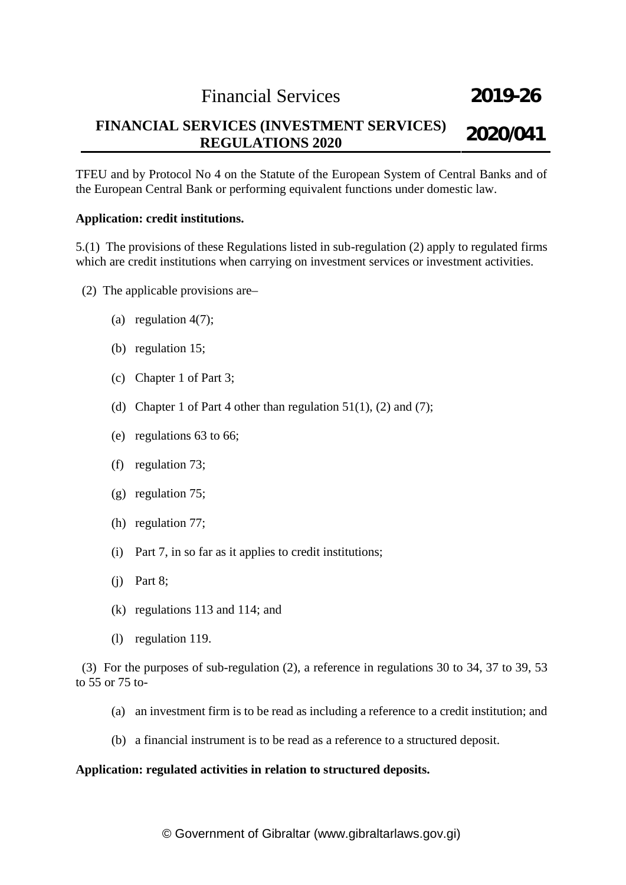TFEU and by Protocol No 4 on the Statute of the European System of Central Banks and of the European Central Bank or performing equivalent functions under domestic law.

**Application: credit institutions.**

5.(1) The provisions of these Regulations listed in sub-regulation (2) apply to regulated firms which are credit institutions when carrying on investment services or investment activities.

(2) The applicable provisions are–

(a) regulation 4(7);

(b) regulation 15;

(c) Chapter 1 of Part 3;

(d) Chapter 1 of Part 4 other than regulation 51(1), (2) and (7);

(e) regulations 63 to 66;

(f) regulation 73;

(g) regulation 75;

(h) regulation 77;

(i) Part 7, in so far as it applies to credit institutions;

(j) Part 8;

(k) regulations 113 and 114; and

(l) regulation 119.

(3) For the purposes of sub-regulation (2), a reference in regulations 30 to 34, 37 to 39, 53 to 55 or 75 to-

(a) an investment firm is to be read as including a reference to a credit institution; and

(b) a financial instrument is to be read as a reference to a structured deposit.

**Application: regulated activities in relation to structured deposits.**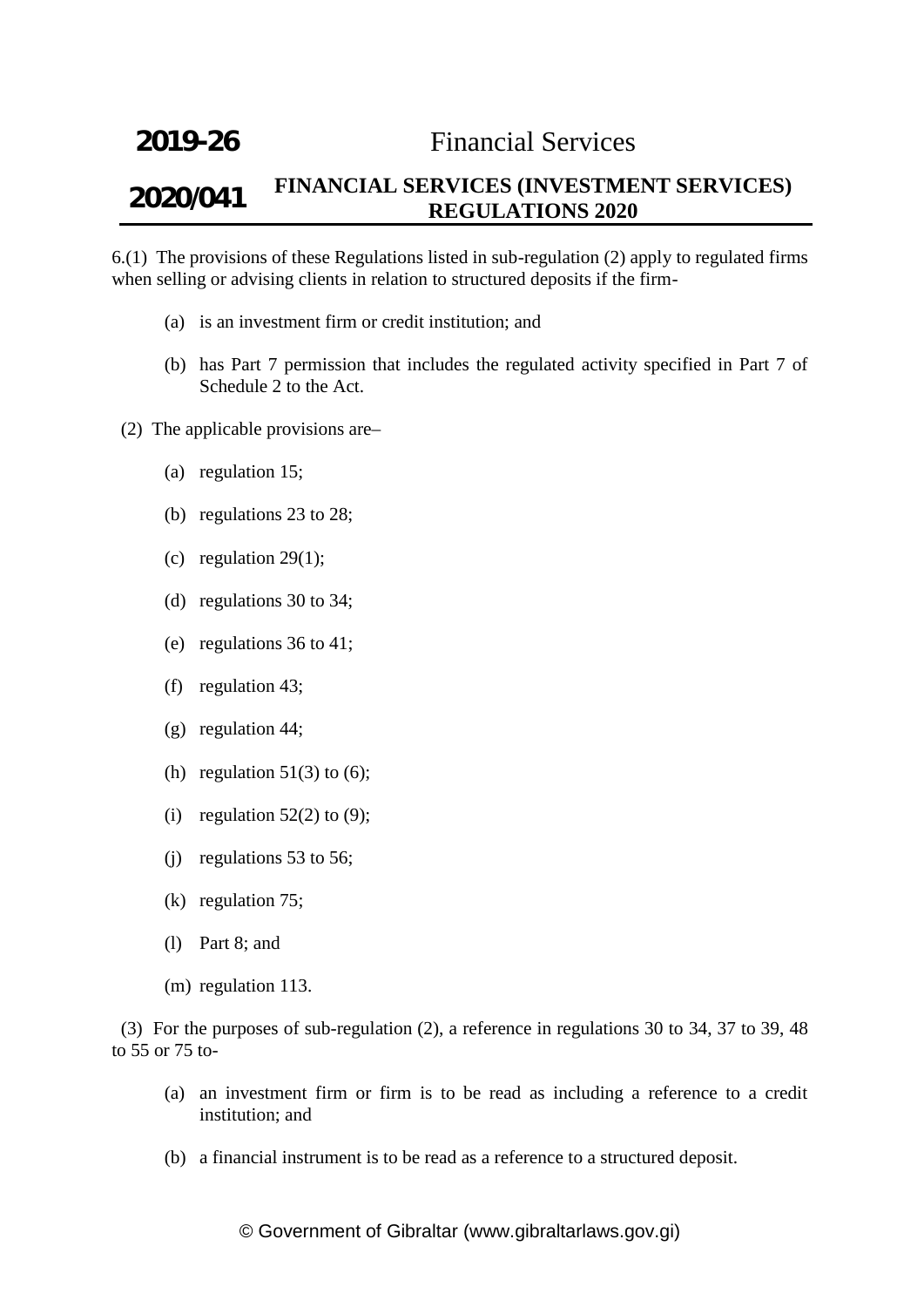6.(1) The provisions of these Regulations listed in sub-regulation (2) apply to regulated firms when selling or advising clients in relation to structured deposits if the firm-

(a) is an investment firm or credit institution; and

(b) has Part 7 permission that includes the regulated activity specified in Part 7 of Schedule 2 to the Act.

(2) The applicable provisions are–

(a) regulation 15;

(b) regulations 23 to 28;

(c) regulation 29(1);

(d) regulations 30 to 34;

(e) regulations 36 to 41;

(f) regulation 43;

(g) regulation 44;

(h) regulation 51(3) to (6);

(i) regulation 52(2) to (9);

(j) regulations 53 to 56;

(k) regulation 75;

(l) Part 8; and

(m) regulation 113.

(3) For the purposes of sub-regulation (2), a reference in regulations 30 to 34, 37 to 39, 48 to 55 or 75 to-

(a) an investment firm or firm is to be read as including a reference to a credit institution; and

(b) a financial instrument is to be read as a reference to a structured deposit.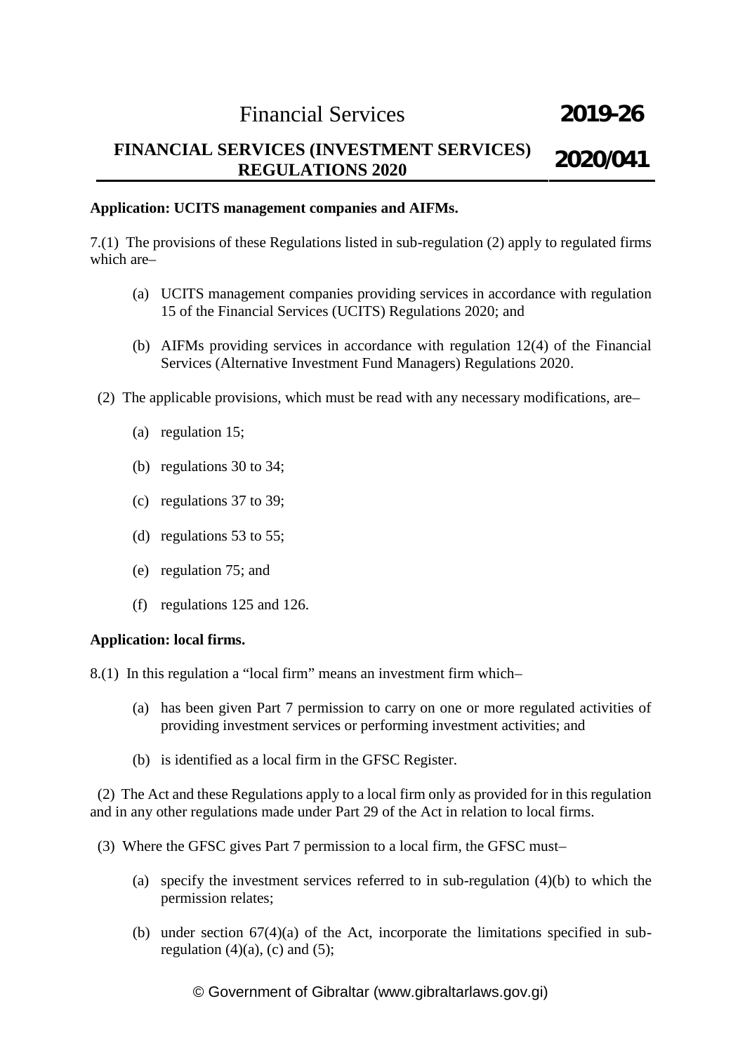**Application: UCITS management companies and AIFMs.**

7.(1) The provisions of these Regulations listed in sub-regulation (2) apply to regulated firms which are–

(a) UCITS management companies providing services in accordance with regulation 15 of the Financial Services (UCITS) Regulations 2020; and

(b) AIFMs providing services in accordance with regulation 12(4) of the Financial Services (Alternative Investment Fund Managers) Regulations 2020.

(2) The applicable provisions, which must be read with any necessary modifications, are–

(a) regulation 15;

(b) regulations 30 to 34;

(c) regulations 37 to 39;

(d) regulations 53 to 55;

(e) regulation 75; and

(f) regulations 125 and 126.

**Application: local firms.**

8.(1) In this regulation a "local firm" means an investment firm which–

(a) has been given Part 7 permission to carry on one or more regulated activities of providing investment services or performing investment activities; and

(b) is identified as a local firm in the GFSC Register.

(2) The Act and these Regulations apply to a local firm only as provided for in this regulation and in any other regulations made under Part 29 of the Act in relation to local firms.

(3) Where the GFSC gives Part 7 permission to a local firm, the GFSC must–

(a) specify the investment services referred to in sub-regulation (4)(b) to which the permission relates;

(b) under section 67(4)(a) of the Act, incorporate the limitations specified in sub-regulation (4)(a), (c) and (5);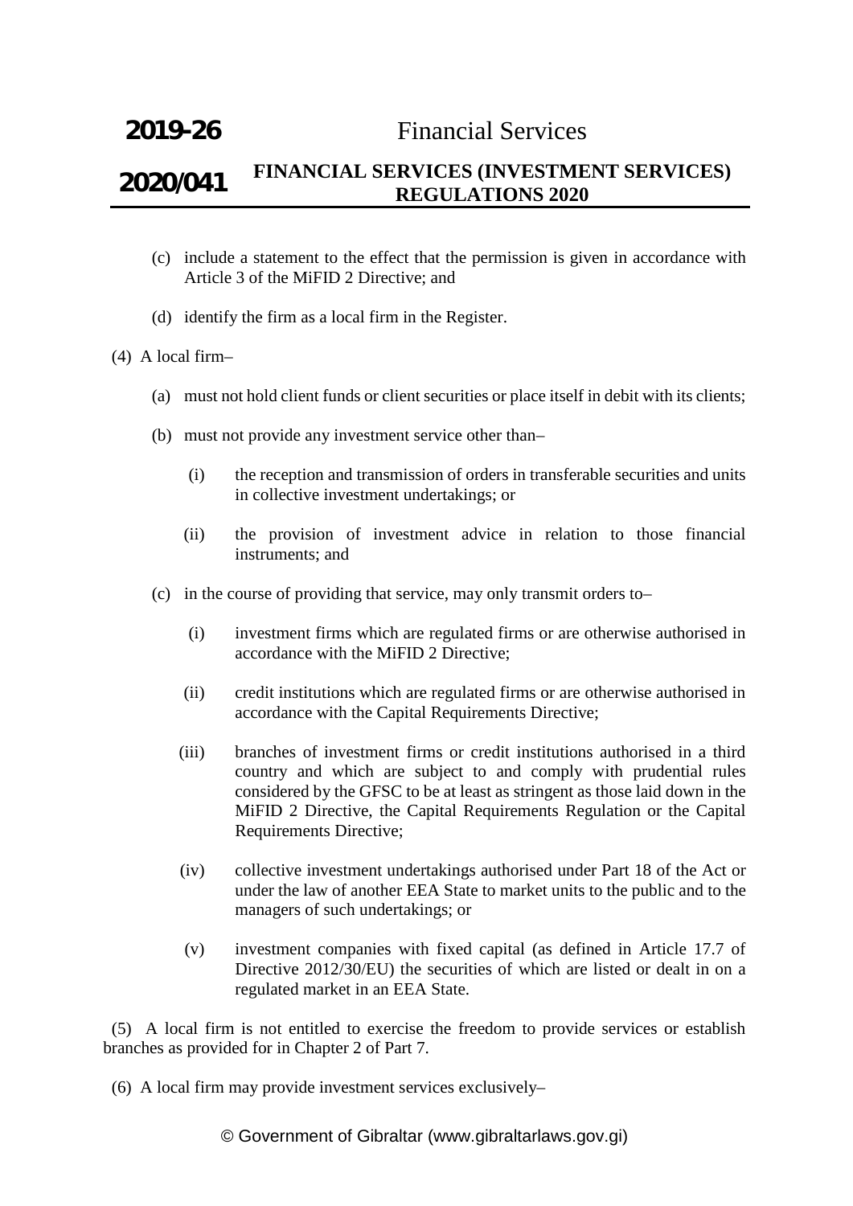(c) include a statement to the effect that the permission is given in accordance with Article 3 of the MiFID 2 Directive; and

(d) identify the firm as a local firm in the Register.

(4) A local firm–

(a) must not hold client funds or client securities or place itself in debit with its clients;

(b) must not provide any investment service other than–

(i) the reception and transmission of orders in transferable securities and units in collective investment undertakings; or

(ii) the provision of investment advice in relation to those financial instruments; and

(c) in the course of providing that service, may only transmit orders to–

(i) investment firms which are regulated firms or are otherwise authorised in accordance with the MiFID 2 Directive;

(ii) credit institutions which are regulated firms or are otherwise authorised in accordance with the Capital Requirements Directive;

(iii) branches of investment firms or credit institutions authorised in a third country and which are subject to and comply with prudential rules considered by the GFSC to be at least as stringent as those laid down in the MiFID 2 Directive, the Capital Requirements Regulation or the Capital Requirements Directive;

(iv) collective investment undertakings authorised under Part 18 of the Act or under the law of another EEA State to market units to the public and to the managers of such undertakings; or

(v) investment companies with fixed capital (as defined in Article 17.7 of Directive 2012/30/EU) the securities of which are listed or dealt in on a regulated market in an EEA State.

(5) A local firm is not entitled to exercise the freedom to provide services or establish branches as provided for in Chapter 2 of Part 7.

(6) A local firm may provide investment services exclusively–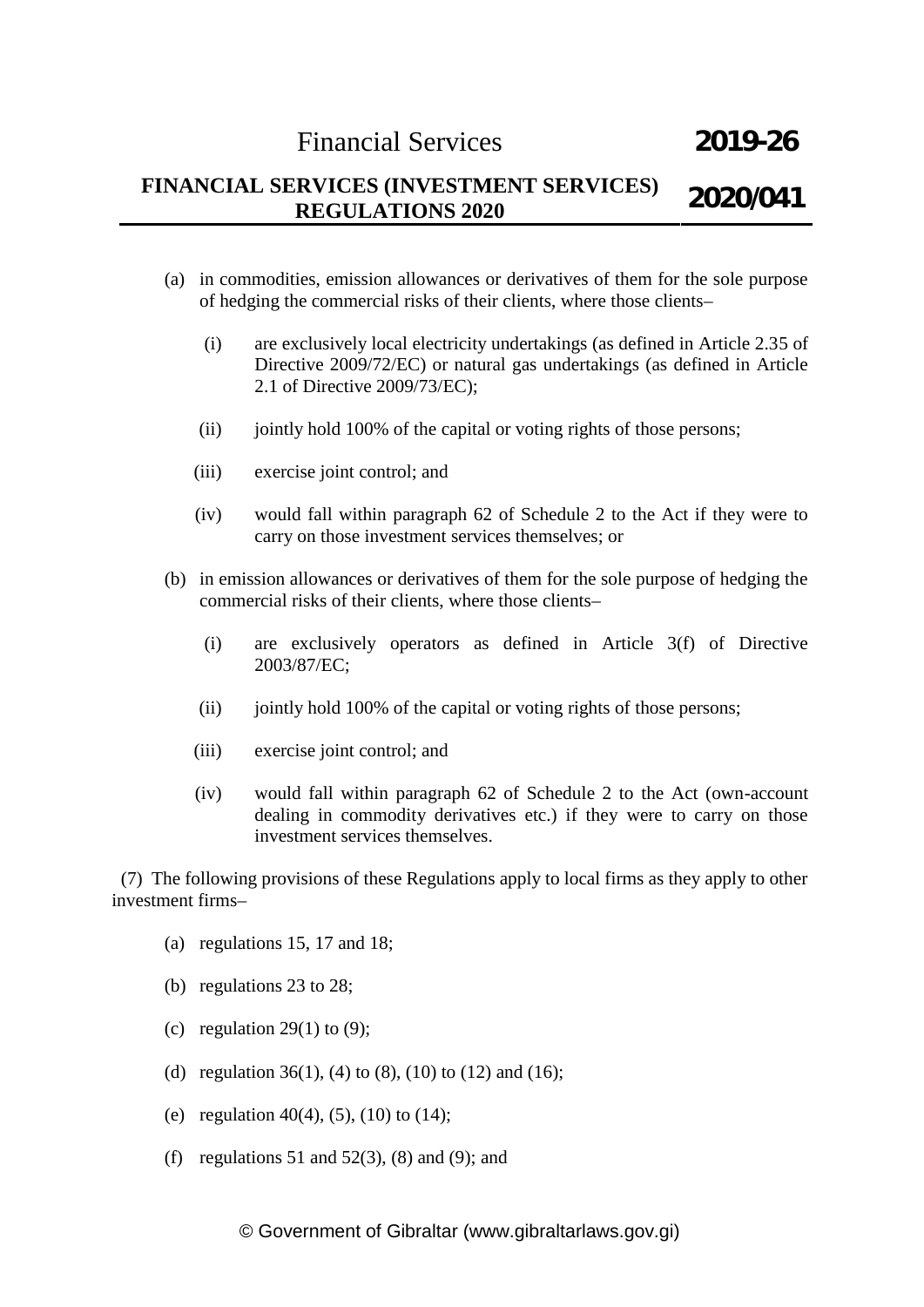(a) in commodities, emission allowances or derivatives of them for the sole purpose of hedging the commercial risks of their clients, where those clients–

  (i) are exclusively local electricity undertakings (as defined in Article 2.35 of Directive 2009/72/EC) or natural gas undertakings (as defined in Article 2.1 of Directive 2009/73/EC);

  (ii) jointly hold 100% of the capital or voting rights of those persons;

  (iii) exercise joint control; and

  (iv) would fall within paragraph 62 of Schedule 2 to the Act if they were to carry on those investment services themselves; or

(b) in emission allowances or derivatives of them for the sole purpose of hedging the commercial risks of their clients, where those clients–

  (i) are exclusively operators as defined in Article 3(f) of Directive 2003/87/EC;

  (ii) jointly hold 100% of the capital or voting rights of those persons;

  (iii) exercise joint control; and

  (iv) would fall within paragraph 62 of Schedule 2 to the Act (own-account dealing in commodity derivatives etc.) if they were to carry on those investment services themselves.

(7) The following provisions of these Regulations apply to local firms as they apply to other investment firms–

(a) regulations 15, 17 and 18;

(b) regulations 23 to 28;

(c) regulation 29(1) to (9);

(d) regulation 36(1), (4) to (8), (10) to (12) and (16);

(e) regulation 40(4), (5), (10) to (14);

(f) regulations 51 and 52(3), (8) and (9); and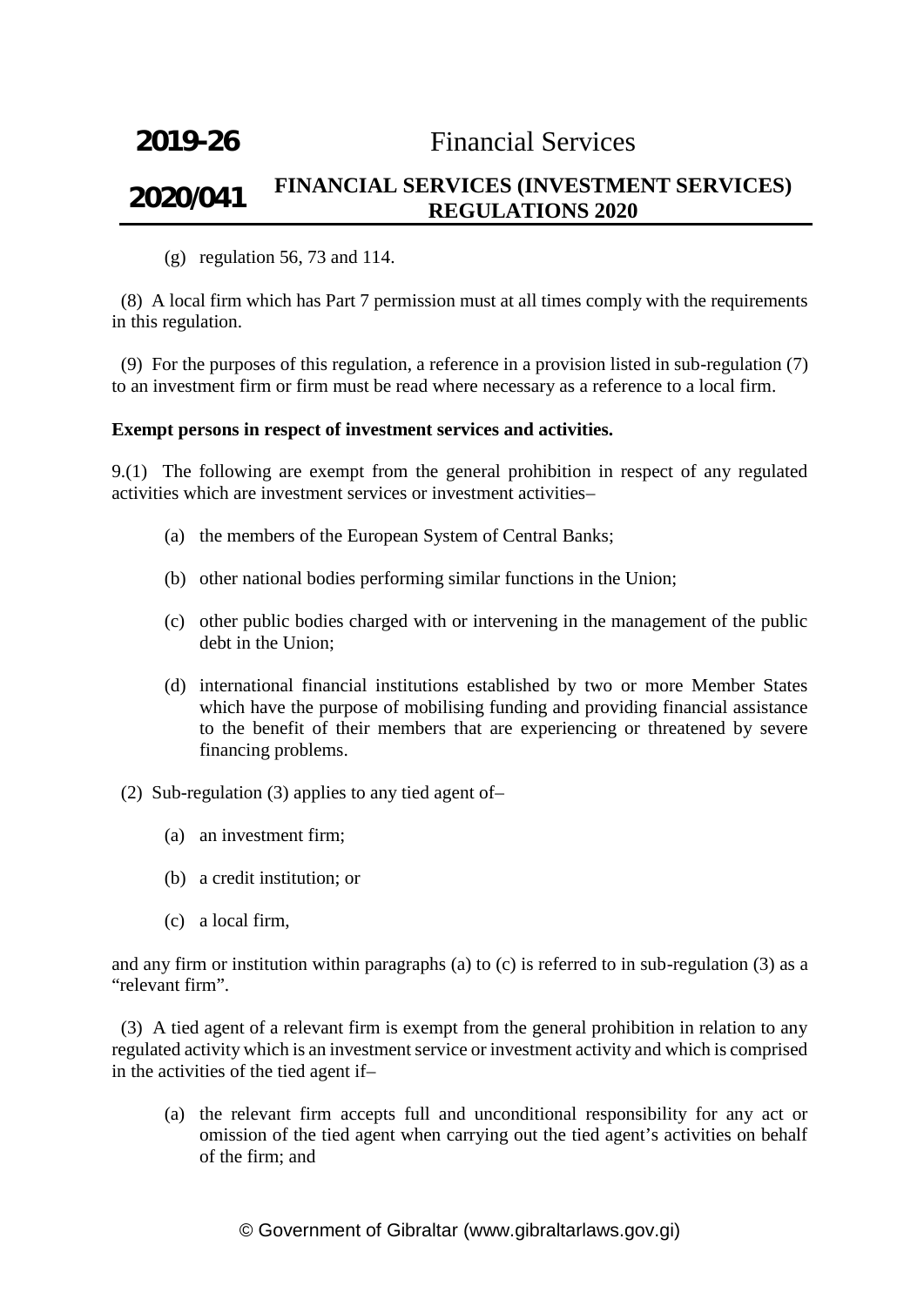(g) regulation 56, 73 and 114.

(8) A local firm which has Part 7 permission must at all times comply with the requirements in this regulation.

(9) For the purposes of this regulation, a reference in a provision listed in sub-regulation (7) to an investment firm or firm must be read where necessary as a reference to a local firm.

**Exempt persons in respect of investment services and activities.**

9.(1) The following are exempt from the general prohibition in respect of any regulated activities which are investment services or investment activities–

(a) the members of the European System of Central Banks;

(b) other national bodies performing similar functions in the Union;

(c) other public bodies charged with or intervening in the management of the public debt in the Union;

(d) international financial institutions established by two or more Member States which have the purpose of mobilising funding and providing financial assistance to the benefit of their members that are experiencing or threatened by severe financing problems.

(2) Sub-regulation (3) applies to any tied agent of–

(a) an investment firm;

(b) a credit institution; or

(c) a local firm,

and any firm or institution within paragraphs (a) to (c) is referred to in sub-regulation (3) as a "relevant firm".

(3) A tied agent of a relevant firm is exempt from the general prohibition in relation to any regulated activity which is an investment service or investment activity and which is comprised in the activities of the tied agent if–

(a) the relevant firm accepts full and unconditional responsibility for any act or omission of the tied agent when carrying out the tied agent's activities on behalf of the firm; and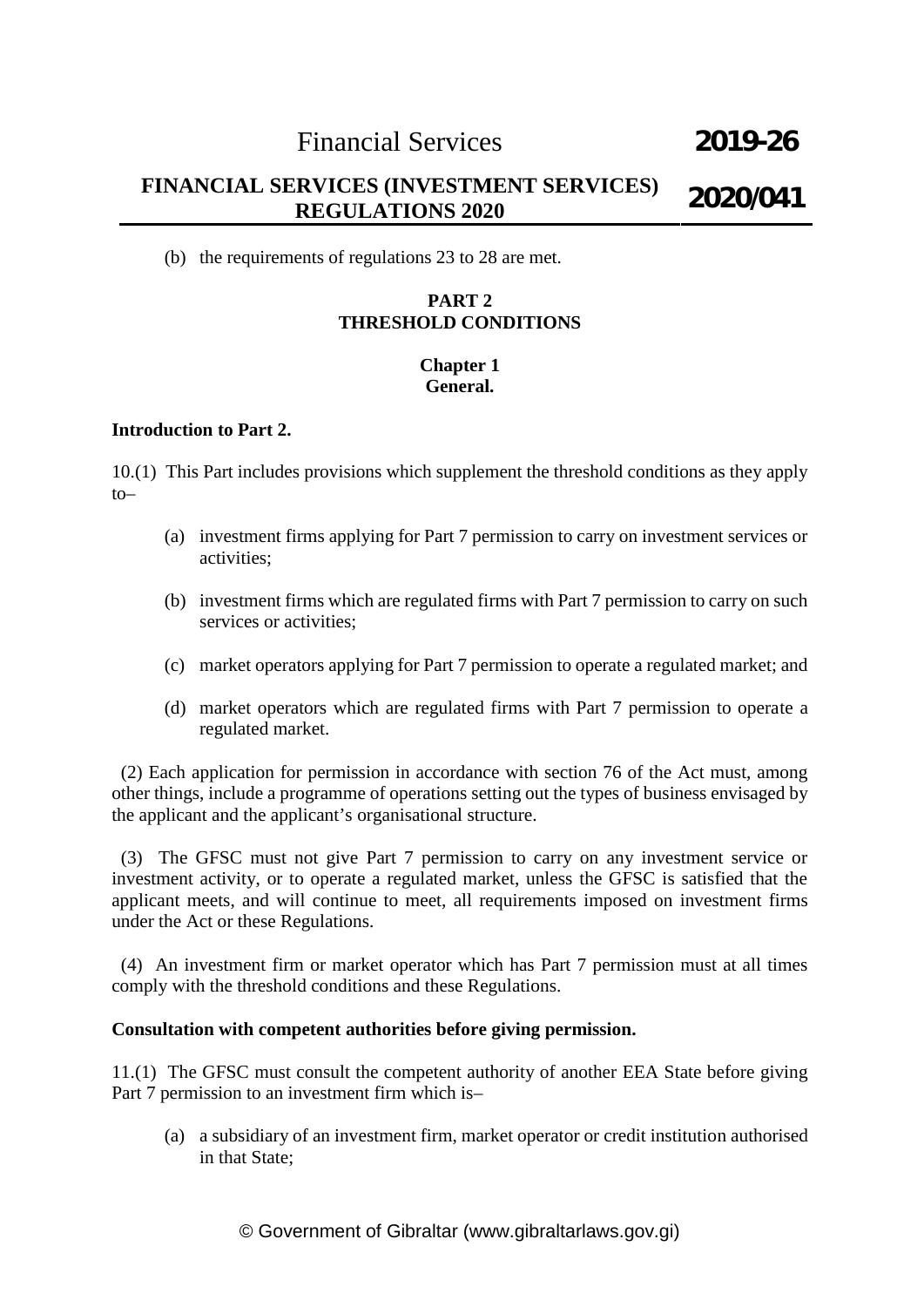(b) the requirements of regulations 23 to 28 are met.

## PART 2
## THRESHOLD CONDITIONS

### Chapter 1
### General.

**Introduction to Part 2.**

10.(1) This Part includes provisions which supplement the threshold conditions as they apply to–

(a) investment firms applying for Part 7 permission to carry on investment services or activities;

(b) investment firms which are regulated firms with Part 7 permission to carry on such services or activities;

(c) market operators applying for Part 7 permission to operate a regulated market; and

(d) market operators which are regulated firms with Part 7 permission to operate a regulated market.

(2) Each application for permission in accordance with section 76 of the Act must, among other things, include a programme of operations setting out the types of business envisaged by the applicant and the applicant's organisational structure.

(3) The GFSC must not give Part 7 permission to carry on any investment service or investment activity, or to operate a regulated market, unless the GFSC is satisfied that the applicant meets, and will continue to meet, all requirements imposed on investment firms under the Act or these Regulations.

(4) An investment firm or market operator which has Part 7 permission must at all times comply with the threshold conditions and these Regulations.

**Consultation with competent authorities before giving permission.**

11.(1) The GFSC must consult the competent authority of another EEA State before giving Part 7 permission to an investment firm which is–

(a) a subsidiary of an investment firm, market operator or credit institution authorised in that State;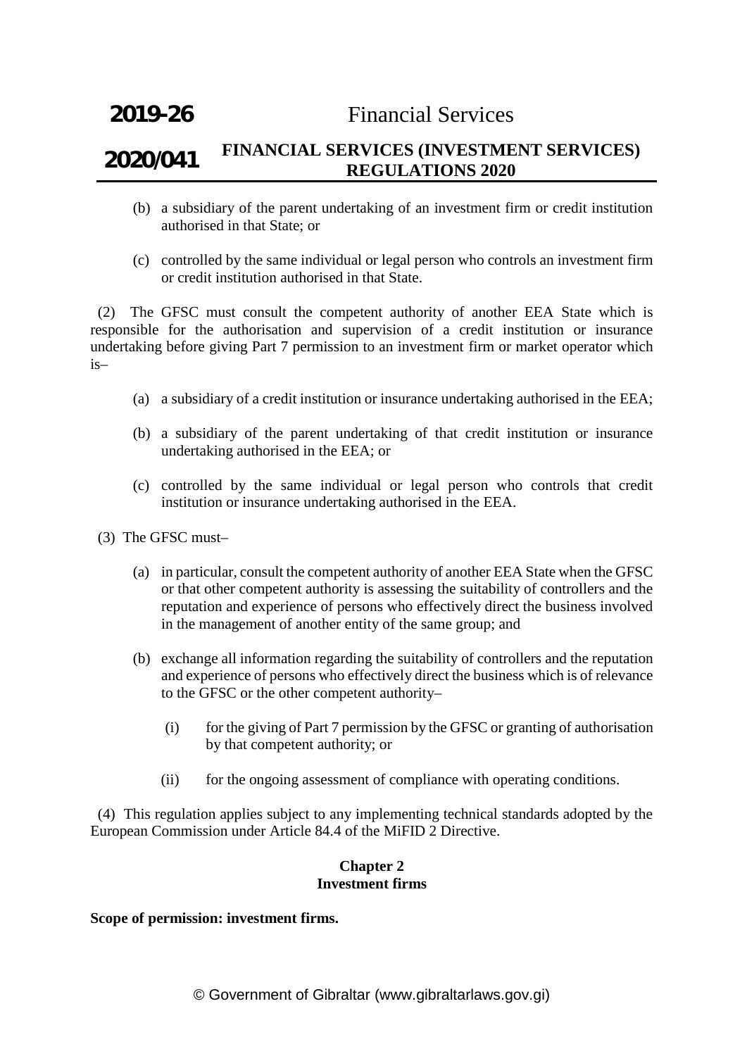(b) a subsidiary of the parent undertaking of an investment firm or credit institution authorised in that State; or

(c) controlled by the same individual or legal person who controls an investment firm or credit institution authorised in that State.

(2) The GFSC must consult the competent authority of another EEA State which is responsible for the authorisation and supervision of a credit institution or insurance undertaking before giving Part 7 permission to an investment firm or market operator which is–

(a) a subsidiary of a credit institution or insurance undertaking authorised in the EEA;

(b) a subsidiary of the parent undertaking of that credit institution or insurance undertaking authorised in the EEA; or

(c) controlled by the same individual or legal person who controls that credit institution or insurance undertaking authorised in the EEA.

(3) The GFSC must–

(a) in particular, consult the competent authority of another EEA State when the GFSC or that other competent authority is assessing the suitability of controllers and the reputation and experience of persons who effectively direct the business involved in the management of another entity of the same group; and

(b) exchange all information regarding the suitability of controllers and the reputation and experience of persons who effectively direct the business which is of relevance to the GFSC or the other competent authority–

(i) for the giving of Part 7 permission by the GFSC or granting of authorisation by that competent authority; or

(ii) for the ongoing assessment of compliance with operating conditions.

(4) This regulation applies subject to any implementing technical standards adopted by the European Commission under Article 84.4 of the MiFID 2 Directive.

## Chapter 2
## Investment firms

**Scope of permission: investment firms.**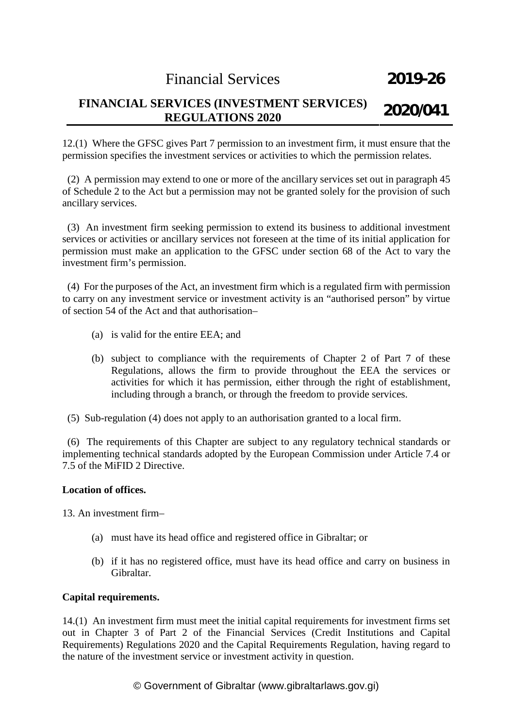12.(1) Where the GFSC gives Part 7 permission to an investment firm, it must ensure that the permission specifies the investment services or activities to which the permission relates.

(2) A permission may extend to one or more of the ancillary services set out in paragraph 45 of Schedule 2 to the Act but a permission may not be granted solely for the provision of such ancillary services.

(3) An investment firm seeking permission to extend its business to additional investment services or activities or ancillary services not foreseen at the time of its initial application for permission must make an application to the GFSC under section 68 of the Act to vary the investment firm's permission.

(4) For the purposes of the Act, an investment firm which is a regulated firm with permission to carry on any investment service or investment activity is an "authorised person" by virtue of section 54 of the Act and that authorisation–

(a) is valid for the entire EEA; and

(b) subject to compliance with the requirements of Chapter 2 of Part 7 of these Regulations, allows the firm to provide throughout the EEA the services or activities for which it has permission, either through the right of establishment, including through a branch, or through the freedom to provide services.

(5) Sub-regulation (4) does not apply to an authorisation granted to a local firm.

(6) The requirements of this Chapter are subject to any regulatory technical standards or implementing technical standards adopted by the European Commission under Article 7.4 or 7.5 of the MiFID 2 Directive.

**Location of offices.**

13. An investment firm–

(a) must have its head office and registered office in Gibraltar; or

(b) if it has no registered office, must have its head office and carry on business in Gibraltar.

**Capital requirements.**

14.(1) An investment firm must meet the initial capital requirements for investment firms set out in Chapter 3 of Part 2 of the Financial Services (Credit Institutions and Capital Requirements) Regulations 2020 and the Capital Requirements Regulation, having regard to the nature of the investment service or investment activity in question.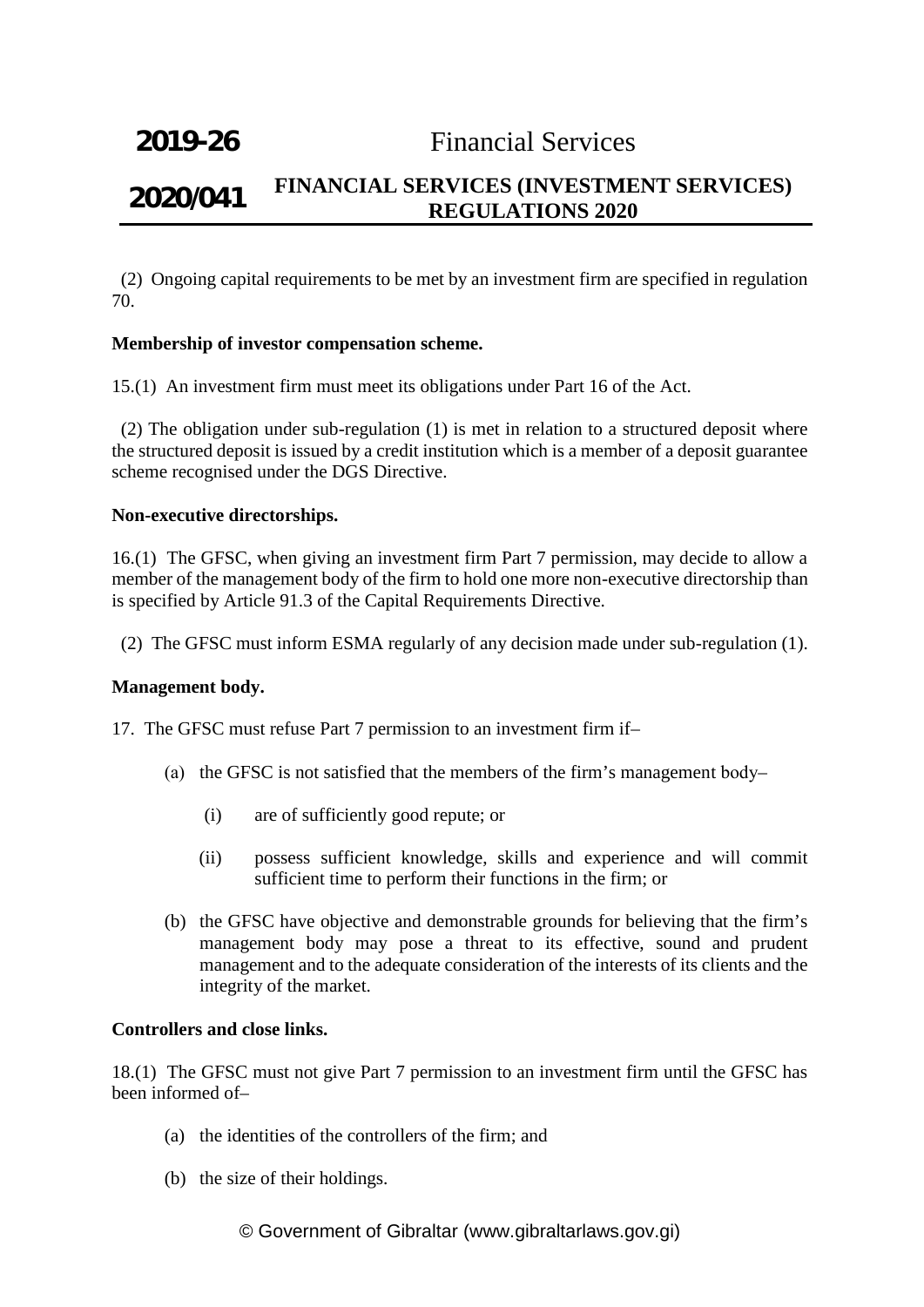(2) Ongoing capital requirements to be met by an investment firm are specified in regulation 70.

**Membership of investor compensation scheme.**

15.(1) An investment firm must meet its obligations under Part 16 of the Act.

(2) The obligation under sub-regulation (1) is met in relation to a structured deposit where the structured deposit is issued by a credit institution which is a member of a deposit guarantee scheme recognised under the DGS Directive.

**Non-executive directorships.**

16.(1) The GFSC, when giving an investment firm Part 7 permission, may decide to allow a member of the management body of the firm to hold one more non-executive directorship than is specified by Article 91.3 of the Capital Requirements Directive.

(2) The GFSC must inform ESMA regularly of any decision made under sub-regulation (1).

**Management body.**

17. The GFSC must refuse Part 7 permission to an investment firm if–

(a) the GFSC is not satisfied that the members of the firm's management body–

(i) are of sufficiently good repute; or

(ii) possess sufficient knowledge, skills and experience and will commit sufficient time to perform their functions in the firm; or

(b) the GFSC have objective and demonstrable grounds for believing that the firm's management body may pose a threat to its effective, sound and prudent management and to the adequate consideration of the interests of its clients and the integrity of the market.

**Controllers and close links.**

18.(1) The GFSC must not give Part 7 permission to an investment firm until the GFSC has been informed of–

(a) the identities of the controllers of the firm; and

(b) the size of their holdings.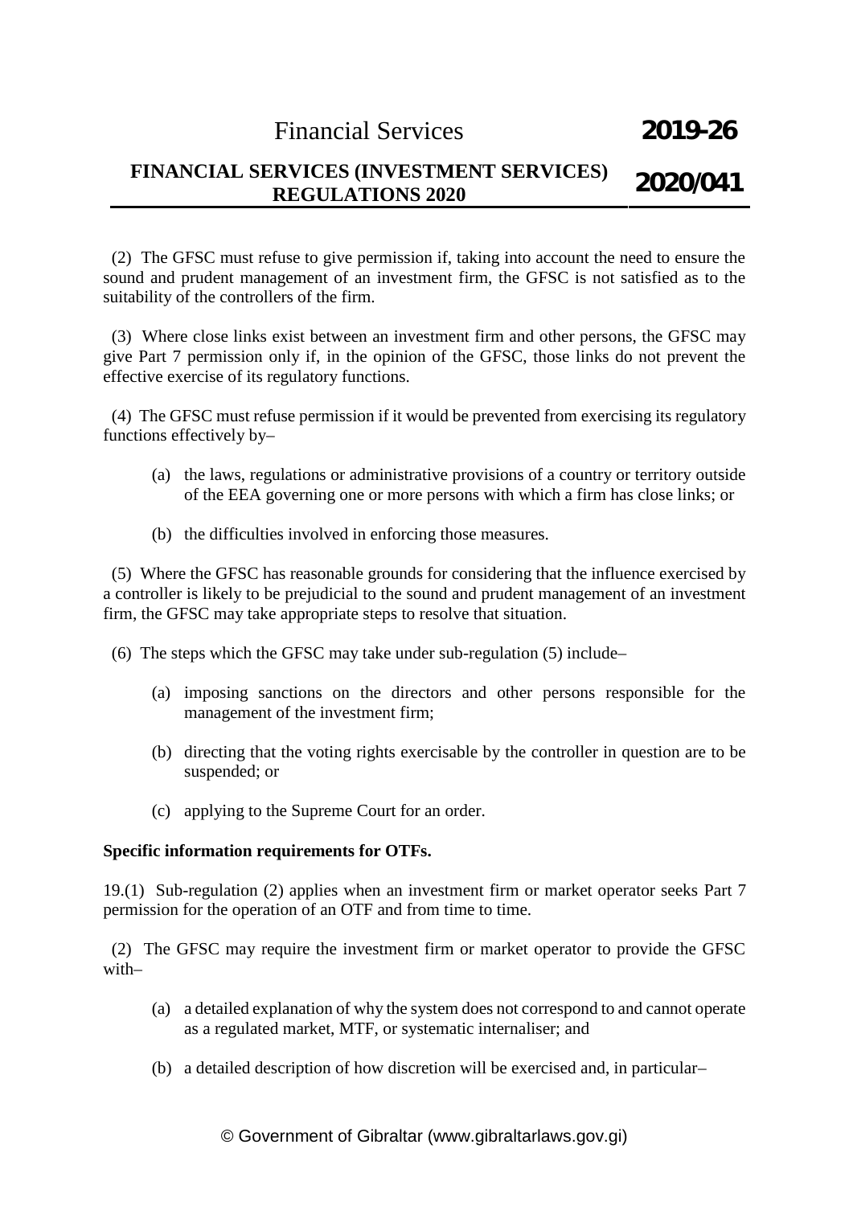(2) The GFSC must refuse to give permission if, taking into account the need to ensure the sound and prudent management of an investment firm, the GFSC is not satisfied as to the suitability of the controllers of the firm.

(3) Where close links exist between an investment firm and other persons, the GFSC may give Part 7 permission only if, in the opinion of the GFSC, those links do not prevent the effective exercise of its regulatory functions.

(4) The GFSC must refuse permission if it would be prevented from exercising its regulatory functions effectively by–

- (a) the laws, regulations or administrative provisions of a country or territory outside of the EEA governing one or more persons with which a firm has close links; or
- (b) the difficulties involved in enforcing those measures.

(5) Where the GFSC has reasonable grounds for considering that the influence exercised by a controller is likely to be prejudicial to the sound and prudent management of an investment firm, the GFSC may take appropriate steps to resolve that situation.

(6) The steps which the GFSC may take under sub-regulation (5) include–

- (a) imposing sanctions on the directors and other persons responsible for the management of the investment firm;
- (b) directing that the voting rights exercisable by the controller in question are to be suspended; or
- (c) applying to the Supreme Court for an order.

**Specific information requirements for OTFs.**

19.(1) Sub-regulation (2) applies when an investment firm or market operator seeks Part 7 permission for the operation of an OTF and from time to time.

(2) The GFSC may require the investment firm or market operator to provide the GFSC with–

- (a) a detailed explanation of why the system does not correspond to and cannot operate as a regulated market, MTF, or systematic internaliser; and
- (b) a detailed description of how discretion will be exercised and, in particular–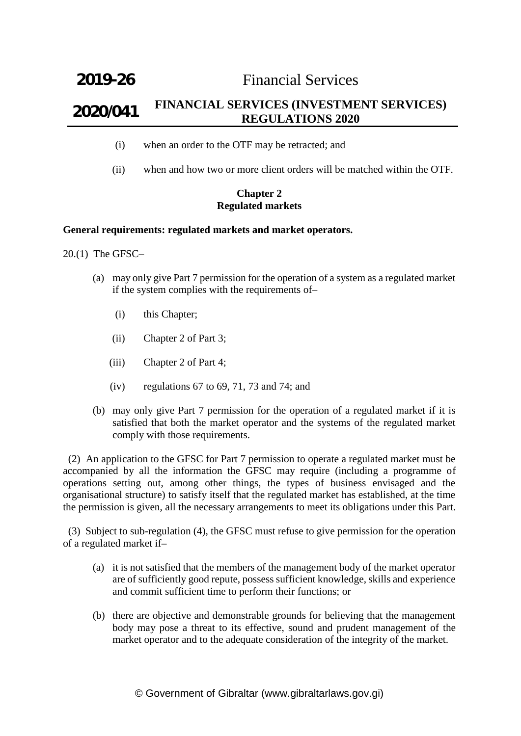(i) when an order to the OTF may be retracted; and

(ii) when and how two or more client orders will be matched within the OTF.

## Chapter 2
## Regulated markets

**General requirements: regulated markets and market operators.**

20.(1) The GFSC–

(a) may only give Part 7 permission for the operation of a system as a regulated market if the system complies with the requirements of–

(i) this Chapter;

(ii) Chapter 2 of Part 3;

(iii) Chapter 2 of Part 4;

(iv) regulations 67 to 69, 71, 73 and 74; and

(b) may only give Part 7 permission for the operation of a regulated market if it is satisfied that both the market operator and the systems of the regulated market comply with those requirements.

(2) An application to the GFSC for Part 7 permission to operate a regulated market must be accompanied by all the information the GFSC may require (including a programme of operations setting out, among other things, the types of business envisaged and the organisational structure) to satisfy itself that the regulated market has established, at the time the permission is given, all the necessary arrangements to meet its obligations under this Part.

(3) Subject to sub-regulation (4), the GFSC must refuse to give permission for the operation of a regulated market if–

(a) it is not satisfied that the members of the management body of the market operator are of sufficiently good repute, possess sufficient knowledge, skills and experience and commit sufficient time to perform their functions; or

(b) there are objective and demonstrable grounds for believing that the management body may pose a threat to its effective, sound and prudent management of the market operator and to the adequate consideration of the integrity of the market.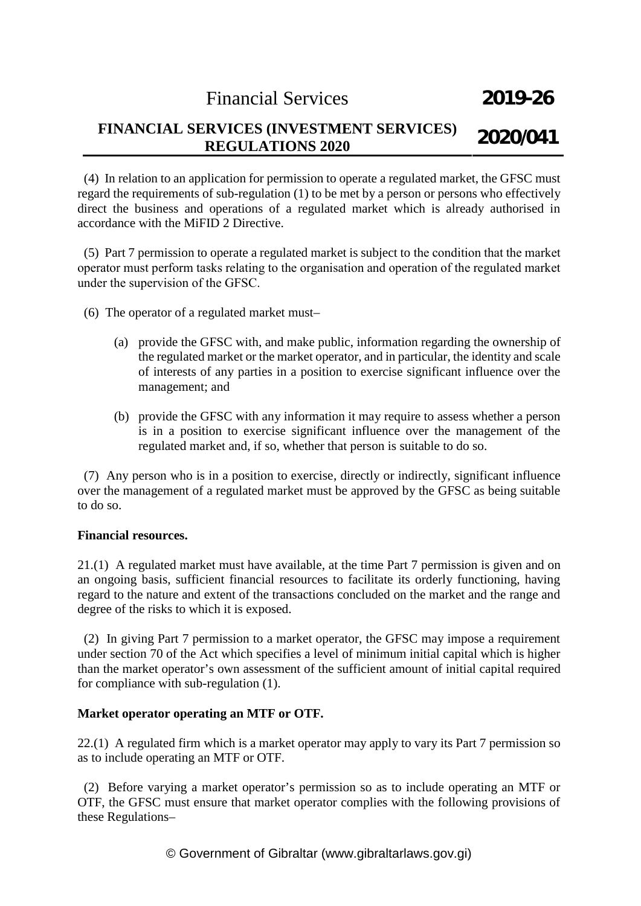(4) In relation to an application for permission to operate a regulated market, the GFSC must regard the requirements of sub-regulation (1) to be met by a person or persons who effectively direct the business and operations of a regulated market which is already authorised in accordance with the MiFID 2 Directive.

(5) Part 7 permission to operate a regulated market is subject to the condition that the market operator must perform tasks relating to the organisation and operation of the regulated market under the supervision of the GFSC.

(6) The operator of a regulated market must–

(a) provide the GFSC with, and make public, information regarding the ownership of the regulated market or the market operator, and in particular, the identity and scale of interests of any parties in a position to exercise significant influence over the management; and

(b) provide the GFSC with any information it may require to assess whether a person is in a position to exercise significant influence over the management of the regulated market and, if so, whether that person is suitable to do so.

(7) Any person who is in a position to exercise, directly or indirectly, significant influence over the management of a regulated market must be approved by the GFSC as being suitable to do so.

**Financial resources.**

21.(1) A regulated market must have available, at the time Part 7 permission is given and on an ongoing basis, sufficient financial resources to facilitate its orderly functioning, having regard to the nature and extent of the transactions concluded on the market and the range and degree of the risks to which it is exposed.

(2) In giving Part 7 permission to a market operator, the GFSC may impose a requirement under section 70 of the Act which specifies a level of minimum initial capital which is higher than the market operator's own assessment of the sufficient amount of initial capital required for compliance with sub-regulation (1).

**Market operator operating an MTF or OTF.**

22.(1) A regulated firm which is a market operator may apply to vary its Part 7 permission so as to include operating an MTF or OTF.

(2) Before varying a market operator's permission so as to include operating an MTF or OTF, the GFSC must ensure that market operator complies with the following provisions of these Regulations–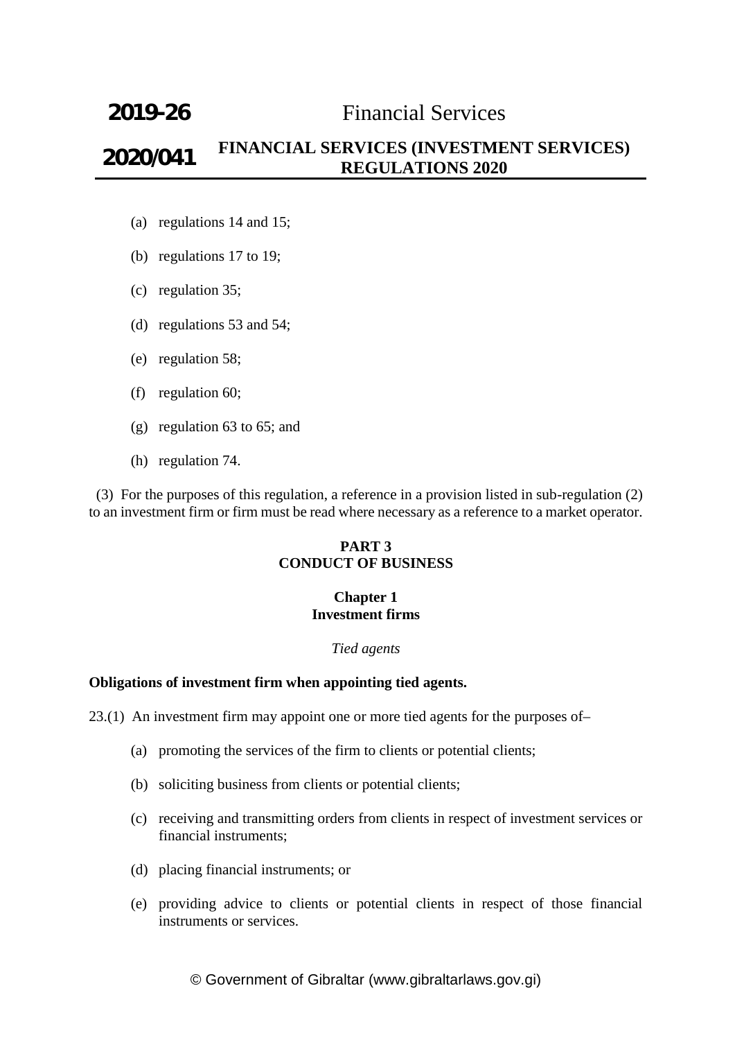(a) regulations 14 and 15;

(b) regulations 17 to 19;

(c) regulation 35;

(d) regulations 53 and 54;

(e) regulation 58;

(f) regulation 60;

(g) regulation 63 to 65; and

(h) regulation 74.

(3) For the purposes of this regulation, a reference in a provision listed in sub-regulation (2) to an investment firm or firm must be read where necessary as a reference to a market operator.

## PART 3
## CONDUCT OF BUSINESS

### Chapter 1
### Investment firms

*Tied agents*

**Obligations of investment firm when appointing tied agents.**

23.(1) An investment firm may appoint one or more tied agents for the purposes of–

(a) promoting the services of the firm to clients or potential clients;

(b) soliciting business from clients or potential clients;

(c) receiving and transmitting orders from clients in respect of investment services or financial instruments;

(d) placing financial instruments; or

(e) providing advice to clients or potential clients in respect of those financial instruments or services.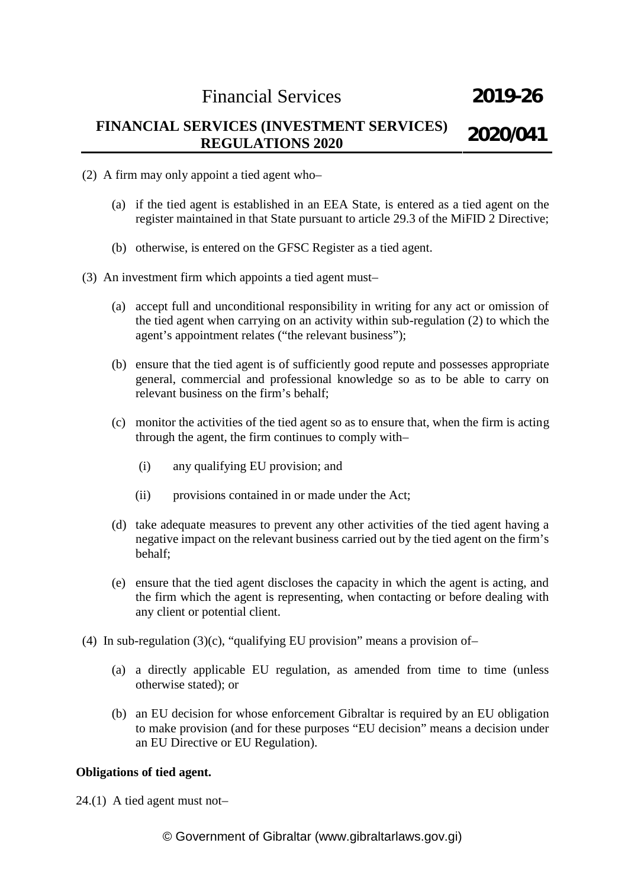(2) A firm may only appoint a tied agent who–

(a) if the tied agent is established in an EEA State, is entered as a tied agent on the register maintained in that State pursuant to article 29.3 of the MiFID 2 Directive;

(b) otherwise, is entered on the GFSC Register as a tied agent.

(3) An investment firm which appoints a tied agent must–

(a) accept full and unconditional responsibility in writing for any act or omission of the tied agent when carrying on an activity within sub-regulation (2) to which the agent's appointment relates ("the relevant business");

(b) ensure that the tied agent is of sufficiently good repute and possesses appropriate general, commercial and professional knowledge so as to be able to carry on relevant business on the firm's behalf;

(c) monitor the activities of the tied agent so as to ensure that, when the firm is acting through the agent, the firm continues to comply with–

(i) any qualifying EU provision; and

(ii) provisions contained in or made under the Act;

(d) take adequate measures to prevent any other activities of the tied agent having a negative impact on the relevant business carried out by the tied agent on the firm's behalf;

(e) ensure that the tied agent discloses the capacity in which the agent is acting, and the firm which the agent is representing, when contacting or before dealing with any client or potential client.

(4) In sub-regulation (3)(c), "qualifying EU provision" means a provision of–

(a) a directly applicable EU regulation, as amended from time to time (unless otherwise stated); or

(b) an EU decision for whose enforcement Gibraltar is required by an EU obligation to make provision (and for these purposes "EU decision" means a decision under an EU Directive or EU Regulation).

**Obligations of tied agent.**

24.(1) A tied agent must not–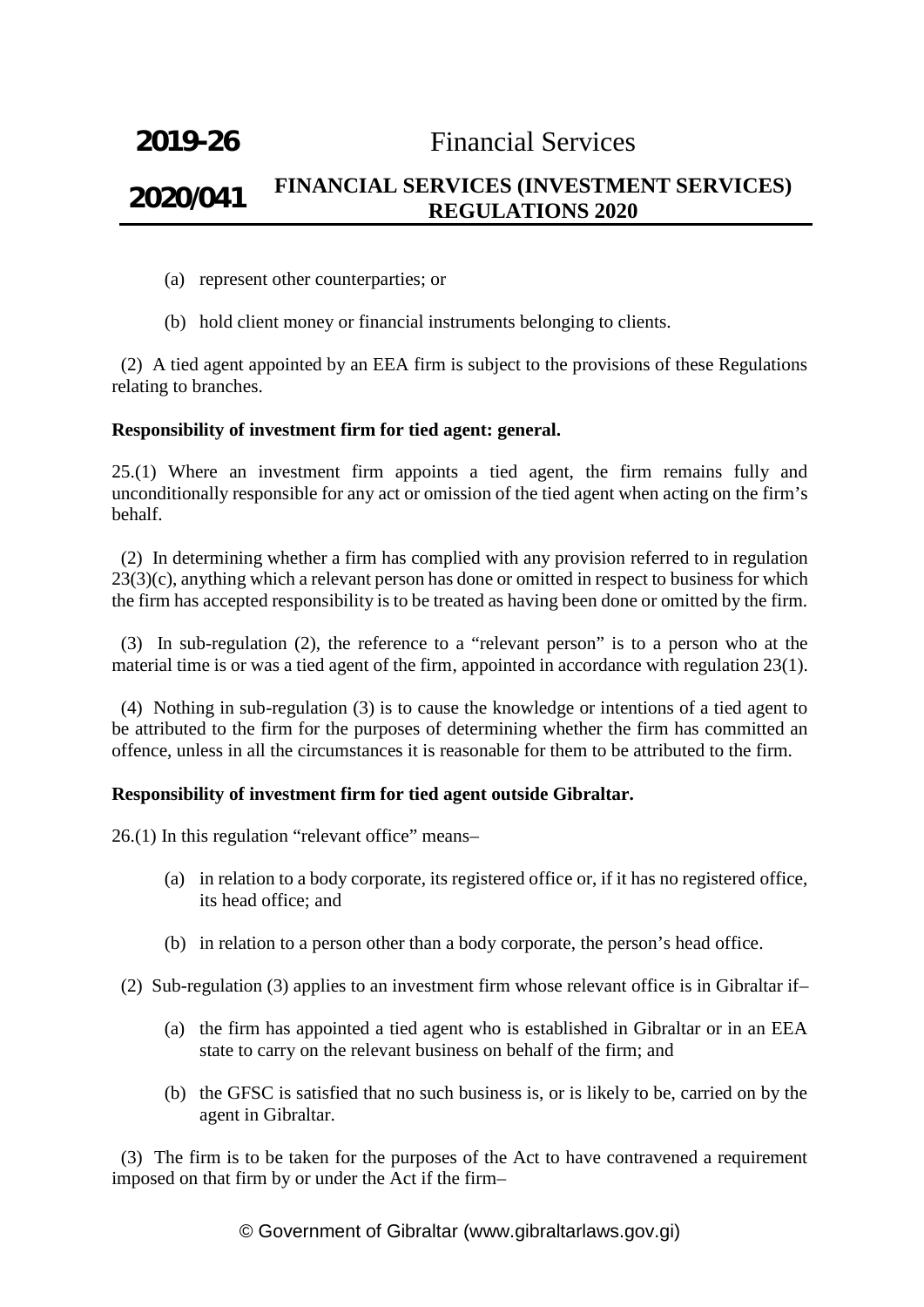(a) represent other counterparties; or

(b) hold client money or financial instruments belonging to clients.

(2) A tied agent appointed by an EEA firm is subject to the provisions of these Regulations relating to branches.

**Responsibility of investment firm for tied agent: general.**

25.(1) Where an investment firm appoints a tied agent, the firm remains fully and unconditionally responsible for any act or omission of the tied agent when acting on the firm's behalf.

(2) In determining whether a firm has complied with any provision referred to in regulation 23(3)(c), anything which a relevant person has done or omitted in respect to business for which the firm has accepted responsibility is to be treated as having been done or omitted by the firm.

(3) In sub-regulation (2), the reference to a "relevant person" is to a person who at the material time is or was a tied agent of the firm, appointed in accordance with regulation 23(1).

(4) Nothing in sub-regulation (3) is to cause the knowledge or intentions of a tied agent to be attributed to the firm for the purposes of determining whether the firm has committed an offence, unless in all the circumstances it is reasonable for them to be attributed to the firm.

**Responsibility of investment firm for tied agent outside Gibraltar.**

26.(1) In this regulation "relevant office" means–

(a) in relation to a body corporate, its registered office or, if it has no registered office, its head office; and

(b) in relation to a person other than a body corporate, the person's head office.

(2) Sub-regulation (3) applies to an investment firm whose relevant office is in Gibraltar if–

(a) the firm has appointed a tied agent who is established in Gibraltar or in an EEA state to carry on the relevant business on behalf of the firm; and

(b) the GFSC is satisfied that no such business is, or is likely to be, carried on by the agent in Gibraltar.

(3) The firm is to be taken for the purposes of the Act to have contravened a requirement imposed on that firm by or under the Act if the firm–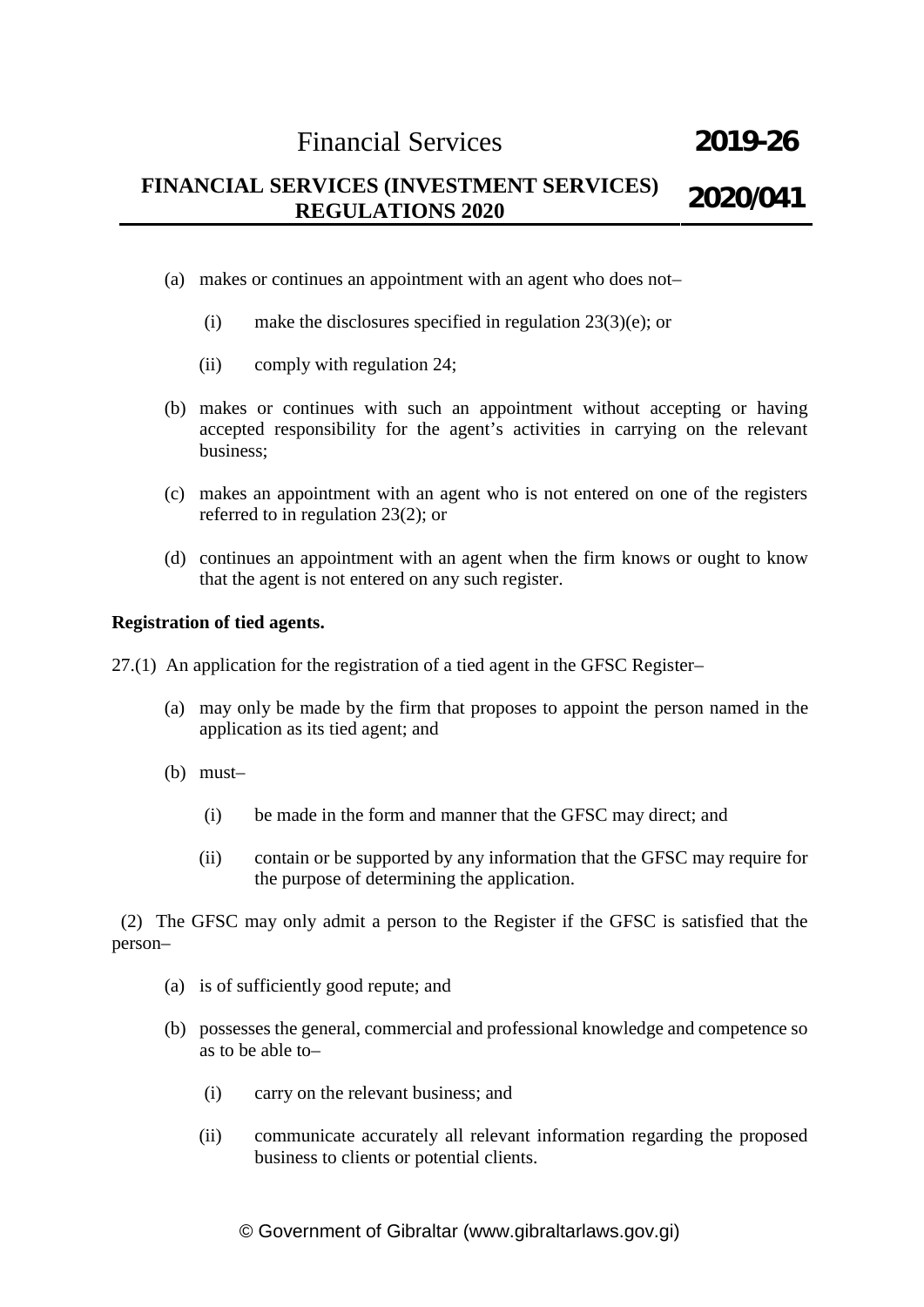(a) makes or continues an appointment with an agent who does not–

   (i) make the disclosures specified in regulation 23(3)(e); or

   (ii) comply with regulation 24;

(b) makes or continues with such an appointment without accepting or having accepted responsibility for the agent's activities in carrying on the relevant business;

(c) makes an appointment with an agent who is not entered on one of the registers referred to in regulation 23(2); or

(d) continues an appointment with an agent when the firm knows or ought to know that the agent is not entered on any such register.

**Registration of tied agents.**

27.(1) An application for the registration of a tied agent in the GFSC Register–

(a) may only be made by the firm that proposes to appoint the person named in the application as its tied agent; and

(b) must–

   (i) be made in the form and manner that the GFSC may direct; and

   (ii) contain or be supported by any information that the GFSC may require for the purpose of determining the application.

(2) The GFSC may only admit a person to the Register if the GFSC is satisfied that the person–

(a) is of sufficiently good repute; and

(b) possesses the general, commercial and professional knowledge and competence so as to be able to–

   (i) carry on the relevant business; and

   (ii) communicate accurately all relevant information regarding the proposed business to clients or potential clients.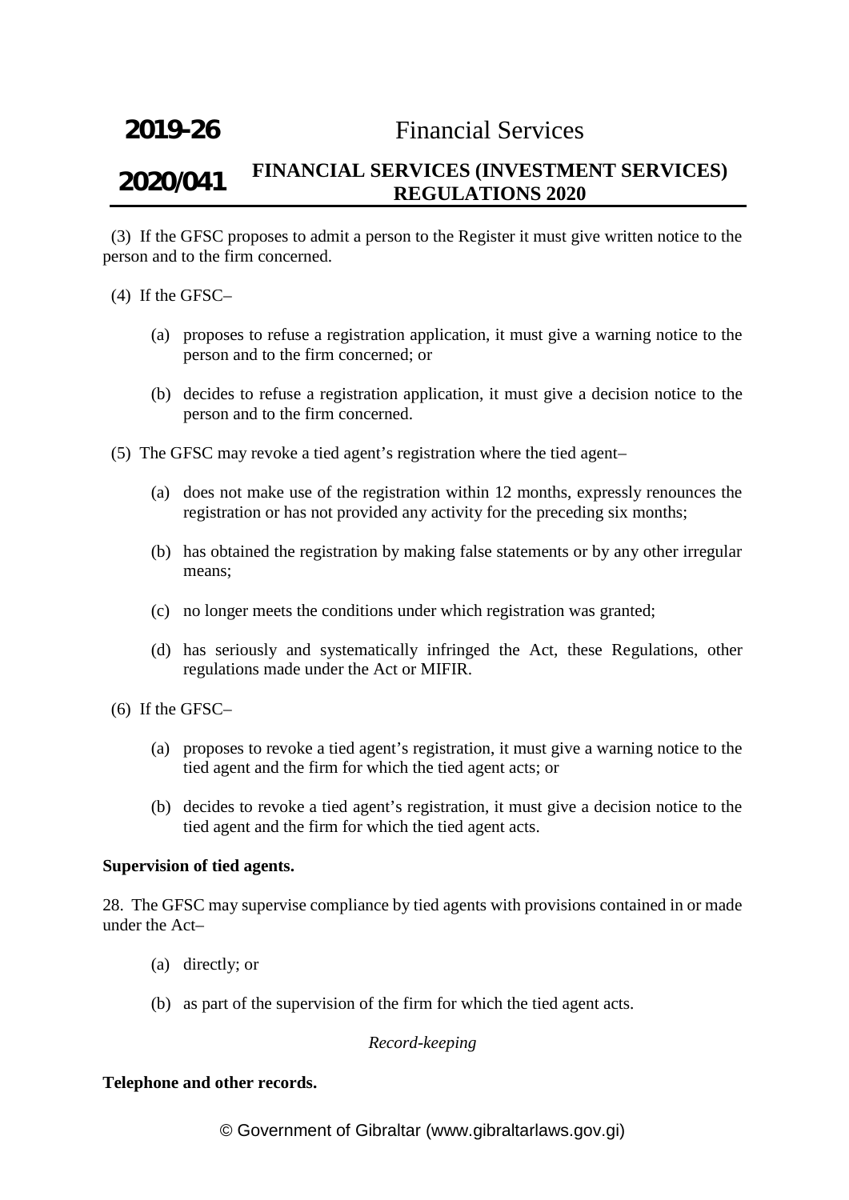(3) If the GFSC proposes to admit a person to the Register it must give written notice to the person and to the firm concerned.

(4) If the GFSC–

(a) proposes to refuse a registration application, it must give a warning notice to the person and to the firm concerned; or

(b) decides to refuse a registration application, it must give a decision notice to the person and to the firm concerned.

(5) The GFSC may revoke a tied agent's registration where the tied agent–

(a) does not make use of the registration within 12 months, expressly renounces the registration or has not provided any activity for the preceding six months;

(b) has obtained the registration by making false statements or by any other irregular means;

(c) no longer meets the conditions under which registration was granted;

(d) has seriously and systematically infringed the Act, these Regulations, other regulations made under the Act or MIFIR.

(6) If the GFSC–

(a) proposes to revoke a tied agent's registration, it must give a warning notice to the tied agent and the firm for which the tied agent acts; or

(b) decides to revoke a tied agent's registration, it must give a decision notice to the tied agent and the firm for which the tied agent acts.

**Supervision of tied agents.**

28. The GFSC may supervise compliance by tied agents with provisions contained in or made under the Act–

(a) directly; or

(b) as part of the supervision of the firm for which the tied agent acts.

*Record-keeping*

**Telephone and other records.**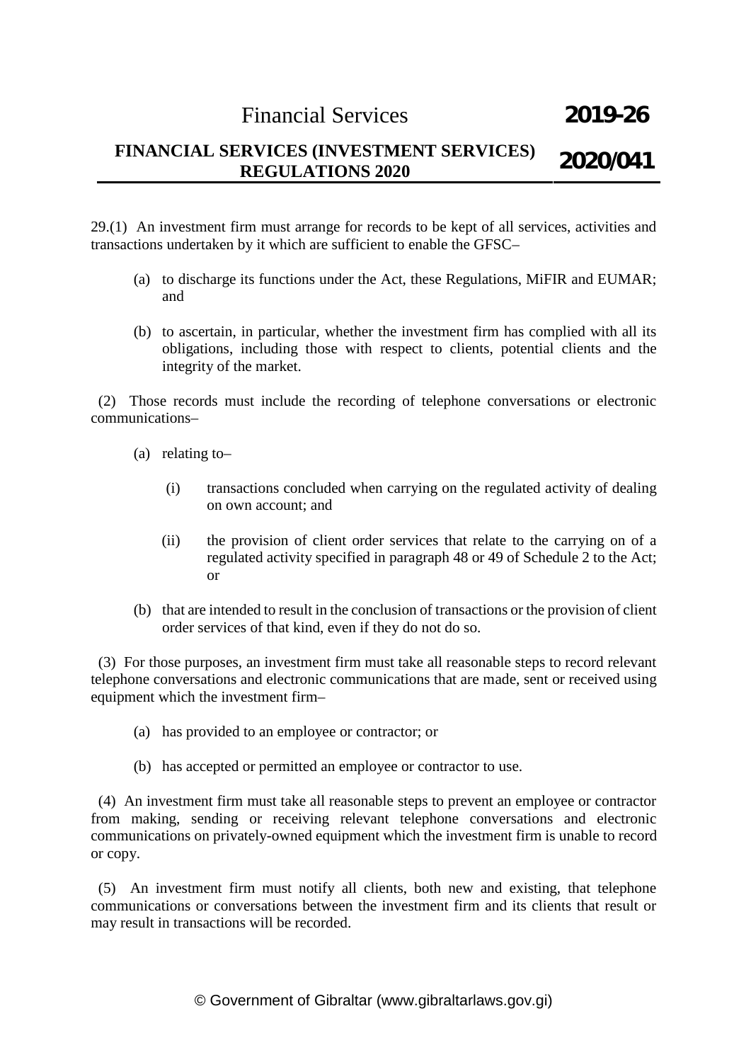29.(1) An investment firm must arrange for records to be kept of all services, activities and transactions undertaken by it which are sufficient to enable the GFSC–

(a) to discharge its functions under the Act, these Regulations, MiFIR and EUMAR; and

(b) to ascertain, in particular, whether the investment firm has complied with all its obligations, including those with respect to clients, potential clients and the integrity of the market.

(2) Those records must include the recording of telephone conversations or electronic communications–

(a) relating to–

(i) transactions concluded when carrying on the regulated activity of dealing on own account; and

(ii) the provision of client order services that relate to the carrying on of a regulated activity specified in paragraph 48 or 49 of Schedule 2 to the Act; or

(b) that are intended to result in the conclusion of transactions or the provision of client order services of that kind, even if they do not do so.

(3) For those purposes, an investment firm must take all reasonable steps to record relevant telephone conversations and electronic communications that are made, sent or received using equipment which the investment firm–

(a) has provided to an employee or contractor; or

(b) has accepted or permitted an employee or contractor to use.

(4) An investment firm must take all reasonable steps to prevent an employee or contractor from making, sending or receiving relevant telephone conversations and electronic communications on privately-owned equipment which the investment firm is unable to record or copy.

(5) An investment firm must notify all clients, both new and existing, that telephone communications or conversations between the investment firm and its clients that result or may result in transactions will be recorded.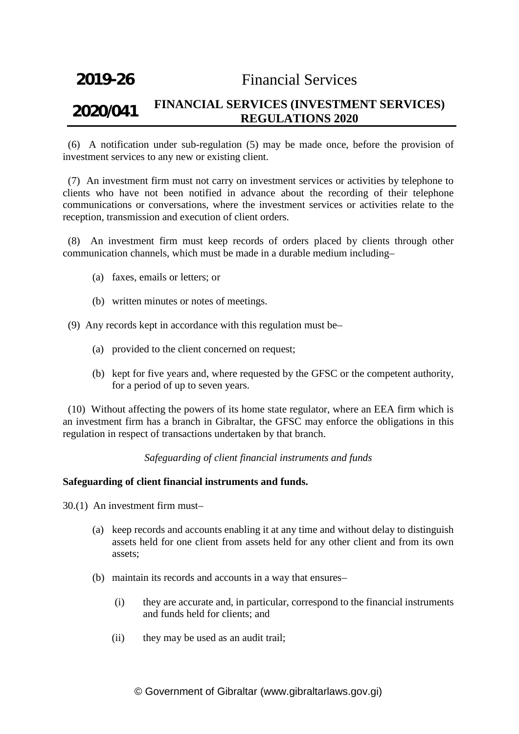(6) A notification under sub-regulation (5) may be made once, before the provision of investment services to any new or existing client.

(7) An investment firm must not carry on investment services or activities by telephone to clients who have not been notified in advance about the recording of their telephone communications or conversations, where the investment services or activities relate to the reception, transmission and execution of client orders.

(8) An investment firm must keep records of orders placed by clients through other communication channels, which must be made in a durable medium including–

(a) faxes, emails or letters; or

(b) written minutes or notes of meetings.

(9) Any records kept in accordance with this regulation must be–

(a) provided to the client concerned on request;

(b) kept for five years and, where requested by the GFSC or the competent authority, for a period of up to seven years.

(10) Without affecting the powers of its home state regulator, where an EEA firm which is an investment firm has a branch in Gibraltar, the GFSC may enforce the obligations in this regulation in respect of transactions undertaken by that branch.

*Safeguarding of client financial instruments and funds*

**Safeguarding of client financial instruments and funds.**

30.(1) An investment firm must–

(a) keep records and accounts enabling it at any time and without delay to distinguish assets held for one client from assets held for any other client and from its own assets;

(b) maintain its records and accounts in a way that ensures–

(i) they are accurate and, in particular, correspond to the financial instruments and funds held for clients; and

(ii) they may be used as an audit trail;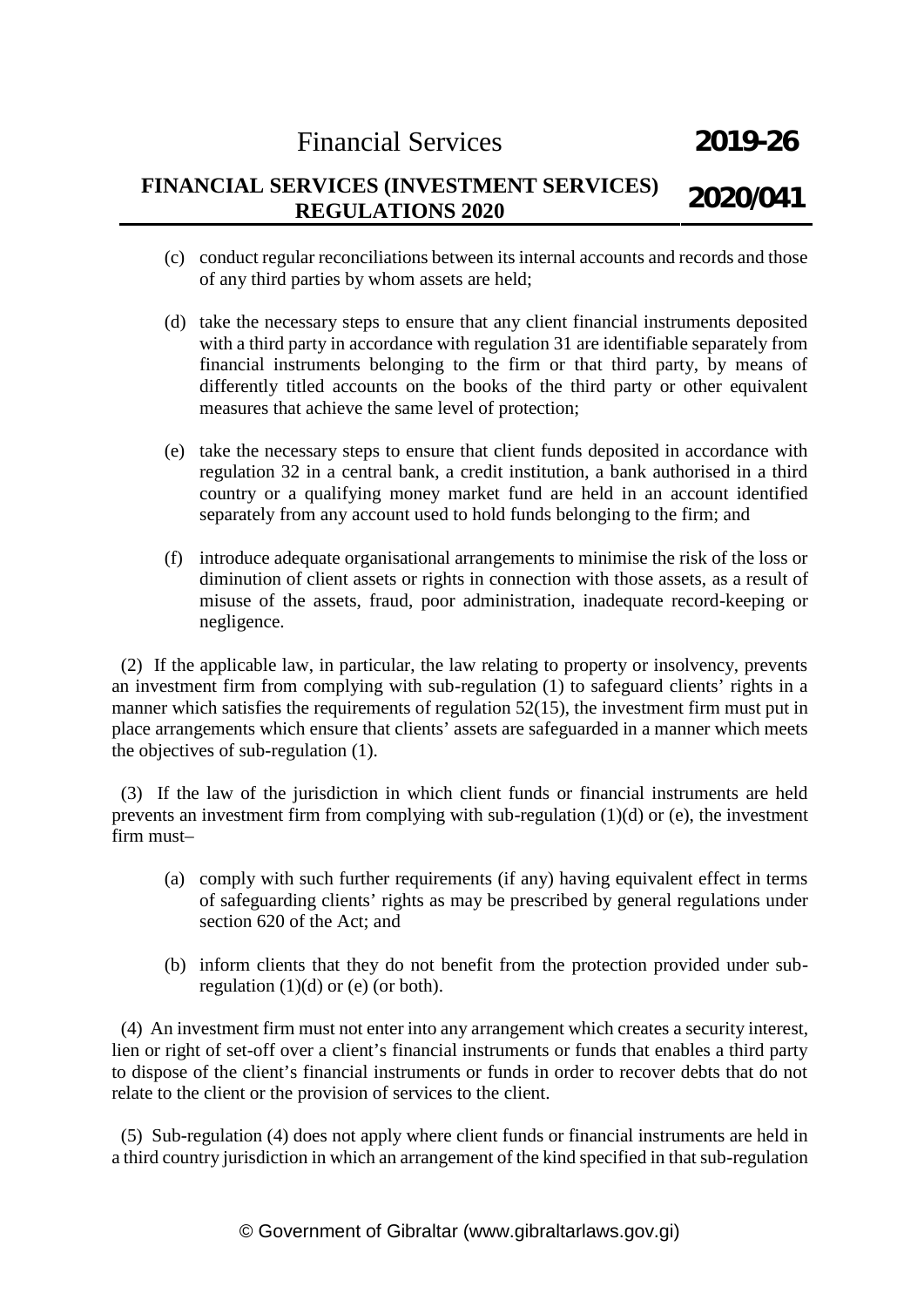(c) conduct regular reconciliations between its internal accounts and records and those of any third parties by whom assets are held;

(d) take the necessary steps to ensure that any client financial instruments deposited with a third party in accordance with regulation 31 are identifiable separately from financial instruments belonging to the firm or that third party, by means of differently titled accounts on the books of the third party or other equivalent measures that achieve the same level of protection;

(e) take the necessary steps to ensure that client funds deposited in accordance with regulation 32 in a central bank, a credit institution, a bank authorised in a third country or a qualifying money market fund are held in an account identified separately from any account used to hold funds belonging to the firm; and

(f) introduce adequate organisational arrangements to minimise the risk of the loss or diminution of client assets or rights in connection with those assets, as a result of misuse of the assets, fraud, poor administration, inadequate record-keeping or negligence.

(2) If the applicable law, in particular, the law relating to property or insolvency, prevents an investment firm from complying with sub-regulation (1) to safeguard clients' rights in a manner which satisfies the requirements of regulation 52(15), the investment firm must put in place arrangements which ensure that clients' assets are safeguarded in a manner which meets the objectives of sub-regulation (1).

(3) If the law of the jurisdiction in which client funds or financial instruments are held prevents an investment firm from complying with sub-regulation (1)(d) or (e), the investment firm must–

(a) comply with such further requirements (if any) having equivalent effect in terms of safeguarding clients' rights as may be prescribed by general regulations under section 620 of the Act; and

(b) inform clients that they do not benefit from the protection provided under sub-regulation (1)(d) or (e) (or both).

(4) An investment firm must not enter into any arrangement which creates a security interest, lien or right of set-off over a client's financial instruments or funds that enables a third party to dispose of the client's financial instruments or funds in order to recover debts that do not relate to the client or the provision of services to the client.

(5) Sub-regulation (4) does not apply where client funds or financial instruments are held in a third country jurisdiction in which an arrangement of the kind specified in that sub-regulation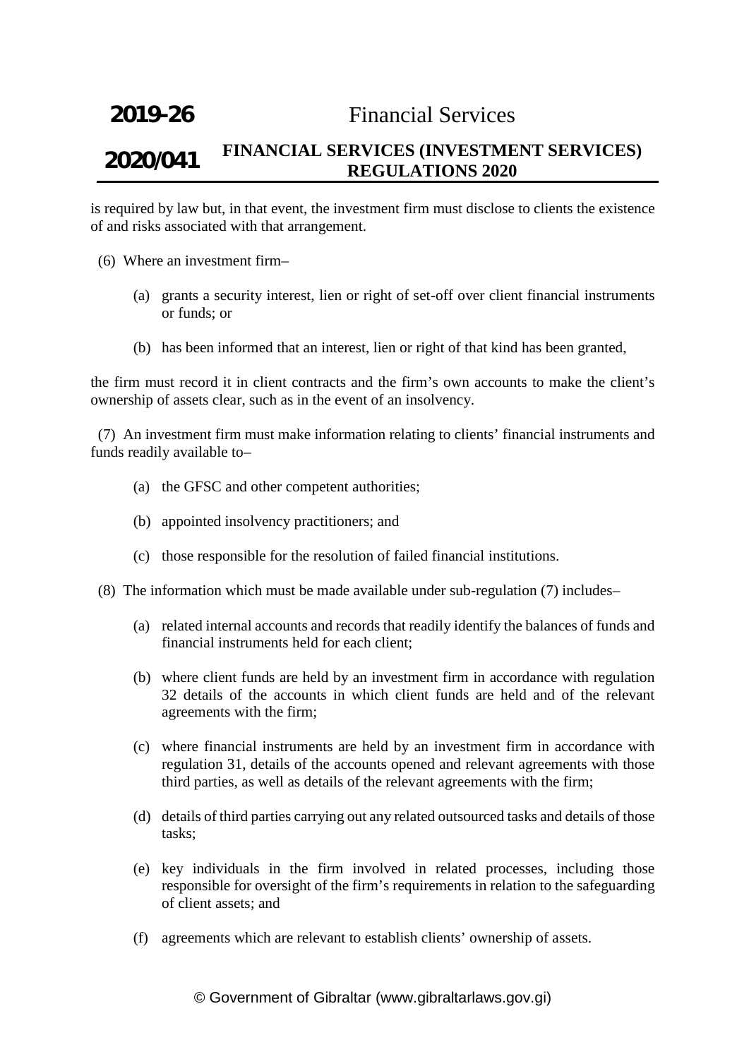is required by law but, in that event, the investment firm must disclose to clients the existence of and risks associated with that arrangement.

(6) Where an investment firm–

(a) grants a security interest, lien or right of set-off over client financial instruments or funds; or

(b) has been informed that an interest, lien or right of that kind has been granted,

the firm must record it in client contracts and the firm's own accounts to make the client's ownership of assets clear, such as in the event of an insolvency.

(7) An investment firm must make information relating to clients' financial instruments and funds readily available to–

(a) the GFSC and other competent authorities;

(b) appointed insolvency practitioners; and

(c) those responsible for the resolution of failed financial institutions.

(8) The information which must be made available under sub-regulation (7) includes–

(a) related internal accounts and records that readily identify the balances of funds and financial instruments held for each client;

(b) where client funds are held by an investment firm in accordance with regulation 32 details of the accounts in which client funds are held and of the relevant agreements with the firm;

(c) where financial instruments are held by an investment firm in accordance with regulation 31, details of the accounts opened and relevant agreements with those third parties, as well as details of the relevant agreements with the firm;

(d) details of third parties carrying out any related outsourced tasks and details of those tasks;

(e) key individuals in the firm involved in related processes, including those responsible for oversight of the firm's requirements in relation to the safeguarding of client assets; and

(f) agreements which are relevant to establish clients' ownership of assets.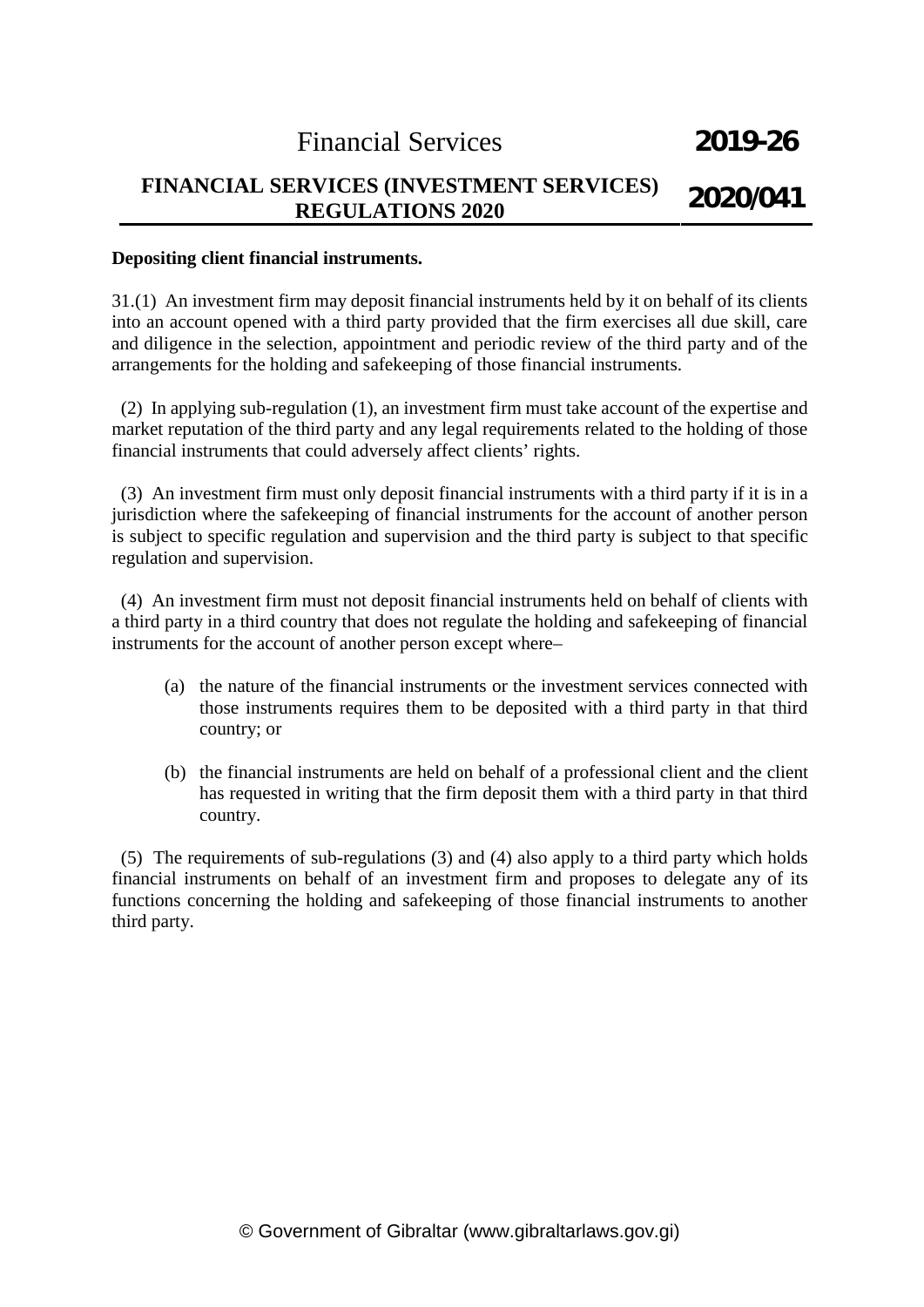**Depositing client financial instruments.**

31.(1) An investment firm may deposit financial instruments held by it on behalf of its clients into an account opened with a third party provided that the firm exercises all due skill, care and diligence in the selection, appointment and periodic review of the third party and of the arrangements for the holding and safekeeping of those financial instruments.

(2) In applying sub-regulation (1), an investment firm must take account of the expertise and market reputation of the third party and any legal requirements related to the holding of those financial instruments that could adversely affect clients' rights.

(3) An investment firm must only deposit financial instruments with a third party if it is in a jurisdiction where the safekeeping of financial instruments for the account of another person is subject to specific regulation and supervision and the third party is subject to that specific regulation and supervision.

(4) An investment firm must not deposit financial instruments held on behalf of clients with a third party in a third country that does not regulate the holding and safekeeping of financial instruments for the account of another person except where–

(a) the nature of the financial instruments or the investment services connected with those instruments requires them to be deposited with a third party in that third country; or

(b) the financial instruments are held on behalf of a professional client and the client has requested in writing that the firm deposit them with a third party in that third country.

(5) The requirements of sub-regulations (3) and (4) also apply to a third party which holds financial instruments on behalf of an investment firm and proposes to delegate any of its functions concerning the holding and safekeeping of those financial instruments to another third party.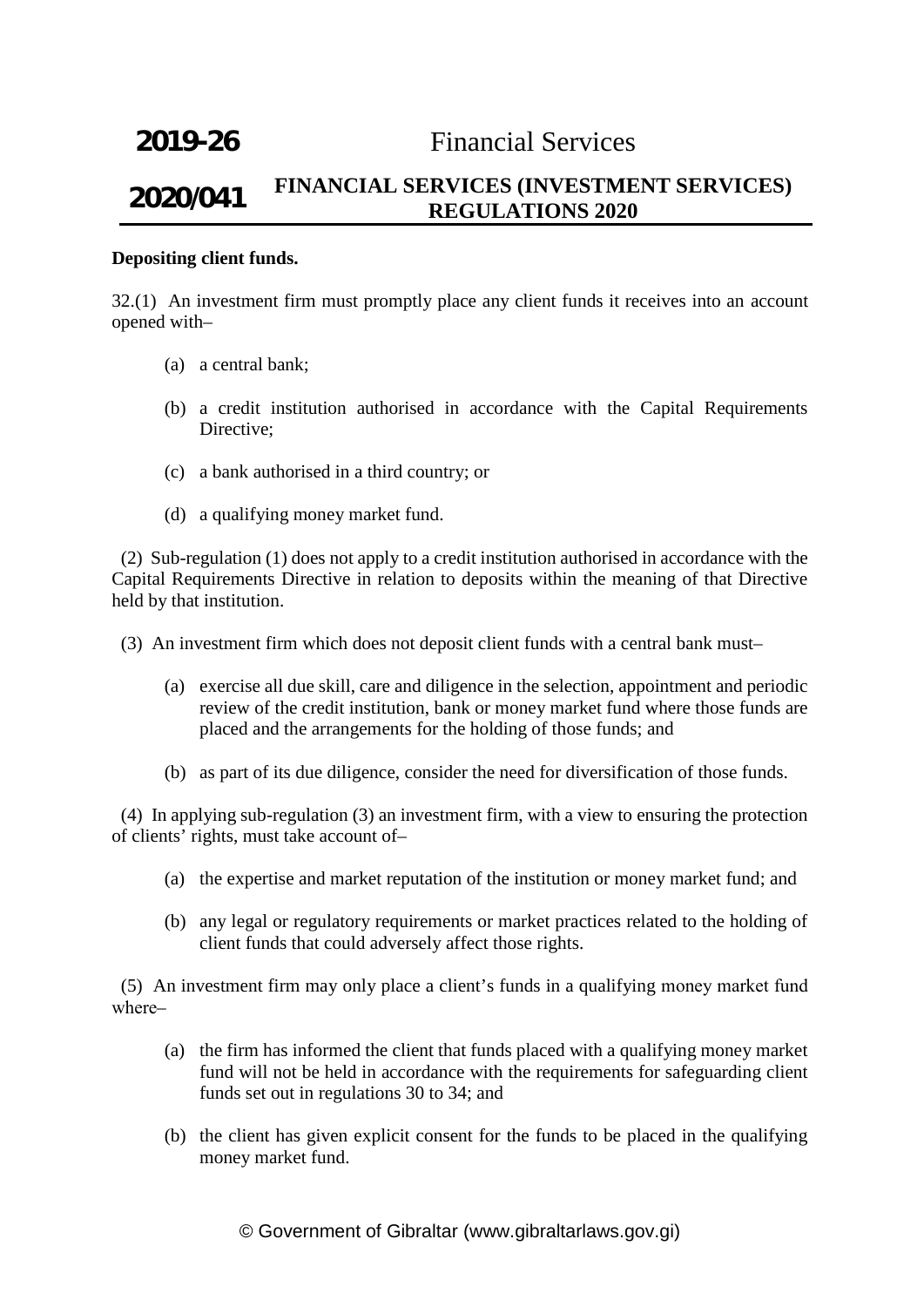**Depositing client funds.**

32.(1) An investment firm must promptly place any client funds it receives into an account opened with–

(a) a central bank;

(b) a credit institution authorised in accordance with the Capital Requirements Directive;

(c) a bank authorised in a third country; or

(d) a qualifying money market fund.

(2) Sub-regulation (1) does not apply to a credit institution authorised in accordance with the Capital Requirements Directive in relation to deposits within the meaning of that Directive held by that institution.

(3) An investment firm which does not deposit client funds with a central bank must–

(a) exercise all due skill, care and diligence in the selection, appointment and periodic review of the credit institution, bank or money market fund where those funds are placed and the arrangements for the holding of those funds; and

(b) as part of its due diligence, consider the need for diversification of those funds.

(4) In applying sub-regulation (3) an investment firm, with a view to ensuring the protection of clients' rights, must take account of–

(a) the expertise and market reputation of the institution or money market fund; and

(b) any legal or regulatory requirements or market practices related to the holding of client funds that could adversely affect those rights.

(5) An investment firm may only place a client's funds in a qualifying money market fund where–

(a) the firm has informed the client that funds placed with a qualifying money market fund will not be held in accordance with the requirements for safeguarding client funds set out in regulations 30 to 34; and

(b) the client has given explicit consent for the funds to be placed in the qualifying money market fund.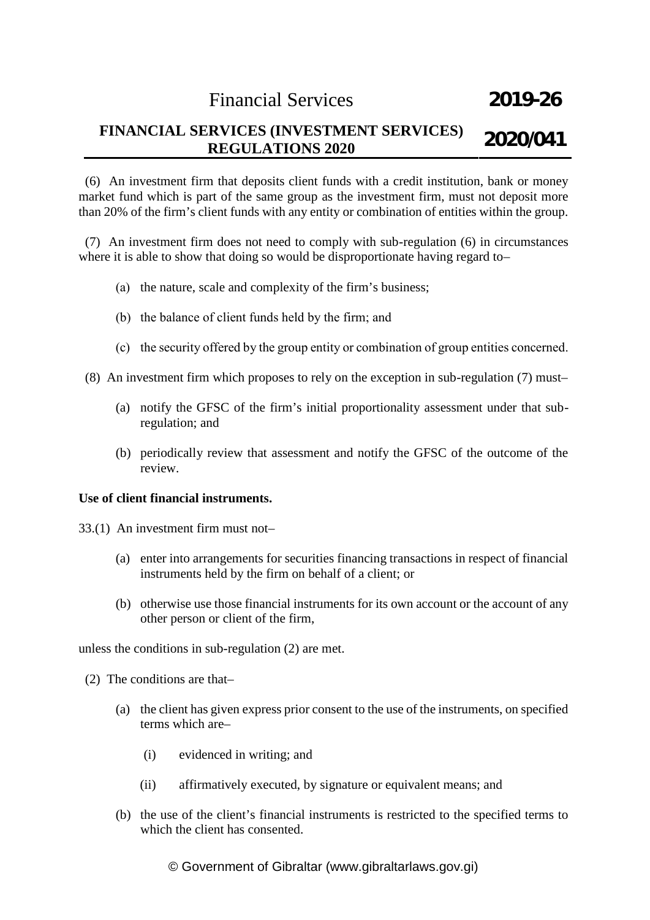(6) An investment firm that deposits client funds with a credit institution, bank or money market fund which is part of the same group as the investment firm, must not deposit more than 20% of the firm's client funds with any entity or combination of entities within the group.

(7) An investment firm does not need to comply with sub-regulation (6) in circumstances where it is able to show that doing so would be disproportionate having regard to–

(a) the nature, scale and complexity of the firm's business;

(b) the balance of client funds held by the firm; and

(c) the security offered by the group entity or combination of group entities concerned.

(8) An investment firm which proposes to rely on the exception in sub-regulation (7) must–

(a) notify the GFSC of the firm's initial proportionality assessment under that sub-regulation; and

(b) periodically review that assessment and notify the GFSC of the outcome of the review.

**Use of client financial instruments.**

33.(1) An investment firm must not–

(a) enter into arrangements for securities financing transactions in respect of financial instruments held by the firm on behalf of a client; or

(b) otherwise use those financial instruments for its own account or the account of any other person or client of the firm,

unless the conditions in sub-regulation (2) are met.

(2) The conditions are that–

(a) the client has given express prior consent to the use of the instruments, on specified terms which are–

(i) evidenced in writing; and

(ii) affirmatively executed, by signature or equivalent means; and

(b) the use of the client's financial instruments is restricted to the specified terms to which the client has consented.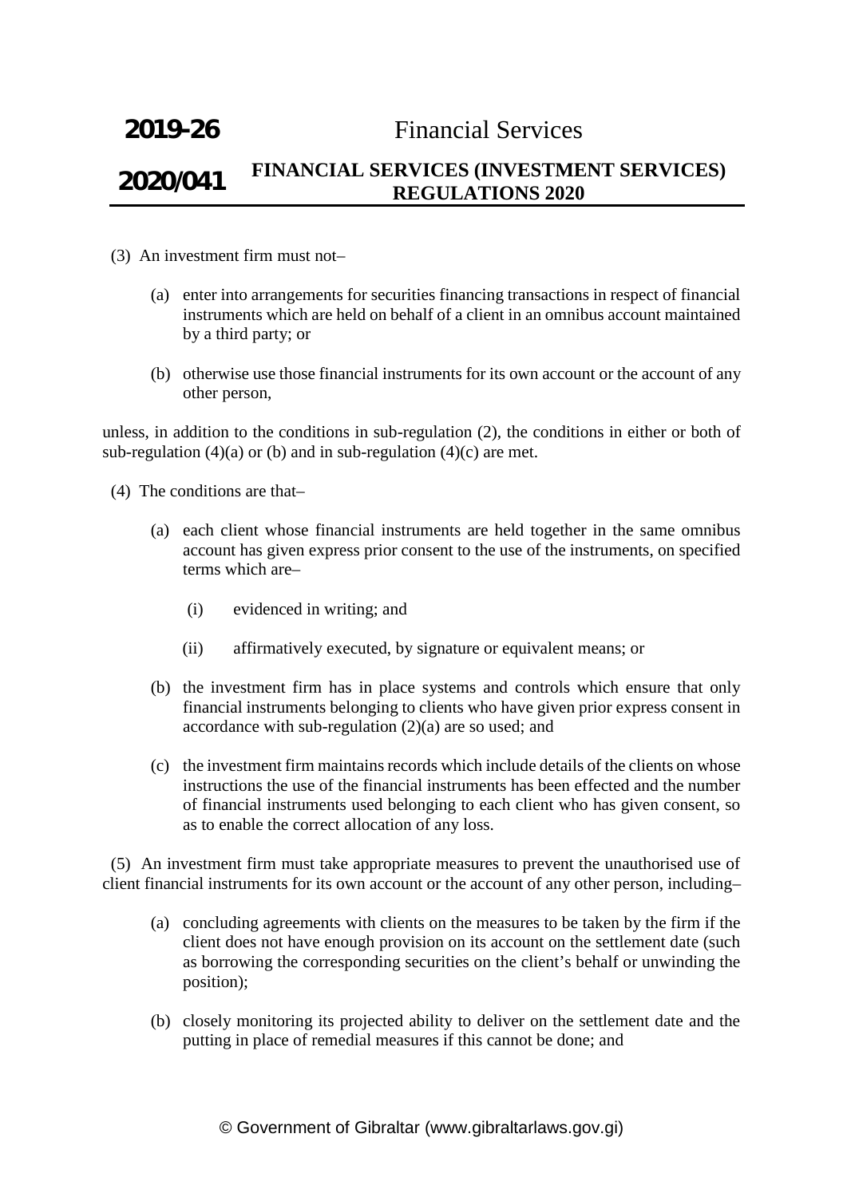(3) An investment firm must not–

(a) enter into arrangements for securities financing transactions in respect of financial instruments which are held on behalf of a client in an omnibus account maintained by a third party; or

(b) otherwise use those financial instruments for its own account or the account of any other person,

unless, in addition to the conditions in sub-regulation (2), the conditions in either or both of sub-regulation (4)(a) or (b) and in sub-regulation (4)(c) are met.

(4) The conditions are that–

(a) each client whose financial instruments are held together in the same omnibus account has given express prior consent to the use of the instruments, on specified terms which are–

(i) evidenced in writing; and

(ii) affirmatively executed, by signature or equivalent means; or

(b) the investment firm has in place systems and controls which ensure that only financial instruments belonging to clients who have given prior express consent in accordance with sub-regulation (2)(a) are so used; and

(c) the investment firm maintains records which include details of the clients on whose instructions the use of the financial instruments has been effected and the number of financial instruments used belonging to each client who has given consent, so as to enable the correct allocation of any loss.

(5) An investment firm must take appropriate measures to prevent the unauthorised use of client financial instruments for its own account or the account of any other person, including–

(a) concluding agreements with clients on the measures to be taken by the firm if the client does not have enough provision on its account on the settlement date (such as borrowing the corresponding securities on the client's behalf or unwinding the position);

(b) closely monitoring its projected ability to deliver on the settlement date and the putting in place of remedial measures if this cannot be done; and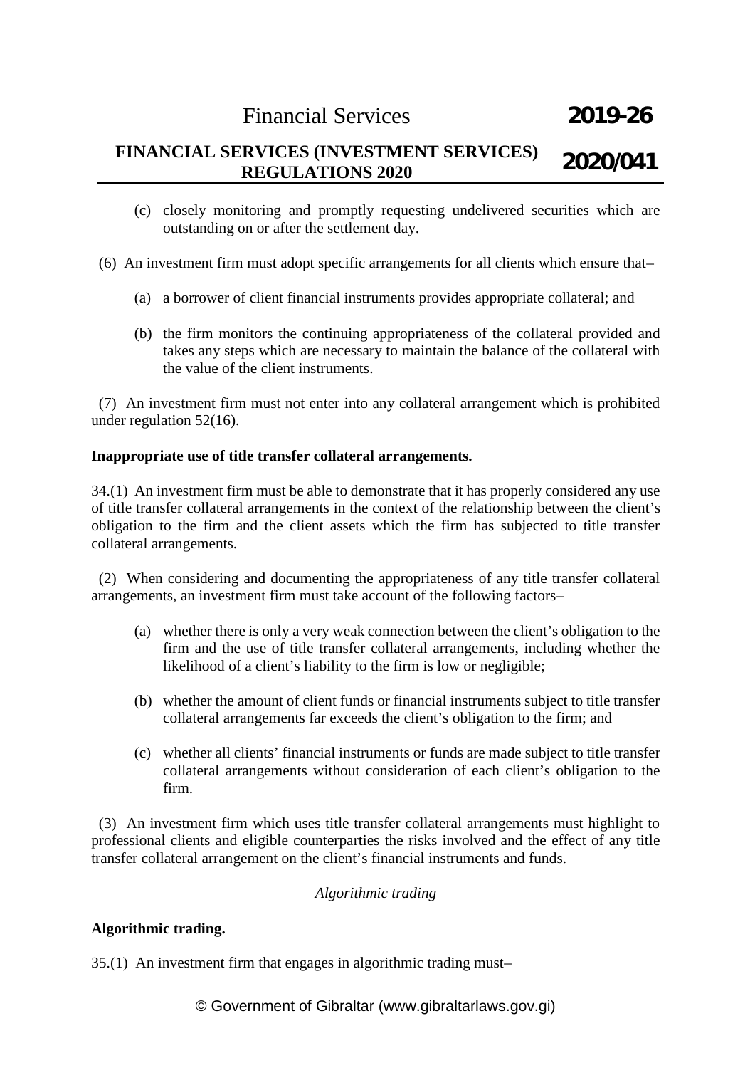(c) closely monitoring and promptly requesting undelivered securities which are outstanding on or after the settlement day.

(6) An investment firm must adopt specific arrangements for all clients which ensure that–

(a) a borrower of client financial instruments provides appropriate collateral; and

(b) the firm monitors the continuing appropriateness of the collateral provided and takes any steps which are necessary to maintain the balance of the collateral with the value of the client instruments.

(7) An investment firm must not enter into any collateral arrangement which is prohibited under regulation 52(16).

**Inappropriate use of title transfer collateral arrangements.**

34.(1) An investment firm must be able to demonstrate that it has properly considered any use of title transfer collateral arrangements in the context of the relationship between the client's obligation to the firm and the client assets which the firm has subjected to title transfer collateral arrangements.

(2) When considering and documenting the appropriateness of any title transfer collateral arrangements, an investment firm must take account of the following factors–

(a) whether there is only a very weak connection between the client's obligation to the firm and the use of title transfer collateral arrangements, including whether the likelihood of a client's liability to the firm is low or negligible;

(b) whether the amount of client funds or financial instruments subject to title transfer collateral arrangements far exceeds the client's obligation to the firm; and

(c) whether all clients' financial instruments or funds are made subject to title transfer collateral arrangements without consideration of each client's obligation to the firm.

(3) An investment firm which uses title transfer collateral arrangements must highlight to professional clients and eligible counterparties the risks involved and the effect of any title transfer collateral arrangement on the client's financial instruments and funds.

*Algorithmic trading*

**Algorithmic trading.**

35.(1) An investment firm that engages in algorithmic trading must–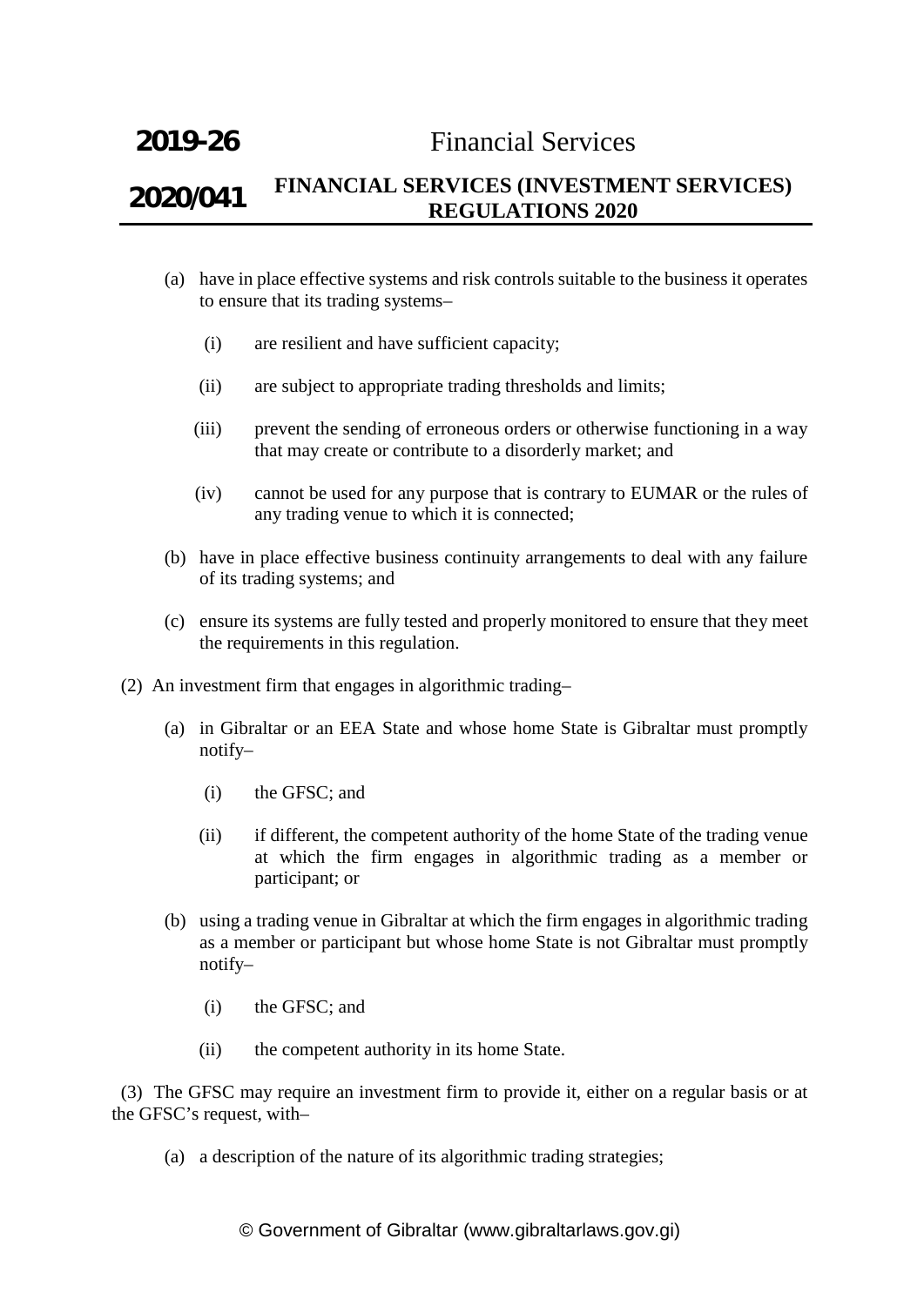(a) have in place effective systems and risk controls suitable to the business it operates to ensure that its trading systems–

  (i) are resilient and have sufficient capacity;

  (ii) are subject to appropriate trading thresholds and limits;

  (iii) prevent the sending of erroneous orders or otherwise functioning in a way that may create or contribute to a disorderly market; and

  (iv) cannot be used for any purpose that is contrary to EUMAR or the rules of any trading venue to which it is connected;

(b) have in place effective business continuity arrangements to deal with any failure of its trading systems; and

(c) ensure its systems are fully tested and properly monitored to ensure that they meet the requirements in this regulation.

(2) An investment firm that engages in algorithmic trading–

(a) in Gibraltar or an EEA State and whose home State is Gibraltar must promptly notify–

  (i) the GFSC; and

  (ii) if different, the competent authority of the home State of the trading venue at which the firm engages in algorithmic trading as a member or participant; or

(b) using a trading venue in Gibraltar at which the firm engages in algorithmic trading as a member or participant but whose home State is not Gibraltar must promptly notify–

  (i) the GFSC; and

  (ii) the competent authority in its home State.

(3) The GFSC may require an investment firm to provide it, either on a regular basis or at the GFSC's request, with–

(a) a description of the nature of its algorithmic trading strategies;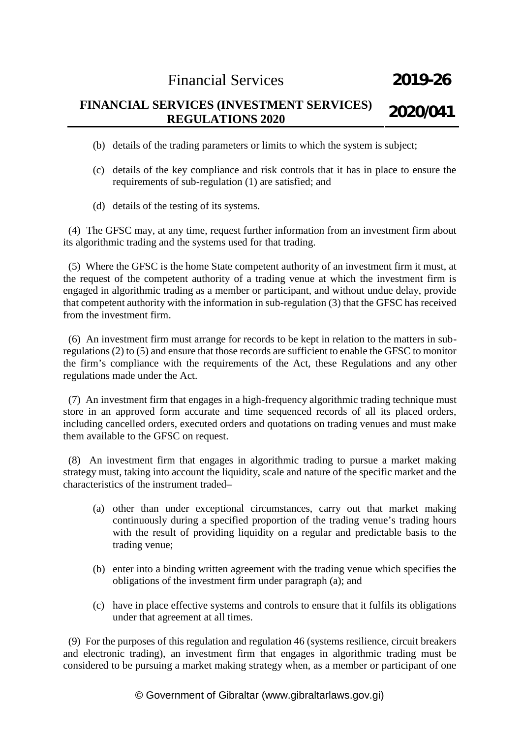(b) details of the trading parameters or limits to which the system is subject;

(c) details of the key compliance and risk controls that it has in place to ensure the requirements of sub-regulation (1) are satisfied; and

(d) details of the testing of its systems.

(4) The GFSC may, at any time, request further information from an investment firm about its algorithmic trading and the systems used for that trading.

(5) Where the GFSC is the home State competent authority of an investment firm it must, at the request of the competent authority of a trading venue at which the investment firm is engaged in algorithmic trading as a member or participant, and without undue delay, provide that competent authority with the information in sub-regulation (3) that the GFSC has received from the investment firm.

(6) An investment firm must arrange for records to be kept in relation to the matters in sub-regulations (2) to (5) and ensure that those records are sufficient to enable the GFSC to monitor the firm's compliance with the requirements of the Act, these Regulations and any other regulations made under the Act.

(7) An investment firm that engages in a high-frequency algorithmic trading technique must store in an approved form accurate and time sequenced records of all its placed orders, including cancelled orders, executed orders and quotations on trading venues and must make them available to the GFSC on request.

(8) An investment firm that engages in algorithmic trading to pursue a market making strategy must, taking into account the liquidity, scale and nature of the specific market and the characteristics of the instrument traded–

(a) other than under exceptional circumstances, carry out that market making continuously during a specified proportion of the trading venue's trading hours with the result of providing liquidity on a regular and predictable basis to the trading venue;

(b) enter into a binding written agreement with the trading venue which specifies the obligations of the investment firm under paragraph (a); and

(c) have in place effective systems and controls to ensure that it fulfils its obligations under that agreement at all times.

(9) For the purposes of this regulation and regulation 46 (systems resilience, circuit breakers and electronic trading), an investment firm that engages in algorithmic trading must be considered to be pursuing a market making strategy when, as a member or participant of one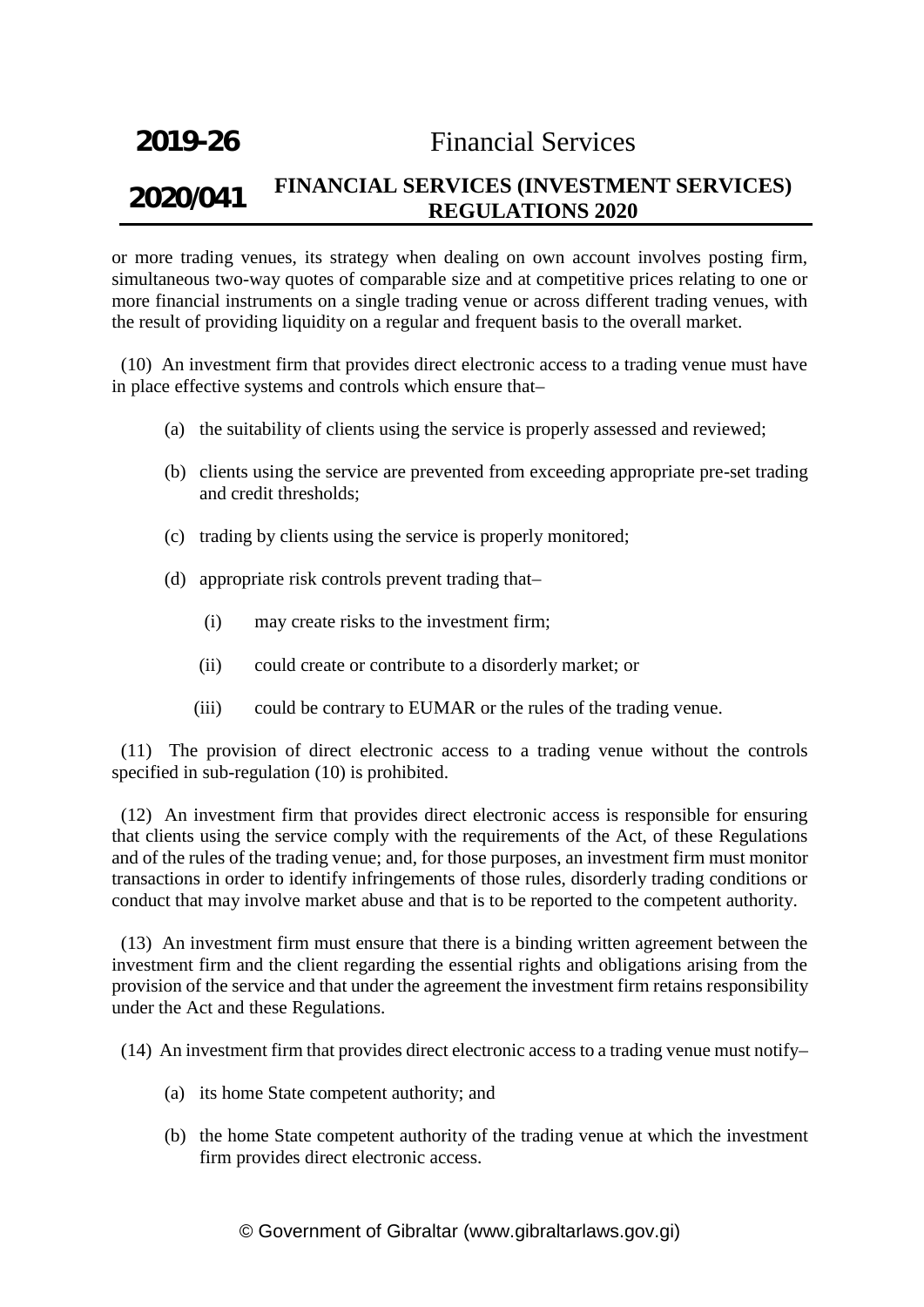or more trading venues, its strategy when dealing on own account involves posting firm, simultaneous two-way quotes of comparable size and at competitive prices relating to one or more financial instruments on a single trading venue or across different trading venues, with the result of providing liquidity on a regular and frequent basis to the overall market.

(10) An investment firm that provides direct electronic access to a trading venue must have in place effective systems and controls which ensure that–

(a) the suitability of clients using the service is properly assessed and reviewed;

(b) clients using the service are prevented from exceeding appropriate pre-set trading and credit thresholds;

(c) trading by clients using the service is properly monitored;

(d) appropriate risk controls prevent trading that–

(i) may create risks to the investment firm;

(ii) could create or contribute to a disorderly market; or

(iii) could be contrary to EUMAR or the rules of the trading venue.

(11) The provision of direct electronic access to a trading venue without the controls specified in sub-regulation (10) is prohibited.

(12) An investment firm that provides direct electronic access is responsible for ensuring that clients using the service comply with the requirements of the Act, of these Regulations and of the rules of the trading venue; and, for those purposes, an investment firm must monitor transactions in order to identify infringements of those rules, disorderly trading conditions or conduct that may involve market abuse and that is to be reported to the competent authority.

(13) An investment firm must ensure that there is a binding written agreement between the investment firm and the client regarding the essential rights and obligations arising from the provision of the service and that under the agreement the investment firm retains responsibility under the Act and these Regulations.

(14) An investment firm that provides direct electronic access to a trading venue must notify–

(a) its home State competent authority; and

(b) the home State competent authority of the trading venue at which the investment firm provides direct electronic access.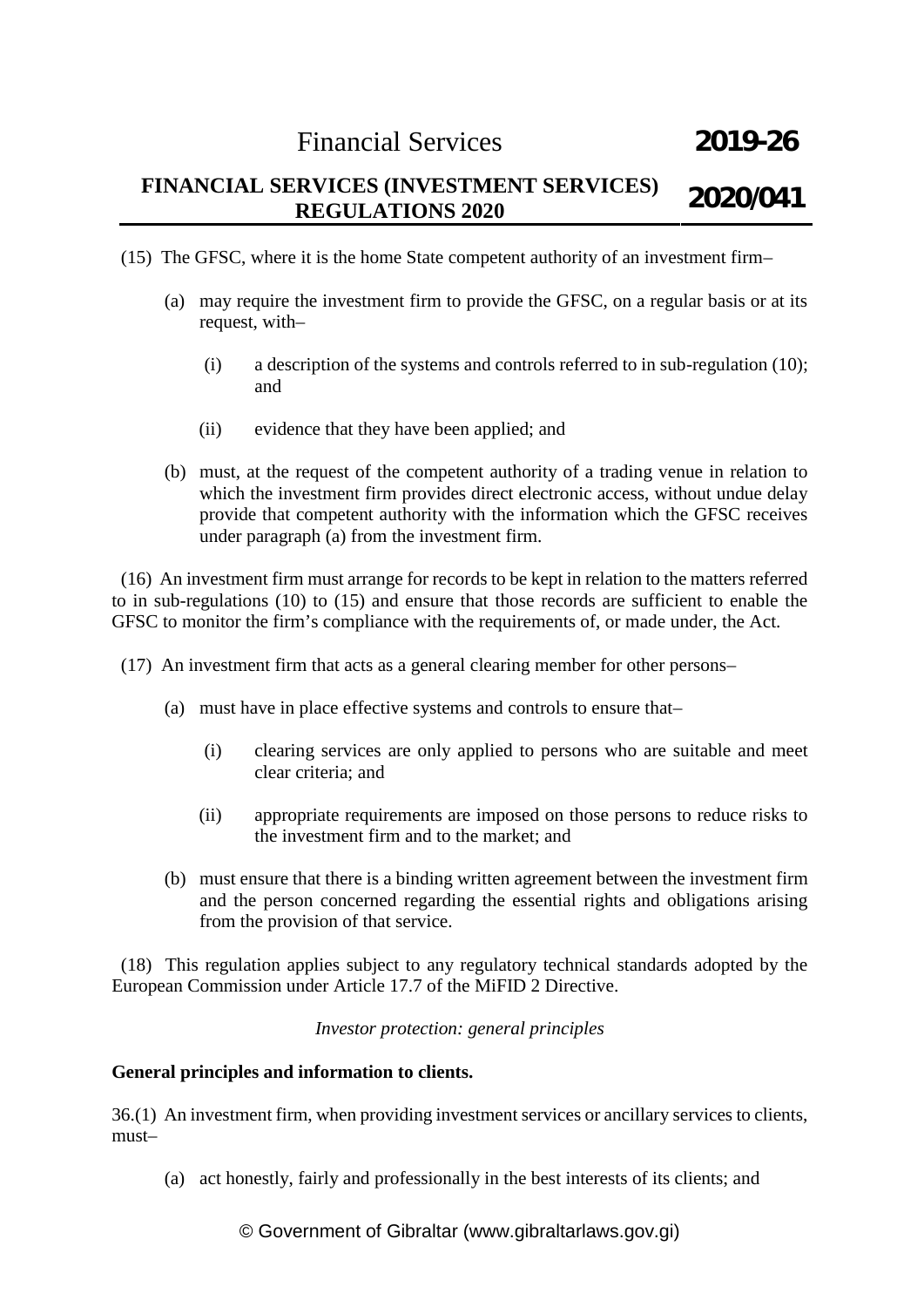(15) The GFSC, where it is the home State competent authority of an investment firm–

(a) may require the investment firm to provide the GFSC, on a regular basis or at its request, with–

(i) a description of the systems and controls referred to in sub-regulation (10); and

(ii) evidence that they have been applied; and

(b) must, at the request of the competent authority of a trading venue in relation to which the investment firm provides direct electronic access, without undue delay provide that competent authority with the information which the GFSC receives under paragraph (a) from the investment firm.

(16) An investment firm must arrange for records to be kept in relation to the matters referred to in sub-regulations (10) to (15) and ensure that those records are sufficient to enable the GFSC to monitor the firm's compliance with the requirements of, or made under, the Act.

(17) An investment firm that acts as a general clearing member for other persons–

(a) must have in place effective systems and controls to ensure that–

(i) clearing services are only applied to persons who are suitable and meet clear criteria; and

(ii) appropriate requirements are imposed on those persons to reduce risks to the investment firm and to the market; and

(b) must ensure that there is a binding written agreement between the investment firm and the person concerned regarding the essential rights and obligations arising from the provision of that service.

(18) This regulation applies subject to any regulatory technical standards adopted by the European Commission under Article 17.7 of the MiFID 2 Directive.

*Investor protection: general principles*

**General principles and information to clients.**

36.(1) An investment firm, when providing investment services or ancillary services to clients, must–

(a) act honestly, fairly and professionally in the best interests of its clients; and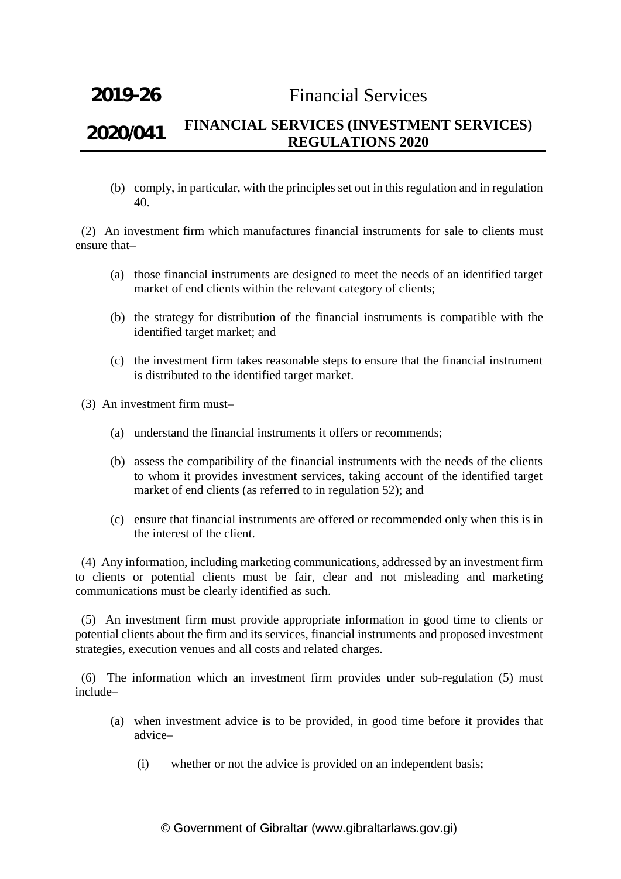(b) comply, in particular, with the principles set out in this regulation and in regulation 40.

(2) An investment firm which manufactures financial instruments for sale to clients must ensure that–

(a) those financial instruments are designed to meet the needs of an identified target market of end clients within the relevant category of clients;

(b) the strategy for distribution of the financial instruments is compatible with the identified target market; and

(c) the investment firm takes reasonable steps to ensure that the financial instrument is distributed to the identified target market.

(3) An investment firm must–

(a) understand the financial instruments it offers or recommends;

(b) assess the compatibility of the financial instruments with the needs of the clients to whom it provides investment services, taking account of the identified target market of end clients (as referred to in regulation 52); and

(c) ensure that financial instruments are offered or recommended only when this is in the interest of the client.

(4) Any information, including marketing communications, addressed by an investment firm to clients or potential clients must be fair, clear and not misleading and marketing communications must be clearly identified as such.

(5) An investment firm must provide appropriate information in good time to clients or potential clients about the firm and its services, financial instruments and proposed investment strategies, execution venues and all costs and related charges.

(6) The information which an investment firm provides under sub-regulation (5) must include–

(a) when investment advice is to be provided, in good time before it provides that advice–

(i) whether or not the advice is provided on an independent basis;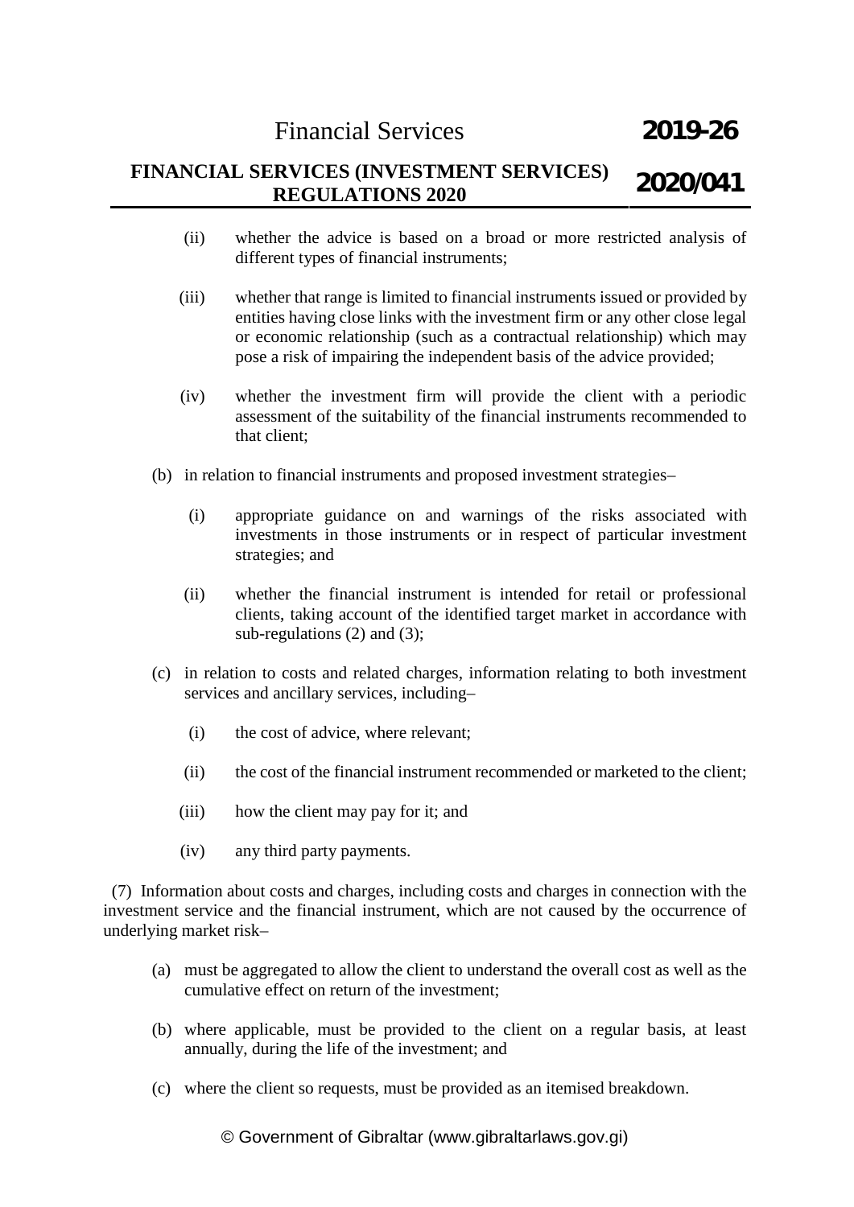(ii) whether the advice is based on a broad or more restricted analysis of different types of financial instruments;

(iii) whether that range is limited to financial instruments issued or provided by entities having close links with the investment firm or any other close legal or economic relationship (such as a contractual relationship) which may pose a risk of impairing the independent basis of the advice provided;

(iv) whether the investment firm will provide the client with a periodic assessment of the suitability of the financial instruments recommended to that client;

(b) in relation to financial instruments and proposed investment strategies–

(i) appropriate guidance on and warnings of the risks associated with investments in those instruments or in respect of particular investment strategies; and

(ii) whether the financial instrument is intended for retail or professional clients, taking account of the identified target market in accordance with sub-regulations (2) and (3);

(c) in relation to costs and related charges, information relating to both investment services and ancillary services, including–

(i) the cost of advice, where relevant;

(ii) the cost of the financial instrument recommended or marketed to the client;

(iii) how the client may pay for it; and

(iv) any third party payments.

(7) Information about costs and charges, including costs and charges in connection with the investment service and the financial instrument, which are not caused by the occurrence of underlying market risk–

(a) must be aggregated to allow the client to understand the overall cost as well as the cumulative effect on return of the investment;

(b) where applicable, must be provided to the client on a regular basis, at least annually, during the life of the investment; and

(c) where the client so requests, must be provided as an itemised breakdown.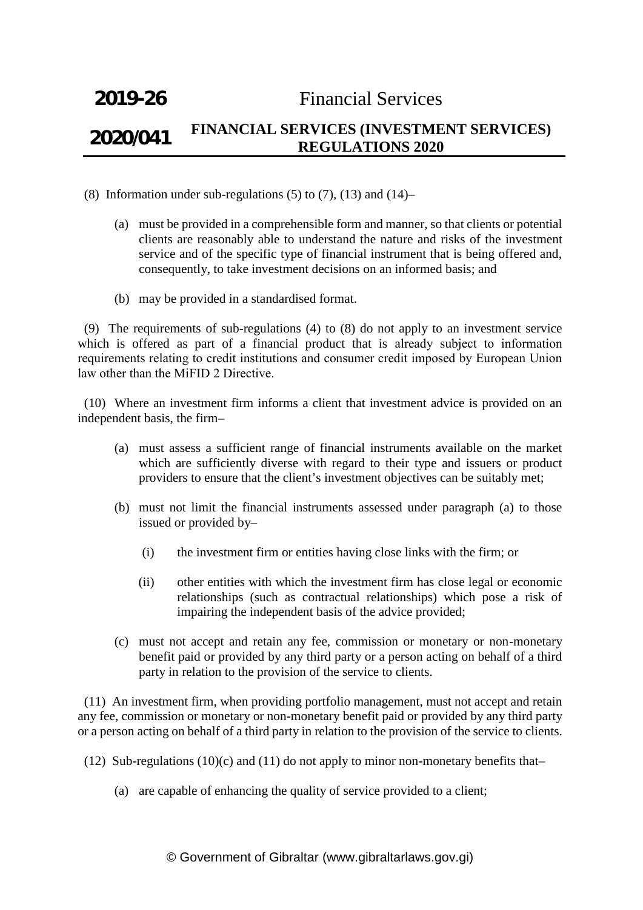(8) Information under sub-regulations (5) to (7), (13) and (14)–

- (a) must be provided in a comprehensible form and manner, so that clients or potential clients are reasonably able to understand the nature and risks of the investment service and of the specific type of financial instrument that is being offered and, consequently, to take investment decisions on an informed basis; and
- (b) may be provided in a standardised format.

(9) The requirements of sub-regulations (4) to (8) do not apply to an investment service which is offered as part of a financial product that is already subject to information requirements relating to credit institutions and consumer credit imposed by European Union law other than the MiFID 2 Directive.

(10) Where an investment firm informs a client that investment advice is provided on an independent basis, the firm–

- (a) must assess a sufficient range of financial instruments available on the market which are sufficiently diverse with regard to their type and issuers or product providers to ensure that the client's investment objectives can be suitably met;
- (b) must not limit the financial instruments assessed under paragraph (a) to those issued or provided by–
  - (i) the investment firm or entities having close links with the firm; or
  - (ii) other entities with which the investment firm has close legal or economic relationships (such as contractual relationships) which pose a risk of impairing the independent basis of the advice provided;
- (c) must not accept and retain any fee, commission or monetary or non-monetary benefit paid or provided by any third party or a person acting on behalf of a third party in relation to the provision of the service to clients.

(11) An investment firm, when providing portfolio management, must not accept and retain any fee, commission or monetary or non-monetary benefit paid or provided by any third party or a person acting on behalf of a third party in relation to the provision of the service to clients.

(12) Sub-regulations (10)(c) and (11) do not apply to minor non-monetary benefits that–

- (a) are capable of enhancing the quality of service provided to a client;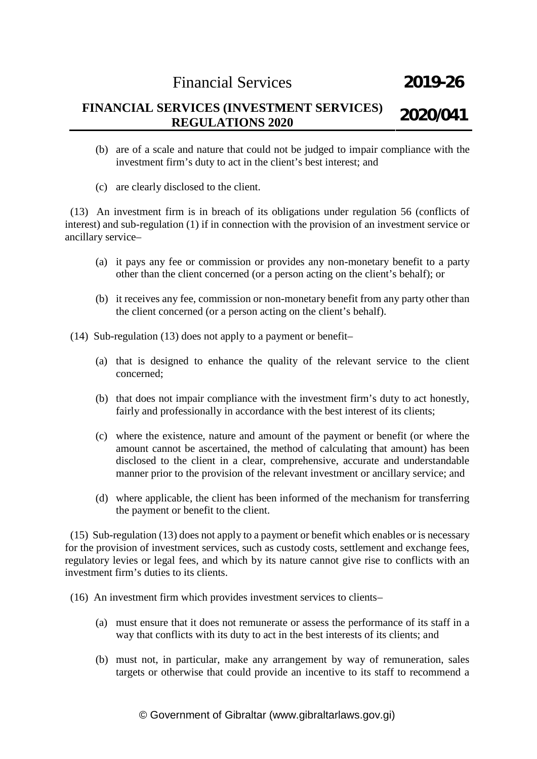(b) are of a scale and nature that could not be judged to impair compliance with the investment firm's duty to act in the client's best interest; and

(c) are clearly disclosed to the client.

(13) An investment firm is in breach of its obligations under regulation 56 (conflicts of interest) and sub-regulation (1) if in connection with the provision of an investment service or ancillary service–

(a) it pays any fee or commission or provides any non-monetary benefit to a party other than the client concerned (or a person acting on the client's behalf); or

(b) it receives any fee, commission or non-monetary benefit from any party other than the client concerned (or a person acting on the client's behalf).

(14) Sub-regulation (13) does not apply to a payment or benefit–

(a) that is designed to enhance the quality of the relevant service to the client concerned;

(b) that does not impair compliance with the investment firm's duty to act honestly, fairly and professionally in accordance with the best interest of its clients;

(c) where the existence, nature and amount of the payment or benefit (or where the amount cannot be ascertained, the method of calculating that amount) has been disclosed to the client in a clear, comprehensive, accurate and understandable manner prior to the provision of the relevant investment or ancillary service; and

(d) where applicable, the client has been informed of the mechanism for transferring the payment or benefit to the client.

(15) Sub-regulation (13) does not apply to a payment or benefit which enables or is necessary for the provision of investment services, such as custody costs, settlement and exchange fees, regulatory levies or legal fees, and which by its nature cannot give rise to conflicts with an investment firm's duties to its clients.

(16) An investment firm which provides investment services to clients–

(a) must ensure that it does not remunerate or assess the performance of its staff in a way that conflicts with its duty to act in the best interests of its clients; and

(b) must not, in particular, make any arrangement by way of remuneration, sales targets or otherwise that could provide an incentive to its staff to recommend a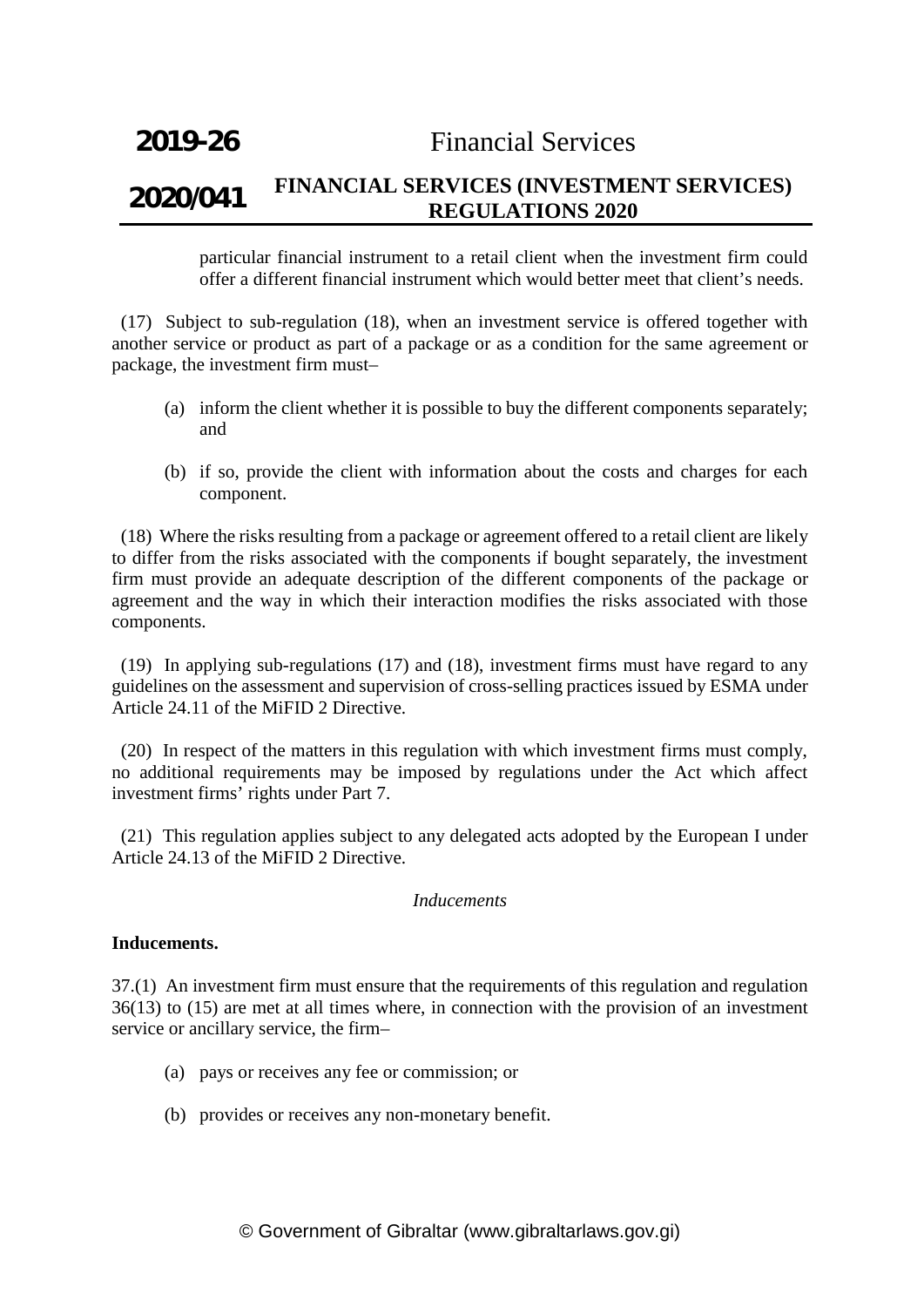particular financial instrument to a retail client when the investment firm could offer a different financial instrument which would better meet that client's needs.

(17) Subject to sub-regulation (18), when an investment service is offered together with another service or product as part of a package or as a condition for the same agreement or package, the investment firm must–

(a) inform the client whether it is possible to buy the different components separately; and

(b) if so, provide the client with information about the costs and charges for each component.

(18) Where the risks resulting from a package or agreement offered to a retail client are likely to differ from the risks associated with the components if bought separately, the investment firm must provide an adequate description of the different components of the package or agreement and the way in which their interaction modifies the risks associated with those components.

(19) In applying sub-regulations (17) and (18), investment firms must have regard to any guidelines on the assessment and supervision of cross-selling practices issued by ESMA under Article 24.11 of the MiFID 2 Directive.

(20) In respect of the matters in this regulation with which investment firms must comply, no additional requirements may be imposed by regulations under the Act which affect investment firms' rights under Part 7.

(21) This regulation applies subject to any delegated acts adopted by the European I under Article 24.13 of the MiFID 2 Directive.

*Inducements*

**Inducements.**

37.(1) An investment firm must ensure that the requirements of this regulation and regulation 36(13) to (15) are met at all times where, in connection with the provision of an investment service or ancillary service, the firm–

(a) pays or receives any fee or commission; or

(b) provides or receives any non-monetary benefit.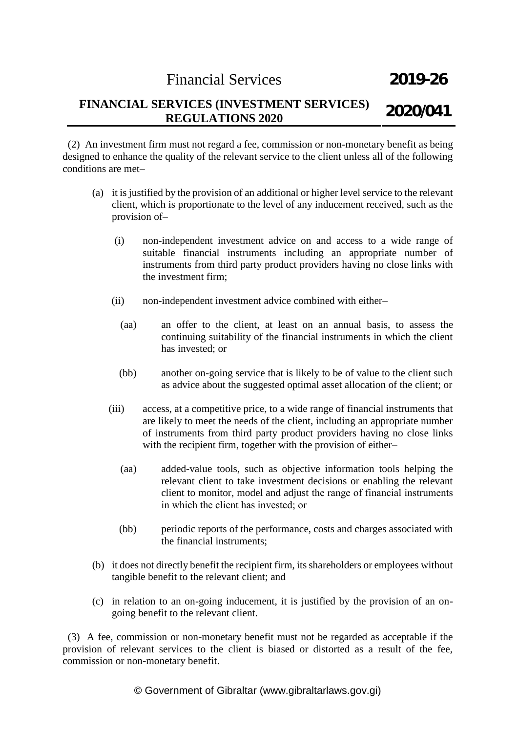(2) An investment firm must not regard a fee, commission or non-monetary benefit as being designed to enhance the quality of the relevant service to the client unless all of the following conditions are met–

- (a) it is justified by the provision of an additional or higher level service to the relevant client, which is proportionate to the level of any inducement received, such as the provision of–
  - (i) non-independent investment advice on and access to a wide range of suitable financial instruments including an appropriate number of instruments from third party product providers having no close links with the investment firm;
  - (ii) non-independent investment advice combined with either–
    - (aa) an offer to the client, at least on an annual basis, to assess the continuing suitability of the financial instruments in which the client has invested; or
    - (bb) another on-going service that is likely to be of value to the client such as advice about the suggested optimal asset allocation of the client; or
  - (iii) access, at a competitive price, to a wide range of financial instruments that are likely to meet the needs of the client, including an appropriate number of instruments from third party product providers having no close links with the recipient firm, together with the provision of either–
    - (aa) added-value tools, such as objective information tools helping the relevant client to take investment decisions or enabling the relevant client to monitor, model and adjust the range of financial instruments in which the client has invested; or
    - (bb) periodic reports of the performance, costs and charges associated with the financial instruments;
- (b) it does not directly benefit the recipient firm, its shareholders or employees without tangible benefit to the relevant client; and
- (c) in relation to an on-going inducement, it is justified by the provision of an on-going benefit to the relevant client.

(3) A fee, commission or non-monetary benefit must not be regarded as acceptable if the provision of relevant services to the client is biased or distorted as a result of the fee, commission or non-monetary benefit.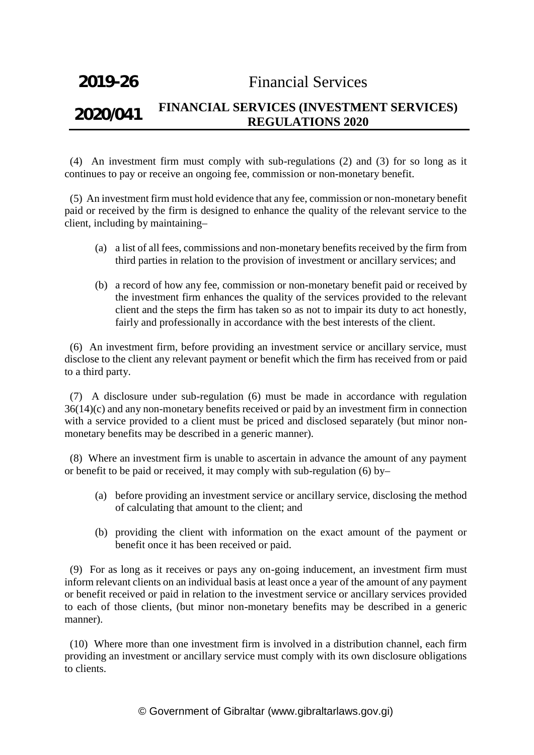(4) An investment firm must comply with sub-regulations (2) and (3) for so long as it continues to pay or receive an ongoing fee, commission or non-monetary benefit.

(5) An investment firm must hold evidence that any fee, commission or non-monetary benefit paid or received by the firm is designed to enhance the quality of the relevant service to the client, including by maintaining–

(a) a list of all fees, commissions and non-monetary benefits received by the firm from third parties in relation to the provision of investment or ancillary services; and

(b) a record of how any fee, commission or non-monetary benefit paid or received by the investment firm enhances the quality of the services provided to the relevant client and the steps the firm has taken so as not to impair its duty to act honestly, fairly and professionally in accordance with the best interests of the client.

(6) An investment firm, before providing an investment service or ancillary service, must disclose to the client any relevant payment or benefit which the firm has received from or paid to a third party.

(7) A disclosure under sub-regulation (6) must be made in accordance with regulation 36(14)(c) and any non-monetary benefits received or paid by an investment firm in connection with a service provided to a client must be priced and disclosed separately (but minor non-monetary benefits may be described in a generic manner).

(8) Where an investment firm is unable to ascertain in advance the amount of any payment or benefit to be paid or received, it may comply with sub-regulation (6) by–

(a) before providing an investment service or ancillary service, disclosing the method of calculating that amount to the client; and

(b) providing the client with information on the exact amount of the payment or benefit once it has been received or paid.

(9) For as long as it receives or pays any on-going inducement, an investment firm must inform relevant clients on an individual basis at least once a year of the amount of any payment or benefit received or paid in relation to the investment service or ancillary services provided to each of those clients, (but minor non-monetary benefits may be described in a generic manner).

(10) Where more than one investment firm is involved in a distribution channel, each firm providing an investment or ancillary service must comply with its own disclosure obligations to clients.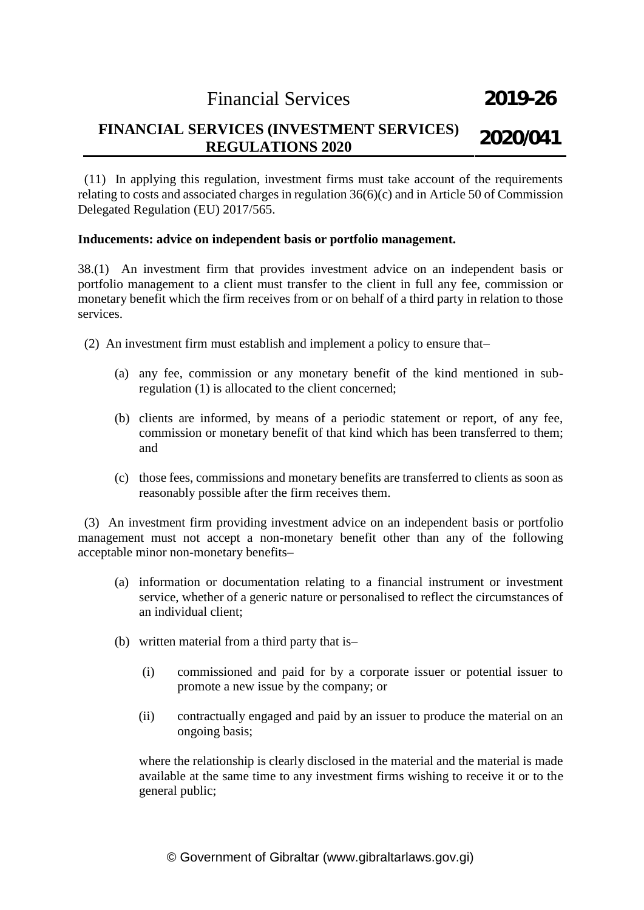(11) In applying this regulation, investment firms must take account of the requirements relating to costs and associated charges in regulation 36(6)(c) and in Article 50 of Commission Delegated Regulation (EU) 2017/565.

**Inducements: advice on independent basis or portfolio management.**

38.(1) An investment firm that provides investment advice on an independent basis or portfolio management to a client must transfer to the client in full any fee, commission or monetary benefit which the firm receives from or on behalf of a third party in relation to those services.

(2) An investment firm must establish and implement a policy to ensure that–

(a) any fee, commission or any monetary benefit of the kind mentioned in sub-regulation (1) is allocated to the client concerned;

(b) clients are informed, by means of a periodic statement or report, of any fee, commission or monetary benefit of that kind which has been transferred to them; and

(c) those fees, commissions and monetary benefits are transferred to clients as soon as reasonably possible after the firm receives them.

(3) An investment firm providing investment advice on an independent basis or portfolio management must not accept a non-monetary benefit other than any of the following acceptable minor non-monetary benefits–

(a) information or documentation relating to a financial instrument or investment service, whether of a generic nature or personalised to reflect the circumstances of an individual client;

(b) written material from a third party that is–

(i) commissioned and paid for by a corporate issuer or potential issuer to promote a new issue by the company; or

(ii) contractually engaged and paid by an issuer to produce the material on an ongoing basis;

where the relationship is clearly disclosed in the material and the material is made available at the same time to any investment firms wishing to receive it or to the general public;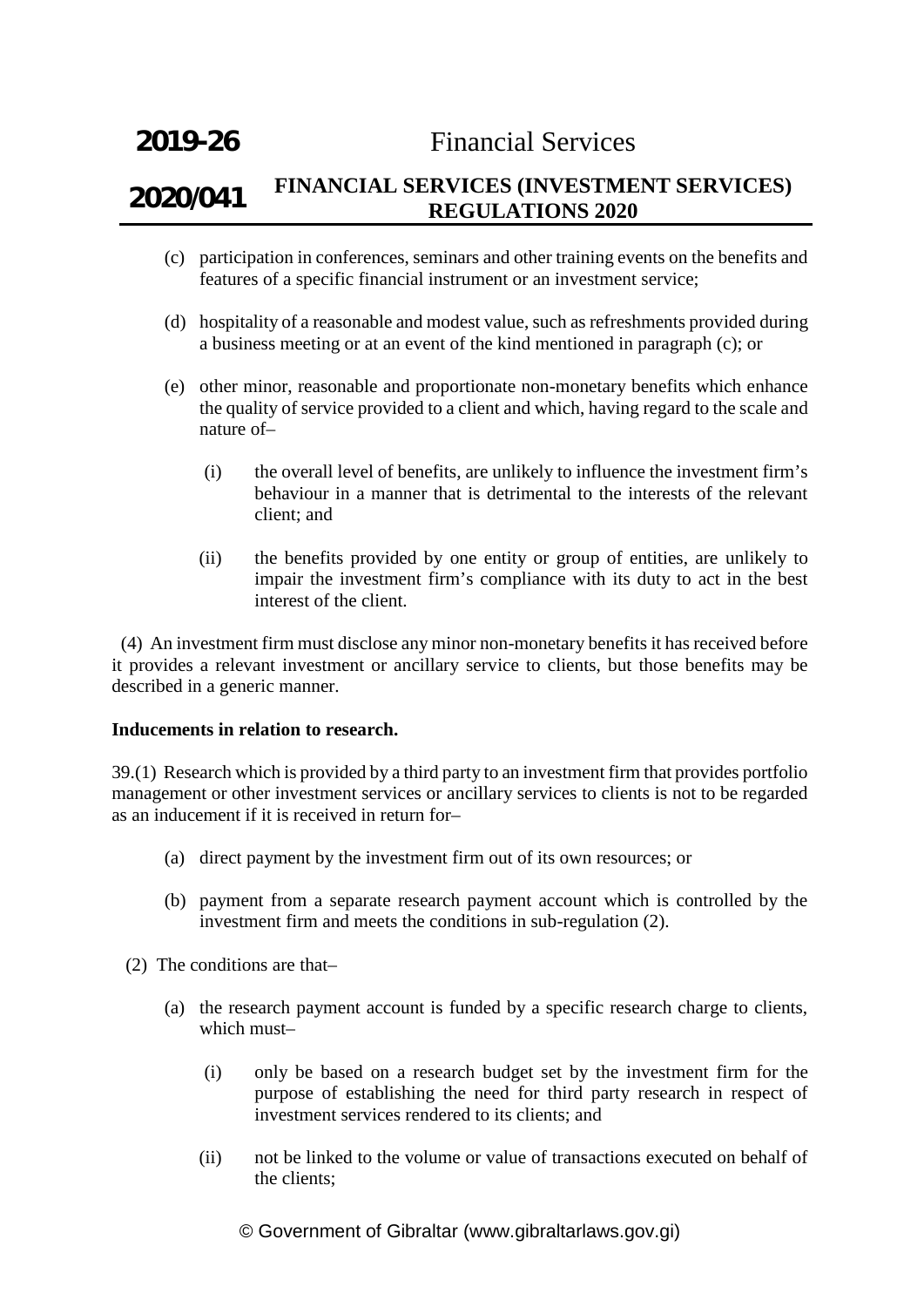(c) participation in conferences, seminars and other training events on the benefits and features of a specific financial instrument or an investment service;

(d) hospitality of a reasonable and modest value, such as refreshments provided during a business meeting or at an event of the kind mentioned in paragraph (c); or

(e) other minor, reasonable and proportionate non-monetary benefits which enhance the quality of service provided to a client and which, having regard to the scale and nature of–

(i) the overall level of benefits, are unlikely to influence the investment firm's behaviour in a manner that is detrimental to the interests of the relevant client; and

(ii) the benefits provided by one entity or group of entities, are unlikely to impair the investment firm's compliance with its duty to act in the best interest of the client.

(4) An investment firm must disclose any minor non-monetary benefits it has received before it provides a relevant investment or ancillary service to clients, but those benefits may be described in a generic manner.

**Inducements in relation to research.**

39.(1) Research which is provided by a third party to an investment firm that provides portfolio management or other investment services or ancillary services to clients is not to be regarded as an inducement if it is received in return for–

(a) direct payment by the investment firm out of its own resources; or

(b) payment from a separate research payment account which is controlled by the investment firm and meets the conditions in sub-regulation (2).

(2) The conditions are that–

(a) the research payment account is funded by a specific research charge to clients, which must–

(i) only be based on a research budget set by the investment firm for the purpose of establishing the need for third party research in respect of investment services rendered to its clients; and

(ii) not be linked to the volume or value of transactions executed on behalf of the clients;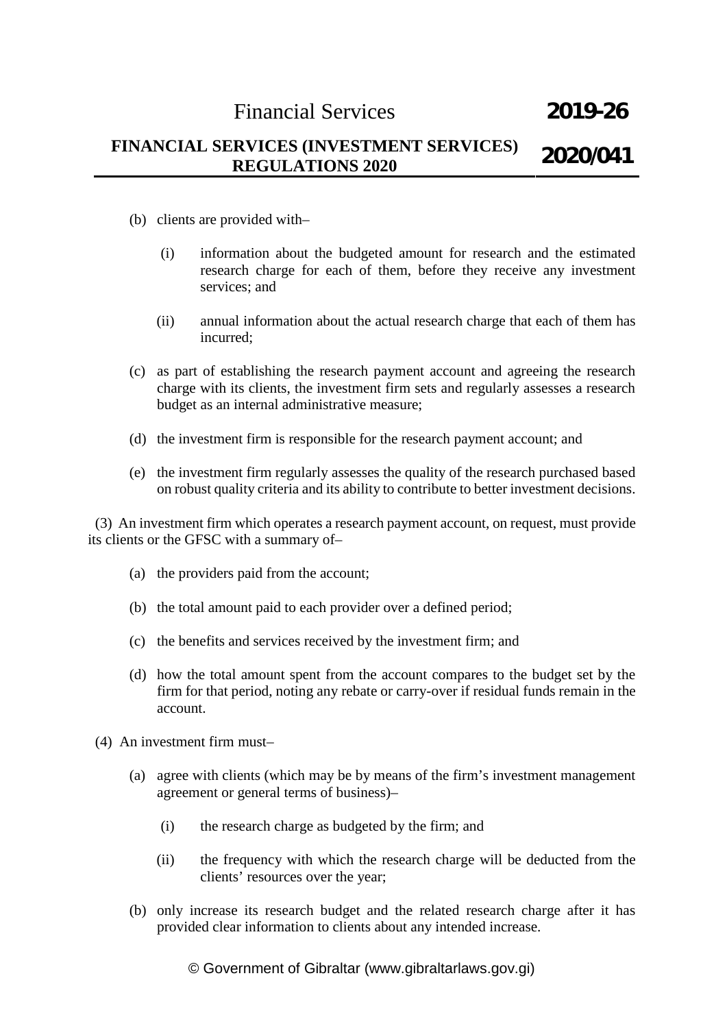(b) clients are provided with–

(i) information about the budgeted amount for research and the estimated research charge for each of them, before they receive any investment services; and

(ii) annual information about the actual research charge that each of them has incurred;

(c) as part of establishing the research payment account and agreeing the research charge with its clients, the investment firm sets and regularly assesses a research budget as an internal administrative measure;

(d) the investment firm is responsible for the research payment account; and

(e) the investment firm regularly assesses the quality of the research purchased based on robust quality criteria and its ability to contribute to better investment decisions.

(3) An investment firm which operates a research payment account, on request, must provide its clients or the GFSC with a summary of–

(a) the providers paid from the account;

(b) the total amount paid to each provider over a defined period;

(c) the benefits and services received by the investment firm; and

(d) how the total amount spent from the account compares to the budget set by the firm for that period, noting any rebate or carry-over if residual funds remain in the account.

(4) An investment firm must–

(a) agree with clients (which may be by means of the firm's investment management agreement or general terms of business)–

(i) the research charge as budgeted by the firm; and

(ii) the frequency with which the research charge will be deducted from the clients' resources over the year;

(b) only increase its research budget and the related research charge after it has provided clear information to clients about any intended increase.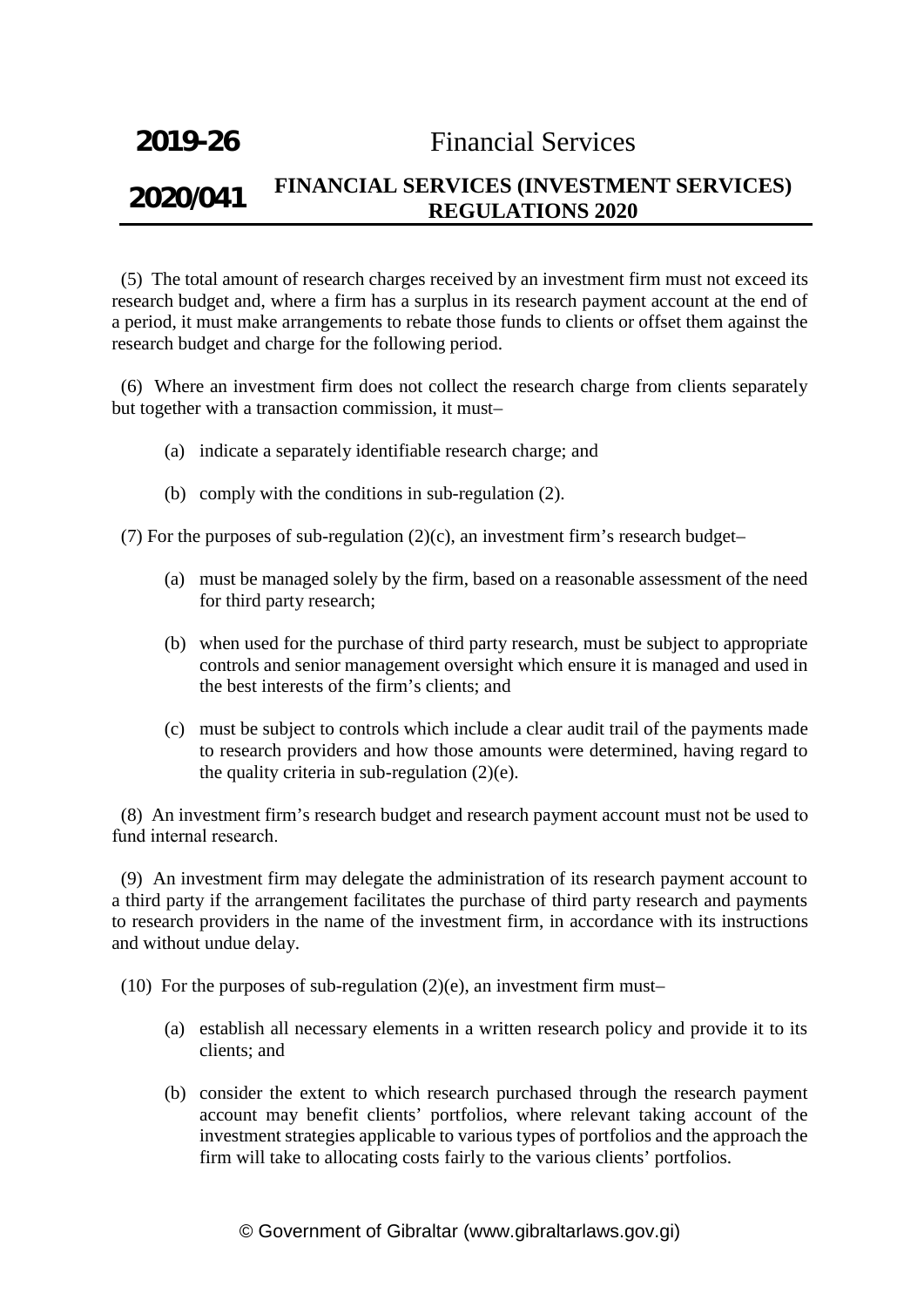(5) The total amount of research charges received by an investment firm must not exceed its research budget and, where a firm has a surplus in its research payment account at the end of a period, it must make arrangements to rebate those funds to clients or offset them against the research budget and charge for the following period.

(6) Where an investment firm does not collect the research charge from clients separately but together with a transaction commission, it must–

(a) indicate a separately identifiable research charge; and

(b) comply with the conditions in sub-regulation (2).

(7) For the purposes of sub-regulation (2)(c), an investment firm's research budget–

(a) must be managed solely by the firm, based on a reasonable assessment of the need for third party research;

(b) when used for the purchase of third party research, must be subject to appropriate controls and senior management oversight which ensure it is managed and used in the best interests of the firm's clients; and

(c) must be subject to controls which include a clear audit trail of the payments made to research providers and how those amounts were determined, having regard to the quality criteria in sub-regulation (2)(e).

(8) An investment firm's research budget and research payment account must not be used to fund internal research.

(9) An investment firm may delegate the administration of its research payment account to a third party if the arrangement facilitates the purchase of third party research and payments to research providers in the name of the investment firm, in accordance with its instructions and without undue delay.

(10) For the purposes of sub-regulation (2)(e), an investment firm must–

(a) establish all necessary elements in a written research policy and provide it to its clients; and

(b) consider the extent to which research purchased through the research payment account may benefit clients' portfolios, where relevant taking account of the investment strategies applicable to various types of portfolios and the approach the firm will take to allocating costs fairly to the various clients' portfolios.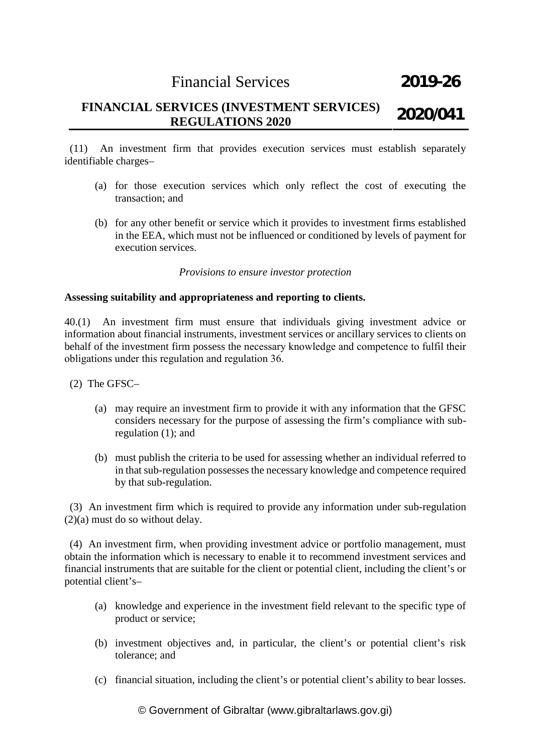(11) An investment firm that provides execution services must establish separately identifiable charges–

(a) for those execution services which only reflect the cost of executing the transaction; and

(b) for any other benefit or service which it provides to investment firms established in the EEA, which must not be influenced or conditioned by levels of payment for execution services.

*Provisions to ensure investor protection*

**Assessing suitability and appropriateness and reporting to clients.**

40.(1) An investment firm must ensure that individuals giving investment advice or information about financial instruments, investment services or ancillary services to clients on behalf of the investment firm possess the necessary knowledge and competence to fulfil their obligations under this regulation and regulation 36.

(2) The GFSC–

(a) may require an investment firm to provide it with any information that the GFSC considers necessary for the purpose of assessing the firm's compliance with sub-regulation (1); and

(b) must publish the criteria to be used for assessing whether an individual referred to in that sub-regulation possesses the necessary knowledge and competence required by that sub-regulation.

(3) An investment firm which is required to provide any information under sub-regulation (2)(a) must do so without delay.

(4) An investment firm, when providing investment advice or portfolio management, must obtain the information which is necessary to enable it to recommend investment services and financial instruments that are suitable for the client or potential client, including the client's or potential client's–

(a) knowledge and experience in the investment field relevant to the specific type of product or service;

(b) investment objectives and, in particular, the client's or potential client's risk tolerance; and

(c) financial situation, including the client's or potential client's ability to bear losses.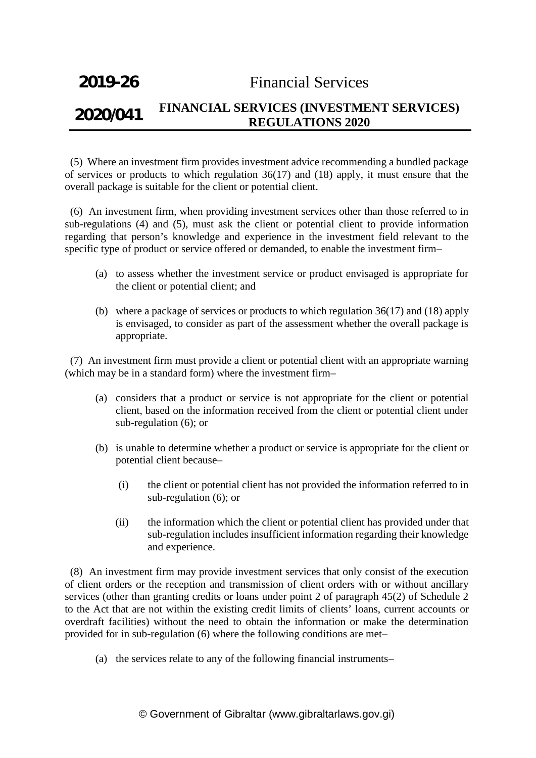(5) Where an investment firm provides investment advice recommending a bundled package of services or products to which regulation 36(17) and (18) apply, it must ensure that the overall package is suitable for the client or potential client.

(6) An investment firm, when providing investment services other than those referred to in sub-regulations (4) and (5), must ask the client or potential client to provide information regarding that person's knowledge and experience in the investment field relevant to the specific type of product or service offered or demanded, to enable the investment firm–

(a) to assess whether the investment service or product envisaged is appropriate for the client or potential client; and

(b) where a package of services or products to which regulation 36(17) and (18) apply is envisaged, to consider as part of the assessment whether the overall package is appropriate.

(7) An investment firm must provide a client or potential client with an appropriate warning (which may be in a standard form) where the investment firm–

(a) considers that a product or service is not appropriate for the client or potential client, based on the information received from the client or potential client under sub-regulation (6); or

(b) is unable to determine whether a product or service is appropriate for the client or potential client because–

(i) the client or potential client has not provided the information referred to in sub-regulation (6); or

(ii) the information which the client or potential client has provided under that sub-regulation includes insufficient information regarding their knowledge and experience.

(8) An investment firm may provide investment services that only consist of the execution of client orders or the reception and transmission of client orders with or without ancillary services (other than granting credits or loans under point 2 of paragraph 45(2) of Schedule 2 to the Act that are not within the existing credit limits of clients' loans, current accounts or overdraft facilities) without the need to obtain the information or make the determination provided for in sub-regulation (6) where the following conditions are met–

(a) the services relate to any of the following financial instruments–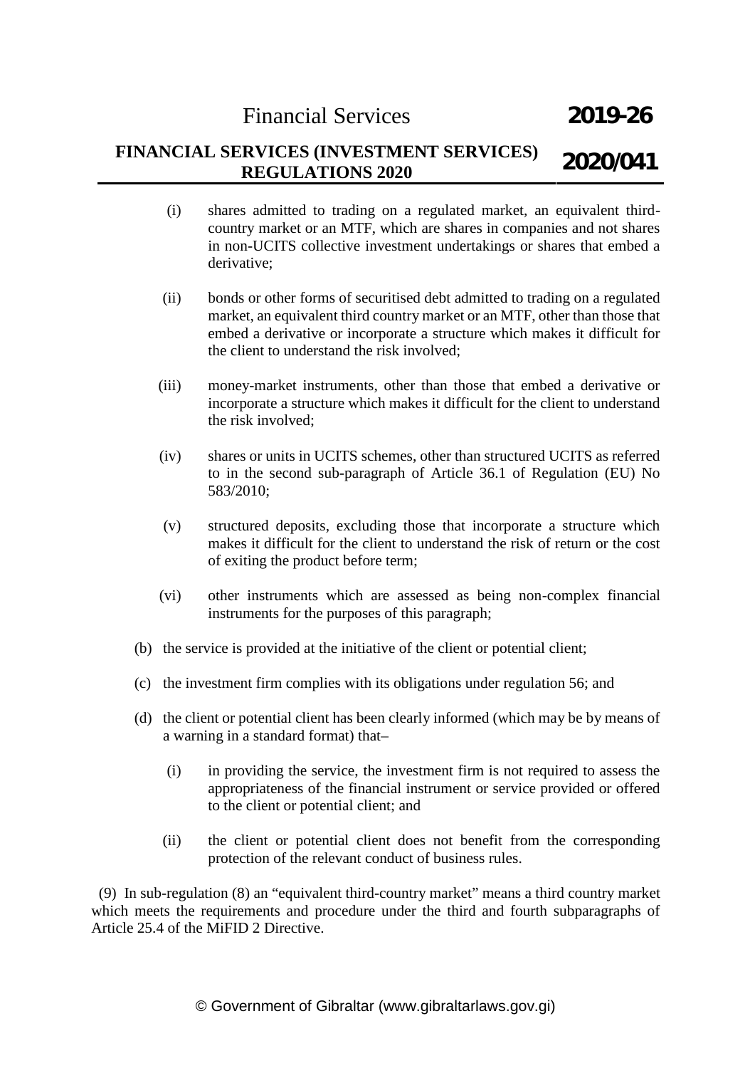- (i) shares admitted to trading on a regulated market, an equivalent third-country market or an MTF, which are shares in companies and not shares in non-UCITS collective investment undertakings or shares that embed a derivative;

- (ii) bonds or other forms of securitised debt admitted to trading on a regulated market, an equivalent third country market or an MTF, other than those that embed a derivative or incorporate a structure which makes it difficult for the client to understand the risk involved;

- (iii) money-market instruments, other than those that embed a derivative or incorporate a structure which makes it difficult for the client to understand the risk involved;

- (iv) shares or units in UCITS schemes, other than structured UCITS as referred to in the second sub-paragraph of Article 36.1 of Regulation (EU) No 583/2010;

- (v) structured deposits, excluding those that incorporate a structure which makes it difficult for the client to understand the risk of return or the cost of exiting the product before term;

- (vi) other instruments which are assessed as being non-complex financial instruments for the purposes of this paragraph;

(b) the service is provided at the initiative of the client or potential client;

(c) the investment firm complies with its obligations under regulation 56; and

(d) the client or potential client has been clearly informed (which may be by means of a warning in a standard format) that–

- (i) in providing the service, the investment firm is not required to assess the appropriateness of the financial instrument or service provided or offered to the client or potential client; and

- (ii) the client or potential client does not benefit from the corresponding protection of the relevant conduct of business rules.

(9) In sub-regulation (8) an "equivalent third-country market" means a third country market which meets the requirements and procedure under the third and fourth subparagraphs of Article 25.4 of the MiFID 2 Directive.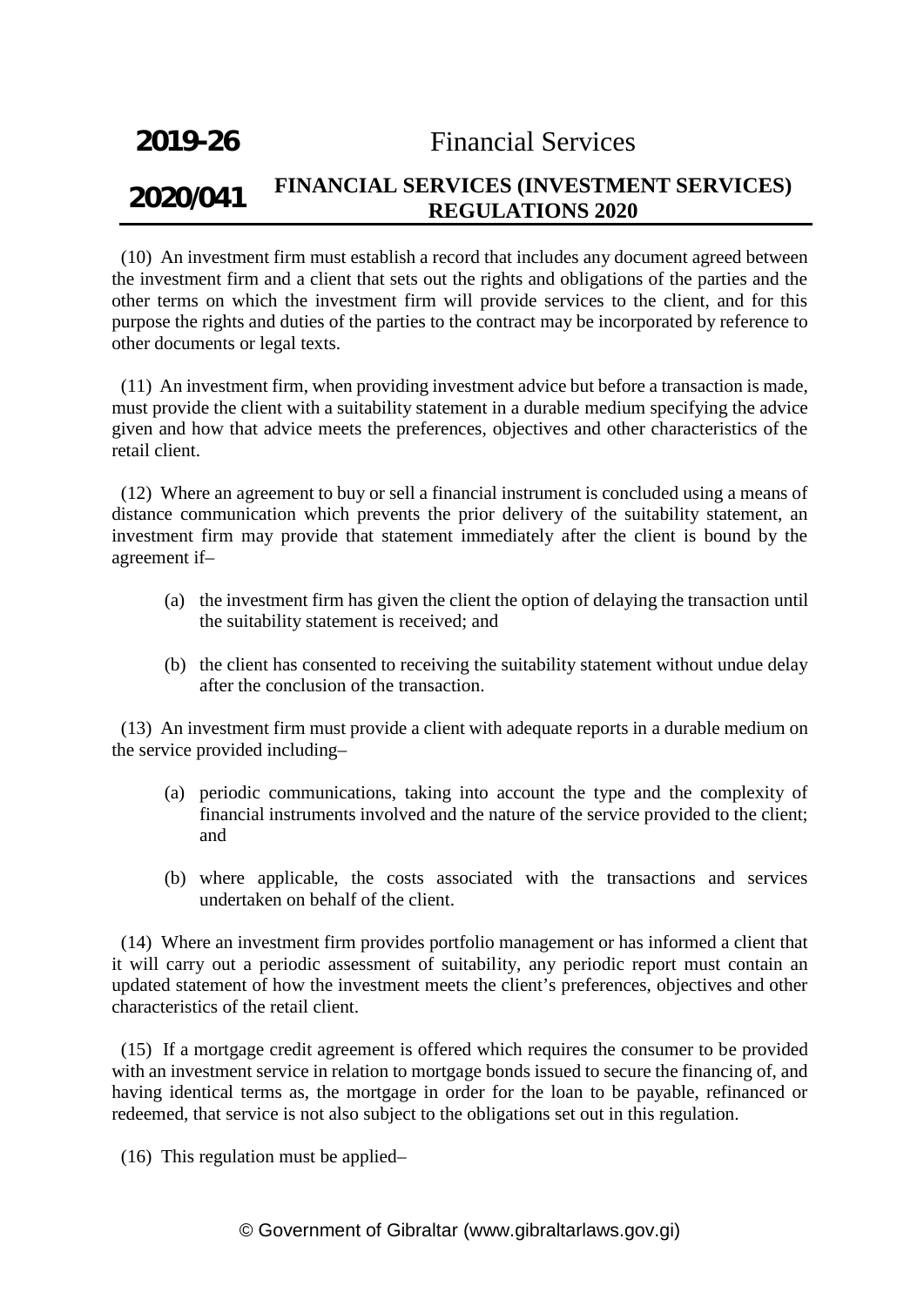(10) An investment firm must establish a record that includes any document agreed between the investment firm and a client that sets out the rights and obligations of the parties and the other terms on which the investment firm will provide services to the client, and for this purpose the rights and duties of the parties to the contract may be incorporated by reference to other documents or legal texts.

(11) An investment firm, when providing investment advice but before a transaction is made, must provide the client with a suitability statement in a durable medium specifying the advice given and how that advice meets the preferences, objectives and other characteristics of the retail client.

(12) Where an agreement to buy or sell a financial instrument is concluded using a means of distance communication which prevents the prior delivery of the suitability statement, an investment firm may provide that statement immediately after the client is bound by the agreement if–

- (a) the investment firm has given the client the option of delaying the transaction until the suitability statement is received; and
- (b) the client has consented to receiving the suitability statement without undue delay after the conclusion of the transaction.

(13) An investment firm must provide a client with adequate reports in a durable medium on the service provided including–

- (a) periodic communications, taking into account the type and the complexity of financial instruments involved and the nature of the service provided to the client; and
- (b) where applicable, the costs associated with the transactions and services undertaken on behalf of the client.

(14) Where an investment firm provides portfolio management or has informed a client that it will carry out a periodic assessment of suitability, any periodic report must contain an updated statement of how the investment meets the client's preferences, objectives and other characteristics of the retail client.

(15) If a mortgage credit agreement is offered which requires the consumer to be provided with an investment service in relation to mortgage bonds issued to secure the financing of, and having identical terms as, the mortgage in order for the loan to be payable, refinanced or redeemed, that service is not also subject to the obligations set out in this regulation.

(16) This regulation must be applied–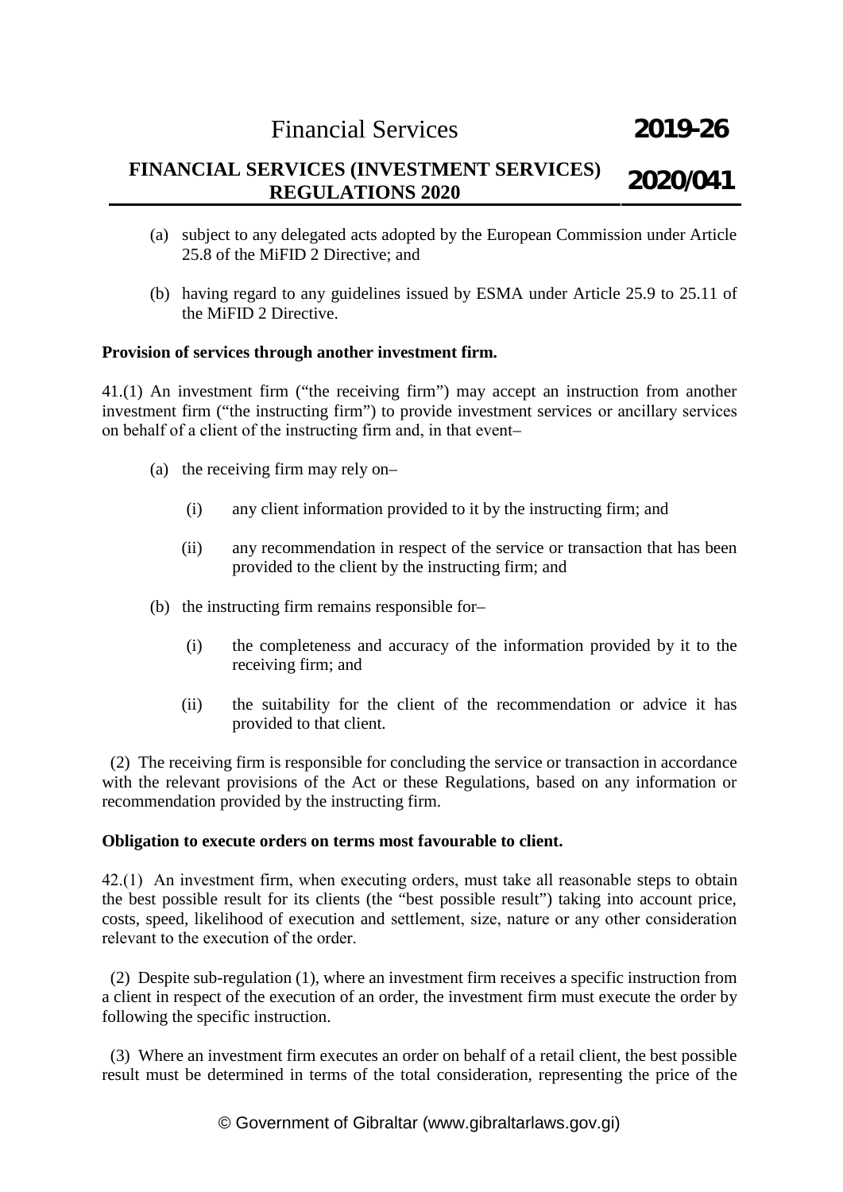(a) subject to any delegated acts adopted by the European Commission under Article 25.8 of the MiFID 2 Directive; and

(b) having regard to any guidelines issued by ESMA under Article 25.9 to 25.11 of the MiFID 2 Directive.

**Provision of services through another investment firm.**

41.(1) An investment firm ("the receiving firm") may accept an instruction from another investment firm ("the instructing firm") to provide investment services or ancillary services on behalf of a client of the instructing firm and, in that event–

(a) the receiving firm may rely on–

(i) any client information provided to it by the instructing firm; and

(ii) any recommendation in respect of the service or transaction that has been provided to the client by the instructing firm; and

(b) the instructing firm remains responsible for–

(i) the completeness and accuracy of the information provided by it to the receiving firm; and

(ii) the suitability for the client of the recommendation or advice it has provided to that client.

(2) The receiving firm is responsible for concluding the service or transaction in accordance with the relevant provisions of the Act or these Regulations, based on any information or recommendation provided by the instructing firm.

**Obligation to execute orders on terms most favourable to client.**

42.(1) An investment firm, when executing orders, must take all reasonable steps to obtain the best possible result for its clients (the "best possible result") taking into account price, costs, speed, likelihood of execution and settlement, size, nature or any other consideration relevant to the execution of the order.

(2) Despite sub-regulation (1), where an investment firm receives a specific instruction from a client in respect of the execution of an order, the investment firm must execute the order by following the specific instruction.

(3) Where an investment firm executes an order on behalf of a retail client, the best possible result must be determined in terms of the total consideration, representing the price of the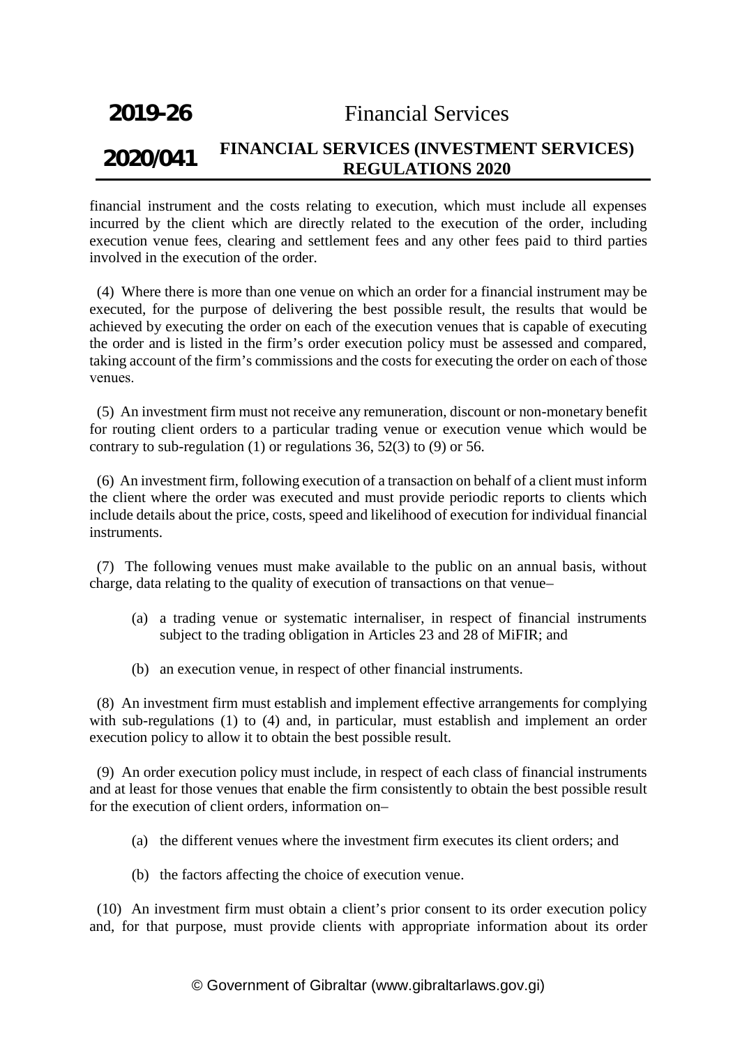financial instrument and the costs relating to execution, which must include all expenses incurred by the client which are directly related to the execution of the order, including execution venue fees, clearing and settlement fees and any other fees paid to third parties involved in the execution of the order.

(4) Where there is more than one venue on which an order for a financial instrument may be executed, for the purpose of delivering the best possible result, the results that would be achieved by executing the order on each of the execution venues that is capable of executing the order and is listed in the firm's order execution policy must be assessed and compared, taking account of the firm's commissions and the costs for executing the order on each of those venues.

(5) An investment firm must not receive any remuneration, discount or non-monetary benefit for routing client orders to a particular trading venue or execution venue which would be contrary to sub-regulation (1) or regulations 36, 52(3) to (9) or 56.

(6) An investment firm, following execution of a transaction on behalf of a client must inform the client where the order was executed and must provide periodic reports to clients which include details about the price, costs, speed and likelihood of execution for individual financial instruments.

(7) The following venues must make available to the public on an annual basis, without charge, data relating to the quality of execution of transactions on that venue–

(a) a trading venue or systematic internaliser, in respect of financial instruments subject to the trading obligation in Articles 23 and 28 of MiFIR; and

(b) an execution venue, in respect of other financial instruments.

(8) An investment firm must establish and implement effective arrangements for complying with sub-regulations (1) to (4) and, in particular, must establish and implement an order execution policy to allow it to obtain the best possible result.

(9) An order execution policy must include, in respect of each class of financial instruments and at least for those venues that enable the firm consistently to obtain the best possible result for the execution of client orders, information on–

(a) the different venues where the investment firm executes its client orders; and

(b) the factors affecting the choice of execution venue.

(10) An investment firm must obtain a client's prior consent to its order execution policy and, for that purpose, must provide clients with appropriate information about its order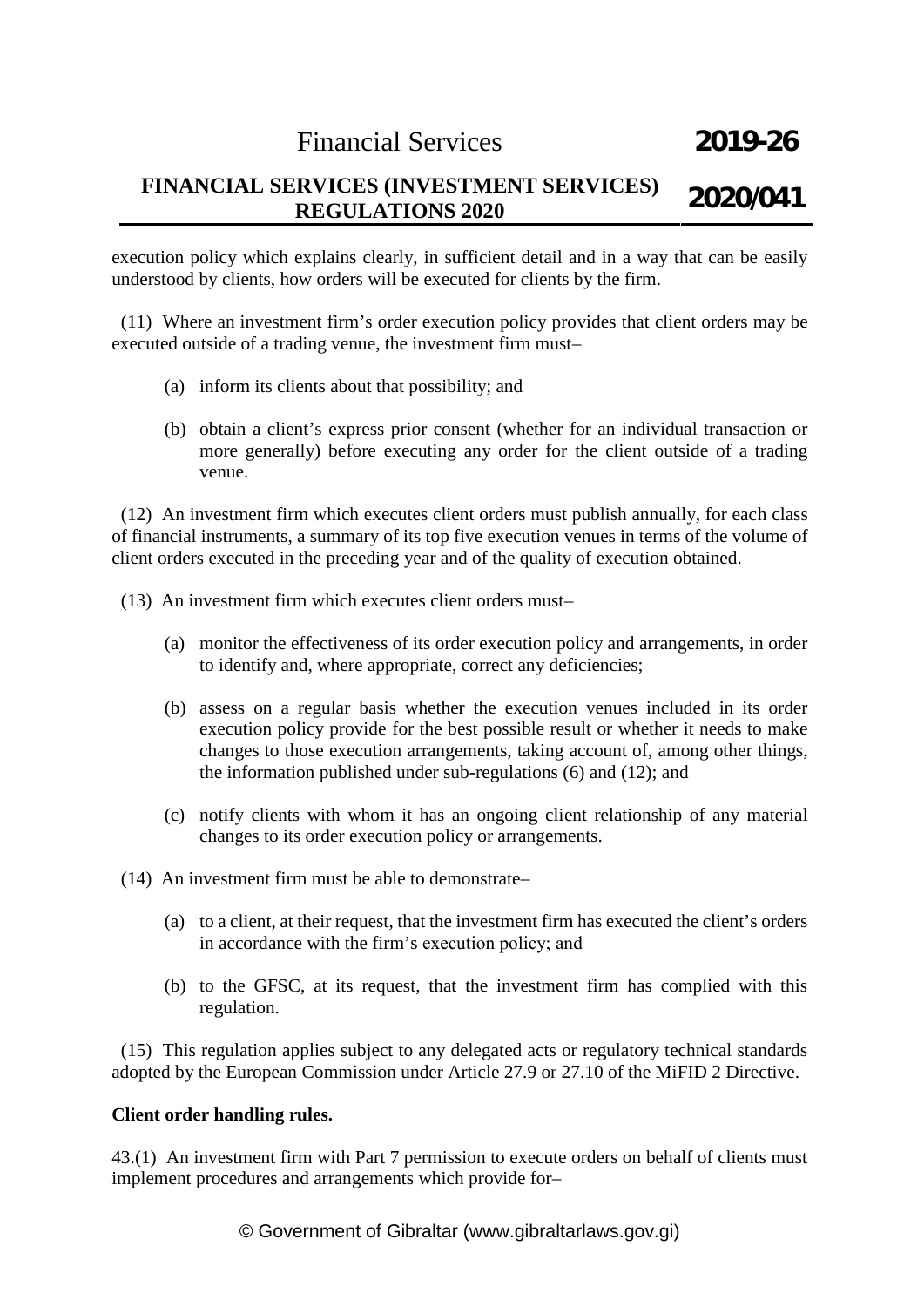execution policy which explains clearly, in sufficient detail and in a way that can be easily understood by clients, how orders will be executed for clients by the firm.

(11) Where an investment firm's order execution policy provides that client orders may be executed outside of a trading venue, the investment firm must–

(a) inform its clients about that possibility; and

(b) obtain a client's express prior consent (whether for an individual transaction or more generally) before executing any order for the client outside of a trading venue.

(12) An investment firm which executes client orders must publish annually, for each class of financial instruments, a summary of its top five execution venues in terms of the volume of client orders executed in the preceding year and of the quality of execution obtained.

(13) An investment firm which executes client orders must–

(a) monitor the effectiveness of its order execution policy and arrangements, in order to identify and, where appropriate, correct any deficiencies;

(b) assess on a regular basis whether the execution venues included in its order execution policy provide for the best possible result or whether it needs to make changes to those execution arrangements, taking account of, among other things, the information published under sub-regulations (6) and (12); and

(c) notify clients with whom it has an ongoing client relationship of any material changes to its order execution policy or arrangements.

(14) An investment firm must be able to demonstrate–

(a) to a client, at their request, that the investment firm has executed the client's orders in accordance with the firm's execution policy; and

(b) to the GFSC, at its request, that the investment firm has complied with this regulation.

(15) This regulation applies subject to any delegated acts or regulatory technical standards adopted by the European Commission under Article 27.9 or 27.10 of the MiFID 2 Directive.

**Client order handling rules.**

43.(1) An investment firm with Part 7 permission to execute orders on behalf of clients must implement procedures and arrangements which provide for–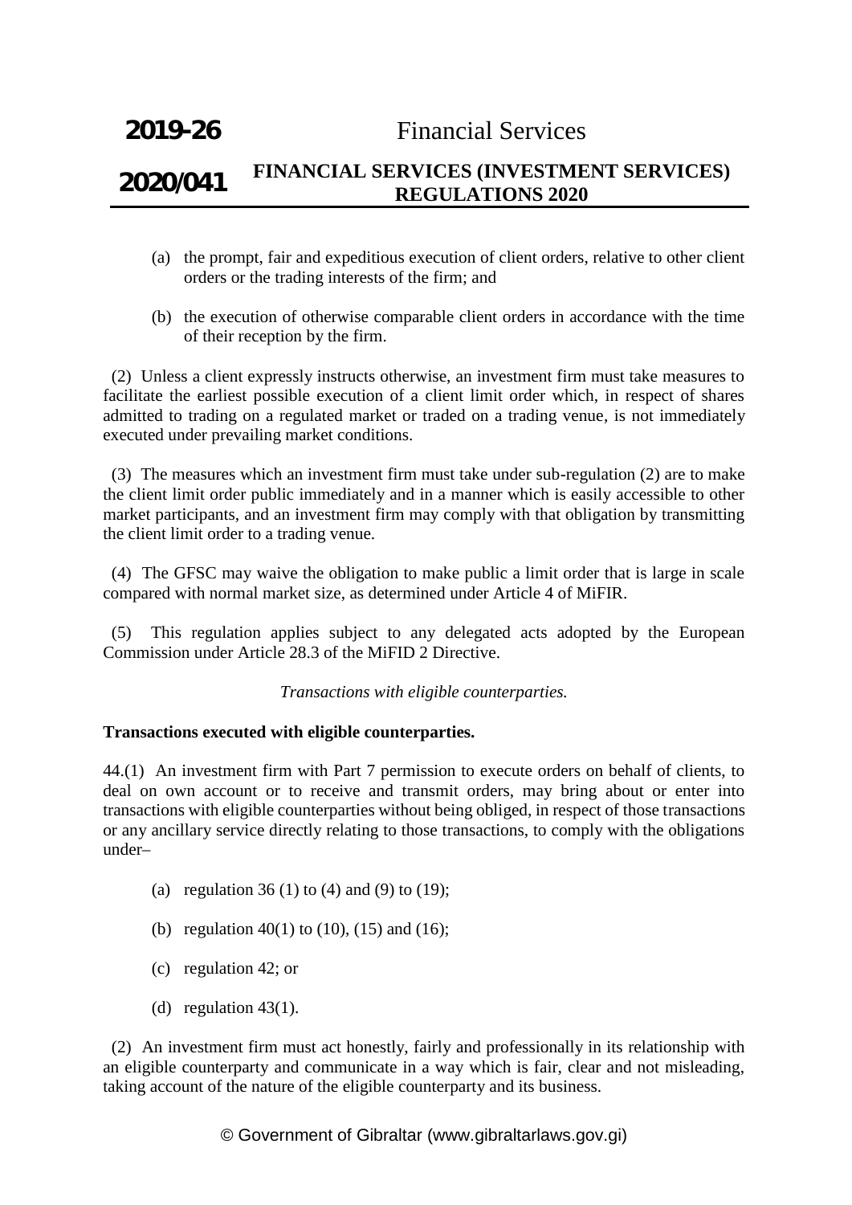(a) the prompt, fair and expeditious execution of client orders, relative to other client orders or the trading interests of the firm; and

(b) the execution of otherwise comparable client orders in accordance with the time of their reception by the firm.

(2) Unless a client expressly instructs otherwise, an investment firm must take measures to facilitate the earliest possible execution of a client limit order which, in respect of shares admitted to trading on a regulated market or traded on a trading venue, is not immediately executed under prevailing market conditions.

(3) The measures which an investment firm must take under sub-regulation (2) are to make the client limit order public immediately and in a manner which is easily accessible to other market participants, and an investment firm may comply with that obligation by transmitting the client limit order to a trading venue.

(4) The GFSC may waive the obligation to make public a limit order that is large in scale compared with normal market size, as determined under Article 4 of MiFIR.

(5) This regulation applies subject to any delegated acts adopted by the European Commission under Article 28.3 of the MiFID 2 Directive.

*Transactions with eligible counterparties.*

**Transactions executed with eligible counterparties.**

44.(1) An investment firm with Part 7 permission to execute orders on behalf of clients, to deal on own account or to receive and transmit orders, may bring about or enter into transactions with eligible counterparties without being obliged, in respect of those transactions or any ancillary service directly relating to those transactions, to comply with the obligations under–

(a) regulation 36 (1) to (4) and (9) to (19);

(b) regulation 40(1) to (10), (15) and (16);

(c) regulation 42; or

(d) regulation 43(1).

(2) An investment firm must act honestly, fairly and professionally in its relationship with an eligible counterparty and communicate in a way which is fair, clear and not misleading, taking account of the nature of the eligible counterparty and its business.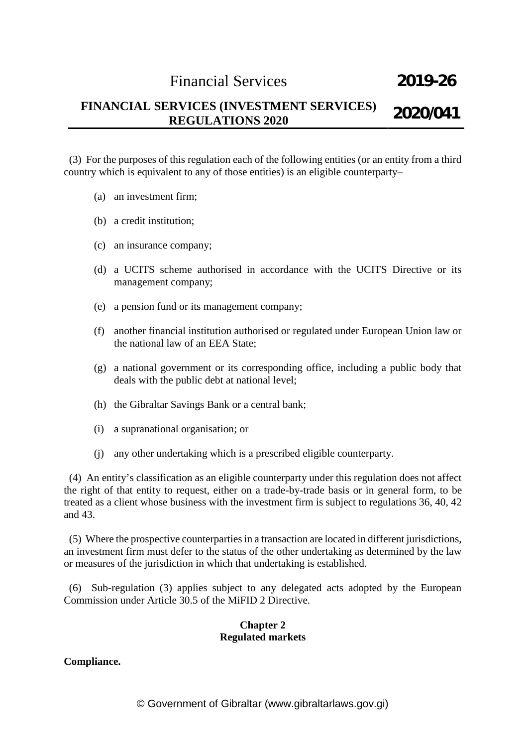(3) For the purposes of this regulation each of the following entities (or an entity from a third country which is equivalent to any of those entities) is an eligible counterparty–

(a) an investment firm;

(b) a credit institution;

(c) an insurance company;

(d) a UCITS scheme authorised in accordance with the UCITS Directive or its management company;

(e) a pension fund or its management company;

(f) another financial institution authorised or regulated under European Union law or the national law of an EEA State;

(g) a national government or its corresponding office, including a public body that deals with the public debt at national level;

(h) the Gibraltar Savings Bank or a central bank;

(i) a supranational organisation; or

(j) any other undertaking which is a prescribed eligible counterparty.

(4) An entity's classification as an eligible counterparty under this regulation does not affect the right of that entity to request, either on a trade-by-trade basis or in general form, to be treated as a client whose business with the investment firm is subject to regulations 36, 40, 42 and 43.

(5) Where the prospective counterparties in a transaction are located in different jurisdictions, an investment firm must defer to the status of the other undertaking as determined by the law or measures of the jurisdiction in which that undertaking is established.

(6) Sub-regulation (3) applies subject to any delegated acts adopted by the European Commission under Article 30.5 of the MiFID 2 Directive.

## Chapter 2
## Regulated markets

**Compliance.**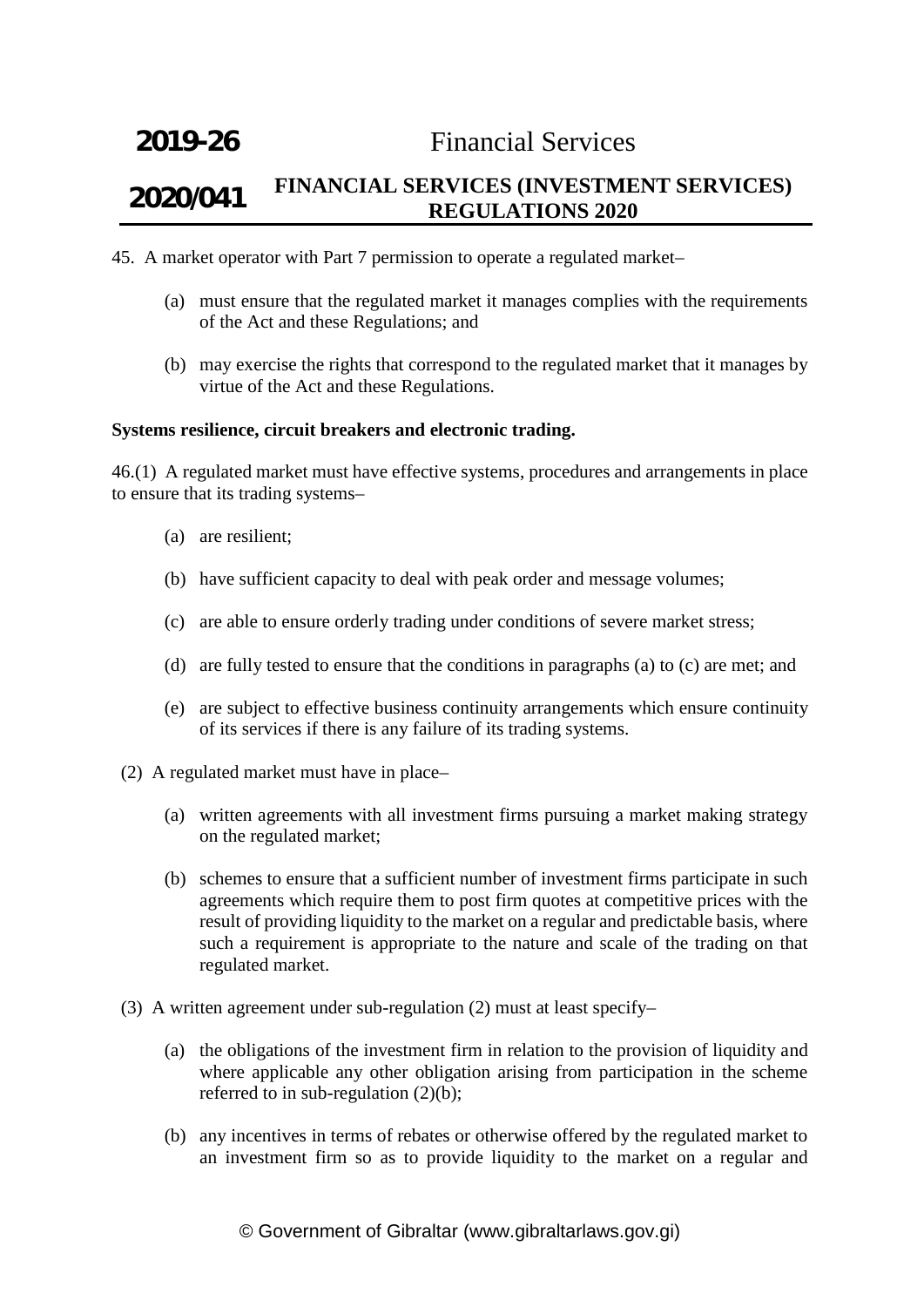45. A market operator with Part 7 permission to operate a regulated market–

(a) must ensure that the regulated market it manages complies with the requirements of the Act and these Regulations; and

(b) may exercise the rights that correspond to the regulated market that it manages by virtue of the Act and these Regulations.

**Systems resilience, circuit breakers and electronic trading.**

46.(1) A regulated market must have effective systems, procedures and arrangements in place to ensure that its trading systems–

(a) are resilient;

(b) have sufficient capacity to deal with peak order and message volumes;

(c) are able to ensure orderly trading under conditions of severe market stress;

(d) are fully tested to ensure that the conditions in paragraphs (a) to (c) are met; and

(e) are subject to effective business continuity arrangements which ensure continuity of its services if there is any failure of its trading systems.

(2) A regulated market must have in place–

(a) written agreements with all investment firms pursuing a market making strategy on the regulated market;

(b) schemes to ensure that a sufficient number of investment firms participate in such agreements which require them to post firm quotes at competitive prices with the result of providing liquidity to the market on a regular and predictable basis, where such a requirement is appropriate to the nature and scale of the trading on that regulated market.

(3) A written agreement under sub-regulation (2) must at least specify–

(a) the obligations of the investment firm in relation to the provision of liquidity and where applicable any other obligation arising from participation in the scheme referred to in sub-regulation (2)(b);

(b) any incentives in terms of rebates or otherwise offered by the regulated market to an investment firm so as to provide liquidity to the market on a regular and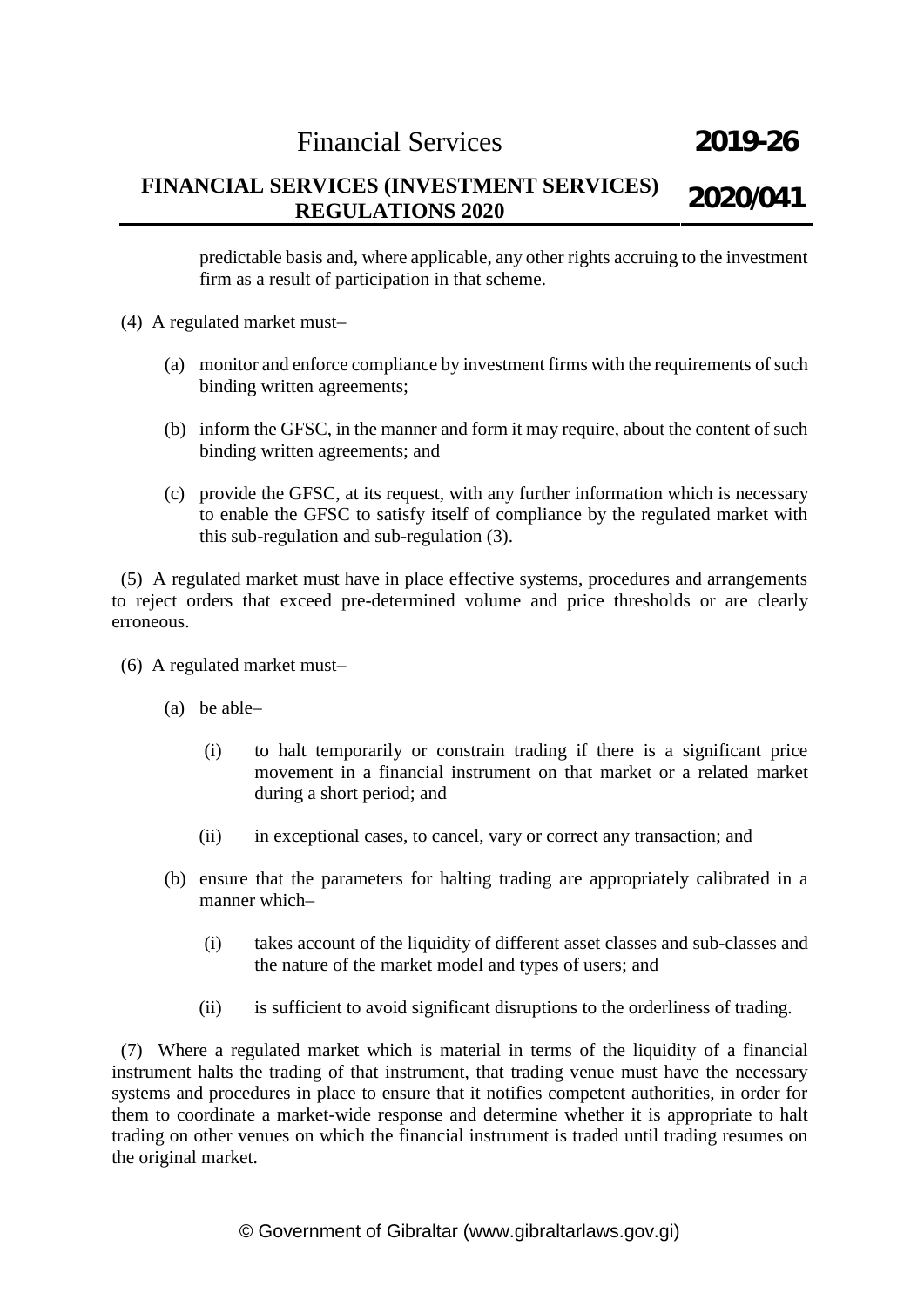predictable basis and, where applicable, any other rights accruing to the investment firm as a result of participation in that scheme.

(4) A regulated market must–

- (a) monitor and enforce compliance by investment firms with the requirements of such binding written agreements;
- (b) inform the GFSC, in the manner and form it may require, about the content of such binding written agreements; and
- (c) provide the GFSC, at its request, with any further information which is necessary to enable the GFSC to satisfy itself of compliance by the regulated market with this sub-regulation and sub-regulation (3).

(5) A regulated market must have in place effective systems, procedures and arrangements to reject orders that exceed pre-determined volume and price thresholds or are clearly erroneous.

(6) A regulated market must–

- (a) be able–
  - (i) to halt temporarily or constrain trading if there is a significant price movement in a financial instrument on that market or a related market during a short period; and
  - (ii) in exceptional cases, to cancel, vary or correct any transaction; and
- (b) ensure that the parameters for halting trading are appropriately calibrated in a manner which–
  - (i) takes account of the liquidity of different asset classes and sub-classes and the nature of the market model and types of users; and
  - (ii) is sufficient to avoid significant disruptions to the orderliness of trading.

(7) Where a regulated market which is material in terms of the liquidity of a financial instrument halts the trading of that instrument, that trading venue must have the necessary systems and procedures in place to ensure that it notifies competent authorities, in order for them to coordinate a market-wide response and determine whether it is appropriate to halt trading on other venues on which the financial instrument is traded until trading resumes on the original market.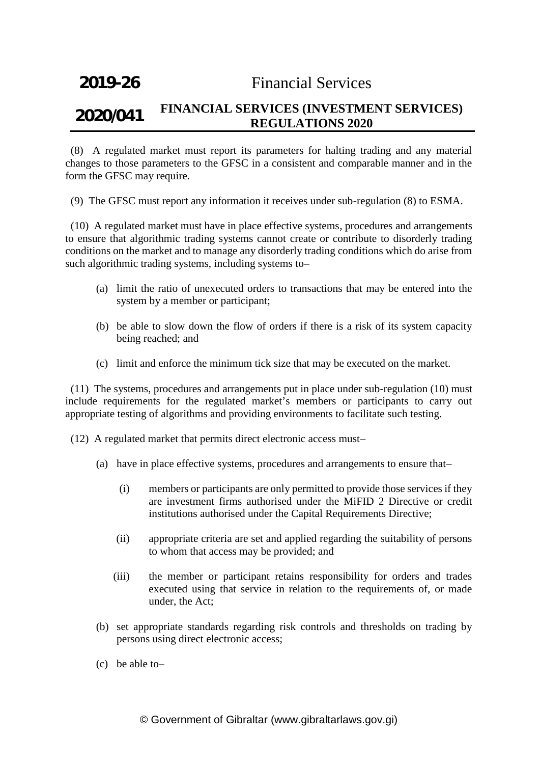(8) A regulated market must report its parameters for halting trading and any material changes to those parameters to the GFSC in a consistent and comparable manner and in the form the GFSC may require.

(9) The GFSC must report any information it receives under sub-regulation (8) to ESMA.

(10) A regulated market must have in place effective systems, procedures and arrangements to ensure that algorithmic trading systems cannot create or contribute to disorderly trading conditions on the market and to manage any disorderly trading conditions which do arise from such algorithmic trading systems, including systems to–

(a) limit the ratio of unexecuted orders to transactions that may be entered into the system by a member or participant;

(b) be able to slow down the flow of orders if there is a risk of its system capacity being reached; and

(c) limit and enforce the minimum tick size that may be executed on the market.

(11) The systems, procedures and arrangements put in place under sub-regulation (10) must include requirements for the regulated market's members or participants to carry out appropriate testing of algorithms and providing environments to facilitate such testing.

(12) A regulated market that permits direct electronic access must–

(a) have in place effective systems, procedures and arrangements to ensure that–

(i) members or participants are only permitted to provide those services if they are investment firms authorised under the MiFID 2 Directive or credit institutions authorised under the Capital Requirements Directive;

(ii) appropriate criteria are set and applied regarding the suitability of persons to whom that access may be provided; and

(iii) the member or participant retains responsibility for orders and trades executed using that service in relation to the requirements of, or made under, the Act;

(b) set appropriate standards regarding risk controls and thresholds on trading by persons using direct electronic access;

(c) be able to–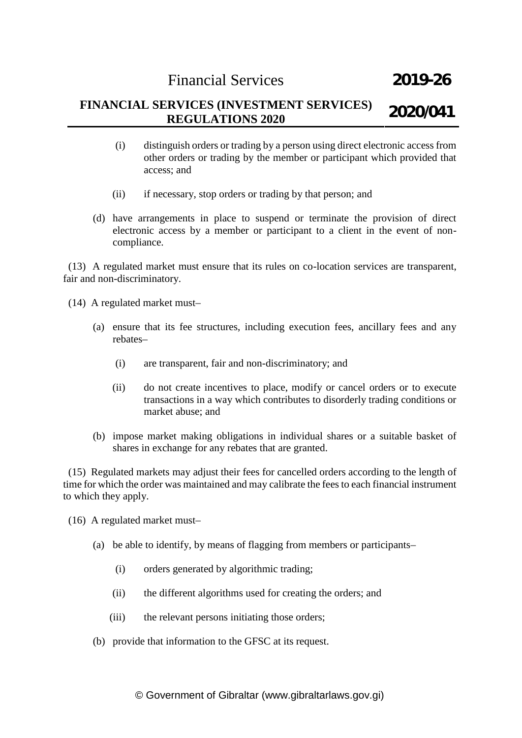(i) distinguish orders or trading by a person using direct electronic access from other orders or trading by the member or participant which provided that access; and

(ii) if necessary, stop orders or trading by that person; and

(d) have arrangements in place to suspend or terminate the provision of direct electronic access by a member or participant to a client in the event of non-compliance.

(13) A regulated market must ensure that its rules on co-location services are transparent, fair and non-discriminatory.

(14) A regulated market must–

(a) ensure that its fee structures, including execution fees, ancillary fees and any rebates–

(i) are transparent, fair and non-discriminatory; and

(ii) do not create incentives to place, modify or cancel orders or to execute transactions in a way which contributes to disorderly trading conditions or market abuse; and

(b) impose market making obligations in individual shares or a suitable basket of shares in exchange for any rebates that are granted.

(15) Regulated markets may adjust their fees for cancelled orders according to the length of time for which the order was maintained and may calibrate the fees to each financial instrument to which they apply.

(16) A regulated market must–

(a) be able to identify, by means of flagging from members or participants–

(i) orders generated by algorithmic trading;

(ii) the different algorithms used for creating the orders; and

(iii) the relevant persons initiating those orders;

(b) provide that information to the GFSC at its request.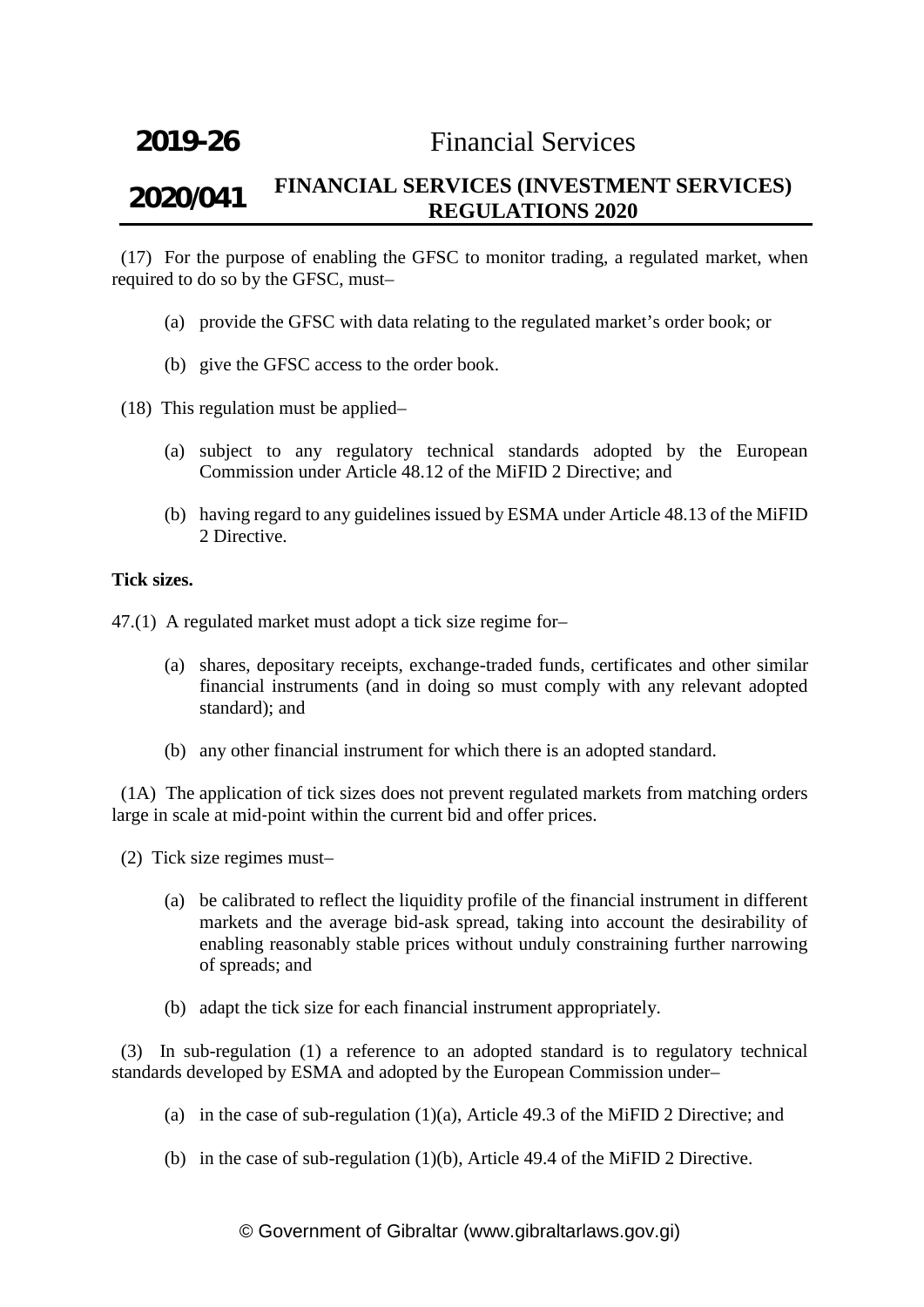(17) For the purpose of enabling the GFSC to monitor trading, a regulated market, when required to do so by the GFSC, must–

(a) provide the GFSC with data relating to the regulated market's order book; or

(b) give the GFSC access to the order book.

(18) This regulation must be applied–

(a) subject to any regulatory technical standards adopted by the European Commission under Article 48.12 of the MiFID 2 Directive; and

(b) having regard to any guidelines issued by ESMA under Article 48.13 of the MiFID 2 Directive.

**Tick sizes.**

47.(1) A regulated market must adopt a tick size regime for–

(a) shares, depositary receipts, exchange-traded funds, certificates and other similar financial instruments (and in doing so must comply with any relevant adopted standard); and

(b) any other financial instrument for which there is an adopted standard.

(1A) The application of tick sizes does not prevent regulated markets from matching orders large in scale at mid-point within the current bid and offer prices.

(2) Tick size regimes must–

(a) be calibrated to reflect the liquidity profile of the financial instrument in different markets and the average bid-ask spread, taking into account the desirability of enabling reasonably stable prices without unduly constraining further narrowing of spreads; and

(b) adapt the tick size for each financial instrument appropriately.

(3) In sub-regulation (1) a reference to an adopted standard is to regulatory technical standards developed by ESMA and adopted by the European Commission under–

(a) in the case of sub-regulation (1)(a), Article 49.3 of the MiFID 2 Directive; and

(b) in the case of sub-regulation (1)(b), Article 49.4 of the MiFID 2 Directive.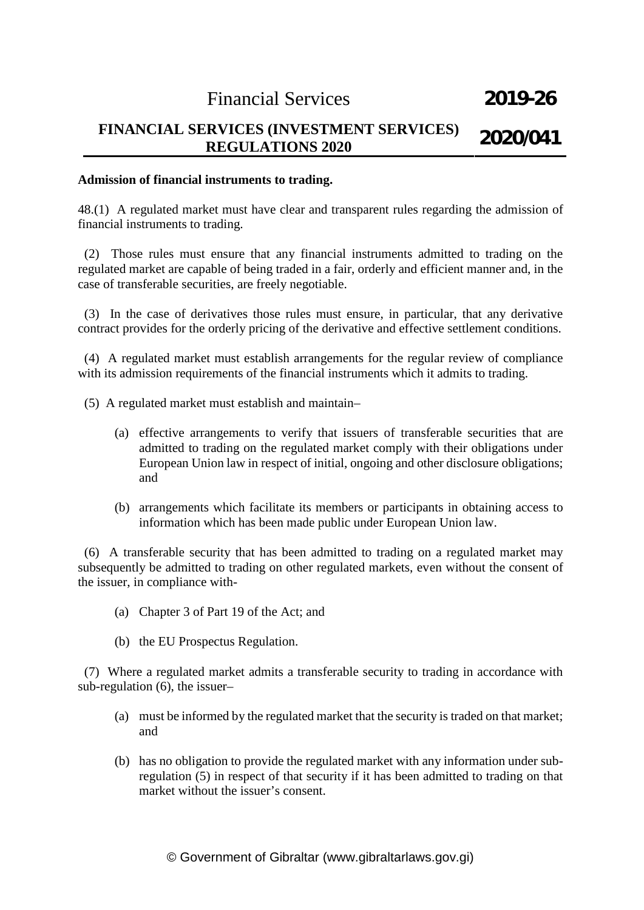**Admission of financial instruments to trading.**

48.(1) A regulated market must have clear and transparent rules regarding the admission of financial instruments to trading.

(2) Those rules must ensure that any financial instruments admitted to trading on the regulated market are capable of being traded in a fair, orderly and efficient manner and, in the case of transferable securities, are freely negotiable.

(3) In the case of derivatives those rules must ensure, in particular, that any derivative contract provides for the orderly pricing of the derivative and effective settlement conditions.

(4) A regulated market must establish arrangements for the regular review of compliance with its admission requirements of the financial instruments which it admits to trading.

(5) A regulated market must establish and maintain–

(a) effective arrangements to verify that issuers of transferable securities that are admitted to trading on the regulated market comply with their obligations under European Union law in respect of initial, ongoing and other disclosure obligations; and

(b) arrangements which facilitate its members or participants in obtaining access to information which has been made public under European Union law.

(6) A transferable security that has been admitted to trading on a regulated market may subsequently be admitted to trading on other regulated markets, even without the consent of the issuer, in compliance with-

(a) Chapter 3 of Part 19 of the Act; and

(b) the EU Prospectus Regulation.

(7) Where a regulated market admits a transferable security to trading in accordance with sub-regulation (6), the issuer–

(a) must be informed by the regulated market that the security is traded on that market; and

(b) has no obligation to provide the regulated market with any information under sub-regulation (5) in respect of that security if it has been admitted to trading on that market without the issuer's consent.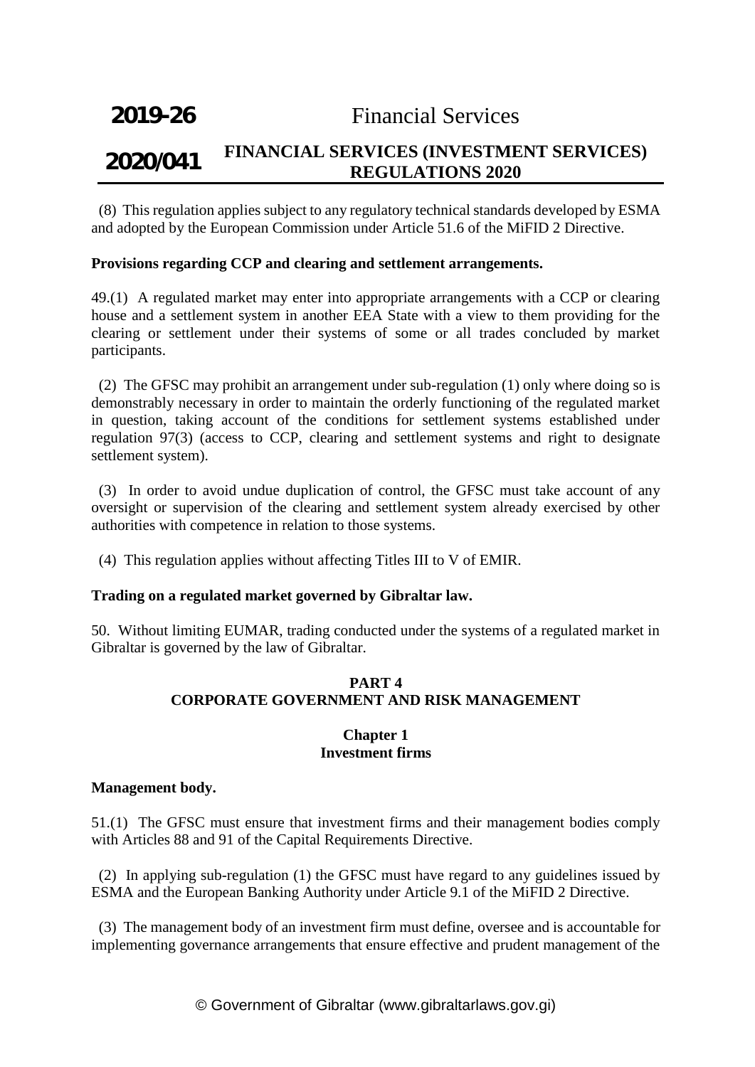(8) This regulation applies subject to any regulatory technical standards developed by ESMA and adopted by the European Commission under Article 51.6 of the MiFID 2 Directive.

**Provisions regarding CCP and clearing and settlement arrangements.**

49.(1) A regulated market may enter into appropriate arrangements with a CCP or clearing house and a settlement system in another EEA State with a view to them providing for the clearing or settlement under their systems of some or all trades concluded by market participants.

(2) The GFSC may prohibit an arrangement under sub-regulation (1) only where doing so is demonstrably necessary in order to maintain the orderly functioning of the regulated market in question, taking account of the conditions for settlement systems established under regulation 97(3) (access to CCP, clearing and settlement systems and right to designate settlement system).

(3) In order to avoid undue duplication of control, the GFSC must take account of any oversight or supervision of the clearing and settlement system already exercised by other authorities with competence in relation to those systems.

(4) This regulation applies without affecting Titles III to V of EMIR.

**Trading on a regulated market governed by Gibraltar law.**

50. Without limiting EUMAR, trading conducted under the systems of a regulated market in Gibraltar is governed by the law of Gibraltar.

## PART 4
## CORPORATE GOVERNMENT AND RISK MANAGEMENT

### Chapter 1
### Investment firms

**Management body.**

51.(1) The GFSC must ensure that investment firms and their management bodies comply with Articles 88 and 91 of the Capital Requirements Directive.

(2) In applying sub-regulation (1) the GFSC must have regard to any guidelines issued by ESMA and the European Banking Authority under Article 9.1 of the MiFID 2 Directive.

(3) The management body of an investment firm must define, oversee and is accountable for implementing governance arrangements that ensure effective and prudent management of the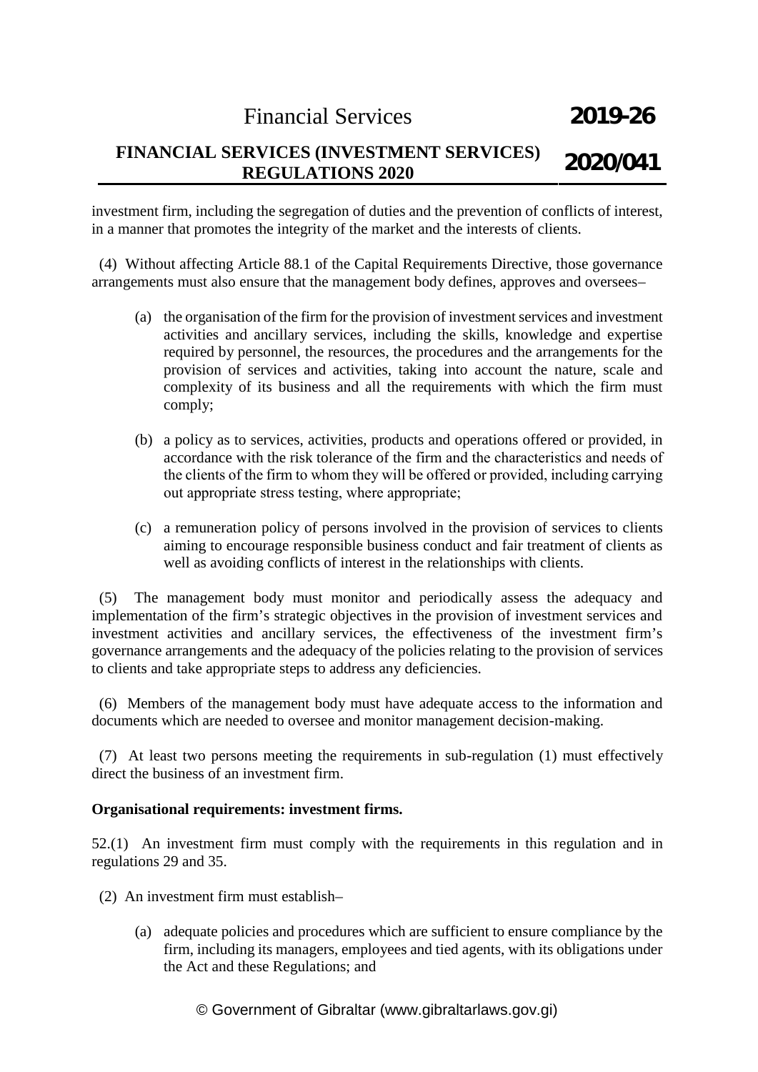investment firm, including the segregation of duties and the prevention of conflicts of interest, in a manner that promotes the integrity of the market and the interests of clients.

(4) Without affecting Article 88.1 of the Capital Requirements Directive, those governance arrangements must also ensure that the management body defines, approves and oversees–

(a) the organisation of the firm for the provision of investment services and investment activities and ancillary services, including the skills, knowledge and expertise required by personnel, the resources, the procedures and the arrangements for the provision of services and activities, taking into account the nature, scale and complexity of its business and all the requirements with which the firm must comply;

(b) a policy as to services, activities, products and operations offered or provided, in accordance with the risk tolerance of the firm and the characteristics and needs of the clients of the firm to whom they will be offered or provided, including carrying out appropriate stress testing, where appropriate;

(c) a remuneration policy of persons involved in the provision of services to clients aiming to encourage responsible business conduct and fair treatment of clients as well as avoiding conflicts of interest in the relationships with clients.

(5) The management body must monitor and periodically assess the adequacy and implementation of the firm's strategic objectives in the provision of investment services and investment activities and ancillary services, the effectiveness of the investment firm's governance arrangements and the adequacy of the policies relating to the provision of services to clients and take appropriate steps to address any deficiencies.

(6) Members of the management body must have adequate access to the information and documents which are needed to oversee and monitor management decision-making.

(7) At least two persons meeting the requirements in sub-regulation (1) must effectively direct the business of an investment firm.

**Organisational requirements: investment firms.**

52.(1) An investment firm must comply with the requirements in this regulation and in regulations 29 and 35.

(2) An investment firm must establish–

(a) adequate policies and procedures which are sufficient to ensure compliance by the firm, including its managers, employees and tied agents, with its obligations under the Act and these Regulations; and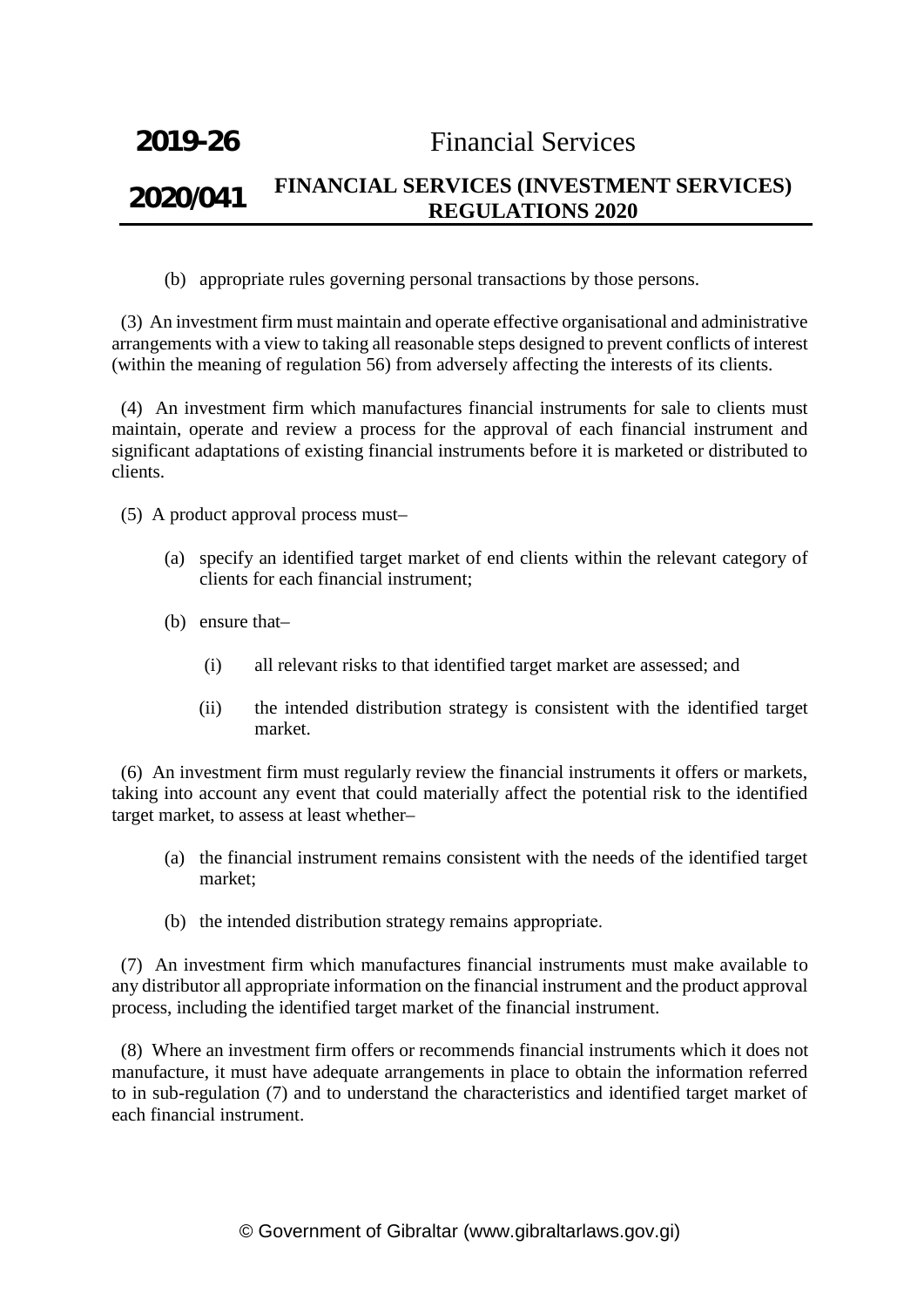(b) appropriate rules governing personal transactions by those persons.

(3) An investment firm must maintain and operate effective organisational and administrative arrangements with a view to taking all reasonable steps designed to prevent conflicts of interest (within the meaning of regulation 56) from adversely affecting the interests of its clients.

(4) An investment firm which manufactures financial instruments for sale to clients must maintain, operate and review a process for the approval of each financial instrument and significant adaptations of existing financial instruments before it is marketed or distributed to clients.

(5) A product approval process must–

(a) specify an identified target market of end clients within the relevant category of clients for each financial instrument;

(b) ensure that–

(i) all relevant risks to that identified target market are assessed; and

(ii) the intended distribution strategy is consistent with the identified target market.

(6) An investment firm must regularly review the financial instruments it offers or markets, taking into account any event that could materially affect the potential risk to the identified target market, to assess at least whether–

(a) the financial instrument remains consistent with the needs of the identified target market;

(b) the intended distribution strategy remains appropriate.

(7) An investment firm which manufactures financial instruments must make available to any distributor all appropriate information on the financial instrument and the product approval process, including the identified target market of the financial instrument.

(8) Where an investment firm offers or recommends financial instruments which it does not manufacture, it must have adequate arrangements in place to obtain the information referred to in sub-regulation (7) and to understand the characteristics and identified target market of each financial instrument.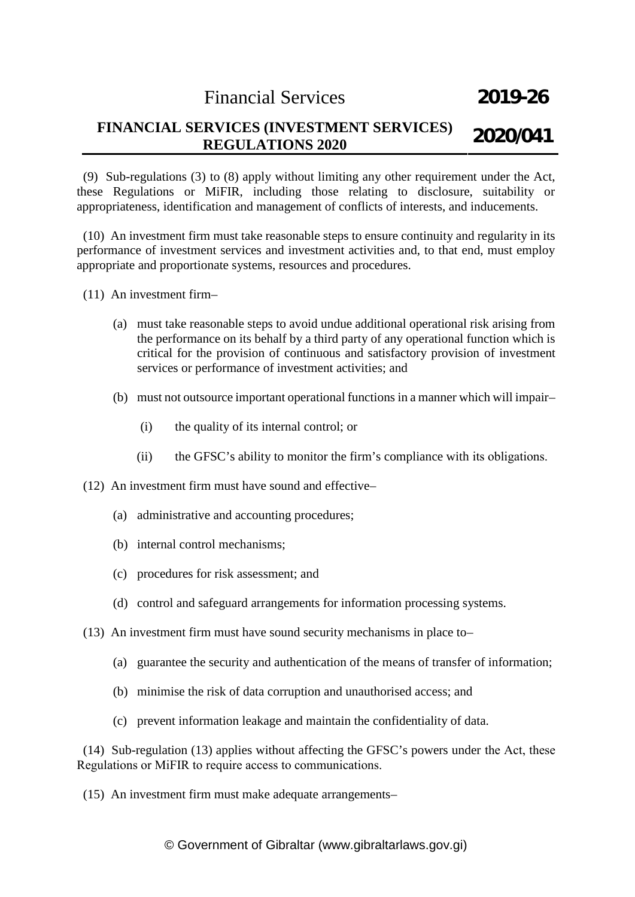(9) Sub-regulations (3) to (8) apply without limiting any other requirement under the Act, these Regulations or MiFIR, including those relating to disclosure, suitability or appropriateness, identification and management of conflicts of interests, and inducements.

(10) An investment firm must take reasonable steps to ensure continuity and regularity in its performance of investment services and investment activities and, to that end, must employ appropriate and proportionate systems, resources and procedures.

(11) An investment firm–

(a) must take reasonable steps to avoid undue additional operational risk arising from the performance on its behalf by a third party of any operational function which is critical for the provision of continuous and satisfactory provision of investment services or performance of investment activities; and

(b) must not outsource important operational functions in a manner which will impair–

(i) the quality of its internal control; or

(ii) the GFSC's ability to monitor the firm's compliance with its obligations.

(12) An investment firm must have sound and effective–

(a) administrative and accounting procedures;

(b) internal control mechanisms;

(c) procedures for risk assessment; and

(d) control and safeguard arrangements for information processing systems.

(13) An investment firm must have sound security mechanisms in place to–

(a) guarantee the security and authentication of the means of transfer of information;

(b) minimise the risk of data corruption and unauthorised access; and

(c) prevent information leakage and maintain the confidentiality of data.

(14) Sub-regulation (13) applies without affecting the GFSC's powers under the Act, these Regulations or MiFIR to require access to communications.

(15) An investment firm must make adequate arrangements–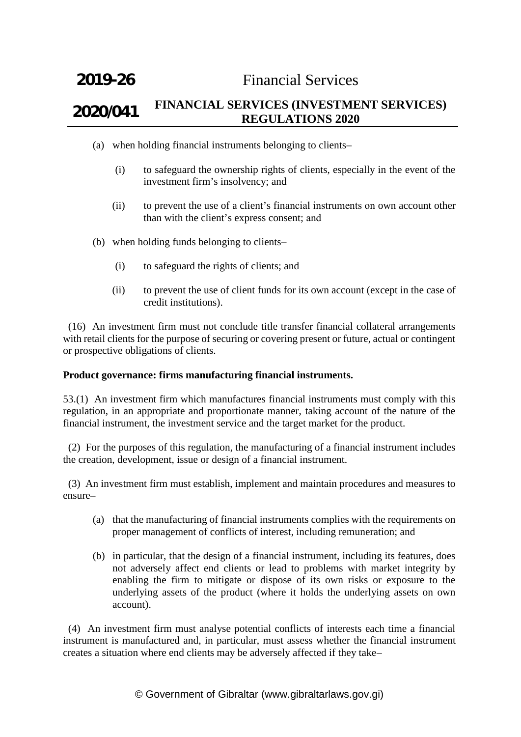(a) when holding financial instruments belonging to clients–

  (i) to safeguard the ownership rights of clients, especially in the event of the investment firm's insolvency; and

  (ii) to prevent the use of a client's financial instruments on own account other than with the client's express consent; and

(b) when holding funds belonging to clients–

  (i) to safeguard the rights of clients; and

  (ii) to prevent the use of client funds for its own account (except in the case of credit institutions).

(16) An investment firm must not conclude title transfer financial collateral arrangements with retail clients for the purpose of securing or covering present or future, actual or contingent or prospective obligations of clients.

**Product governance: firms manufacturing financial instruments.**

53.(1) An investment firm which manufactures financial instruments must comply with this regulation, in an appropriate and proportionate manner, taking account of the nature of the financial instrument, the investment service and the target market for the product.

(2) For the purposes of this regulation, the manufacturing of a financial instrument includes the creation, development, issue or design of a financial instrument.

(3) An investment firm must establish, implement and maintain procedures and measures to ensure–

(a) that the manufacturing of financial instruments complies with the requirements on proper management of conflicts of interest, including remuneration; and

(b) in particular, that the design of a financial instrument, including its features, does not adversely affect end clients or lead to problems with market integrity by enabling the firm to mitigate or dispose of its own risks or exposure to the underlying assets of the product (where it holds the underlying assets on own account).

(4) An investment firm must analyse potential conflicts of interests each time a financial instrument is manufactured and, in particular, must assess whether the financial instrument creates a situation where end clients may be adversely affected if they take–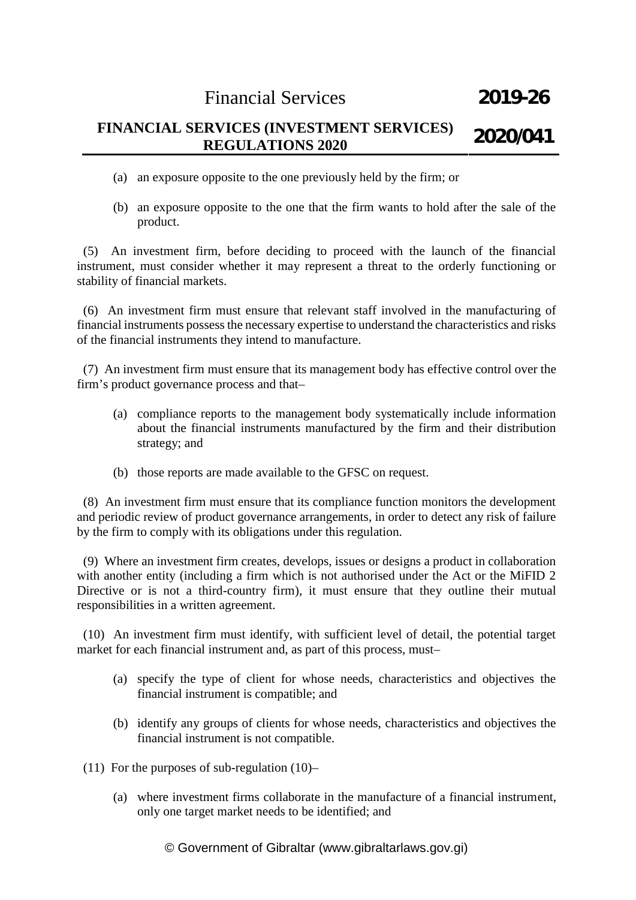(a) an exposure opposite to the one previously held by the firm; or

(b) an exposure opposite to the one that the firm wants to hold after the sale of the product.

(5) An investment firm, before deciding to proceed with the launch of the financial instrument, must consider whether it may represent a threat to the orderly functioning or stability of financial markets.

(6) An investment firm must ensure that relevant staff involved in the manufacturing of financial instruments possess the necessary expertise to understand the characteristics and risks of the financial instruments they intend to manufacture.

(7) An investment firm must ensure that its management body has effective control over the firm's product governance process and that–

(a) compliance reports to the management body systematically include information about the financial instruments manufactured by the firm and their distribution strategy; and

(b) those reports are made available to the GFSC on request.

(8) An investment firm must ensure that its compliance function monitors the development and periodic review of product governance arrangements, in order to detect any risk of failure by the firm to comply with its obligations under this regulation.

(9) Where an investment firm creates, develops, issues or designs a product in collaboration with another entity (including a firm which is not authorised under the Act or the MiFID 2 Directive or is not a third-country firm), it must ensure that they outline their mutual responsibilities in a written agreement.

(10) An investment firm must identify, with sufficient level of detail, the potential target market for each financial instrument and, as part of this process, must–

(a) specify the type of client for whose needs, characteristics and objectives the financial instrument is compatible; and

(b) identify any groups of clients for whose needs, characteristics and objectives the financial instrument is not compatible.

(11) For the purposes of sub-regulation (10)–

(a) where investment firms collaborate in the manufacture of a financial instrument, only one target market needs to be identified; and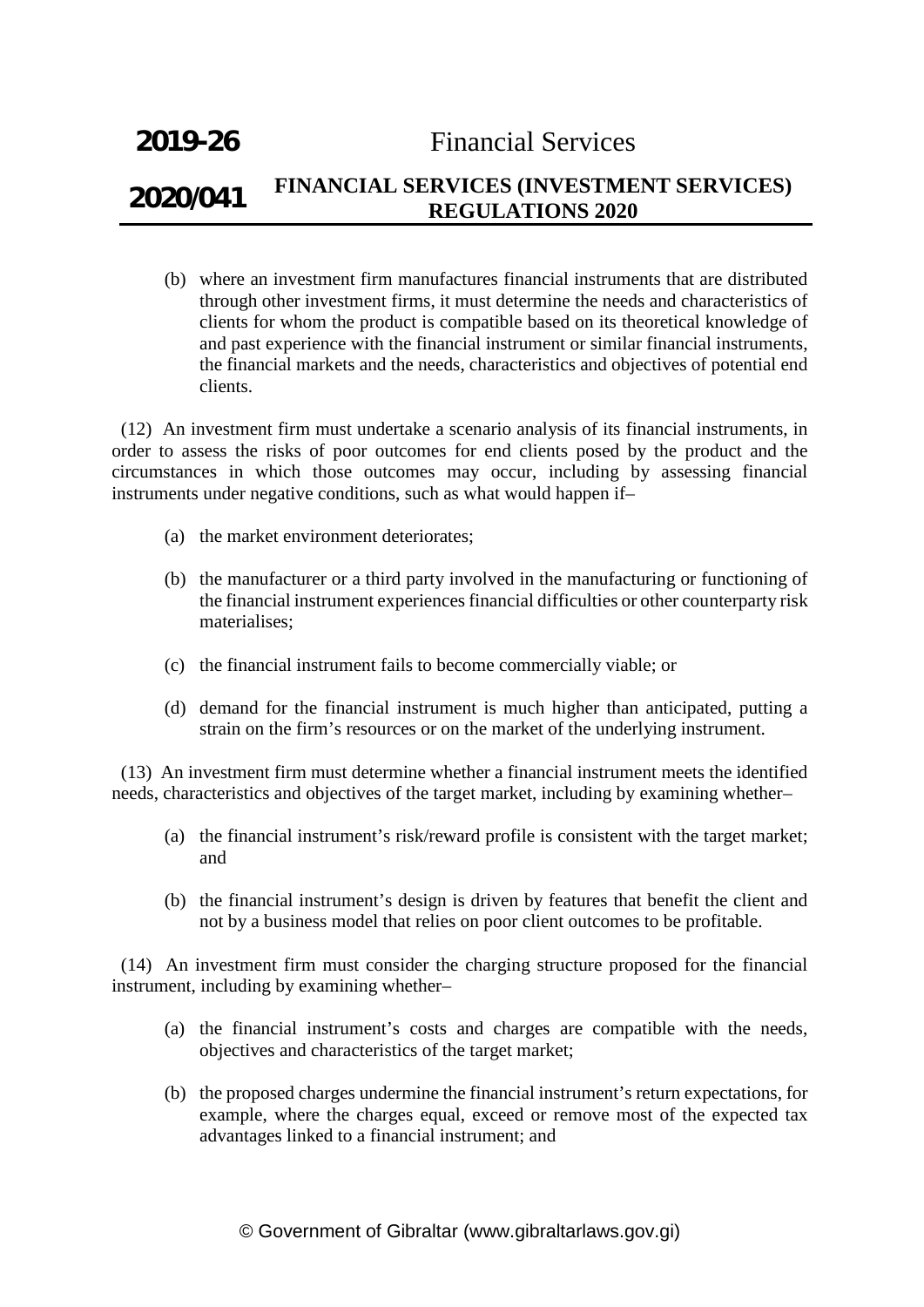(b) where an investment firm manufactures financial instruments that are distributed through other investment firms, it must determine the needs and characteristics of clients for whom the product is compatible based on its theoretical knowledge of and past experience with the financial instrument or similar financial instruments, the financial markets and the needs, characteristics and objectives of potential end clients.

(12) An investment firm must undertake a scenario analysis of its financial instruments, in order to assess the risks of poor outcomes for end clients posed by the product and the circumstances in which those outcomes may occur, including by assessing financial instruments under negative conditions, such as what would happen if–

(a) the market environment deteriorates;

(b) the manufacturer or a third party involved in the manufacturing or functioning of the financial instrument experiences financial difficulties or other counterparty risk materialises;

(c) the financial instrument fails to become commercially viable; or

(d) demand for the financial instrument is much higher than anticipated, putting a strain on the firm's resources or on the market of the underlying instrument.

(13) An investment firm must determine whether a financial instrument meets the identified needs, characteristics and objectives of the target market, including by examining whether–

(a) the financial instrument's risk/reward profile is consistent with the target market; and

(b) the financial instrument's design is driven by features that benefit the client and not by a business model that relies on poor client outcomes to be profitable.

(14) An investment firm must consider the charging structure proposed for the financial instrument, including by examining whether–

(a) the financial instrument's costs and charges are compatible with the needs, objectives and characteristics of the target market;

(b) the proposed charges undermine the financial instrument's return expectations, for example, where the charges equal, exceed or remove most of the expected tax advantages linked to a financial instrument; and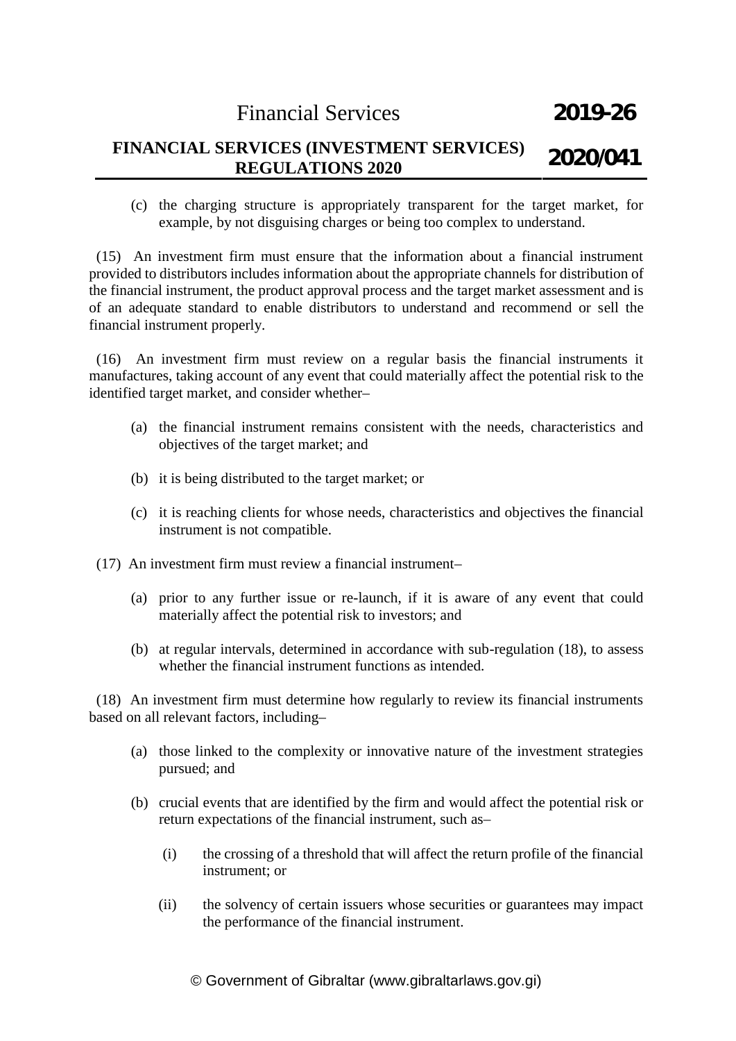(c) the charging structure is appropriately transparent for the target market, for example, by not disguising charges or being too complex to understand.

(15) An investment firm must ensure that the information about a financial instrument provided to distributors includes information about the appropriate channels for distribution of the financial instrument, the product approval process and the target market assessment and is of an adequate standard to enable distributors to understand and recommend or sell the financial instrument properly.

(16) An investment firm must review on a regular basis the financial instruments it manufactures, taking account of any event that could materially affect the potential risk to the identified target market, and consider whether–

(a) the financial instrument remains consistent with the needs, characteristics and objectives of the target market; and

(b) it is being distributed to the target market; or

(c) it is reaching clients for whose needs, characteristics and objectives the financial instrument is not compatible.

(17) An investment firm must review a financial instrument–

(a) prior to any further issue or re-launch, if it is aware of any event that could materially affect the potential risk to investors; and

(b) at regular intervals, determined in accordance with sub-regulation (18), to assess whether the financial instrument functions as intended.

(18) An investment firm must determine how regularly to review its financial instruments based on all relevant factors, including–

(a) those linked to the complexity or innovative nature of the investment strategies pursued; and

(b) crucial events that are identified by the firm and would affect the potential risk or return expectations of the financial instrument, such as–

(i) the crossing of a threshold that will affect the return profile of the financial instrument; or

(ii) the solvency of certain issuers whose securities or guarantees may impact the performance of the financial instrument.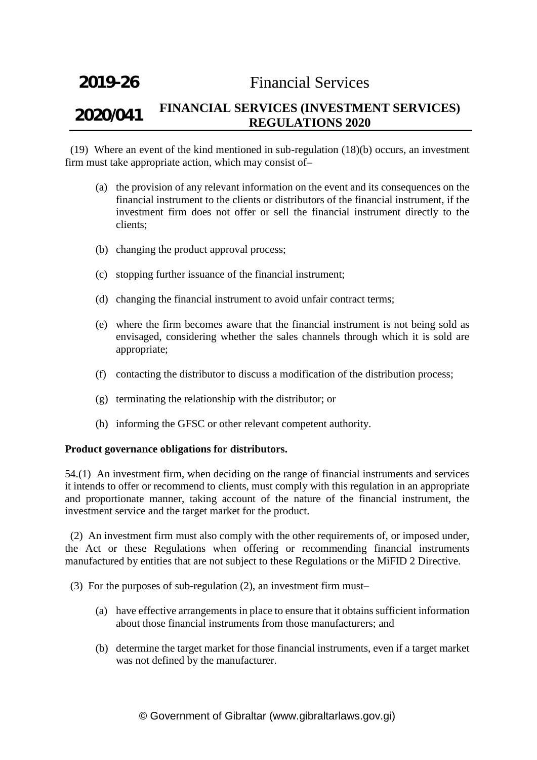(19) Where an event of the kind mentioned in sub-regulation (18)(b) occurs, an investment firm must take appropriate action, which may consist of–

- (a) the provision of any relevant information on the event and its consequences on the financial instrument to the clients or distributors of the financial instrument, if the investment firm does not offer or sell the financial instrument directly to the clients;
- (b) changing the product approval process;
- (c) stopping further issuance of the financial instrument;
- (d) changing the financial instrument to avoid unfair contract terms;
- (e) where the firm becomes aware that the financial instrument is not being sold as envisaged, considering whether the sales channels through which it is sold are appropriate;
- (f) contacting the distributor to discuss a modification of the distribution process;
- (g) terminating the relationship with the distributor; or
- (h) informing the GFSC or other relevant competent authority.

**Product governance obligations for distributors.**

54.(1) An investment firm, when deciding on the range of financial instruments and services it intends to offer or recommend to clients, must comply with this regulation in an appropriate and proportionate manner, taking account of the nature of the financial instrument, the investment service and the target market for the product.

(2) An investment firm must also comply with the other requirements of, or imposed under, the Act or these Regulations when offering or recommending financial instruments manufactured by entities that are not subject to these Regulations or the MiFID 2 Directive.

(3) For the purposes of sub-regulation (2), an investment firm must–

- (a) have effective arrangements in place to ensure that it obtains sufficient information about those financial instruments from those manufacturers; and
- (b) determine the target market for those financial instruments, even if a target market was not defined by the manufacturer.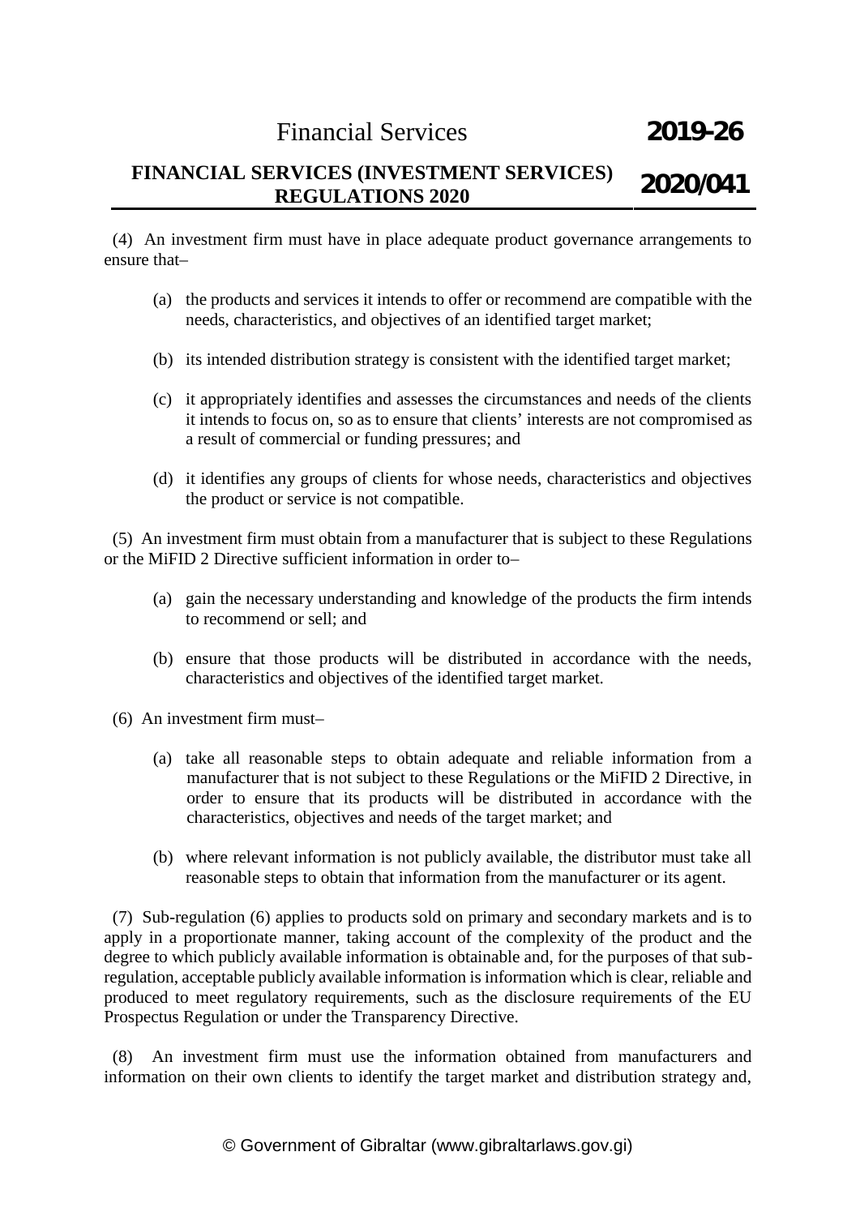(4) An investment firm must have in place adequate product governance arrangements to ensure that–

- (a) the products and services it intends to offer or recommend are compatible with the needs, characteristics, and objectives of an identified target market;
- (b) its intended distribution strategy is consistent with the identified target market;
- (c) it appropriately identifies and assesses the circumstances and needs of the clients it intends to focus on, so as to ensure that clients' interests are not compromised as a result of commercial or funding pressures; and
- (d) it identifies any groups of clients for whose needs, characteristics and objectives the product or service is not compatible.

(5) An investment firm must obtain from a manufacturer that is subject to these Regulations or the MiFID 2 Directive sufficient information in order to–

- (a) gain the necessary understanding and knowledge of the products the firm intends to recommend or sell; and
- (b) ensure that those products will be distributed in accordance with the needs, characteristics and objectives of the identified target market.

(6) An investment firm must–

- (a) take all reasonable steps to obtain adequate and reliable information from a manufacturer that is not subject to these Regulations or the MiFID 2 Directive, in order to ensure that its products will be distributed in accordance with the characteristics, objectives and needs of the target market; and
- (b) where relevant information is not publicly available, the distributor must take all reasonable steps to obtain that information from the manufacturer or its agent.

(7) Sub-regulation (6) applies to products sold on primary and secondary markets and is to apply in a proportionate manner, taking account of the complexity of the product and the degree to which publicly available information is obtainable and, for the purposes of that sub-regulation, acceptable publicly available information is information which is clear, reliable and produced to meet regulatory requirements, such as the disclosure requirements of the EU Prospectus Regulation or under the Transparency Directive.

(8) An investment firm must use the information obtained from manufacturers and information on their own clients to identify the target market and distribution strategy and,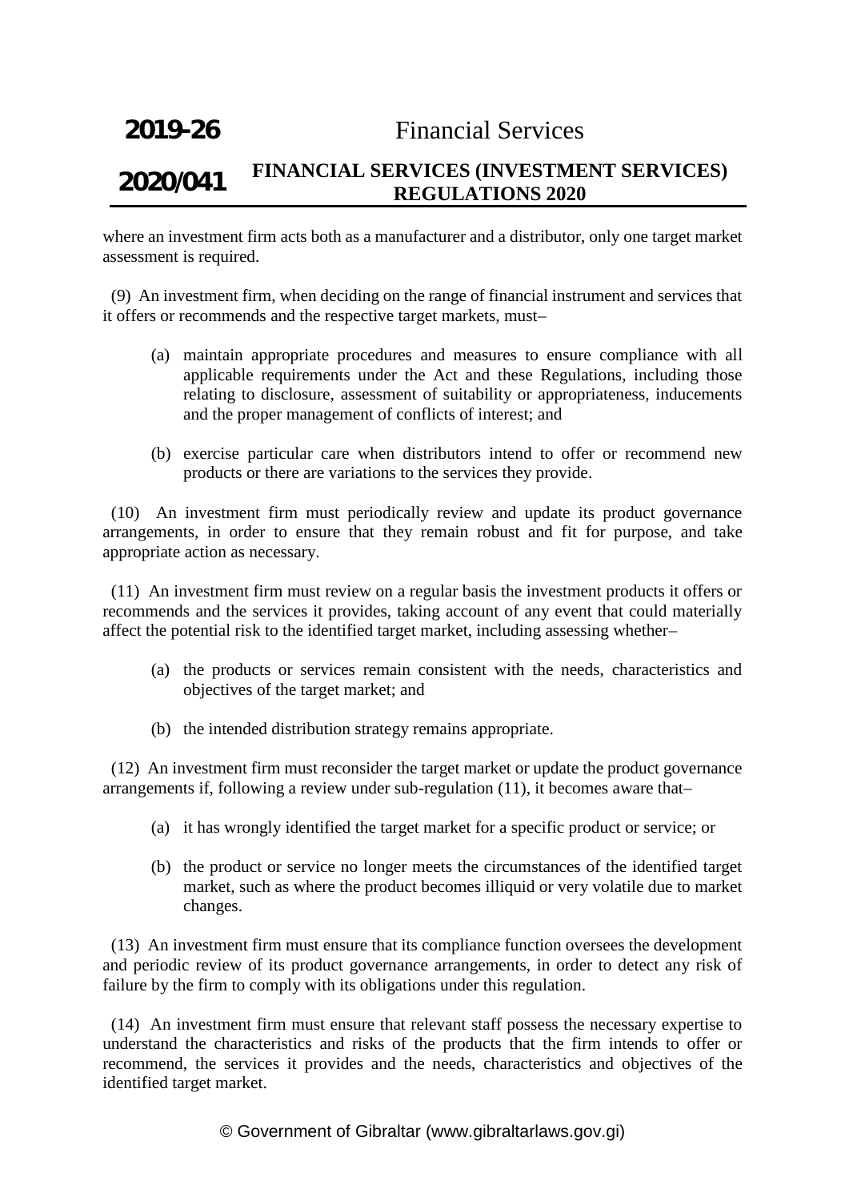where an investment firm acts both as a manufacturer and a distributor, only one target market assessment is required.

(9) An investment firm, when deciding on the range of financial instrument and services that it offers or recommends and the respective target markets, must–

(a) maintain appropriate procedures and measures to ensure compliance with all applicable requirements under the Act and these Regulations, including those relating to disclosure, assessment of suitability or appropriateness, inducements and the proper management of conflicts of interest; and

(b) exercise particular care when distributors intend to offer or recommend new products or there are variations to the services they provide.

(10) An investment firm must periodically review and update its product governance arrangements, in order to ensure that they remain robust and fit for purpose, and take appropriate action as necessary.

(11) An investment firm must review on a regular basis the investment products it offers or recommends and the services it provides, taking account of any event that could materially affect the potential risk to the identified target market, including assessing whether–

(a) the products or services remain consistent with the needs, characteristics and objectives of the target market; and

(b) the intended distribution strategy remains appropriate.

(12) An investment firm must reconsider the target market or update the product governance arrangements if, following a review under sub-regulation (11), it becomes aware that–

(a) it has wrongly identified the target market for a specific product or service; or

(b) the product or service no longer meets the circumstances of the identified target market, such as where the product becomes illiquid or very volatile due to market changes.

(13) An investment firm must ensure that its compliance function oversees the development and periodic review of its product governance arrangements, in order to detect any risk of failure by the firm to comply with its obligations under this regulation.

(14) An investment firm must ensure that relevant staff possess the necessary expertise to understand the characteristics and risks of the products that the firm intends to offer or recommend, the services it provides and the needs, characteristics and objectives of the identified target market.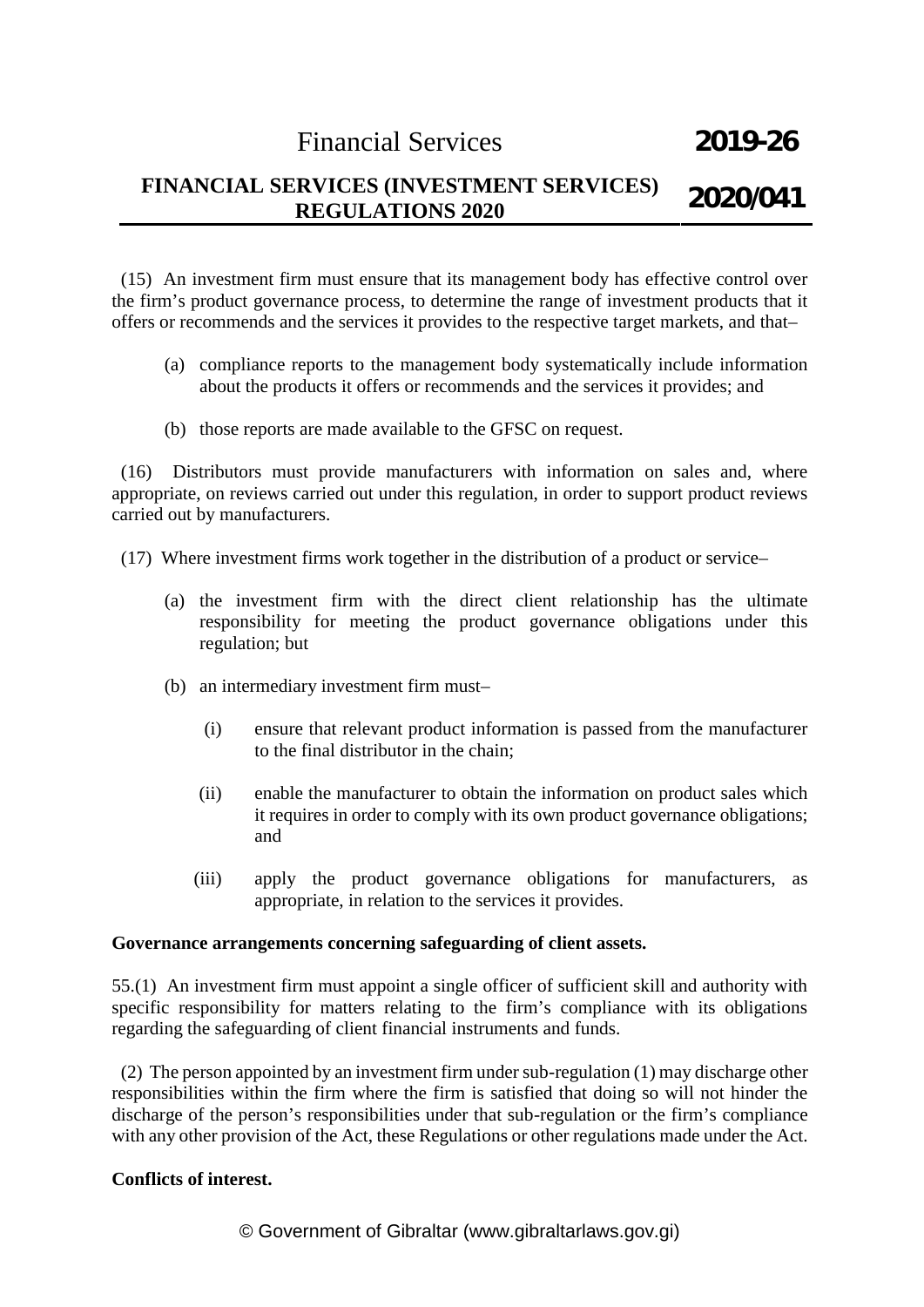(15) An investment firm must ensure that its management body has effective control over the firm's product governance process, to determine the range of investment products that it offers or recommends and the services it provides to the respective target markets, and that–

(a) compliance reports to the management body systematically include information about the products it offers or recommends and the services it provides; and

(b) those reports are made available to the GFSC on request.

(16) Distributors must provide manufacturers with information on sales and, where appropriate, on reviews carried out under this regulation, in order to support product reviews carried out by manufacturers.

(17) Where investment firms work together in the distribution of a product or service–

(a) the investment firm with the direct client relationship has the ultimate responsibility for meeting the product governance obligations under this regulation; but

(b) an intermediary investment firm must–

(i) ensure that relevant product information is passed from the manufacturer to the final distributor in the chain;

(ii) enable the manufacturer to obtain the information on product sales which it requires in order to comply with its own product governance obligations; and

(iii) apply the product governance obligations for manufacturers, as appropriate, in relation to the services it provides.

**Governance arrangements concerning safeguarding of client assets.**

55.(1) An investment firm must appoint a single officer of sufficient skill and authority with specific responsibility for matters relating to the firm's compliance with its obligations regarding the safeguarding of client financial instruments and funds.

(2) The person appointed by an investment firm under sub-regulation (1) may discharge other responsibilities within the firm where the firm is satisfied that doing so will not hinder the discharge of the person's responsibilities under that sub-regulation or the firm's compliance with any other provision of the Act, these Regulations or other regulations made under the Act.

**Conflicts of interest.**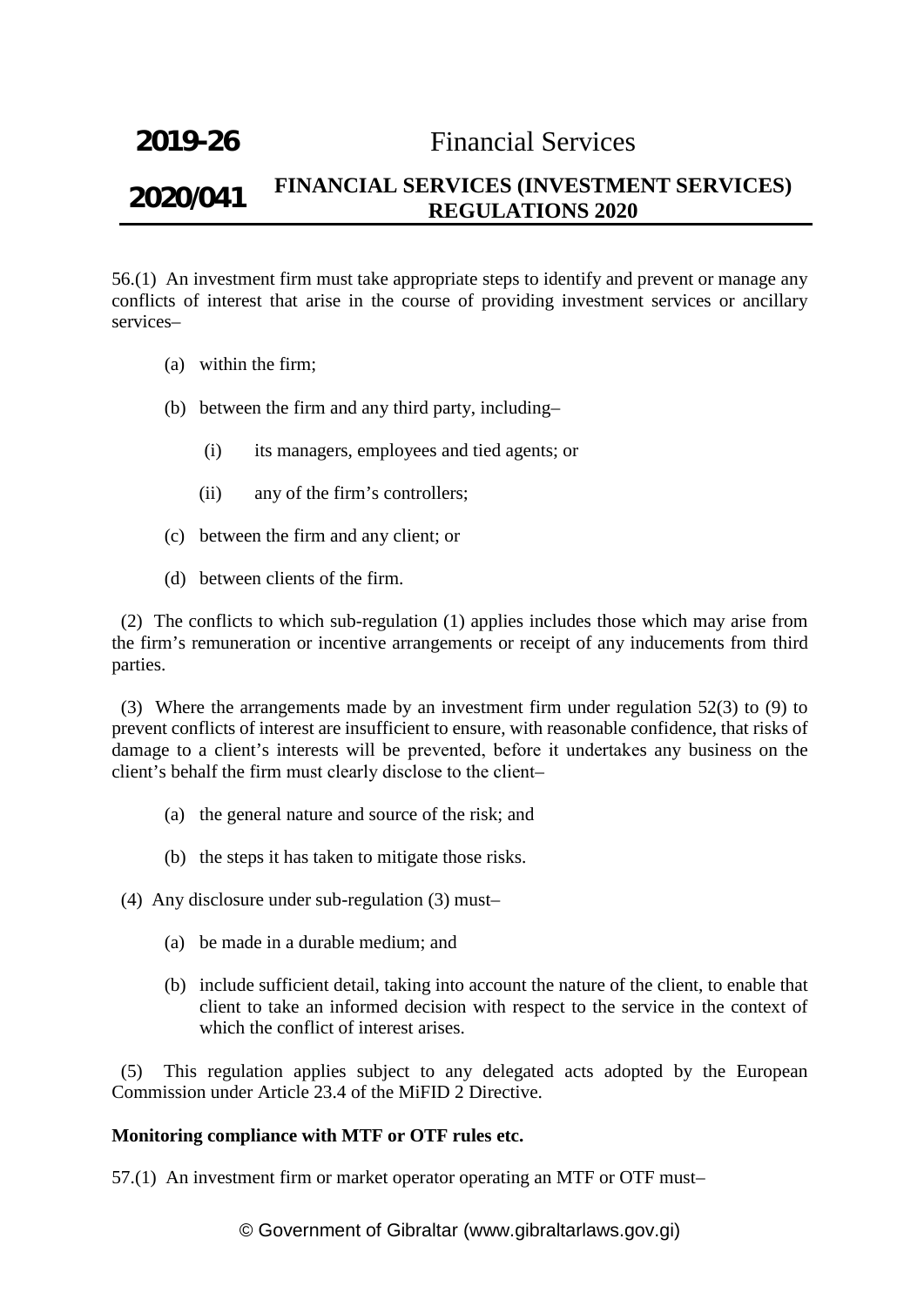56.(1) An investment firm must take appropriate steps to identify and prevent or manage any conflicts of interest that arise in the course of providing investment services or ancillary services–

(a) within the firm;

(b) between the firm and any third party, including–

(i) its managers, employees and tied agents; or

(ii) any of the firm's controllers;

(c) between the firm and any client; or

(d) between clients of the firm.

(2) The conflicts to which sub-regulation (1) applies includes those which may arise from the firm's remuneration or incentive arrangements or receipt of any inducements from third parties.

(3) Where the arrangements made by an investment firm under regulation 52(3) to (9) to prevent conflicts of interest are insufficient to ensure, with reasonable confidence, that risks of damage to a client's interests will be prevented, before it undertakes any business on the client's behalf the firm must clearly disclose to the client–

(a) the general nature and source of the risk; and

(b) the steps it has taken to mitigate those risks.

(4) Any disclosure under sub-regulation (3) must–

(a) be made in a durable medium; and

(b) include sufficient detail, taking into account the nature of the client, to enable that client to take an informed decision with respect to the service in the context of which the conflict of interest arises.

(5) This regulation applies subject to any delegated acts adopted by the European Commission under Article 23.4 of the MiFID 2 Directive.

**Monitoring compliance with MTF or OTF rules etc.**

57.(1) An investment firm or market operator operating an MTF or OTF must–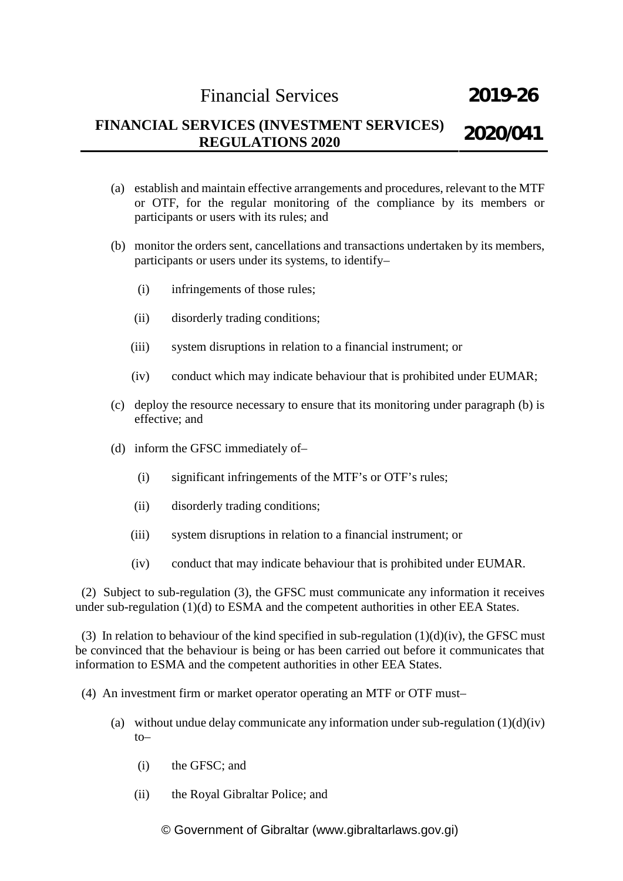(a) establish and maintain effective arrangements and procedures, relevant to the MTF or OTF, for the regular monitoring of the compliance by its members or participants or users with its rules; and

(b) monitor the orders sent, cancellations and transactions undertaken by its members, participants or users under its systems, to identify–

   (i) infringements of those rules;

   (ii) disorderly trading conditions;

   (iii) system disruptions in relation to a financial instrument; or

   (iv) conduct which may indicate behaviour that is prohibited under EUMAR;

(c) deploy the resource necessary to ensure that its monitoring under paragraph (b) is effective; and

(d) inform the GFSC immediately of–

   (i) significant infringements of the MTF's or OTF's rules;

   (ii) disorderly trading conditions;

   (iii) system disruptions in relation to a financial instrument; or

   (iv) conduct that may indicate behaviour that is prohibited under EUMAR.

(2) Subject to sub-regulation (3), the GFSC must communicate any information it receives under sub-regulation (1)(d) to ESMA and the competent authorities in other EEA States.

(3) In relation to behaviour of the kind specified in sub-regulation (1)(d)(iv), the GFSC must be convinced that the behaviour is being or has been carried out before it communicates that information to ESMA and the competent authorities in other EEA States.

(4) An investment firm or market operator operating an MTF or OTF must–

(a) without undue delay communicate any information under sub-regulation (1)(d)(iv) to–

   (i) the GFSC; and

   (ii) the Royal Gibraltar Police; and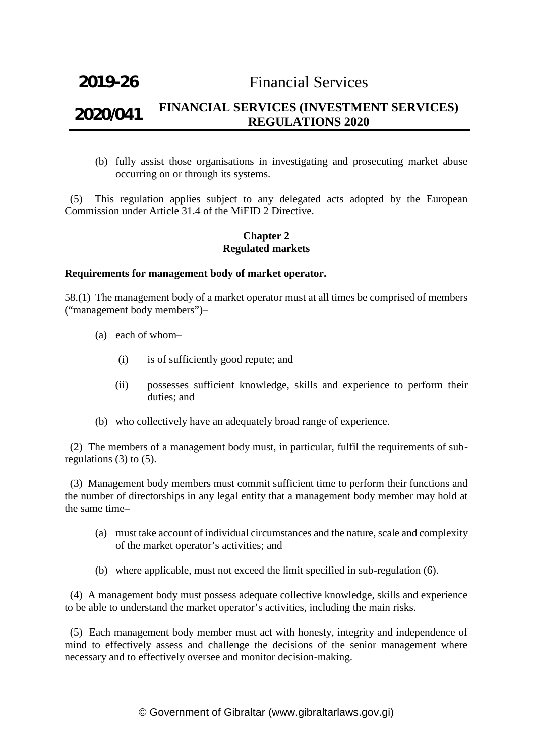(b) fully assist those organisations in investigating and prosecuting market abuse occurring on or through its systems.

(5) This regulation applies subject to any delegated acts adopted by the European Commission under Article 31.4 of the MiFID 2 Directive.

## Chapter 2
## Regulated markets

**Requirements for management body of market operator.**

58.(1) The management body of a market operator must at all times be comprised of members ("management body members")–

(a) each of whom–

(i) is of sufficiently good repute; and

(ii) possesses sufficient knowledge, skills and experience to perform their duties; and

(b) who collectively have an adequately broad range of experience.

(2) The members of a management body must, in particular, fulfil the requirements of sub-regulations (3) to (5).

(3) Management body members must commit sufficient time to perform their functions and the number of directorships in any legal entity that a management body member may hold at the same time–

(a) must take account of individual circumstances and the nature, scale and complexity of the market operator's activities; and

(b) where applicable, must not exceed the limit specified in sub-regulation (6).

(4) A management body must possess adequate collective knowledge, skills and experience to be able to understand the market operator's activities, including the main risks.

(5) Each management body member must act with honesty, integrity and independence of mind to effectively assess and challenge the decisions of the senior management where necessary and to effectively oversee and monitor decision-making.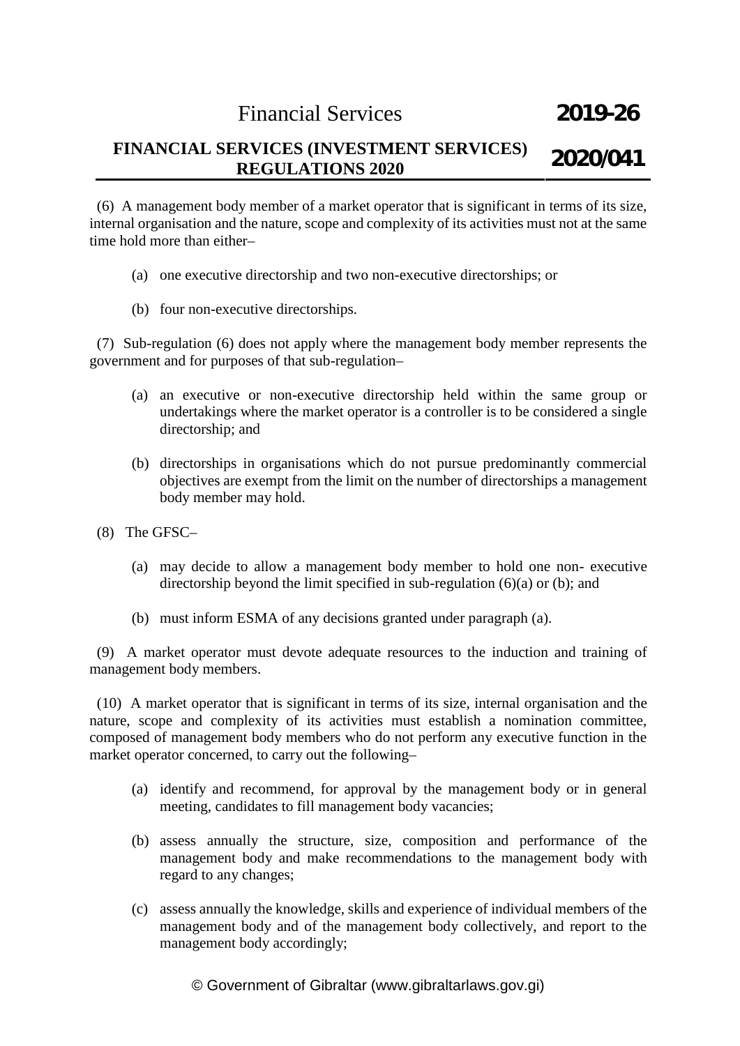(6) A management body member of a market operator that is significant in terms of its size, internal organisation and the nature, scope and complexity of its activities must not at the same time hold more than either–

(a) one executive directorship and two non-executive directorships; or

(b) four non-executive directorships.

(7) Sub-regulation (6) does not apply where the management body member represents the government and for purposes of that sub-regulation–

(a) an executive or non-executive directorship held within the same group or undertakings where the market operator is a controller is to be considered a single directorship; and

(b) directorships in organisations which do not pursue predominantly commercial objectives are exempt from the limit on the number of directorships a management body member may hold.

(8) The GFSC–

(a) may decide to allow a management body member to hold one non- executive directorship beyond the limit specified in sub-regulation (6)(a) or (b); and

(b) must inform ESMA of any decisions granted under paragraph (a).

(9) A market operator must devote adequate resources to the induction and training of management body members.

(10) A market operator that is significant in terms of its size, internal organisation and the nature, scope and complexity of its activities must establish a nomination committee, composed of management body members who do not perform any executive function in the market operator concerned, to carry out the following–

(a) identify and recommend, for approval by the management body or in general meeting, candidates to fill management body vacancies;

(b) assess annually the structure, size, composition and performance of the management body and make recommendations to the management body with regard to any changes;

(c) assess annually the knowledge, skills and experience of individual members of the management body and of the management body collectively, and report to the management body accordingly;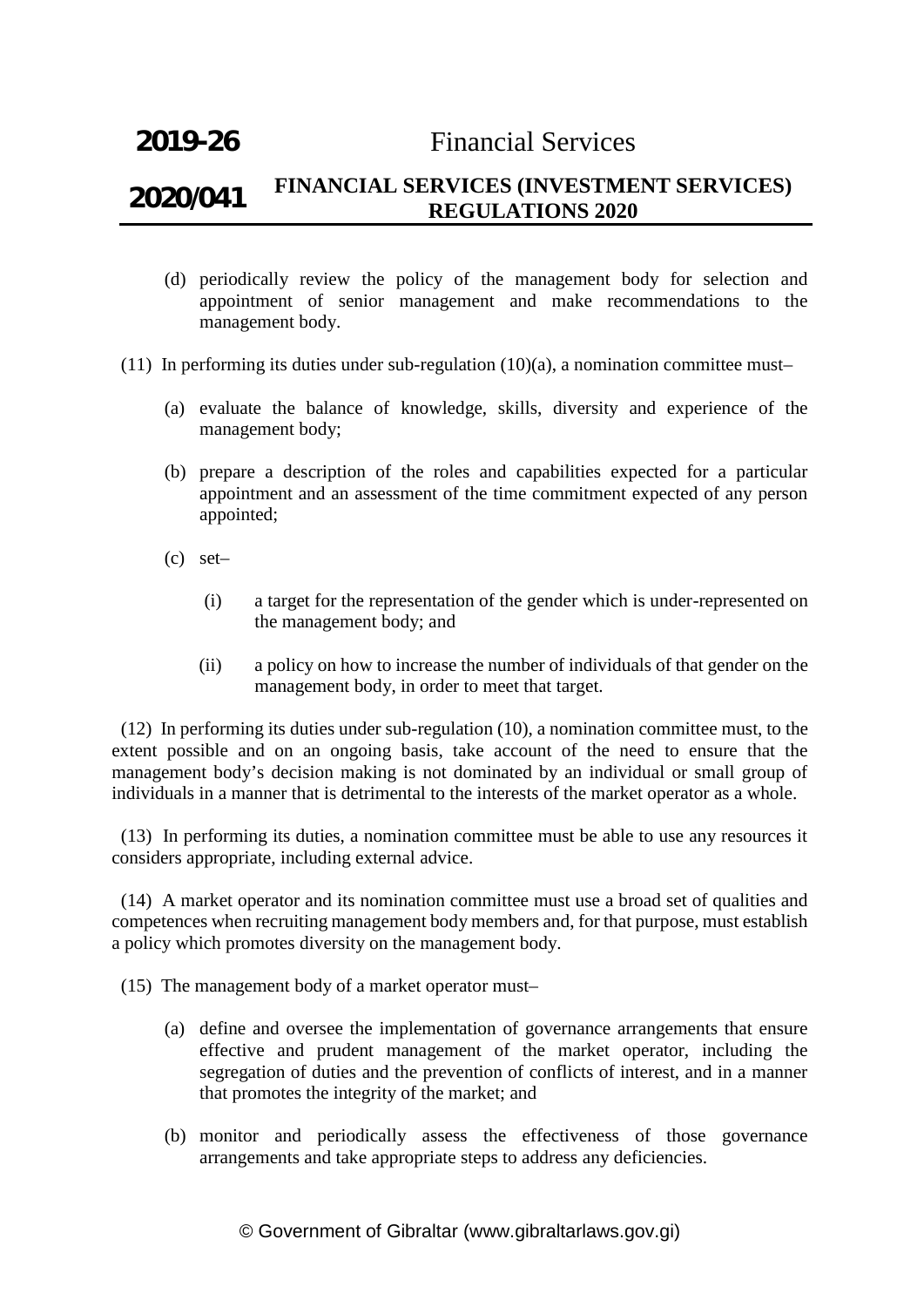(d) periodically review the policy of the management body for selection and appointment of senior management and make recommendations to the management body.

(11) In performing its duties under sub-regulation (10)(a), a nomination committee must–

(a) evaluate the balance of knowledge, skills, diversity and experience of the management body;

(b) prepare a description of the roles and capabilities expected for a particular appointment and an assessment of the time commitment expected of any person appointed;

(c) set–

(i) a target for the representation of the gender which is under-represented on the management body; and

(ii) a policy on how to increase the number of individuals of that gender on the management body, in order to meet that target.

(12) In performing its duties under sub-regulation (10), a nomination committee must, to the extent possible and on an ongoing basis, take account of the need to ensure that the management body's decision making is not dominated by an individual or small group of individuals in a manner that is detrimental to the interests of the market operator as a whole.

(13) In performing its duties, a nomination committee must be able to use any resources it considers appropriate, including external advice.

(14) A market operator and its nomination committee must use a broad set of qualities and competences when recruiting management body members and, for that purpose, must establish a policy which promotes diversity on the management body.

(15) The management body of a market operator must–

(a) define and oversee the implementation of governance arrangements that ensure effective and prudent management of the market operator, including the segregation of duties and the prevention of conflicts of interest, and in a manner that promotes the integrity of the market; and

(b) monitor and periodically assess the effectiveness of those governance arrangements and take appropriate steps to address any deficiencies.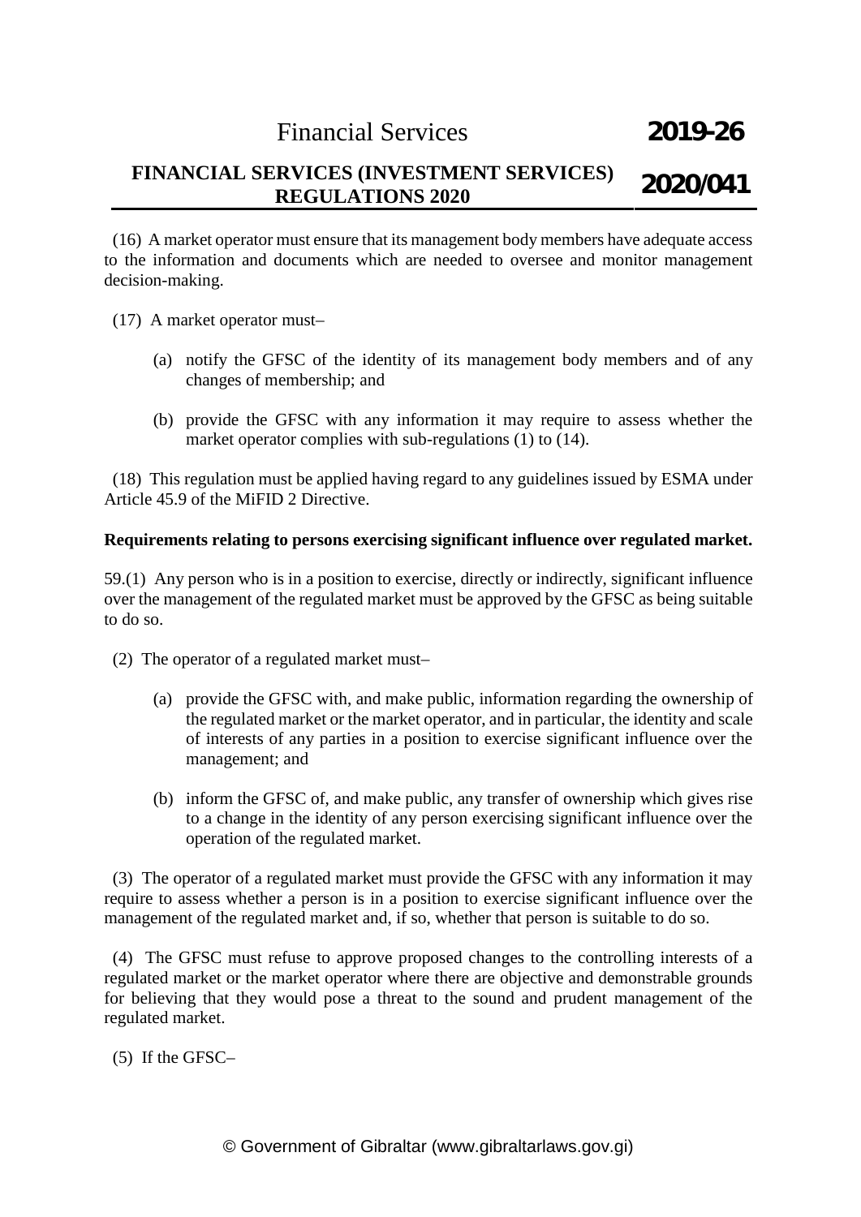(16) A market operator must ensure that its management body members have adequate access to the information and documents which are needed to oversee and monitor management decision-making.

(17) A market operator must–

(a) notify the GFSC of the identity of its management body members and of any changes of membership; and

(b) provide the GFSC with any information it may require to assess whether the market operator complies with sub-regulations (1) to (14).

(18) This regulation must be applied having regard to any guidelines issued by ESMA under Article 45.9 of the MiFID 2 Directive.

**Requirements relating to persons exercising significant influence over regulated market.**

59.(1) Any person who is in a position to exercise, directly or indirectly, significant influence over the management of the regulated market must be approved by the GFSC as being suitable to do so.

(2) The operator of a regulated market must–

(a) provide the GFSC with, and make public, information regarding the ownership of the regulated market or the market operator, and in particular, the identity and scale of interests of any parties in a position to exercise significant influence over the management; and

(b) inform the GFSC of, and make public, any transfer of ownership which gives rise to a change in the identity of any person exercising significant influence over the operation of the regulated market.

(3) The operator of a regulated market must provide the GFSC with any information it may require to assess whether a person is in a position to exercise significant influence over the management of the regulated market and, if so, whether that person is suitable to do so.

(4) The GFSC must refuse to approve proposed changes to the controlling interests of a regulated market or the market operator where there are objective and demonstrable grounds for believing that they would pose a threat to the sound and prudent management of the regulated market.

(5) If the GFSC–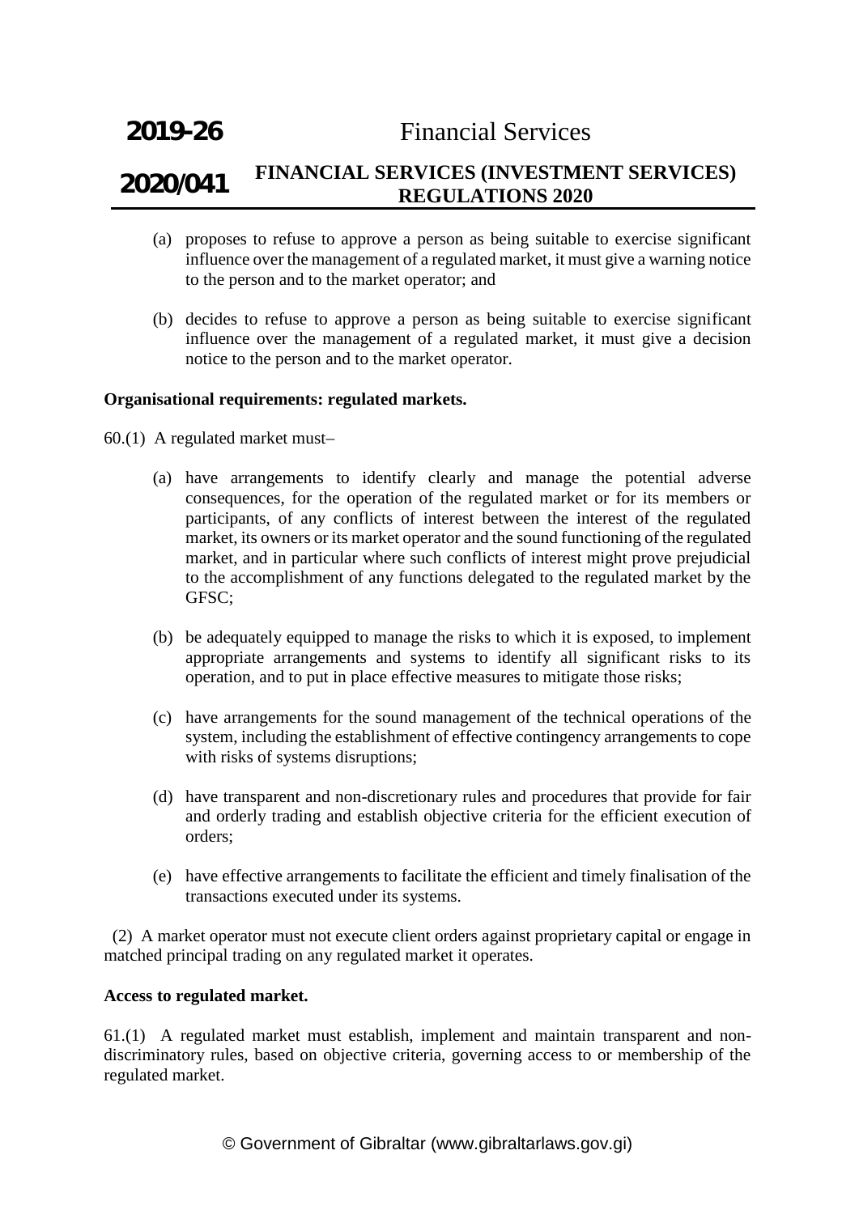(a) proposes to refuse to approve a person as being suitable to exercise significant influence over the management of a regulated market, it must give a warning notice to the person and to the market operator; and

(b) decides to refuse to approve a person as being suitable to exercise significant influence over the management of a regulated market, it must give a decision notice to the person and to the market operator.

**Organisational requirements: regulated markets.**

60.(1) A regulated market must–

(a) have arrangements to identify clearly and manage the potential adverse consequences, for the operation of the regulated market or for its members or participants, of any conflicts of interest between the interest of the regulated market, its owners or its market operator and the sound functioning of the regulated market, and in particular where such conflicts of interest might prove prejudicial to the accomplishment of any functions delegated to the regulated market by the GFSC;

(b) be adequately equipped to manage the risks to which it is exposed, to implement appropriate arrangements and systems to identify all significant risks to its operation, and to put in place effective measures to mitigate those risks;

(c) have arrangements for the sound management of the technical operations of the system, including the establishment of effective contingency arrangements to cope with risks of systems disruptions;

(d) have transparent and non-discretionary rules and procedures that provide for fair and orderly trading and establish objective criteria for the efficient execution of orders;

(e) have effective arrangements to facilitate the efficient and timely finalisation of the transactions executed under its systems.

(2) A market operator must not execute client orders against proprietary capital or engage in matched principal trading on any regulated market it operates.

**Access to regulated market.**

61.(1) A regulated market must establish, implement and maintain transparent and non-discriminatory rules, based on objective criteria, governing access to or membership of the regulated market.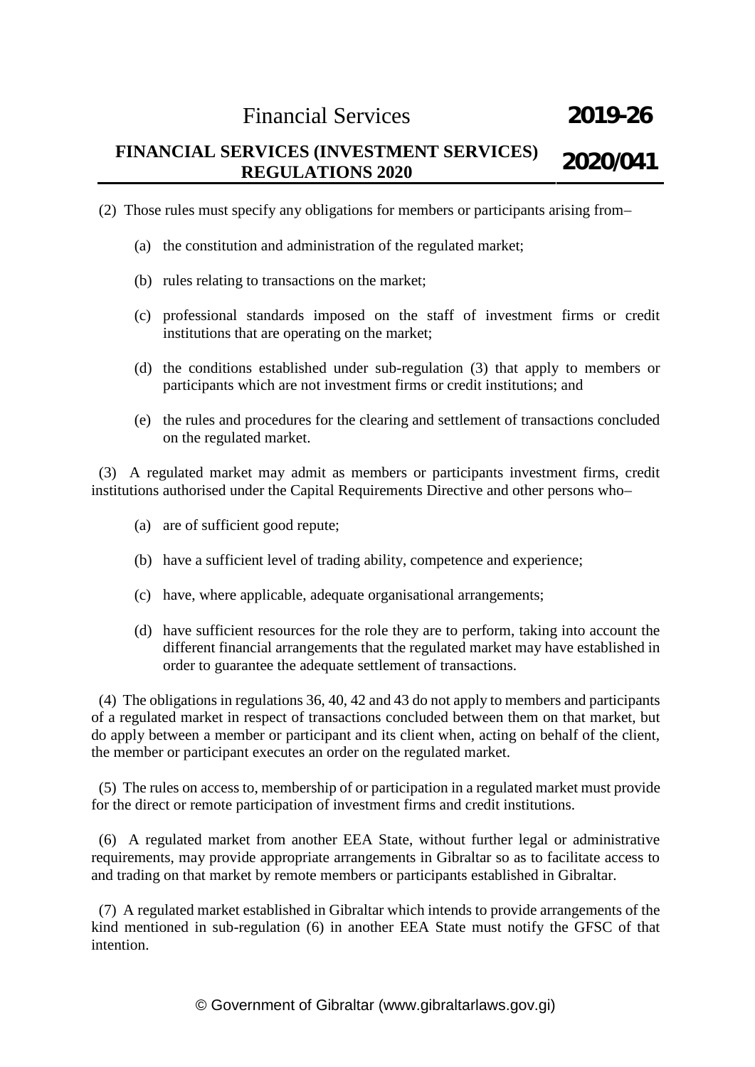(2) Those rules must specify any obligations for members or participants arising from–

- (a) the constitution and administration of the regulated market;
- (b) rules relating to transactions on the market;
- (c) professional standards imposed on the staff of investment firms or credit institutions that are operating on the market;
- (d) the conditions established under sub-regulation (3) that apply to members or participants which are not investment firms or credit institutions; and
- (e) the rules and procedures for the clearing and settlement of transactions concluded on the regulated market.

(3) A regulated market may admit as members or participants investment firms, credit institutions authorised under the Capital Requirements Directive and other persons who–

- (a) are of sufficient good repute;
- (b) have a sufficient level of trading ability, competence and experience;
- (c) have, where applicable, adequate organisational arrangements;
- (d) have sufficient resources for the role they are to perform, taking into account the different financial arrangements that the regulated market may have established in order to guarantee the adequate settlement of transactions.

(4) The obligations in regulations 36, 40, 42 and 43 do not apply to members and participants of a regulated market in respect of transactions concluded between them on that market, but do apply between a member or participant and its client when, acting on behalf of the client, the member or participant executes an order on the regulated market.

(5) The rules on access to, membership of or participation in a regulated market must provide for the direct or remote participation of investment firms and credit institutions.

(6) A regulated market from another EEA State, without further legal or administrative requirements, may provide appropriate arrangements in Gibraltar so as to facilitate access to and trading on that market by remote members or participants established in Gibraltar.

(7) A regulated market established in Gibraltar which intends to provide arrangements of the kind mentioned in sub-regulation (6) in another EEA State must notify the GFSC of that intention.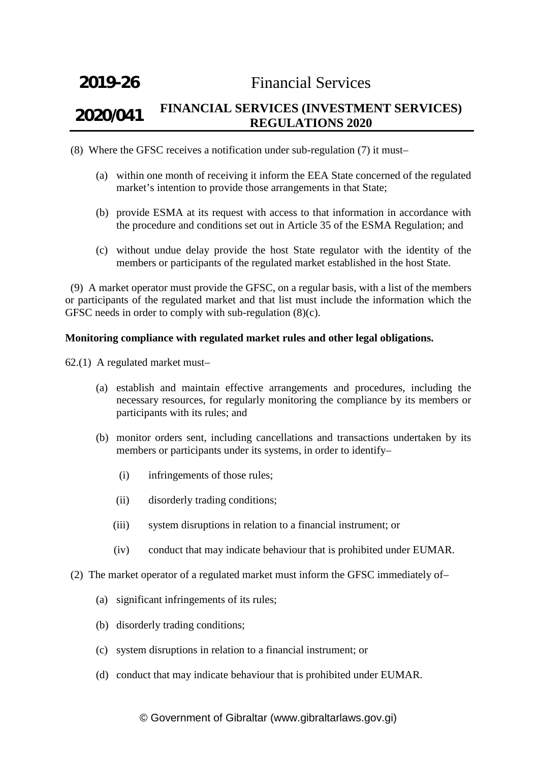(8) Where the GFSC receives a notification under sub-regulation (7) it must–

- (a) within one month of receiving it inform the EEA State concerned of the regulated market's intention to provide those arrangements in that State;
- (b) provide ESMA at its request with access to that information in accordance with the procedure and conditions set out in Article 35 of the ESMA Regulation; and
- (c) without undue delay provide the host State regulator with the identity of the members or participants of the regulated market established in the host State.

(9) A market operator must provide the GFSC, on a regular basis, with a list of the members or participants of the regulated market and that list must include the information which the GFSC needs in order to comply with sub-regulation (8)(c).

**Monitoring compliance with regulated market rules and other legal obligations.**

62.(1) A regulated market must–

- (a) establish and maintain effective arrangements and procedures, including the necessary resources, for regularly monitoring the compliance by its members or participants with its rules; and
- (b) monitor orders sent, including cancellations and transactions undertaken by its members or participants under its systems, in order to identify–
  - (i) infringements of those rules;
  - (ii) disorderly trading conditions;
  - (iii) system disruptions in relation to a financial instrument; or
  - (iv) conduct that may indicate behaviour that is prohibited under EUMAR.

(2) The market operator of a regulated market must inform the GFSC immediately of–

- (a) significant infringements of its rules;
- (b) disorderly trading conditions;
- (c) system disruptions in relation to a financial instrument; or
- (d) conduct that may indicate behaviour that is prohibited under EUMAR.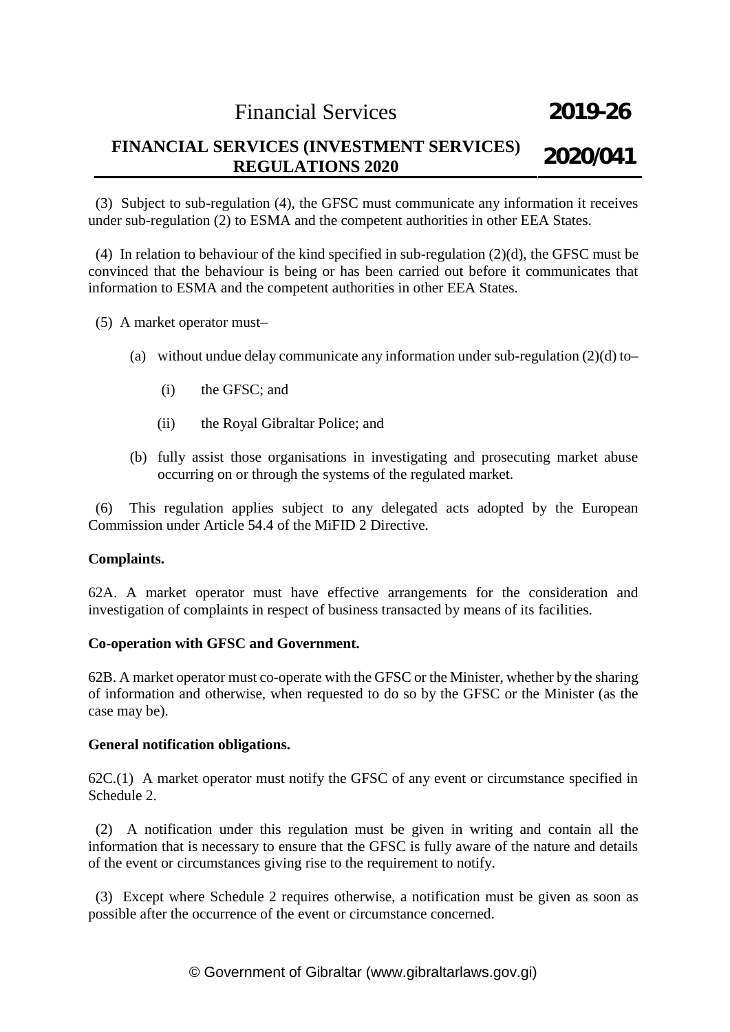(3) Subject to sub-regulation (4), the GFSC must communicate any information it receives under sub-regulation (2) to ESMA and the competent authorities in other EEA States.

(4) In relation to behaviour of the kind specified in sub-regulation (2)(d), the GFSC must be convinced that the behaviour is being or has been carried out before it communicates that information to ESMA and the competent authorities in other EEA States.

(5) A market operator must–

(a) without undue delay communicate any information under sub-regulation (2)(d) to–

(i) the GFSC; and

(ii) the Royal Gibraltar Police; and

(b) fully assist those organisations in investigating and prosecuting market abuse occurring on or through the systems of the regulated market.

(6) This regulation applies subject to any delegated acts adopted by the European Commission under Article 54.4 of the MiFID 2 Directive.

**Complaints.**

62A. A market operator must have effective arrangements for the consideration and investigation of complaints in respect of business transacted by means of its facilities.

**Co-operation with GFSC and Government.**

62B. A market operator must co-operate with the GFSC or the Minister, whether by the sharing of information and otherwise, when requested to do so by the GFSC or the Minister (as the case may be).

**General notification obligations.**

62C.(1) A market operator must notify the GFSC of any event or circumstance specified in Schedule 2.

(2) A notification under this regulation must be given in writing and contain all the information that is necessary to ensure that the GFSC is fully aware of the nature and details of the event or circumstances giving rise to the requirement to notify.

(3) Except where Schedule 2 requires otherwise, a notification must be given as soon as possible after the occurrence of the event or circumstance concerned.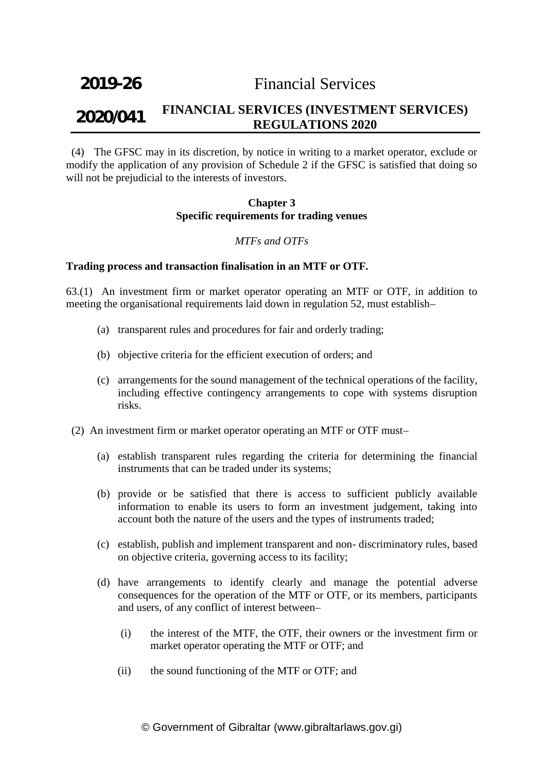(4) The GFSC may in its discretion, by notice in writing to a market operator, exclude or modify the application of any provision of Schedule 2 if the GFSC is satisfied that doing so will not be prejudicial to the interests of investors.

**Chapter 3**
**Specific requirements for trading venues**

*MTFs and OTFs*

**Trading process and transaction finalisation in an MTF or OTF.**

63.(1) An investment firm or market operator operating an MTF or OTF, in addition to meeting the organisational requirements laid down in regulation 52, must establish–

(a) transparent rules and procedures for fair and orderly trading;

(b) objective criteria for the efficient execution of orders; and

(c) arrangements for the sound management of the technical operations of the facility, including effective contingency arrangements to cope with systems disruption risks.

(2) An investment firm or market operator operating an MTF or OTF must–

(a) establish transparent rules regarding the criteria for determining the financial instruments that can be traded under its systems;

(b) provide or be satisfied that there is access to sufficient publicly available information to enable its users to form an investment judgement, taking into account both the nature of the users and the types of instruments traded;

(c) establish, publish and implement transparent and non- discriminatory rules, based on objective criteria, governing access to its facility;

(d) have arrangements to identify clearly and manage the potential adverse consequences for the operation of the MTF or OTF, or its members, participants and users, of any conflict of interest between–

(i) the interest of the MTF, the OTF, their owners or the investment firm or market operator operating the MTF or OTF; and

(ii) the sound functioning of the MTF or OTF; and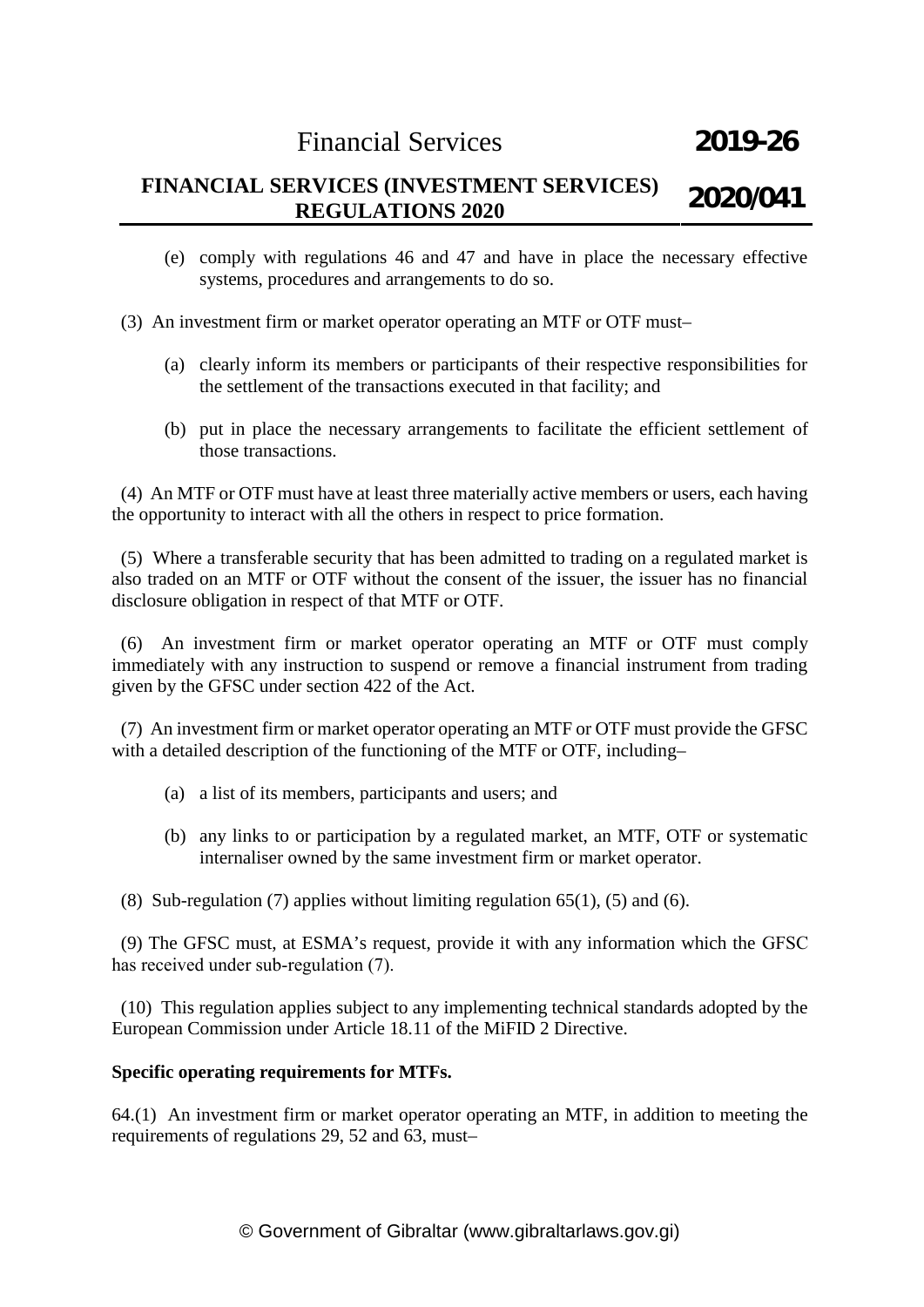(e) comply with regulations 46 and 47 and have in place the necessary effective systems, procedures and arrangements to do so.

(3) An investment firm or market operator operating an MTF or OTF must–

(a) clearly inform its members or participants of their respective responsibilities for the settlement of the transactions executed in that facility; and

(b) put in place the necessary arrangements to facilitate the efficient settlement of those transactions.

(4) An MTF or OTF must have at least three materially active members or users, each having the opportunity to interact with all the others in respect to price formation.

(5) Where a transferable security that has been admitted to trading on a regulated market is also traded on an MTF or OTF without the consent of the issuer, the issuer has no financial disclosure obligation in respect of that MTF or OTF.

(6) An investment firm or market operator operating an MTF or OTF must comply immediately with any instruction to suspend or remove a financial instrument from trading given by the GFSC under section 422 of the Act.

(7) An investment firm or market operator operating an MTF or OTF must provide the GFSC with a detailed description of the functioning of the MTF or OTF, including–

(a) a list of its members, participants and users; and

(b) any links to or participation by a regulated market, an MTF, OTF or systematic internaliser owned by the same investment firm or market operator.

(8) Sub-regulation (7) applies without limiting regulation 65(1), (5) and (6).

(9) The GFSC must, at ESMA's request, provide it with any information which the GFSC has received under sub-regulation (7).

(10) This regulation applies subject to any implementing technical standards adopted by the European Commission under Article 18.11 of the MiFID 2 Directive.

**Specific operating requirements for MTFs.**

64.(1) An investment firm or market operator operating an MTF, in addition to meeting the requirements of regulations 29, 52 and 63, must–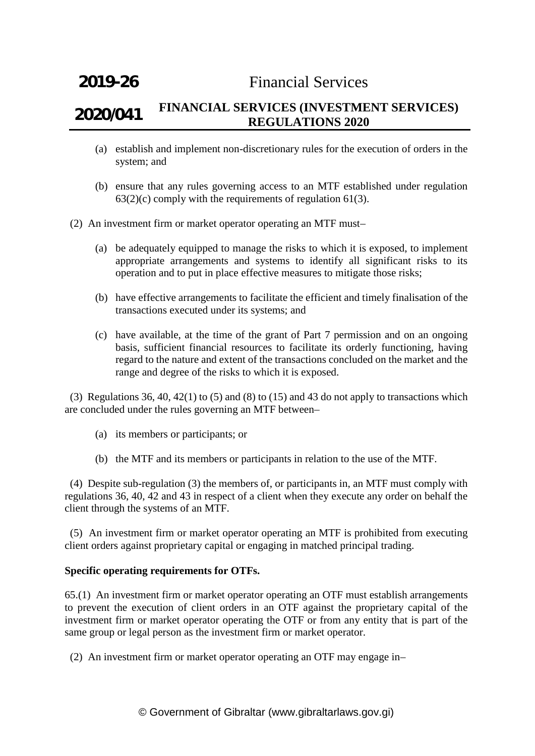(a) establish and implement non-discretionary rules for the execution of orders in the system; and

(b) ensure that any rules governing access to an MTF established under regulation 63(2)(c) comply with the requirements of regulation 61(3).

(2) An investment firm or market operator operating an MTF must–

(a) be adequately equipped to manage the risks to which it is exposed, to implement appropriate arrangements and systems to identify all significant risks to its operation and to put in place effective measures to mitigate those risks;

(b) have effective arrangements to facilitate the efficient and timely finalisation of the transactions executed under its systems; and

(c) have available, at the time of the grant of Part 7 permission and on an ongoing basis, sufficient financial resources to facilitate its orderly functioning, having regard to the nature and extent of the transactions concluded on the market and the range and degree of the risks to which it is exposed.

(3) Regulations 36, 40, 42(1) to (5) and (8) to (15) and 43 do not apply to transactions which are concluded under the rules governing an MTF between–

(a) its members or participants; or

(b) the MTF and its members or participants in relation to the use of the MTF.

(4) Despite sub-regulation (3) the members of, or participants in, an MTF must comply with regulations 36, 40, 42 and 43 in respect of a client when they execute any order on behalf the client through the systems of an MTF.

(5) An investment firm or market operator operating an MTF is prohibited from executing client orders against proprietary capital or engaging in matched principal trading.

**Specific operating requirements for OTFs.**

65.(1) An investment firm or market operator operating an OTF must establish arrangements to prevent the execution of client orders in an OTF against the proprietary capital of the investment firm or market operator operating the OTF or from any entity that is part of the same group or legal person as the investment firm or market operator.

(2) An investment firm or market operator operating an OTF may engage in–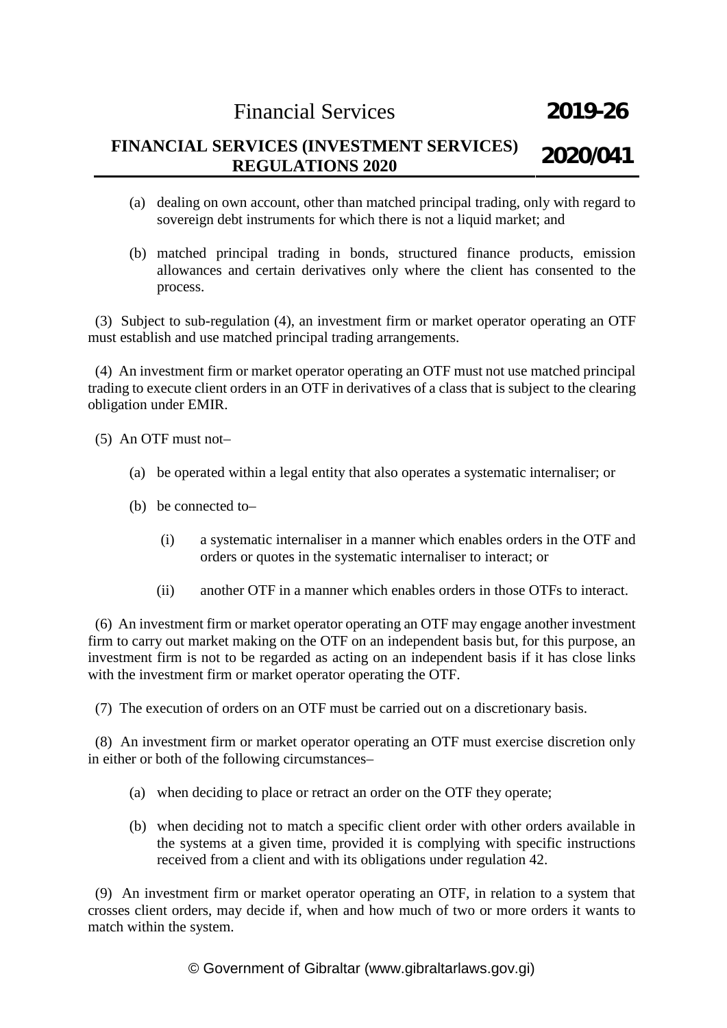(a) dealing on own account, other than matched principal trading, only with regard to sovereign debt instruments for which there is not a liquid market; and

(b) matched principal trading in bonds, structured finance products, emission allowances and certain derivatives only where the client has consented to the process.

(3) Subject to sub-regulation (4), an investment firm or market operator operating an OTF must establish and use matched principal trading arrangements.

(4) An investment firm or market operator operating an OTF must not use matched principal trading to execute client orders in an OTF in derivatives of a class that is subject to the clearing obligation under EMIR.

(5) An OTF must not–

(a) be operated within a legal entity that also operates a systematic internaliser; or

(b) be connected to–

(i) a systematic internaliser in a manner which enables orders in the OTF and orders or quotes in the systematic internaliser to interact; or

(ii) another OTF in a manner which enables orders in those OTFs to interact.

(6) An investment firm or market operator operating an OTF may engage another investment firm to carry out market making on the OTF on an independent basis but, for this purpose, an investment firm is not to be regarded as acting on an independent basis if it has close links with the investment firm or market operator operating the OTF.

(7) The execution of orders on an OTF must be carried out on a discretionary basis.

(8) An investment firm or market operator operating an OTF must exercise discretion only in either or both of the following circumstances–

(a) when deciding to place or retract an order on the OTF they operate;

(b) when deciding not to match a specific client order with other orders available in the systems at a given time, provided it is complying with specific instructions received from a client and with its obligations under regulation 42.

(9) An investment firm or market operator operating an OTF, in relation to a system that crosses client orders, may decide if, when and how much of two or more orders it wants to match within the system.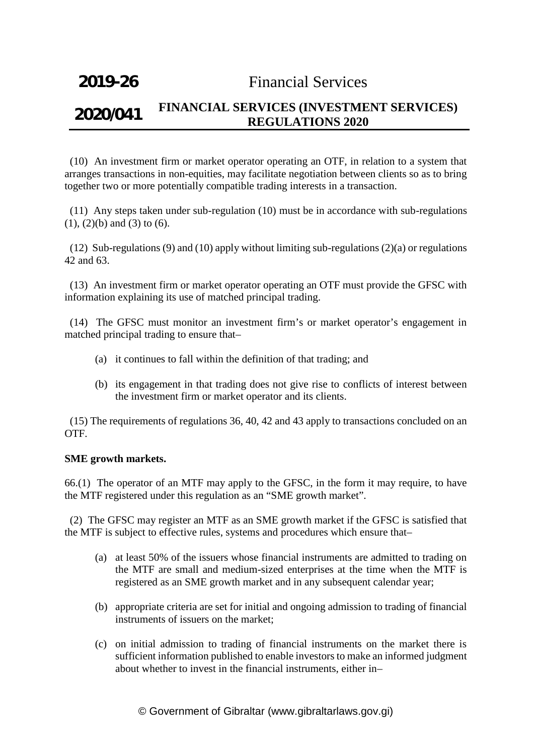(10) An investment firm or market operator operating an OTF, in relation to a system that arranges transactions in non-equities, may facilitate negotiation between clients so as to bring together two or more potentially compatible trading interests in a transaction.

(11) Any steps taken under sub-regulation (10) must be in accordance with sub-regulations (1), (2)(b) and (3) to (6).

(12) Sub-regulations (9) and (10) apply without limiting sub-regulations (2)(a) or regulations 42 and 63.

(13) An investment firm or market operator operating an OTF must provide the GFSC with information explaining its use of matched principal trading.

(14) The GFSC must monitor an investment firm's or market operator's engagement in matched principal trading to ensure that–

- (a) it continues to fall within the definition of that trading; and
- (b) its engagement in that trading does not give rise to conflicts of interest between the investment firm or market operator and its clients.

(15) The requirements of regulations 36, 40, 42 and 43 apply to transactions concluded on an OTF.

**SME growth markets.**

66.(1) The operator of an MTF may apply to the GFSC, in the form it may require, to have the MTF registered under this regulation as an "SME growth market".

(2) The GFSC may register an MTF as an SME growth market if the GFSC is satisfied that the MTF is subject to effective rules, systems and procedures which ensure that–

- (a) at least 50% of the issuers whose financial instruments are admitted to trading on the MTF are small and medium-sized enterprises at the time when the MTF is registered as an SME growth market and in any subsequent calendar year;
- (b) appropriate criteria are set for initial and ongoing admission to trading of financial instruments of issuers on the market;
- (c) on initial admission to trading of financial instruments on the market there is sufficient information published to enable investors to make an informed judgment about whether to invest in the financial instruments, either in–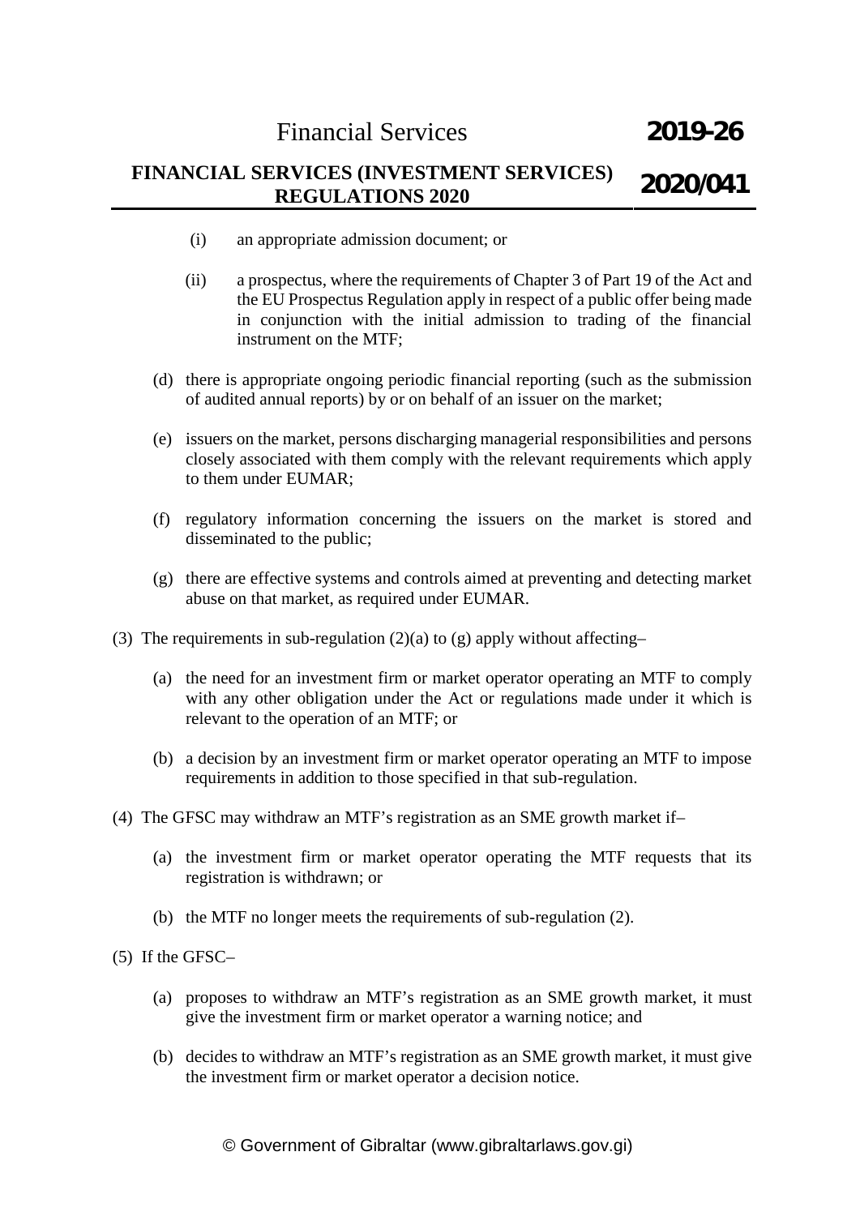(i) an appropriate admission document; or

(ii) a prospectus, where the requirements of Chapter 3 of Part 19 of the Act and the EU Prospectus Regulation apply in respect of a public offer being made in conjunction with the initial admission to trading of the financial instrument on the MTF;

(d) there is appropriate ongoing periodic financial reporting (such as the submission of audited annual reports) by or on behalf of an issuer on the market;

(e) issuers on the market, persons discharging managerial responsibilities and persons closely associated with them comply with the relevant requirements which apply to them under EUMAR;

(f) regulatory information concerning the issuers on the market is stored and disseminated to the public;

(g) there are effective systems and controls aimed at preventing and detecting market abuse on that market, as required under EUMAR.

(3) The requirements in sub-regulation (2)(a) to (g) apply without affecting–

(a) the need for an investment firm or market operator operating an MTF to comply with any other obligation under the Act or regulations made under it which is relevant to the operation of an MTF; or

(b) a decision by an investment firm or market operator operating an MTF to impose requirements in addition to those specified in that sub-regulation.

(4) The GFSC may withdraw an MTF's registration as an SME growth market if–

(a) the investment firm or market operator operating the MTF requests that its registration is withdrawn; or

(b) the MTF no longer meets the requirements of sub-regulation (2).

(5) If the GFSC–

(a) proposes to withdraw an MTF's registration as an SME growth market, it must give the investment firm or market operator a warning notice; and

(b) decides to withdraw an MTF's registration as an SME growth market, it must give the investment firm or market operator a decision notice.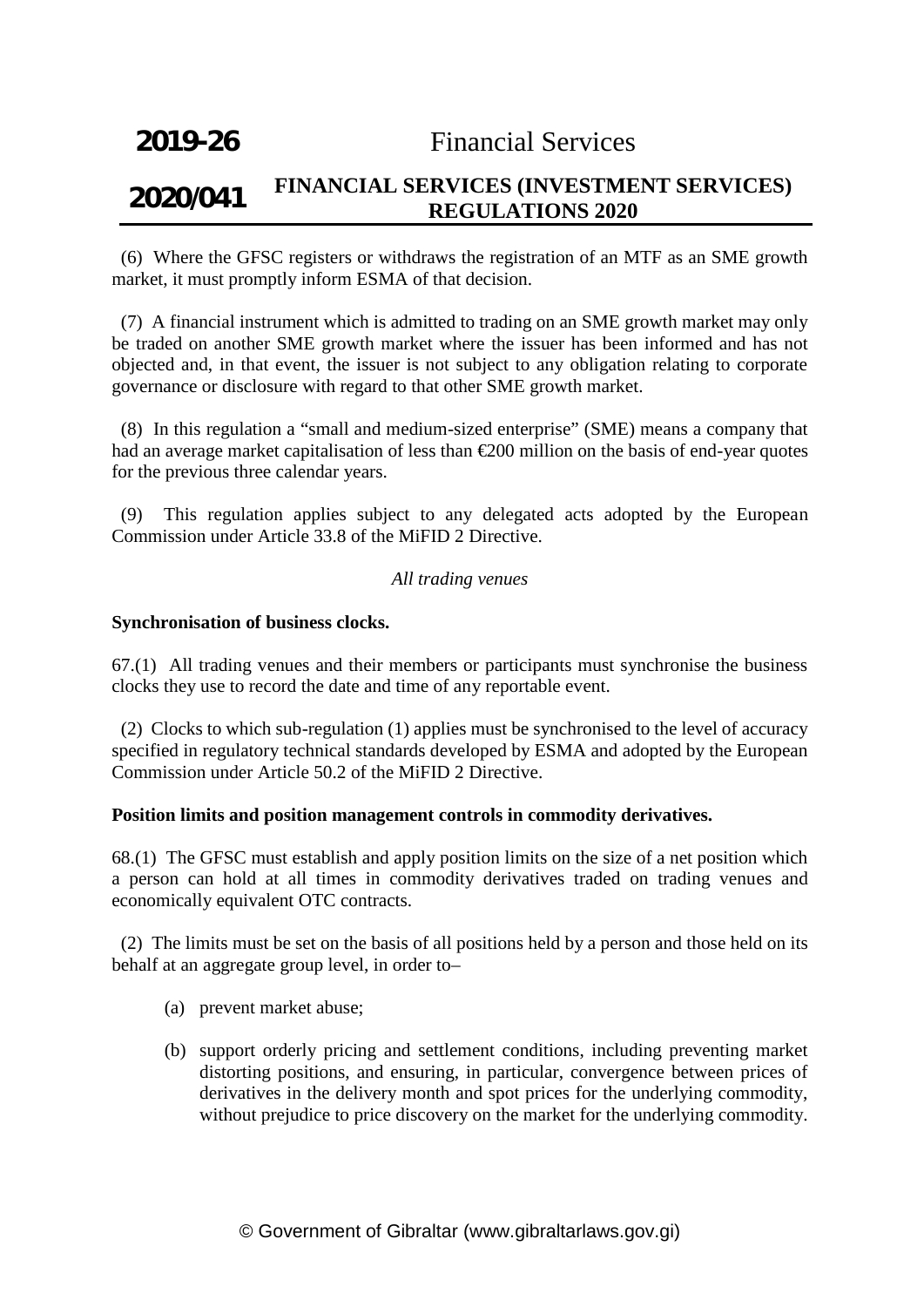(6) Where the GFSC registers or withdraws the registration of an MTF as an SME growth market, it must promptly inform ESMA of that decision.

(7) A financial instrument which is admitted to trading on an SME growth market may only be traded on another SME growth market where the issuer has been informed and has not objected and, in that event, the issuer is not subject to any obligation relating to corporate governance or disclosure with regard to that other SME growth market.

(8) In this regulation a "small and medium-sized enterprise" (SME) means a company that had an average market capitalisation of less than €200 million on the basis of end-year quotes for the previous three calendar years.

(9) This regulation applies subject to any delegated acts adopted by the European Commission under Article 33.8 of the MiFID 2 Directive.

*All trading venues*

**Synchronisation of business clocks.**

67.(1) All trading venues and their members or participants must synchronise the business clocks they use to record the date and time of any reportable event.

(2) Clocks to which sub-regulation (1) applies must be synchronised to the level of accuracy specified in regulatory technical standards developed by ESMA and adopted by the European Commission under Article 50.2 of the MiFID 2 Directive.

**Position limits and position management controls in commodity derivatives.**

68.(1) The GFSC must establish and apply position limits on the size of a net position which a person can hold at all times in commodity derivatives traded on trading venues and economically equivalent OTC contracts.

(2) The limits must be set on the basis of all positions held by a person and those held on its behalf at an aggregate group level, in order to–

- (a) prevent market abuse;
- (b) support orderly pricing and settlement conditions, including preventing market distorting positions, and ensuring, in particular, convergence between prices of derivatives in the delivery month and spot prices for the underlying commodity, without prejudice to price discovery on the market for the underlying commodity.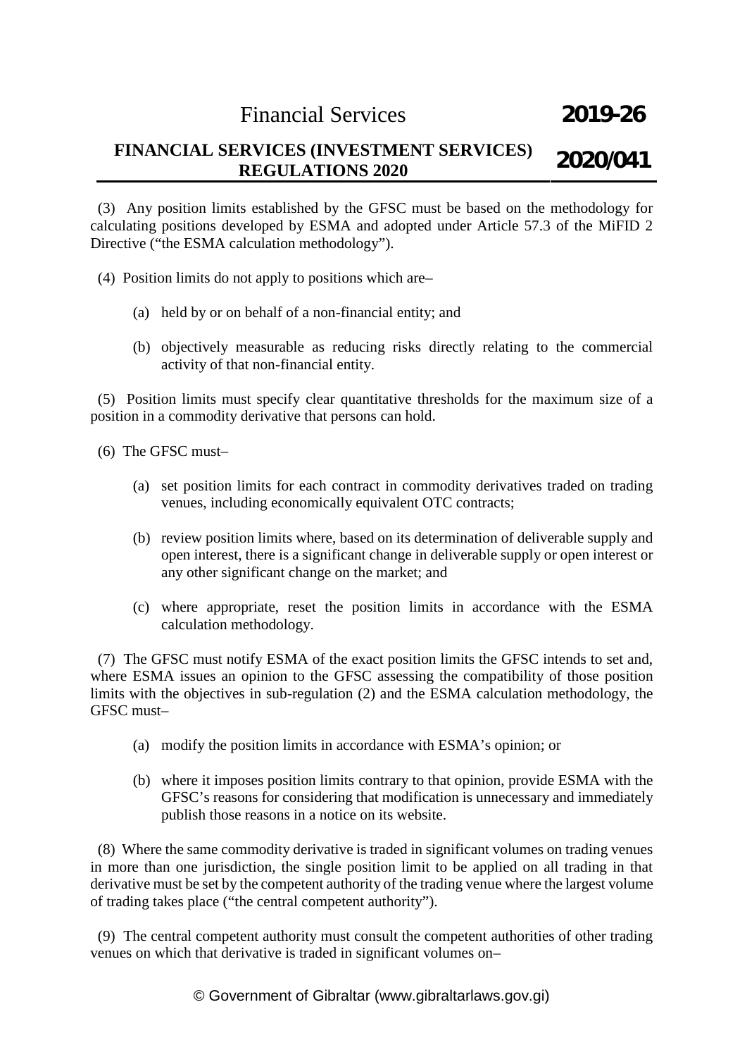(3) Any position limits established by the GFSC must be based on the methodology for calculating positions developed by ESMA and adopted under Article 57.3 of the MiFID 2 Directive ("the ESMA calculation methodology").

(4) Position limits do not apply to positions which are–

- (a) held by or on behalf of a non-financial entity; and
- (b) objectively measurable as reducing risks directly relating to the commercial activity of that non-financial entity.

(5) Position limits must specify clear quantitative thresholds for the maximum size of a position in a commodity derivative that persons can hold.

(6) The GFSC must–

- (a) set position limits for each contract in commodity derivatives traded on trading venues, including economically equivalent OTC contracts;
- (b) review position limits where, based on its determination of deliverable supply and open interest, there is a significant change in deliverable supply or open interest or any other significant change on the market; and
- (c) where appropriate, reset the position limits in accordance with the ESMA calculation methodology.

(7) The GFSC must notify ESMA of the exact position limits the GFSC intends to set and, where ESMA issues an opinion to the GFSC assessing the compatibility of those position limits with the objectives in sub-regulation (2) and the ESMA calculation methodology, the GFSC must–

- (a) modify the position limits in accordance with ESMA's opinion; or
- (b) where it imposes position limits contrary to that opinion, provide ESMA with the GFSC's reasons for considering that modification is unnecessary and immediately publish those reasons in a notice on its website.

(8) Where the same commodity derivative is traded in significant volumes on trading venues in more than one jurisdiction, the single position limit to be applied on all trading in that derivative must be set by the competent authority of the trading venue where the largest volume of trading takes place ("the central competent authority").

(9) The central competent authority must consult the competent authorities of other trading venues on which that derivative is traded in significant volumes on–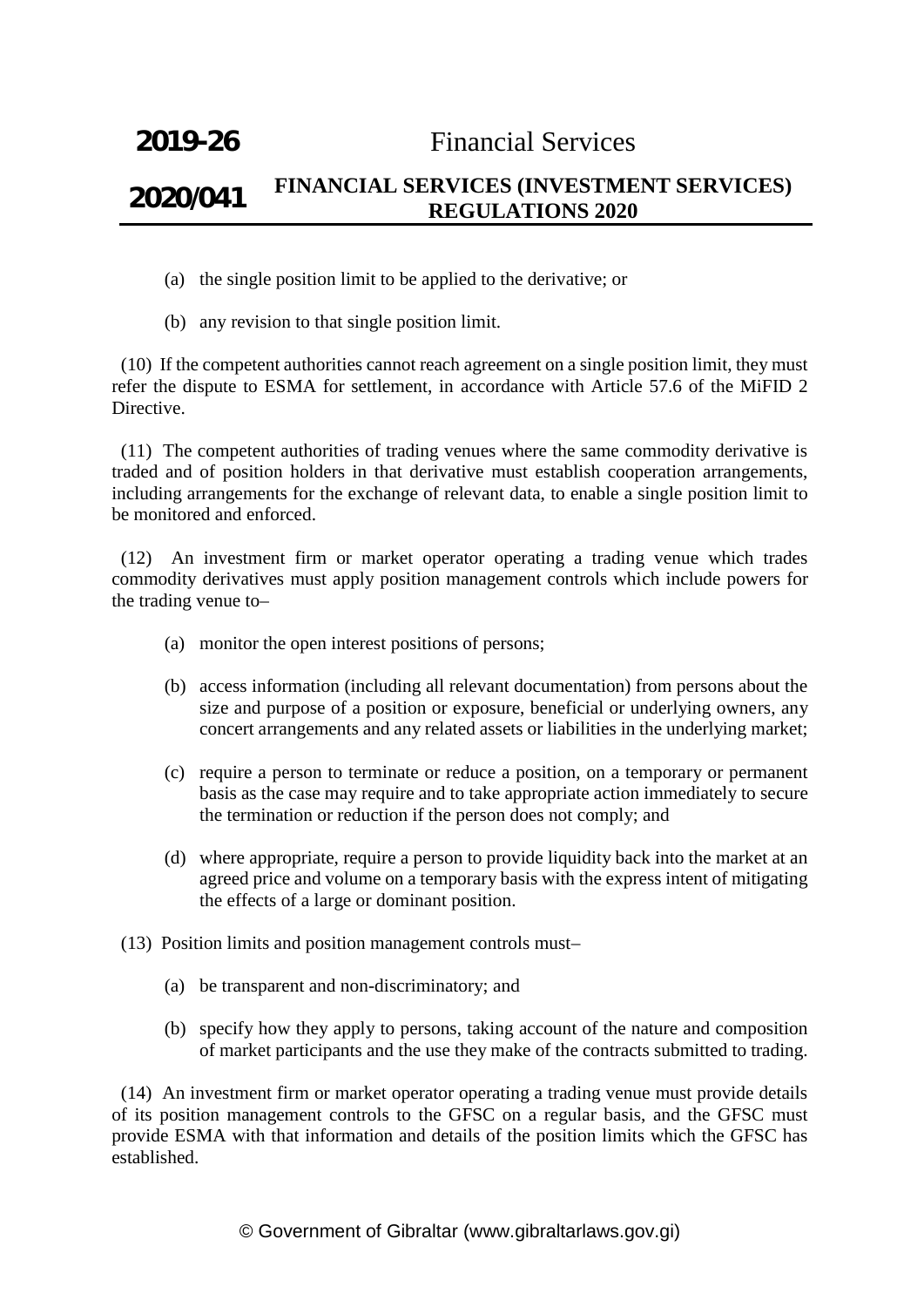(a) the single position limit to be applied to the derivative; or

(b) any revision to that single position limit.

(10) If the competent authorities cannot reach agreement on a single position limit, they must refer the dispute to ESMA for settlement, in accordance with Article 57.6 of the MiFID 2 Directive.

(11) The competent authorities of trading venues where the same commodity derivative is traded and of position holders in that derivative must establish cooperation arrangements, including arrangements for the exchange of relevant data, to enable a single position limit to be monitored and enforced.

(12) An investment firm or market operator operating a trading venue which trades commodity derivatives must apply position management controls which include powers for the trading venue to–

(a) monitor the open interest positions of persons;

(b) access information (including all relevant documentation) from persons about the size and purpose of a position or exposure, beneficial or underlying owners, any concert arrangements and any related assets or liabilities in the underlying market;

(c) require a person to terminate or reduce a position, on a temporary or permanent basis as the case may require and to take appropriate action immediately to secure the termination or reduction if the person does not comply; and

(d) where appropriate, require a person to provide liquidity back into the market at an agreed price and volume on a temporary basis with the express intent of mitigating the effects of a large or dominant position.

(13) Position limits and position management controls must–

(a) be transparent and non-discriminatory; and

(b) specify how they apply to persons, taking account of the nature and composition of market participants and the use they make of the contracts submitted to trading.

(14) An investment firm or market operator operating a trading venue must provide details of its position management controls to the GFSC on a regular basis, and the GFSC must provide ESMA with that information and details of the position limits which the GFSC has established.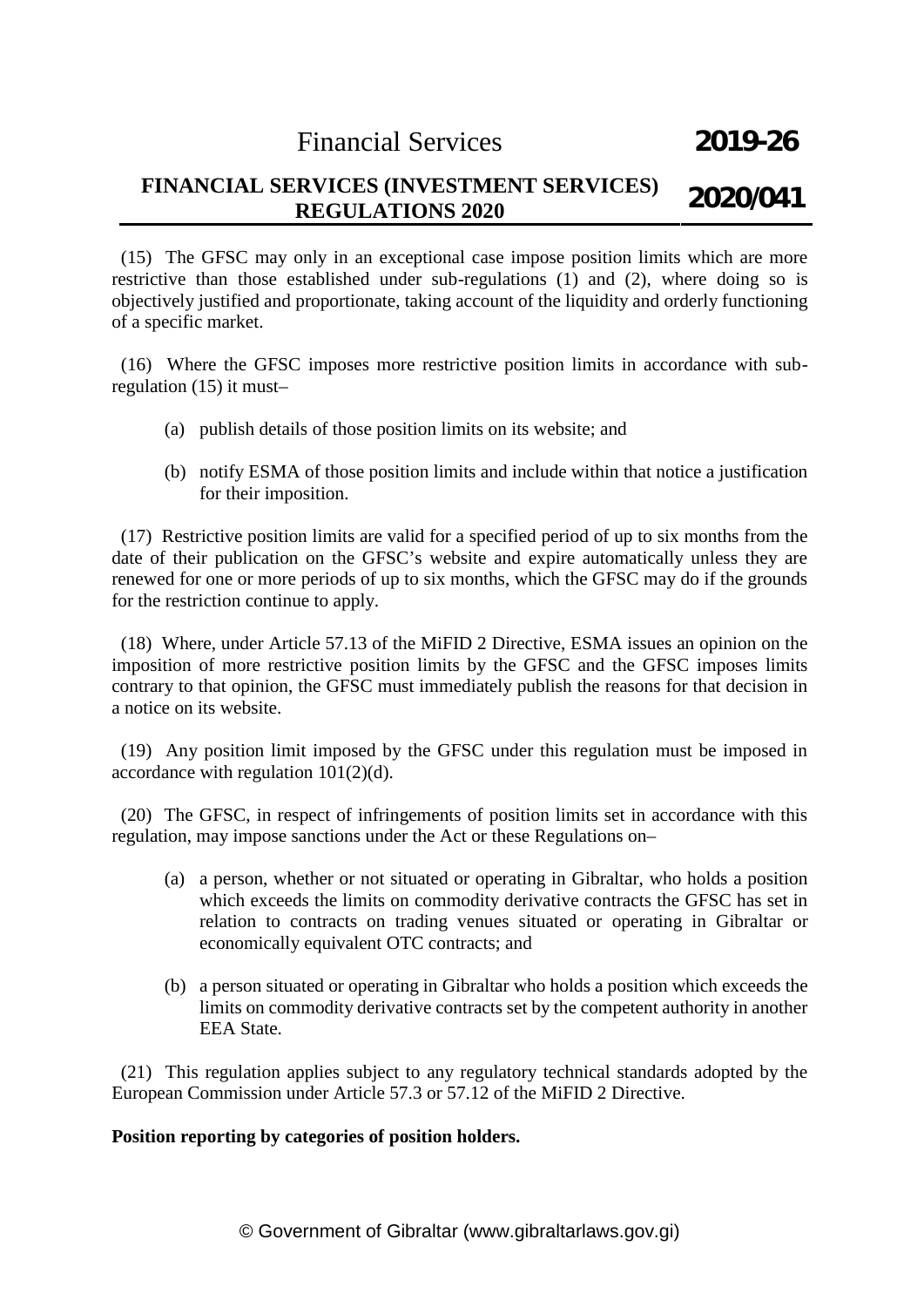(15) The GFSC may only in an exceptional case impose position limits which are more restrictive than those established under sub-regulations (1) and (2), where doing so is objectively justified and proportionate, taking account of the liquidity and orderly functioning of a specific market.

(16) Where the GFSC imposes more restrictive position limits in accordance with sub-regulation (15) it must–

(a) publish details of those position limits on its website; and

(b) notify ESMA of those position limits and include within that notice a justification for their imposition.

(17) Restrictive position limits are valid for a specified period of up to six months from the date of their publication on the GFSC's website and expire automatically unless they are renewed for one or more periods of up to six months, which the GFSC may do if the grounds for the restriction continue to apply.

(18) Where, under Article 57.13 of the MiFID 2 Directive, ESMA issues an opinion on the imposition of more restrictive position limits by the GFSC and the GFSC imposes limits contrary to that opinion, the GFSC must immediately publish the reasons for that decision in a notice on its website.

(19) Any position limit imposed by the GFSC under this regulation must be imposed in accordance with regulation 101(2)(d).

(20) The GFSC, in respect of infringements of position limits set in accordance with this regulation, may impose sanctions under the Act or these Regulations on–

(a) a person, whether or not situated or operating in Gibraltar, who holds a position which exceeds the limits on commodity derivative contracts the GFSC has set in relation to contracts on trading venues situated or operating in Gibraltar or economically equivalent OTC contracts; and

(b) a person situated or operating in Gibraltar who holds a position which exceeds the limits on commodity derivative contracts set by the competent authority in another EEA State.

(21) This regulation applies subject to any regulatory technical standards adopted by the European Commission under Article 57.3 or 57.12 of the MiFID 2 Directive.

**Position reporting by categories of position holders.**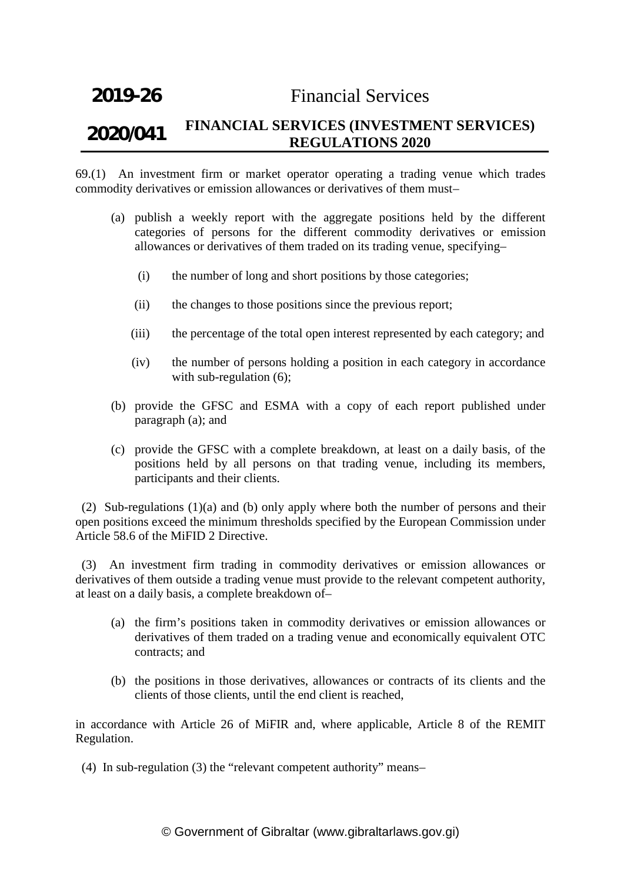69.(1) An investment firm or market operator operating a trading venue which trades commodity derivatives or emission allowances or derivatives of them must–

(a) publish a weekly report with the aggregate positions held by the different categories of persons for the different commodity derivatives or emission allowances or derivatives of them traded on its trading venue, specifying–

   (i) the number of long and short positions by those categories;

   (ii) the changes to those positions since the previous report;

   (iii) the percentage of the total open interest represented by each category; and

   (iv) the number of persons holding a position in each category in accordance with sub-regulation (6);

(b) provide the GFSC and ESMA with a copy of each report published under paragraph (a); and

(c) provide the GFSC with a complete breakdown, at least on a daily basis, of the positions held by all persons on that trading venue, including its members, participants and their clients.

(2) Sub-regulations (1)(a) and (b) only apply where both the number of persons and their open positions exceed the minimum thresholds specified by the European Commission under Article 58.6 of the MiFID 2 Directive.

(3) An investment firm trading in commodity derivatives or emission allowances or derivatives of them outside a trading venue must provide to the relevant competent authority, at least on a daily basis, a complete breakdown of–

(a) the firm's positions taken in commodity derivatives or emission allowances or derivatives of them traded on a trading venue and economically equivalent OTC contracts; and

(b) the positions in those derivatives, allowances or contracts of its clients and the clients of those clients, until the end client is reached,

in accordance with Article 26 of MiFIR and, where applicable, Article 8 of the REMIT Regulation.

(4) In sub-regulation (3) the "relevant competent authority" means–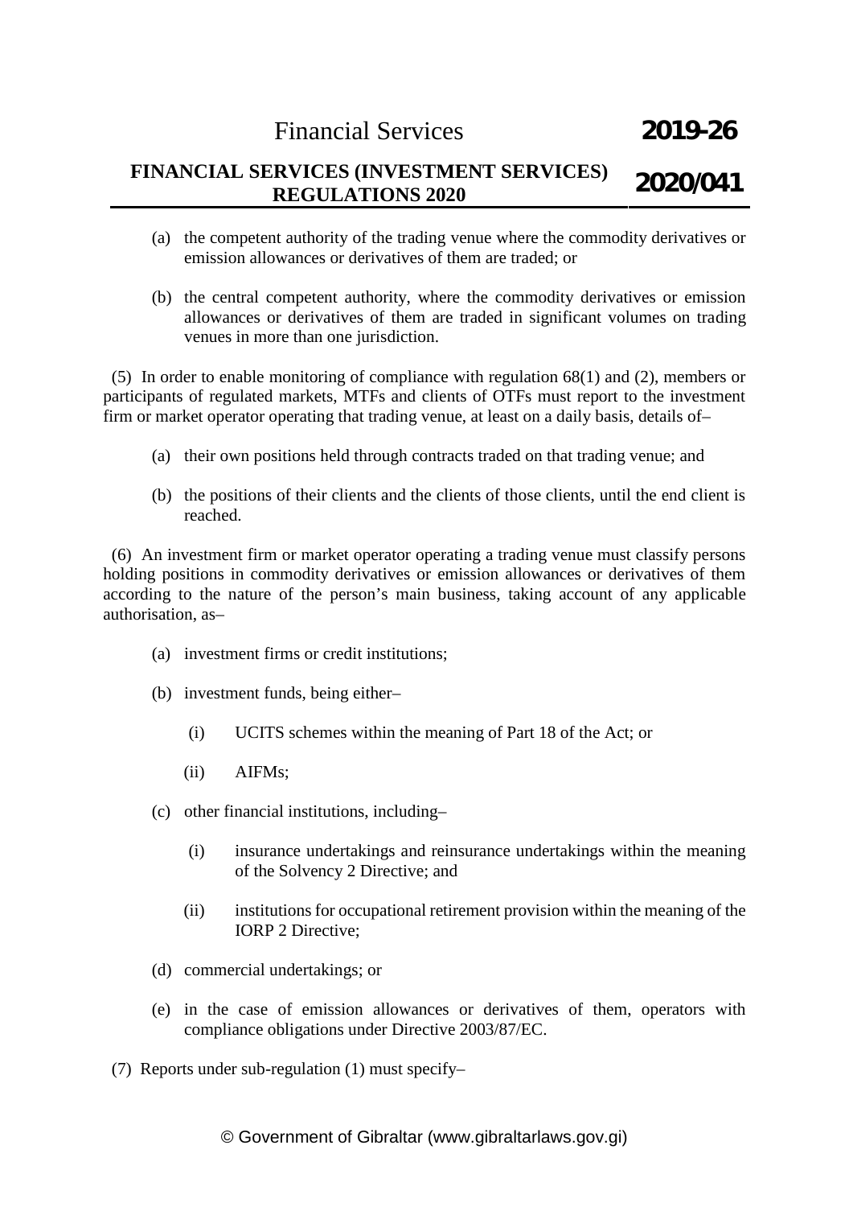(a) the competent authority of the trading venue where the commodity derivatives or emission allowances or derivatives of them are traded; or

(b) the central competent authority, where the commodity derivatives or emission allowances or derivatives of them are traded in significant volumes on trading venues in more than one jurisdiction.

(5) In order to enable monitoring of compliance with regulation 68(1) and (2), members or participants of regulated markets, MTFs and clients of OTFs must report to the investment firm or market operator operating that trading venue, at least on a daily basis, details of–

(a) their own positions held through contracts traded on that trading venue; and

(b) the positions of their clients and the clients of those clients, until the end client is reached.

(6) An investment firm or market operator operating a trading venue must classify persons holding positions in commodity derivatives or emission allowances or derivatives of them according to the nature of the person's main business, taking account of any applicable authorisation, as–

(a) investment firms or credit institutions;

(b) investment funds, being either–

(i) UCITS schemes within the meaning of Part 18 of the Act; or

(ii) AIFMs;

(c) other financial institutions, including–

(i) insurance undertakings and reinsurance undertakings within the meaning of the Solvency 2 Directive; and

(ii) institutions for occupational retirement provision within the meaning of the IORP 2 Directive;

(d) commercial undertakings; or

(e) in the case of emission allowances or derivatives of them, operators with compliance obligations under Directive 2003/87/EC.

(7) Reports under sub-regulation (1) must specify–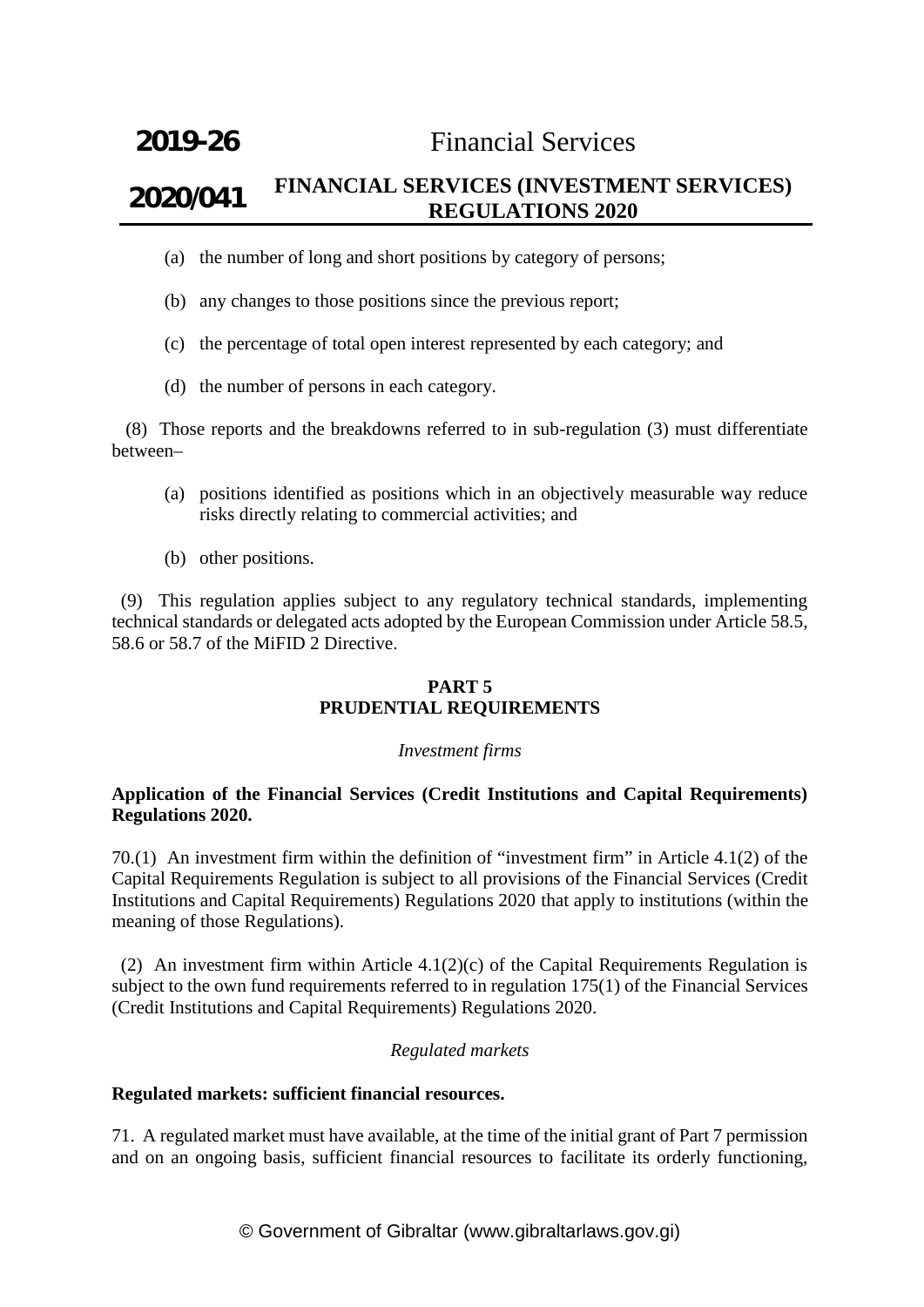(a) the number of long and short positions by category of persons;

(b) any changes to those positions since the previous report;

(c) the percentage of total open interest represented by each category; and

(d) the number of persons in each category.

(8) Those reports and the breakdowns referred to in sub-regulation (3) must differentiate between–

(a) positions identified as positions which in an objectively measurable way reduce risks directly relating to commercial activities; and

(b) other positions.

(9) This regulation applies subject to any regulatory technical standards, implementing technical standards or delegated acts adopted by the European Commission under Article 58.5, 58.6 or 58.7 of the MiFID 2 Directive.

## PART 5
## PRUDENTIAL REQUIREMENTS

*Investment firms*

**Application of the Financial Services (Credit Institutions and Capital Requirements) Regulations 2020.**

70.(1) An investment firm within the definition of "investment firm" in Article 4.1(2) of the Capital Requirements Regulation is subject to all provisions of the Financial Services (Credit Institutions and Capital Requirements) Regulations 2020 that apply to institutions (within the meaning of those Regulations).

(2) An investment firm within Article 4.1(2)(c) of the Capital Requirements Regulation is subject to the own fund requirements referred to in regulation 175(1) of the Financial Services (Credit Institutions and Capital Requirements) Regulations 2020.

*Regulated markets*

**Regulated markets: sufficient financial resources.**

71. A regulated market must have available, at the time of the initial grant of Part 7 permission and on an ongoing basis, sufficient financial resources to facilitate its orderly functioning,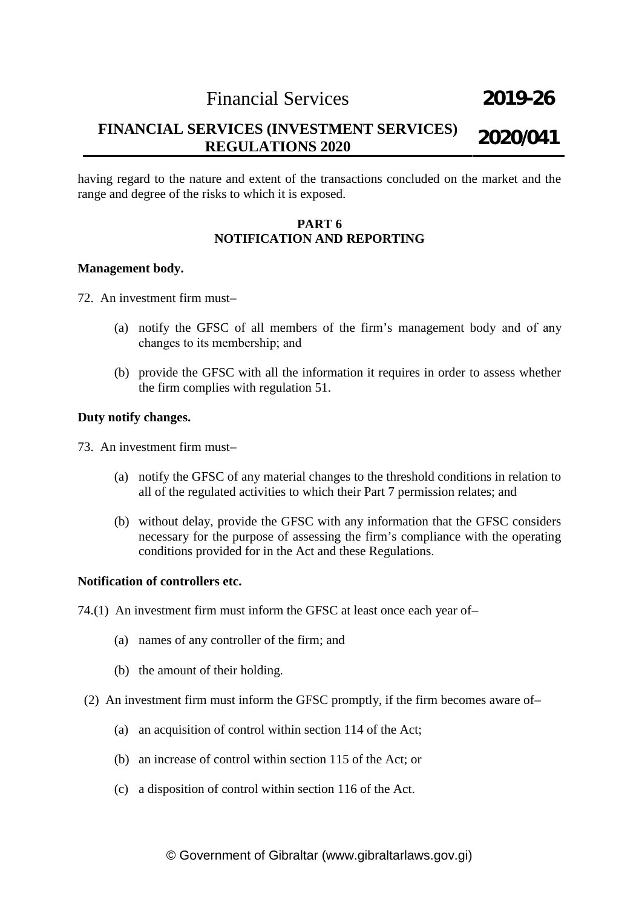having regard to the nature and extent of the transactions concluded on the market and the range and degree of the risks to which it is exposed.

## PART 6
## NOTIFICATION AND REPORTING

**Management body.**

72. An investment firm must–

(a) notify the GFSC of all members of the firm's management body and of any changes to its membership; and

(b) provide the GFSC with all the information it requires in order to assess whether the firm complies with regulation 51.

**Duty notify changes.**

73. An investment firm must–

(a) notify the GFSC of any material changes to the threshold conditions in relation to all of the regulated activities to which their Part 7 permission relates; and

(b) without delay, provide the GFSC with any information that the GFSC considers necessary for the purpose of assessing the firm's compliance with the operating conditions provided for in the Act and these Regulations.

**Notification of controllers etc.**

74.(1) An investment firm must inform the GFSC at least once each year of–

(a) names of any controller of the firm; and

(b) the amount of their holding.

(2) An investment firm must inform the GFSC promptly, if the firm becomes aware of–

(a) an acquisition of control within section 114 of the Act;

(b) an increase of control within section 115 of the Act; or

(c) a disposition of control within section 116 of the Act.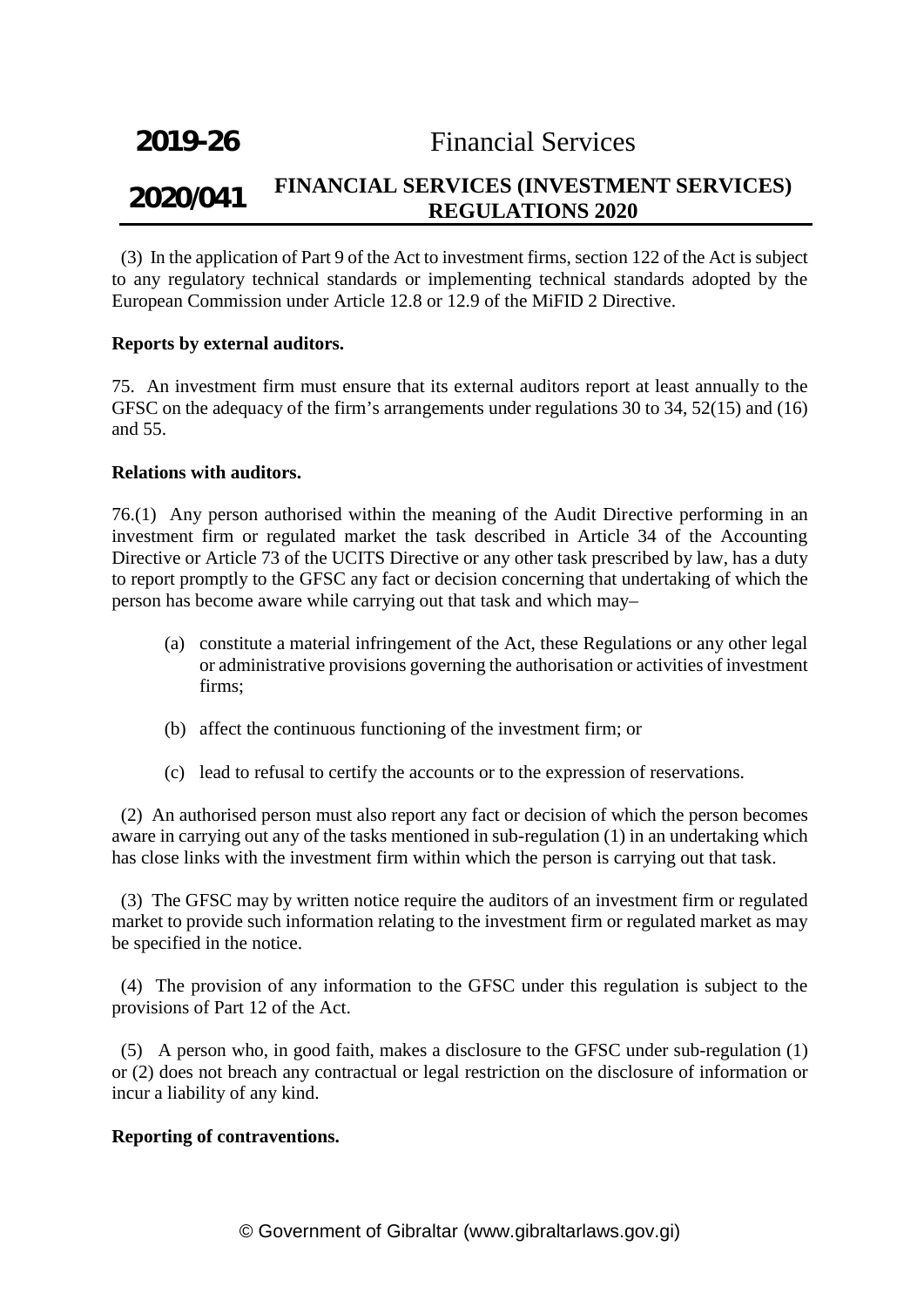(3) In the application of Part 9 of the Act to investment firms, section 122 of the Act is subject to any regulatory technical standards or implementing technical standards adopted by the European Commission under Article 12.8 or 12.9 of the MiFID 2 Directive.

**Reports by external auditors.**

75. An investment firm must ensure that its external auditors report at least annually to the GFSC on the adequacy of the firm's arrangements under regulations 30 to 34, 52(15) and (16) and 55.

**Relations with auditors.**

76.(1) Any person authorised within the meaning of the Audit Directive performing in an investment firm or regulated market the task described in Article 34 of the Accounting Directive or Article 73 of the UCITS Directive or any other task prescribed by law, has a duty to report promptly to the GFSC any fact or decision concerning that undertaking of which the person has become aware while carrying out that task and which may–

(a) constitute a material infringement of the Act, these Regulations or any other legal or administrative provisions governing the authorisation or activities of investment firms;

(b) affect the continuous functioning of the investment firm; or

(c) lead to refusal to certify the accounts or to the expression of reservations.

(2) An authorised person must also report any fact or decision of which the person becomes aware in carrying out any of the tasks mentioned in sub-regulation (1) in an undertaking which has close links with the investment firm within which the person is carrying out that task.

(3) The GFSC may by written notice require the auditors of an investment firm or regulated market to provide such information relating to the investment firm or regulated market as may be specified in the notice.

(4) The provision of any information to the GFSC under this regulation is subject to the provisions of Part 12 of the Act.

(5) A person who, in good faith, makes a disclosure to the GFSC under sub-regulation (1) or (2) does not breach any contractual or legal restriction on the disclosure of information or incur a liability of any kind.

**Reporting of contraventions.**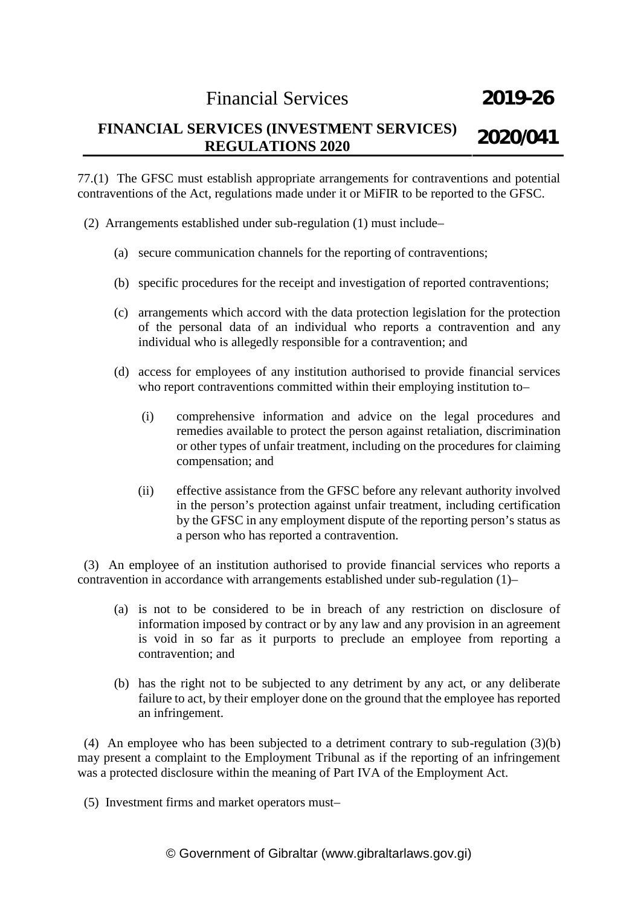77.(1) The GFSC must establish appropriate arrangements for contraventions and potential contraventions of the Act, regulations made under it or MiFIR to be reported to the GFSC.

(2) Arrangements established under sub-regulation (1) must include–

(a) secure communication channels for the reporting of contraventions;

(b) specific procedures for the receipt and investigation of reported contraventions;

(c) arrangements which accord with the data protection legislation for the protection of the personal data of an individual who reports a contravention and any individual who is allegedly responsible for a contravention; and

(d) access for employees of any institution authorised to provide financial services who report contraventions committed within their employing institution to–

(i) comprehensive information and advice on the legal procedures and remedies available to protect the person against retaliation, discrimination or other types of unfair treatment, including on the procedures for claiming compensation; and

(ii) effective assistance from the GFSC before any relevant authority involved in the person's protection against unfair treatment, including certification by the GFSC in any employment dispute of the reporting person's status as a person who has reported a contravention.

(3) An employee of an institution authorised to provide financial services who reports a contravention in accordance with arrangements established under sub-regulation (1)–

(a) is not to be considered to be in breach of any restriction on disclosure of information imposed by contract or by any law and any provision in an agreement is void in so far as it purports to preclude an employee from reporting a contravention; and

(b) has the right not to be subjected to any detriment by any act, or any deliberate failure to act, by their employer done on the ground that the employee has reported an infringement.

(4) An employee who has been subjected to a detriment contrary to sub-regulation (3)(b) may present a complaint to the Employment Tribunal as if the reporting of an infringement was a protected disclosure within the meaning of Part IVA of the Employment Act.

(5) Investment firms and market operators must–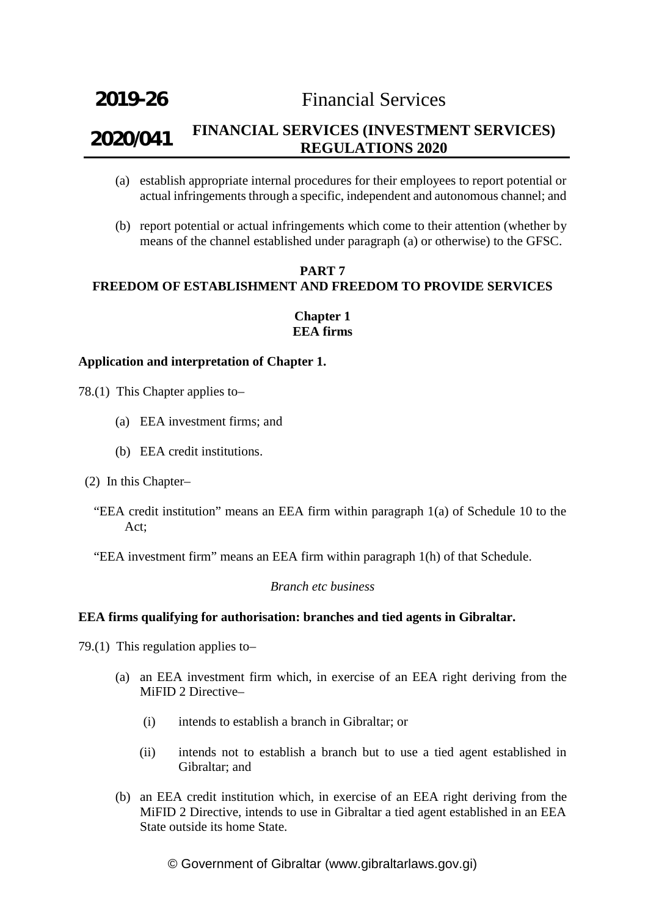(a) establish appropriate internal procedures for their employees to report potential or actual infringements through a specific, independent and autonomous channel; and

(b) report potential or actual infringements which come to their attention (whether by means of the channel established under paragraph (a) or otherwise) to the GFSC.

## PART 7
## FREEDOM OF ESTABLISHMENT AND FREEDOM TO PROVIDE SERVICES

### Chapter 1
### EEA firms

**Application and interpretation of Chapter 1.**

78.(1) This Chapter applies to–

(a) EEA investment firms; and

(b) EEA credit institutions.

(2) In this Chapter–

"EEA credit institution" means an EEA firm within paragraph 1(a) of Schedule 10 to the Act;

"EEA investment firm" means an EEA firm within paragraph 1(h) of that Schedule.

*Branch etc business*

**EEA firms qualifying for authorisation: branches and tied agents in Gibraltar.**

79.(1) This regulation applies to–

(a) an EEA investment firm which, in exercise of an EEA right deriving from the MiFID 2 Directive–

(i) intends to establish a branch in Gibraltar; or

(ii) intends not to establish a branch but to use a tied agent established in Gibraltar; and

(b) an EEA credit institution which, in exercise of an EEA right deriving from the MiFID 2 Directive, intends to use in Gibraltar a tied agent established in an EEA State outside its home State.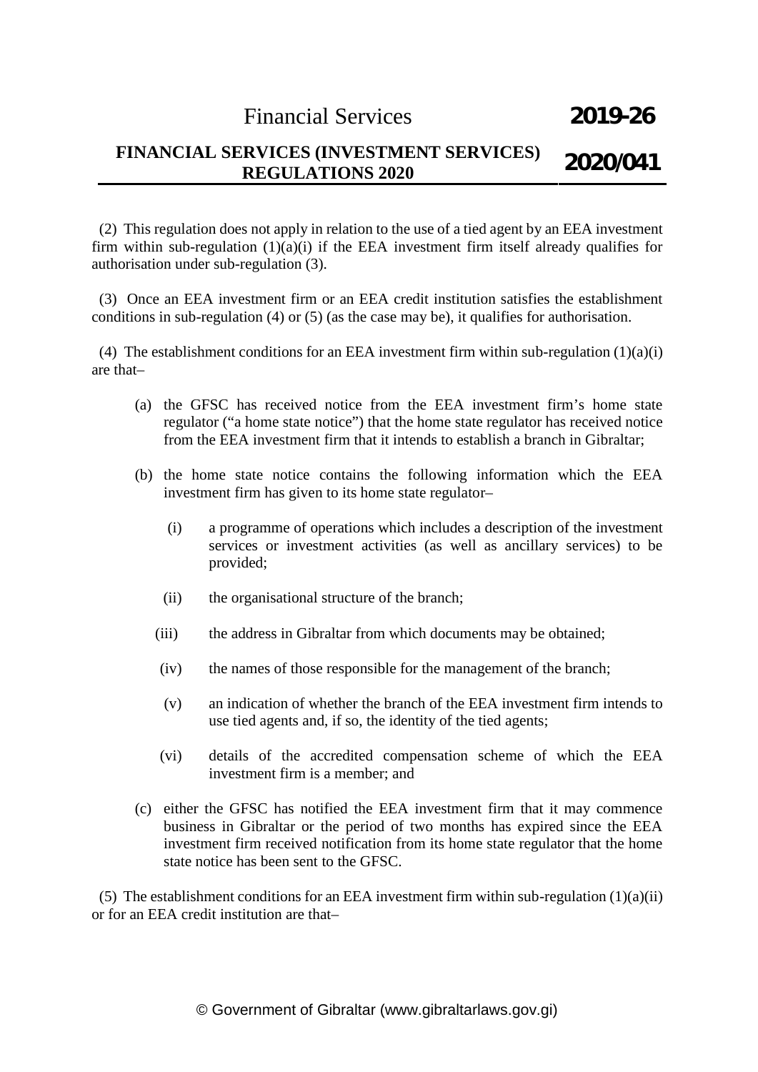(2) This regulation does not apply in relation to the use of a tied agent by an EEA investment firm within sub-regulation (1)(a)(i) if the EEA investment firm itself already qualifies for authorisation under sub-regulation (3).

(3) Once an EEA investment firm or an EEA credit institution satisfies the establishment conditions in sub-regulation (4) or (5) (as the case may be), it qualifies for authorisation.

(4) The establishment conditions for an EEA investment firm within sub-regulation (1)(a)(i) are that–

(a) the GFSC has received notice from the EEA investment firm's home state regulator ("a home state notice") that the home state regulator has received notice from the EEA investment firm that it intends to establish a branch in Gibraltar;

(b) the home state notice contains the following information which the EEA investment firm has given to its home state regulator–

(i) a programme of operations which includes a description of the investment services or investment activities (as well as ancillary services) to be provided;

(ii) the organisational structure of the branch;

(iii) the address in Gibraltar from which documents may be obtained;

(iv) the names of those responsible for the management of the branch;

(v) an indication of whether the branch of the EEA investment firm intends to use tied agents and, if so, the identity of the tied agents;

(vi) details of the accredited compensation scheme of which the EEA investment firm is a member; and

(c) either the GFSC has notified the EEA investment firm that it may commence business in Gibraltar or the period of two months has expired since the EEA investment firm received notification from its home state regulator that the home state notice has been sent to the GFSC.

(5) The establishment conditions for an EEA investment firm within sub-regulation (1)(a)(ii) or for an EEA credit institution are that–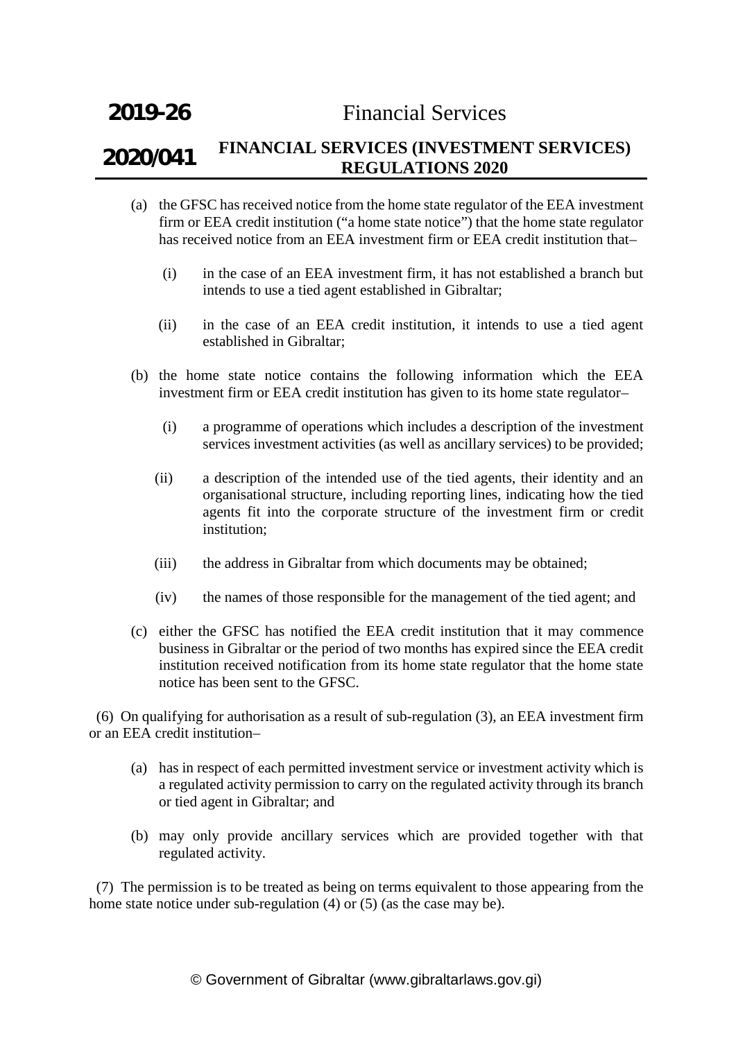(a) the GFSC has received notice from the home state regulator of the EEA investment firm or EEA credit institution ("a home state notice") that the home state regulator has received notice from an EEA investment firm or EEA credit institution that–

   (i) in the case of an EEA investment firm, it has not established a branch but intends to use a tied agent established in Gibraltar;

   (ii) in the case of an EEA credit institution, it intends to use a tied agent established in Gibraltar;

(b) the home state notice contains the following information which the EEA investment firm or EEA credit institution has given to its home state regulator–

   (i) a programme of operations which includes a description of the investment services investment activities (as well as ancillary services) to be provided;

   (ii) a description of the intended use of the tied agents, their identity and an organisational structure, including reporting lines, indicating how the tied agents fit into the corporate structure of the investment firm or credit institution;

   (iii) the address in Gibraltar from which documents may be obtained;

   (iv) the names of those responsible for the management of the tied agent; and

(c) either the GFSC has notified the EEA credit institution that it may commence business in Gibraltar or the period of two months has expired since the EEA credit institution received notification from its home state regulator that the home state notice has been sent to the GFSC.

(6) On qualifying for authorisation as a result of sub-regulation (3), an EEA investment firm or an EEA credit institution–

(a) has in respect of each permitted investment service or investment activity which is a regulated activity permission to carry on the regulated activity through its branch or tied agent in Gibraltar; and

(b) may only provide ancillary services which are provided together with that regulated activity.

(7) The permission is to be treated as being on terms equivalent to those appearing from the home state notice under sub-regulation (4) or (5) (as the case may be).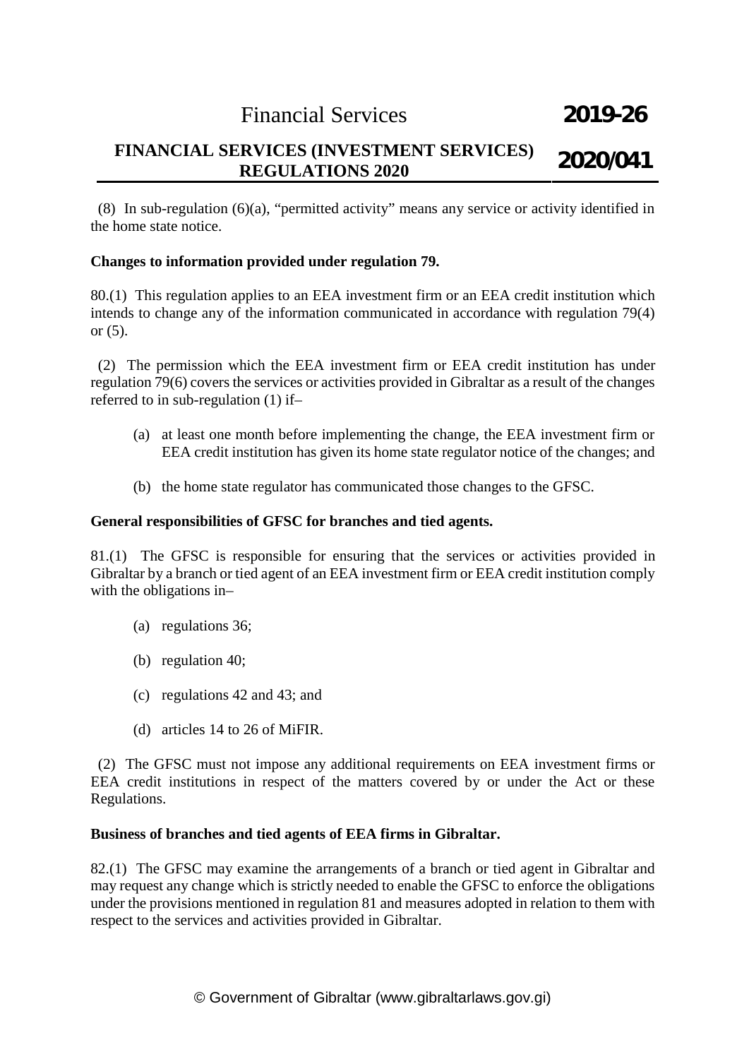(8) In sub-regulation (6)(a), "permitted activity" means any service or activity identified in the home state notice.

**Changes to information provided under regulation 79.**

80.(1) This regulation applies to an EEA investment firm or an EEA credit institution which intends to change any of the information communicated in accordance with regulation 79(4) or (5).

(2) The permission which the EEA investment firm or EEA credit institution has under regulation 79(6) covers the services or activities provided in Gibraltar as a result of the changes referred to in sub-regulation (1) if–

(a) at least one month before implementing the change, the EEA investment firm or EEA credit institution has given its home state regulator notice of the changes; and

(b) the home state regulator has communicated those changes to the GFSC.

**General responsibilities of GFSC for branches and tied agents.**

81.(1) The GFSC is responsible for ensuring that the services or activities provided in Gibraltar by a branch or tied agent of an EEA investment firm or EEA credit institution comply with the obligations in–

(a) regulations 36;

(b) regulation 40;

(c) regulations 42 and 43; and

(d) articles 14 to 26 of MiFIR.

(2) The GFSC must not impose any additional requirements on EEA investment firms or EEA credit institutions in respect of the matters covered by or under the Act or these Regulations.

**Business of branches and tied agents of EEA firms in Gibraltar.**

82.(1) The GFSC may examine the arrangements of a branch or tied agent in Gibraltar and may request any change which is strictly needed to enable the GFSC to enforce the obligations under the provisions mentioned in regulation 81 and measures adopted in relation to them with respect to the services and activities provided in Gibraltar.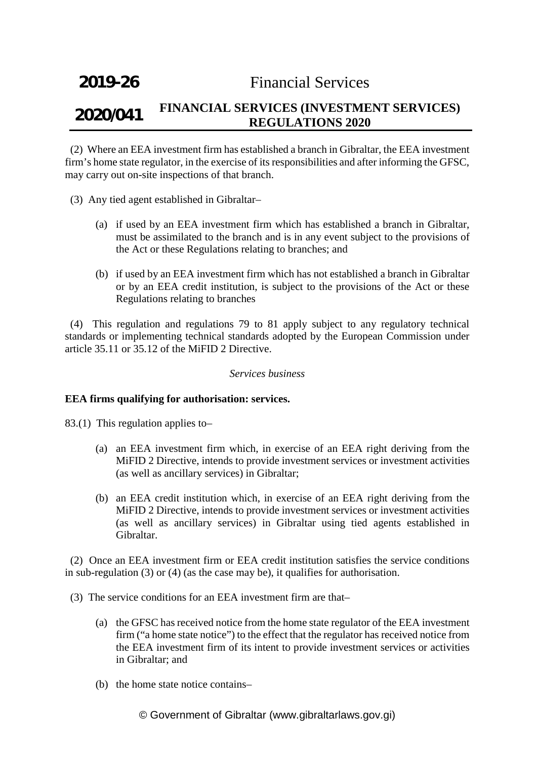(2) Where an EEA investment firm has established a branch in Gibraltar, the EEA investment firm's home state regulator, in the exercise of its responsibilities and after informing the GFSC, may carry out on-site inspections of that branch.

(3) Any tied agent established in Gibraltar–

(a) if used by an EEA investment firm which has established a branch in Gibraltar, must be assimilated to the branch and is in any event subject to the provisions of the Act or these Regulations relating to branches; and

(b) if used by an EEA investment firm which has not established a branch in Gibraltar or by an EEA credit institution, is subject to the provisions of the Act or these Regulations relating to branches

(4) This regulation and regulations 79 to 81 apply subject to any regulatory technical standards or implementing technical standards adopted by the European Commission under article 35.11 or 35.12 of the MiFID 2 Directive.

*Services business*

**EEA firms qualifying for authorisation: services.**

83.(1) This regulation applies to–

(a) an EEA investment firm which, in exercise of an EEA right deriving from the MiFID 2 Directive, intends to provide investment services or investment activities (as well as ancillary services) in Gibraltar;

(b) an EEA credit institution which, in exercise of an EEA right deriving from the MiFID 2 Directive, intends to provide investment services or investment activities (as well as ancillary services) in Gibraltar using tied agents established in Gibraltar.

(2) Once an EEA investment firm or EEA credit institution satisfies the service conditions in sub-regulation (3) or (4) (as the case may be), it qualifies for authorisation.

(3) The service conditions for an EEA investment firm are that–

(a) the GFSC has received notice from the home state regulator of the EEA investment firm ("a home state notice") to the effect that the regulator has received notice from the EEA investment firm of its intent to provide investment services or activities in Gibraltar; and

(b) the home state notice contains–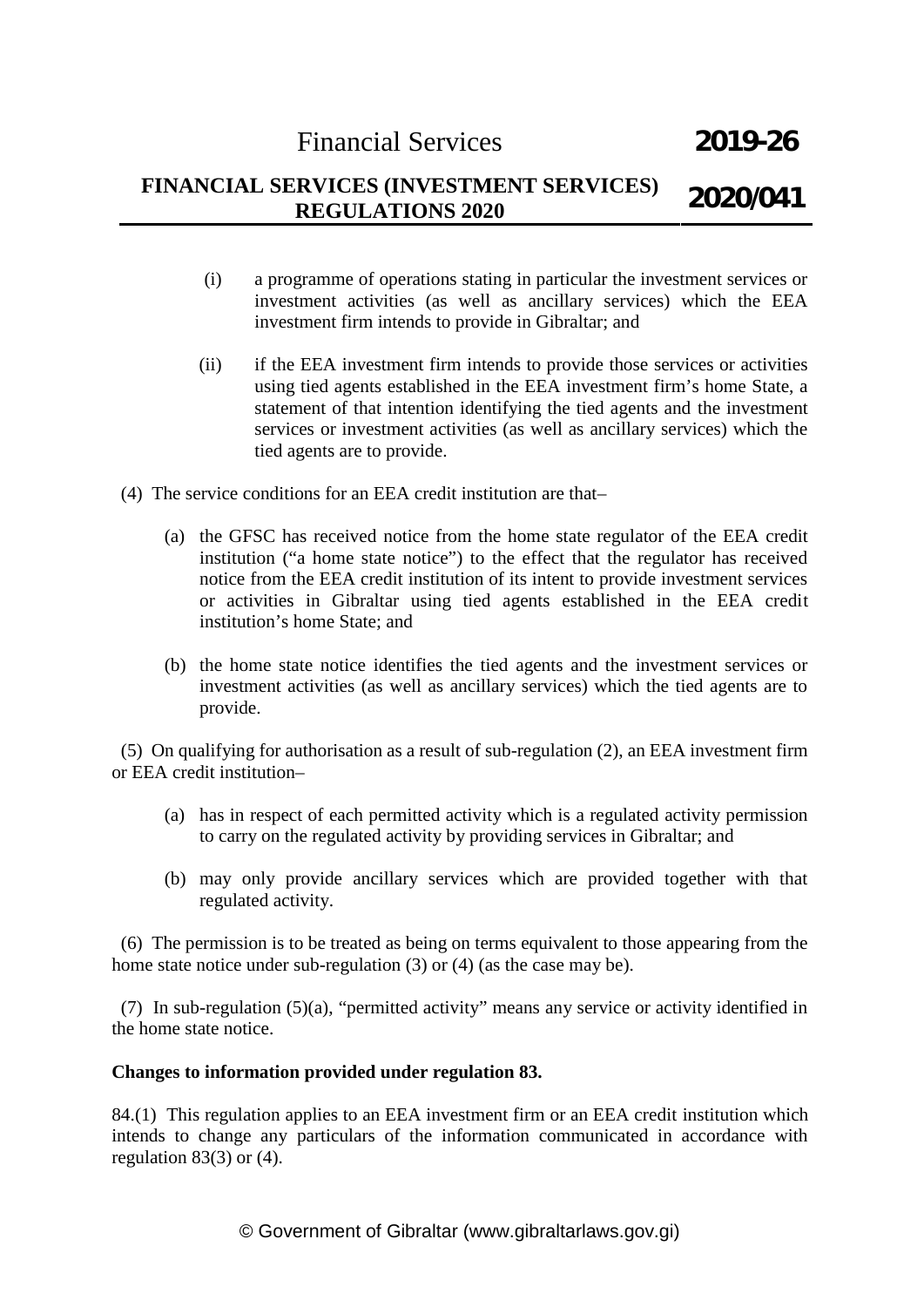(i) a programme of operations stating in particular the investment services or investment activities (as well as ancillary services) which the EEA investment firm intends to provide in Gibraltar; and

(ii) if the EEA investment firm intends to provide those services or activities using tied agents established in the EEA investment firm's home State, a statement of that intention identifying the tied agents and the investment services or investment activities (as well as ancillary services) which the tied agents are to provide.

(4) The service conditions for an EEA credit institution are that–

(a) the GFSC has received notice from the home state regulator of the EEA credit institution ("a home state notice") to the effect that the regulator has received notice from the EEA credit institution of its intent to provide investment services or activities in Gibraltar using tied agents established in the EEA credit institution's home State; and

(b) the home state notice identifies the tied agents and the investment services or investment activities (as well as ancillary services) which the tied agents are to provide.

(5) On qualifying for authorisation as a result of sub-regulation (2), an EEA investment firm or EEA credit institution–

(a) has in respect of each permitted activity which is a regulated activity permission to carry on the regulated activity by providing services in Gibraltar; and

(b) may only provide ancillary services which are provided together with that regulated activity.

(6) The permission is to be treated as being on terms equivalent to those appearing from the home state notice under sub-regulation (3) or (4) (as the case may be).

(7) In sub-regulation (5)(a), "permitted activity" means any service or activity identified in the home state notice.

**Changes to information provided under regulation 83.**

84.(1) This regulation applies to an EEA investment firm or an EEA credit institution which intends to change any particulars of the information communicated in accordance with regulation 83(3) or (4).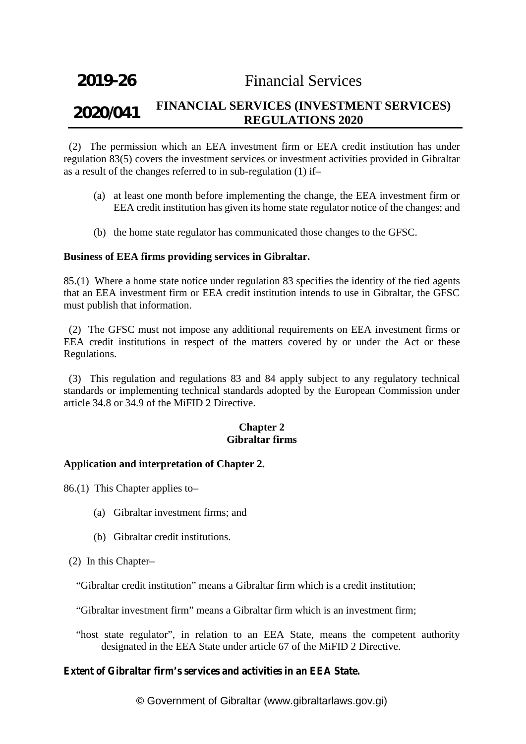(2) The permission which an EEA investment firm or EEA credit institution has under regulation 83(5) covers the investment services or investment activities provided in Gibraltar as a result of the changes referred to in sub-regulation (1) if–

(a) at least one month before implementing the change, the EEA investment firm or EEA credit institution has given its home state regulator notice of the changes; and

(b) the home state regulator has communicated those changes to the GFSC.

**Business of EEA firms providing services in Gibraltar.**

85.(1) Where a home state notice under regulation 83 specifies the identity of the tied agents that an EEA investment firm or EEA credit institution intends to use in Gibraltar, the GFSC must publish that information.

(2) The GFSC must not impose any additional requirements on EEA investment firms or EEA credit institutions in respect of the matters covered by or under the Act or these Regulations.

(3) This regulation and regulations 83 and 84 apply subject to any regulatory technical standards or implementing technical standards adopted by the European Commission under article 34.8 or 34.9 of the MiFID 2 Directive.

## Chapter 2
## Gibraltar firms

**Application and interpretation of Chapter 2.**

86.(1) This Chapter applies to–

(a) Gibraltar investment firms; and

(b) Gibraltar credit institutions.

(2) In this Chapter–

"Gibraltar credit institution" means a Gibraltar firm which is a credit institution;

"Gibraltar investment firm" means a Gibraltar firm which is an investment firm;

"host state regulator", in relation to an EEA State, means the competent authority designated in the EEA State under article 67 of the MiFID 2 Directive.

**Extent of Gibraltar firm's services and activities in an EEA State.**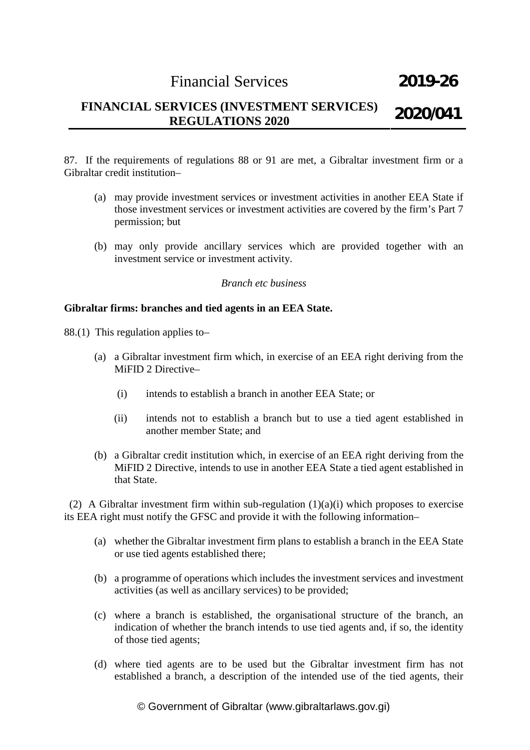87. If the requirements of regulations 88 or 91 are met, a Gibraltar investment firm or a Gibraltar credit institution–

(a) may provide investment services or investment activities in another EEA State if those investment services or investment activities are covered by the firm's Part 7 permission; but

(b) may only provide ancillary services which are provided together with an investment service or investment activity.

*Branch etc business*

**Gibraltar firms: branches and tied agents in an EEA State.**

88.(1) This regulation applies to–

(a) a Gibraltar investment firm which, in exercise of an EEA right deriving from the MiFID 2 Directive–

(i) intends to establish a branch in another EEA State; or

(ii) intends not to establish a branch but to use a tied agent established in another member State; and

(b) a Gibraltar credit institution which, in exercise of an EEA right deriving from the MiFID 2 Directive, intends to use in another EEA State a tied agent established in that State.

(2) A Gibraltar investment firm within sub-regulation (1)(a)(i) which proposes to exercise its EEA right must notify the GFSC and provide it with the following information–

(a) whether the Gibraltar investment firm plans to establish a branch in the EEA State or use tied agents established there;

(b) a programme of operations which includes the investment services and investment activities (as well as ancillary services) to be provided;

(c) where a branch is established, the organisational structure of the branch, an indication of whether the branch intends to use tied agents and, if so, the identity of those tied agents;

(d) where tied agents are to be used but the Gibraltar investment firm has not established a branch, a description of the intended use of the tied agents, their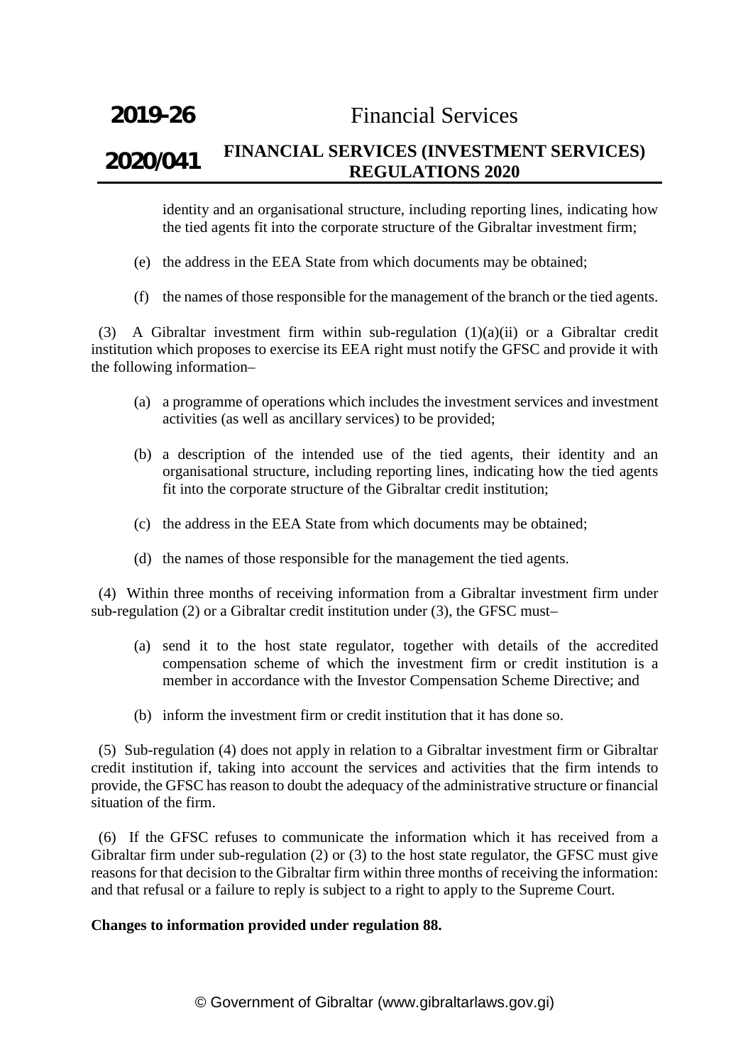identity and an organisational structure, including reporting lines, indicating how the tied agents fit into the corporate structure of the Gibraltar investment firm;

(e) the address in the EEA State from which documents may be obtained;

(f) the names of those responsible for the management of the branch or the tied agents.

(3) A Gibraltar investment firm within sub-regulation (1)(a)(ii) or a Gibraltar credit institution which proposes to exercise its EEA right must notify the GFSC and provide it with the following information–

(a) a programme of operations which includes the investment services and investment activities (as well as ancillary services) to be provided;

(b) a description of the intended use of the tied agents, their identity and an organisational structure, including reporting lines, indicating how the tied agents fit into the corporate structure of the Gibraltar credit institution;

(c) the address in the EEA State from which documents may be obtained;

(d) the names of those responsible for the management the tied agents.

(4) Within three months of receiving information from a Gibraltar investment firm under sub-regulation (2) or a Gibraltar credit institution under (3), the GFSC must–

(a) send it to the host state regulator, together with details of the accredited compensation scheme of which the investment firm or credit institution is a member in accordance with the Investor Compensation Scheme Directive; and

(b) inform the investment firm or credit institution that it has done so.

(5) Sub-regulation (4) does not apply in relation to a Gibraltar investment firm or Gibraltar credit institution if, taking into account the services and activities that the firm intends to provide, the GFSC has reason to doubt the adequacy of the administrative structure or financial situation of the firm.

(6) If the GFSC refuses to communicate the information which it has received from a Gibraltar firm under sub-regulation (2) or (3) to the host state regulator, the GFSC must give reasons for that decision to the Gibraltar firm within three months of receiving the information: and that refusal or a failure to reply is subject to a right to apply to the Supreme Court.

**Changes to information provided under regulation 88.**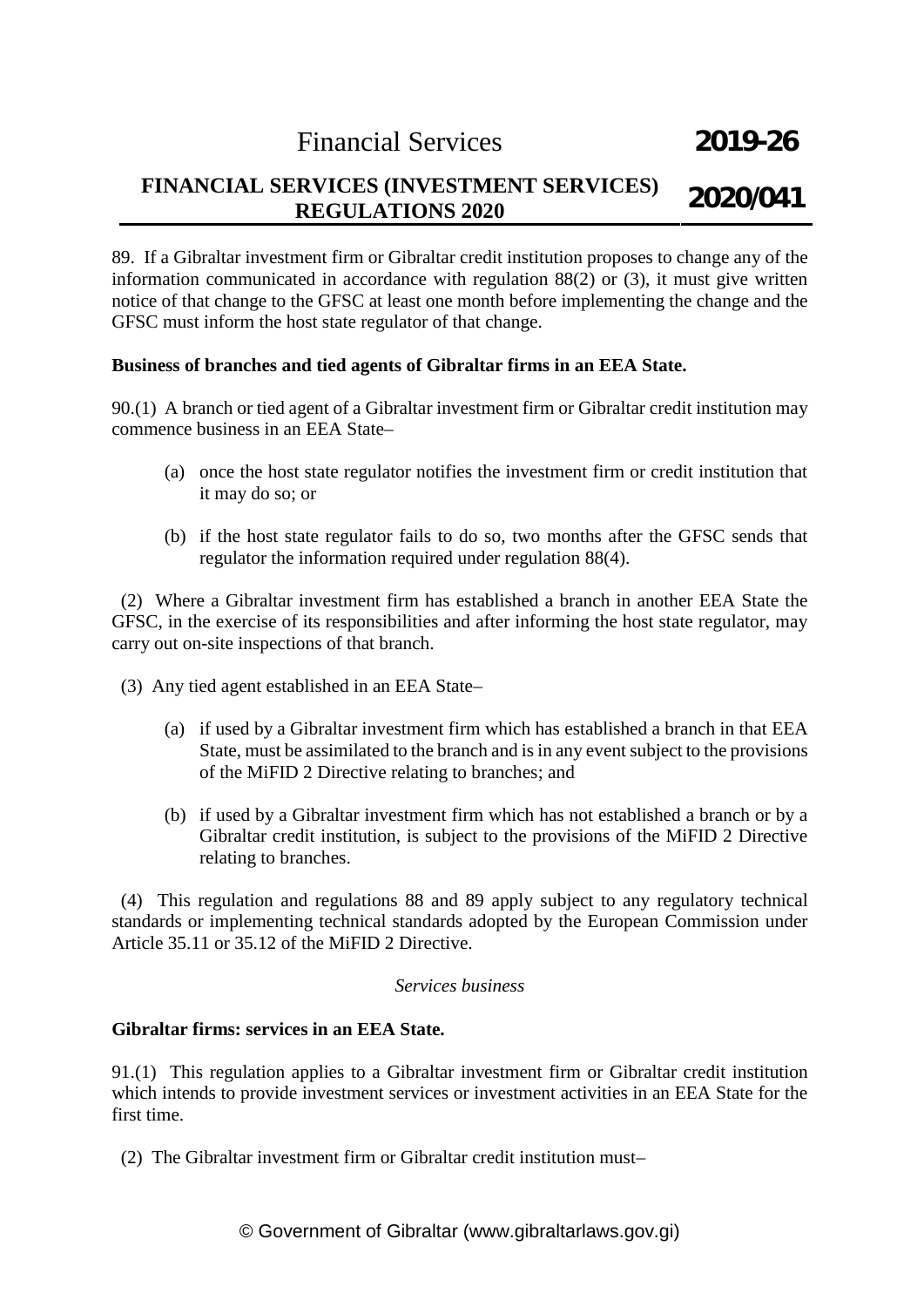89. If a Gibraltar investment firm or Gibraltar credit institution proposes to change any of the information communicated in accordance with regulation 88(2) or (3), it must give written notice of that change to the GFSC at least one month before implementing the change and the GFSC must inform the host state regulator of that change.

**Business of branches and tied agents of Gibraltar firms in an EEA State.**

90.(1) A branch or tied agent of a Gibraltar investment firm or Gibraltar credit institution may commence business in an EEA State–

(a) once the host state regulator notifies the investment firm or credit institution that it may do so; or

(b) if the host state regulator fails to do so, two months after the GFSC sends that regulator the information required under regulation 88(4).

(2) Where a Gibraltar investment firm has established a branch in another EEA State the GFSC, in the exercise of its responsibilities and after informing the host state regulator, may carry out on-site inspections of that branch.

(3) Any tied agent established in an EEA State–

(a) if used by a Gibraltar investment firm which has established a branch in that EEA State, must be assimilated to the branch and is in any event subject to the provisions of the MiFID 2 Directive relating to branches; and

(b) if used by a Gibraltar investment firm which has not established a branch or by a Gibraltar credit institution, is subject to the provisions of the MiFID 2 Directive relating to branches.

(4) This regulation and regulations 88 and 89 apply subject to any regulatory technical standards or implementing technical standards adopted by the European Commission under Article 35.11 or 35.12 of the MiFID 2 Directive.

*Services business*

**Gibraltar firms: services in an EEA State.**

91.(1) This regulation applies to a Gibraltar investment firm or Gibraltar credit institution which intends to provide investment services or investment activities in an EEA State for the first time.

(2) The Gibraltar investment firm or Gibraltar credit institution must–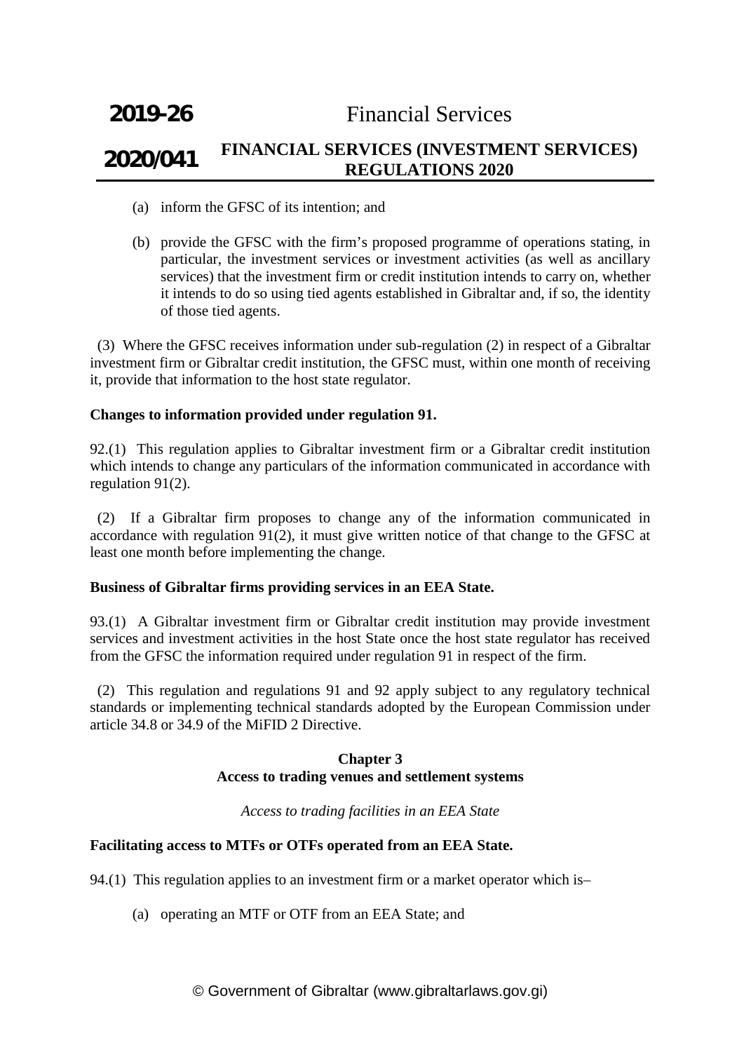(a) inform the GFSC of its intention; and

(b) provide the GFSC with the firm's proposed programme of operations stating, in particular, the investment services or investment activities (as well as ancillary services) that the investment firm or credit institution intends to carry on, whether it intends to do so using tied agents established in Gibraltar and, if so, the identity of those tied agents.

(3) Where the GFSC receives information under sub-regulation (2) in respect of a Gibraltar investment firm or Gibraltar credit institution, the GFSC must, within one month of receiving it, provide that information to the host state regulator.

**Changes to information provided under regulation 91.**

92.(1) This regulation applies to Gibraltar investment firm or a Gibraltar credit institution which intends to change any particulars of the information communicated in accordance with regulation 91(2).

(2) If a Gibraltar firm proposes to change any of the information communicated in accordance with regulation 91(2), it must give written notice of that change to the GFSC at least one month before implementing the change.

**Business of Gibraltar firms providing services in an EEA State.**

93.(1) A Gibraltar investment firm or Gibraltar credit institution may provide investment services and investment activities in the host State once the host state regulator has received from the GFSC the information required under regulation 91 in respect of the firm.

(2) This regulation and regulations 91 and 92 apply subject to any regulatory technical standards or implementing technical standards adopted by the European Commission under article 34.8 or 34.9 of the MiFID 2 Directive.

## Chapter 3
## Access to trading venues and settlement systems

*Access to trading facilities in an EEA State*

**Facilitating access to MTFs or OTFs operated from an EEA State.**

94.(1) This regulation applies to an investment firm or a market operator which is–

(a) operating an MTF or OTF from an EEA State; and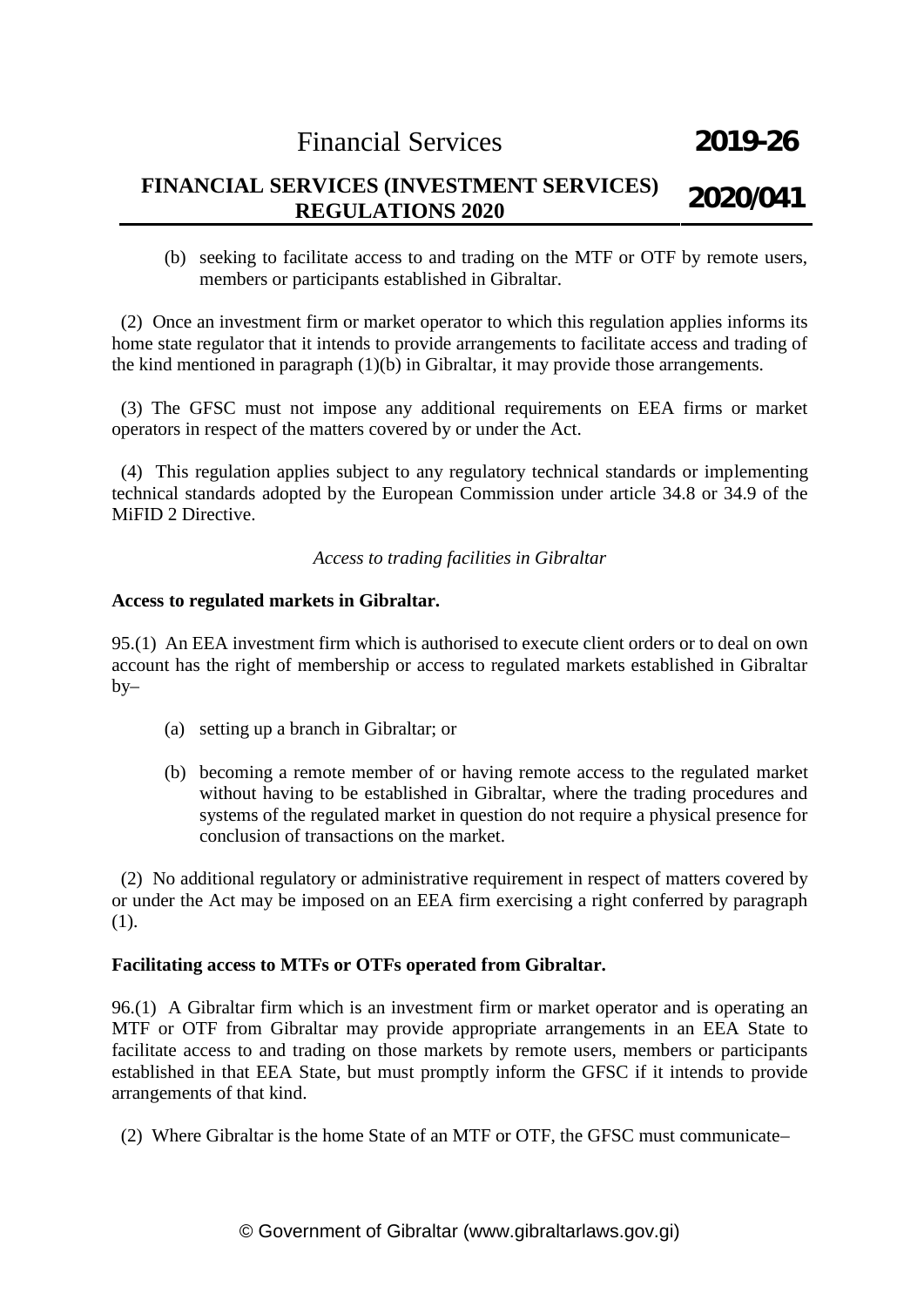(b) seeking to facilitate access to and trading on the MTF or OTF by remote users, members or participants established in Gibraltar.

(2) Once an investment firm or market operator to which this regulation applies informs its home state regulator that it intends to provide arrangements to facilitate access and trading of the kind mentioned in paragraph (1)(b) in Gibraltar, it may provide those arrangements.

(3) The GFSC must not impose any additional requirements on EEA firms or market operators in respect of the matters covered by or under the Act.

(4) This regulation applies subject to any regulatory technical standards or implementing technical standards adopted by the European Commission under article 34.8 or 34.9 of the MiFID 2 Directive.

*Access to trading facilities in Gibraltar*

**Access to regulated markets in Gibraltar.**

95.(1) An EEA investment firm which is authorised to execute client orders or to deal on own account has the right of membership or access to regulated markets established in Gibraltar by–

(a) setting up a branch in Gibraltar; or

(b) becoming a remote member of or having remote access to the regulated market without having to be established in Gibraltar, where the trading procedures and systems of the regulated market in question do not require a physical presence for conclusion of transactions on the market.

(2) No additional regulatory or administrative requirement in respect of matters covered by or under the Act may be imposed on an EEA firm exercising a right conferred by paragraph (1).

**Facilitating access to MTFs or OTFs operated from Gibraltar.**

96.(1) A Gibraltar firm which is an investment firm or market operator and is operating an MTF or OTF from Gibraltar may provide appropriate arrangements in an EEA State to facilitate access to and trading on those markets by remote users, members or participants established in that EEA State, but must promptly inform the GFSC if it intends to provide arrangements of that kind.

(2) Where Gibraltar is the home State of an MTF or OTF, the GFSC must communicate–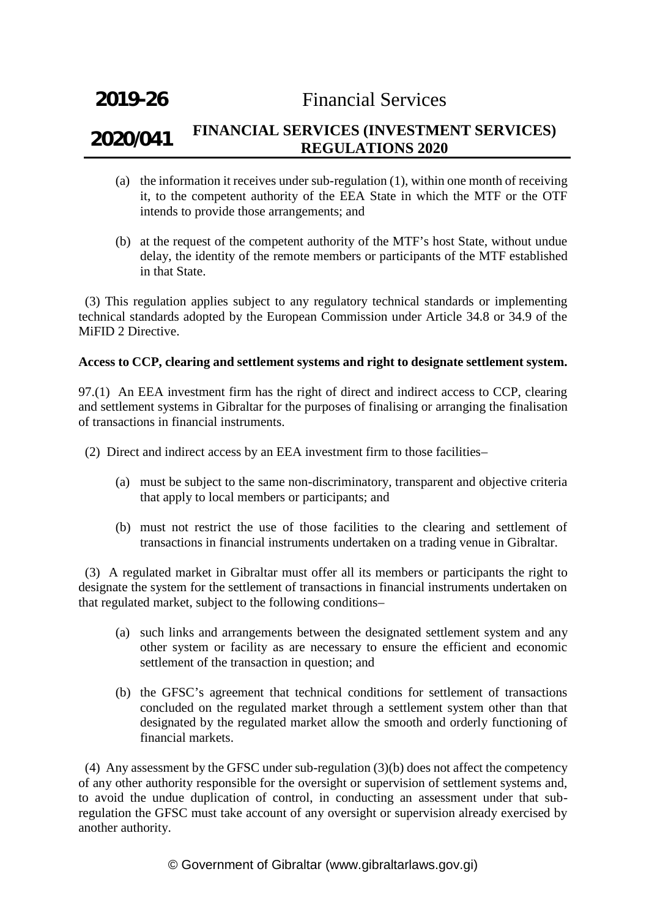(a) the information it receives under sub-regulation (1), within one month of receiving it, to the competent authority of the EEA State in which the MTF or the OTF intends to provide those arrangements; and

(b) at the request of the competent authority of the MTF's host State, without undue delay, the identity of the remote members or participants of the MTF established in that State.

(3) This regulation applies subject to any regulatory technical standards or implementing technical standards adopted by the European Commission under Article 34.8 or 34.9 of the MiFID 2 Directive.

**Access to CCP, clearing and settlement systems and right to designate settlement system.**

97.(1) An EEA investment firm has the right of direct and indirect access to CCP, clearing and settlement systems in Gibraltar for the purposes of finalising or arranging the finalisation of transactions in financial instruments.

(2) Direct and indirect access by an EEA investment firm to those facilities–

(a) must be subject to the same non-discriminatory, transparent and objective criteria that apply to local members or participants; and

(b) must not restrict the use of those facilities to the clearing and settlement of transactions in financial instruments undertaken on a trading venue in Gibraltar.

(3) A regulated market in Gibraltar must offer all its members or participants the right to designate the system for the settlement of transactions in financial instruments undertaken on that regulated market, subject to the following conditions–

(a) such links and arrangements between the designated settlement system and any other system or facility as are necessary to ensure the efficient and economic settlement of the transaction in question; and

(b) the GFSC's agreement that technical conditions for settlement of transactions concluded on the regulated market through a settlement system other than that designated by the regulated market allow the smooth and orderly functioning of financial markets.

(4) Any assessment by the GFSC under sub-regulation (3)(b) does not affect the competency of any other authority responsible for the oversight or supervision of settlement systems and, to avoid the undue duplication of control, in conducting an assessment under that sub-regulation the GFSC must take account of any oversight or supervision already exercised by another authority.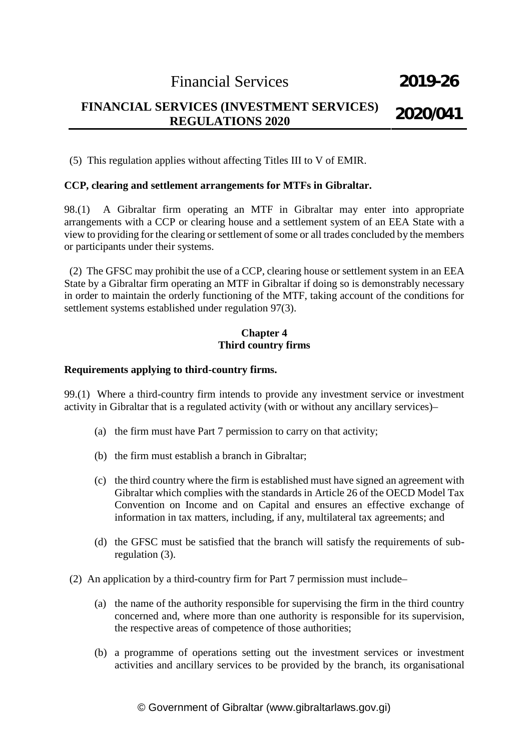(5) This regulation applies without affecting Titles III to V of EMIR.

**CCP, clearing and settlement arrangements for MTFs in Gibraltar.**

98.(1) A Gibraltar firm operating an MTF in Gibraltar may enter into appropriate arrangements with a CCP or clearing house and a settlement system of an EEA State with a view to providing for the clearing or settlement of some or all trades concluded by the members or participants under their systems.

(2) The GFSC may prohibit the use of a CCP, clearing house or settlement system in an EEA State by a Gibraltar firm operating an MTF in Gibraltar if doing so is demonstrably necessary in order to maintain the orderly functioning of the MTF, taking account of the conditions for settlement systems established under regulation 97(3).

## Chapter 4
## Third country firms

**Requirements applying to third-country firms.**

99.(1) Where a third-country firm intends to provide any investment service or investment activity in Gibraltar that is a regulated activity (with or without any ancillary services)–

(a) the firm must have Part 7 permission to carry on that activity;

(b) the firm must establish a branch in Gibraltar;

(c) the third country where the firm is established must have signed an agreement with Gibraltar which complies with the standards in Article 26 of the OECD Model Tax Convention on Income and on Capital and ensures an effective exchange of information in tax matters, including, if any, multilateral tax agreements; and

(d) the GFSC must be satisfied that the branch will satisfy the requirements of sub-regulation (3).

(2) An application by a third-country firm for Part 7 permission must include–

(a) the name of the authority responsible for supervising the firm in the third country concerned and, where more than one authority is responsible for its supervision, the respective areas of competence of those authorities;

(b) a programme of operations setting out the investment services or investment activities and ancillary services to be provided by the branch, its organisational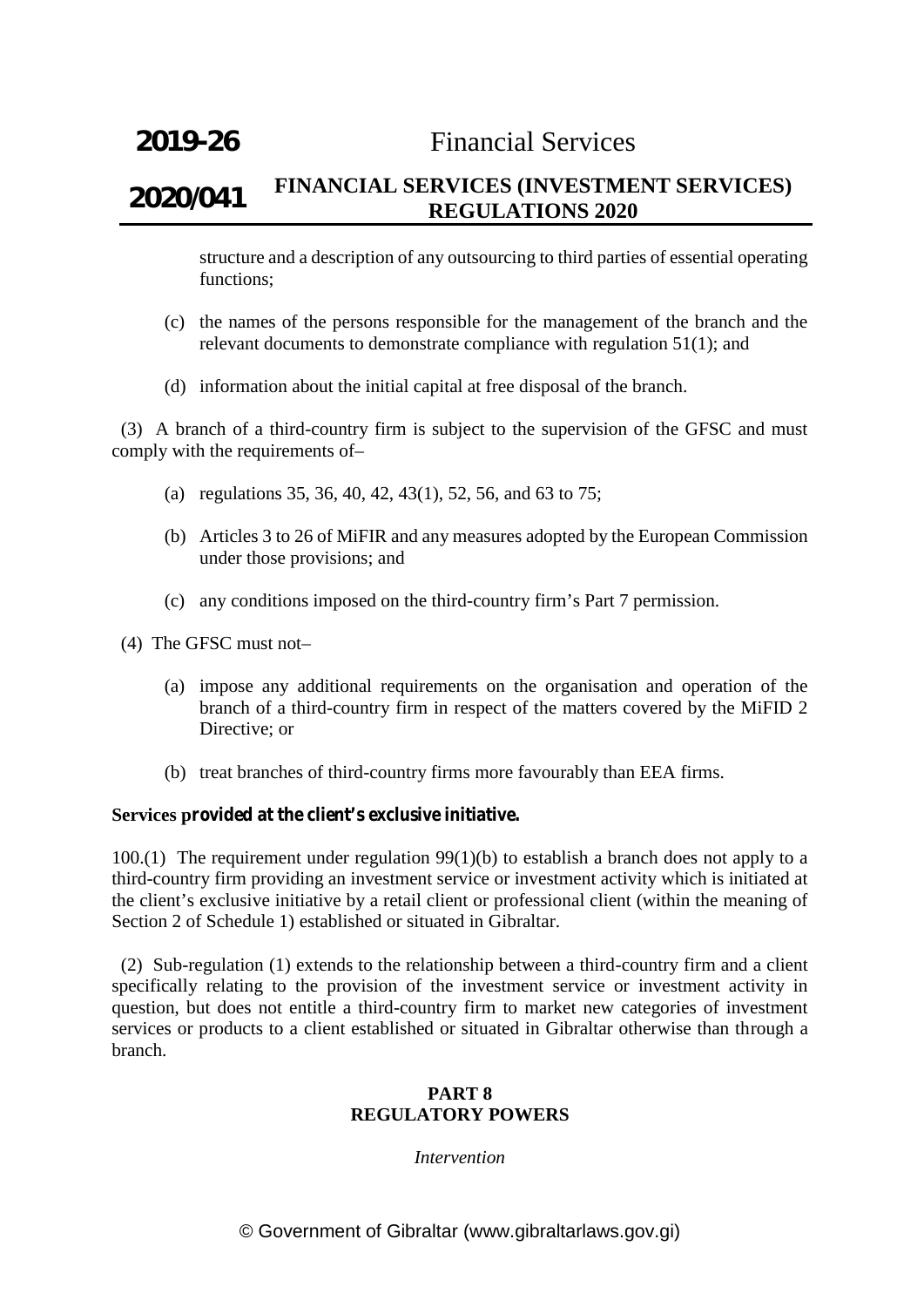structure and a description of any outsourcing to third parties of essential operating functions;

(c) the names of the persons responsible for the management of the branch and the relevant documents to demonstrate compliance with regulation 51(1); and

(d) information about the initial capital at free disposal of the branch.

(3) A branch of a third-country firm is subject to the supervision of the GFSC and must comply with the requirements of–

(a) regulations 35, 36, 40, 42, 43(1), 52, 56, and 63 to 75;

(b) Articles 3 to 26 of MiFIR and any measures adopted by the European Commission under those provisions; and

(c) any conditions imposed on the third-country firm's Part 7 permission.

(4) The GFSC must not–

(a) impose any additional requirements on the organisation and operation of the branch of a third-country firm in respect of the matters covered by the MiFID 2 Directive; or

(b) treat branches of third-country firms more favourably than EEA firms.

**Services provided at the client's exclusive initiative.**

100.(1) The requirement under regulation 99(1)(b) to establish a branch does not apply to a third-country firm providing an investment service or investment activity which is initiated at the client's exclusive initiative by a retail client or professional client (within the meaning of Section 2 of Schedule 1) established or situated in Gibraltar.

(2) Sub-regulation (1) extends to the relationship between a third-country firm and a client specifically relating to the provision of the investment service or investment activity in question, but does not entitle a third-country firm to market new categories of investment services or products to a client established or situated in Gibraltar otherwise than through a branch.

## PART 8
## REGULATORY POWERS

*Intervention*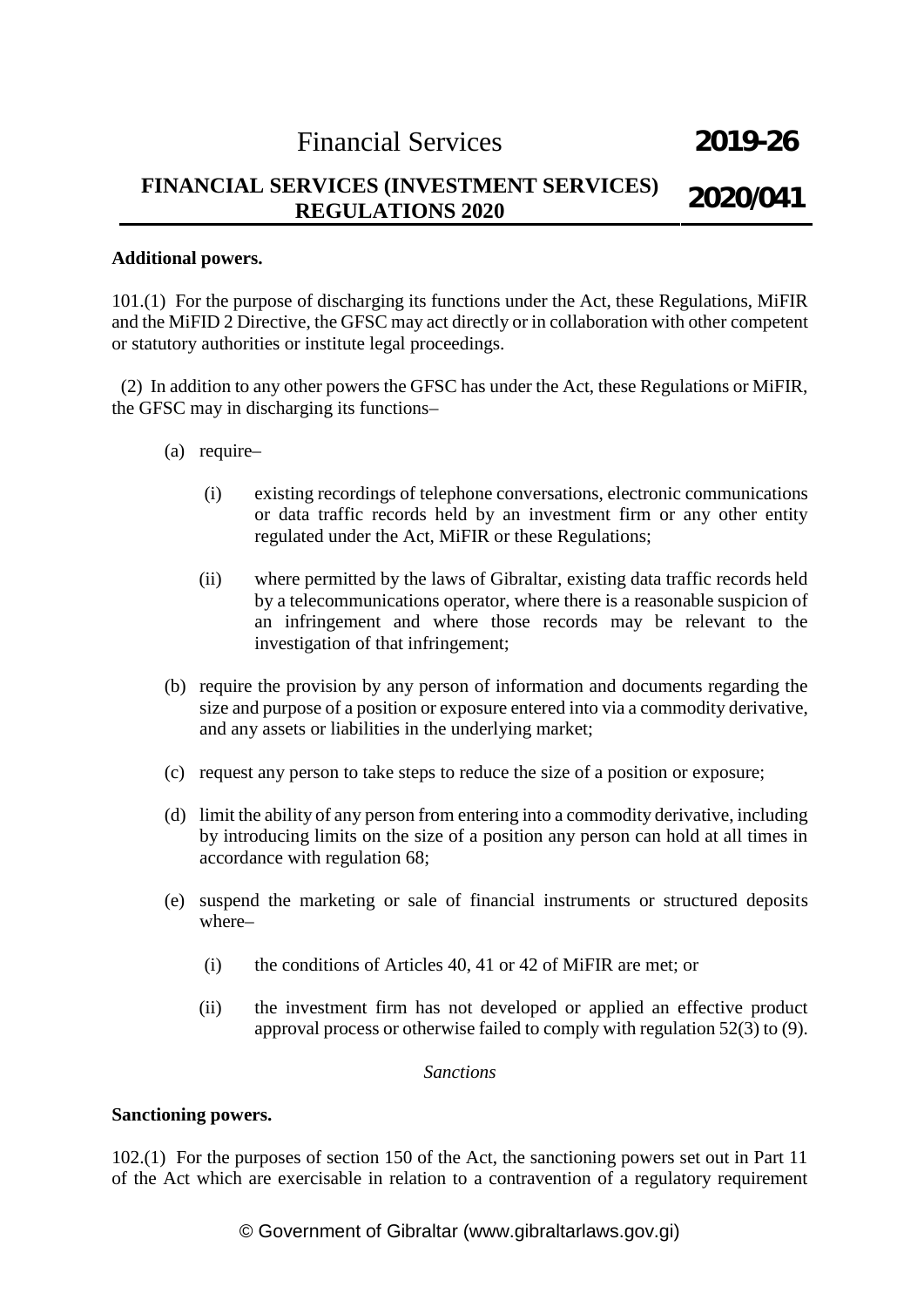**Additional powers.**

101.(1) For the purpose of discharging its functions under the Act, these Regulations, MiFIR and the MiFID 2 Directive, the GFSC may act directly or in collaboration with other competent or statutory authorities or institute legal proceedings.

(2) In addition to any other powers the GFSC has under the Act, these Regulations or MiFIR, the GFSC may in discharging its functions–

(a) require–

(i) existing recordings of telephone conversations, electronic communications or data traffic records held by an investment firm or any other entity regulated under the Act, MiFIR or these Regulations;

(ii) where permitted by the laws of Gibraltar, existing data traffic records held by a telecommunications operator, where there is a reasonable suspicion of an infringement and where those records may be relevant to the investigation of that infringement;

(b) require the provision by any person of information and documents regarding the size and purpose of a position or exposure entered into via a commodity derivative, and any assets or liabilities in the underlying market;

(c) request any person to take steps to reduce the size of a position or exposure;

(d) limit the ability of any person from entering into a commodity derivative, including by introducing limits on the size of a position any person can hold at all times in accordance with regulation 68;

(e) suspend the marketing or sale of financial instruments or structured deposits where–

(i) the conditions of Articles 40, 41 or 42 of MiFIR are met; or

(ii) the investment firm has not developed or applied an effective product approval process or otherwise failed to comply with regulation 52(3) to (9).

*Sanctions*

**Sanctioning powers.**

102.(1) For the purposes of section 150 of the Act, the sanctioning powers set out in Part 11 of the Act which are exercisable in relation to a contravention of a regulatory requirement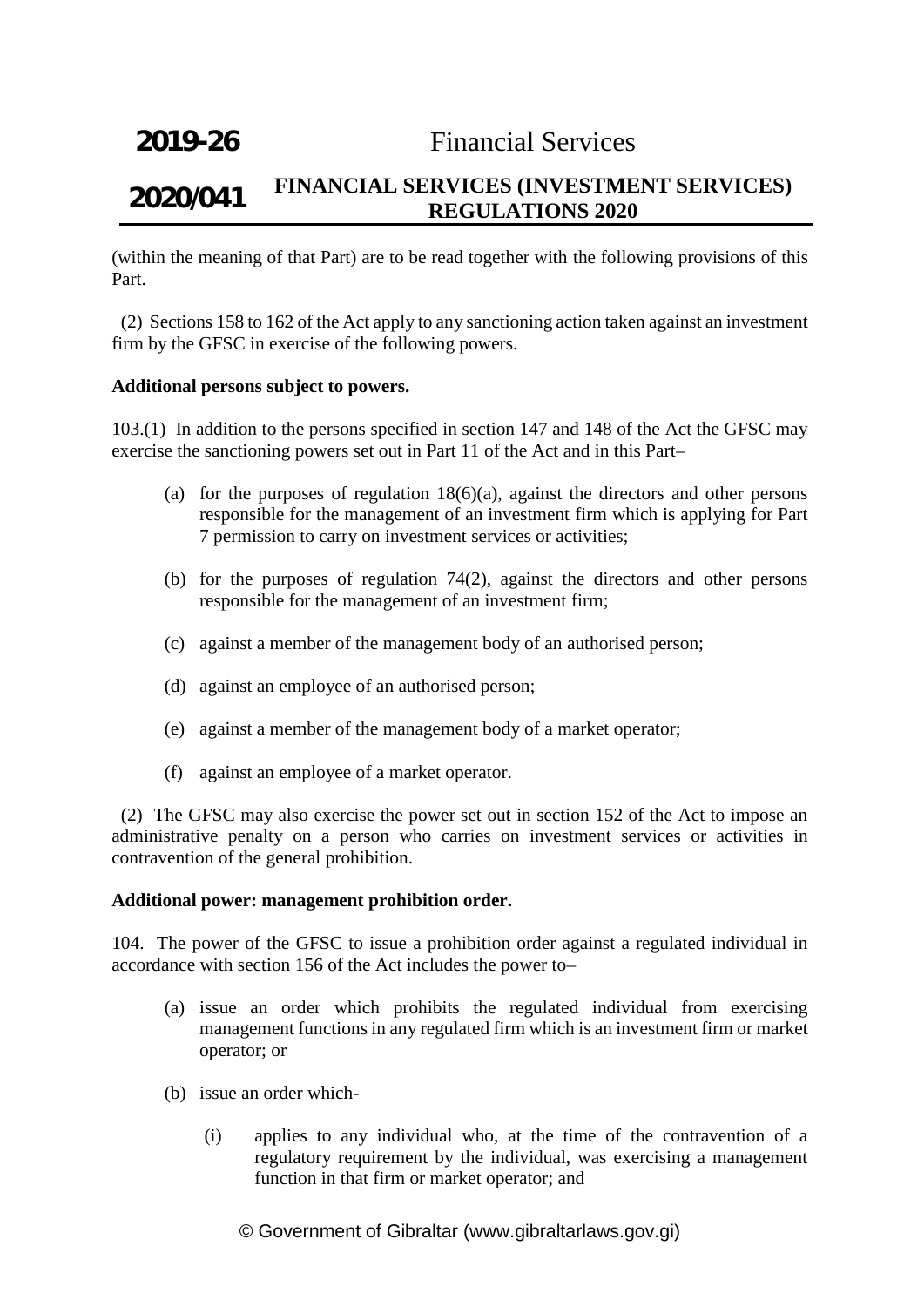(within the meaning of that Part) are to be read together with the following provisions of this Part.

(2) Sections 158 to 162 of the Act apply to any sanctioning action taken against an investment firm by the GFSC in exercise of the following powers.

**Additional persons subject to powers.**

103.(1) In addition to the persons specified in section 147 and 148 of the Act the GFSC may exercise the sanctioning powers set out in Part 11 of the Act and in this Part–

(a) for the purposes of regulation 18(6)(a), against the directors and other persons responsible for the management of an investment firm which is applying for Part 7 permission to carry on investment services or activities;

(b) for the purposes of regulation 74(2), against the directors and other persons responsible for the management of an investment firm;

(c) against a member of the management body of an authorised person;

(d) against an employee of an authorised person;

(e) against a member of the management body of a market operator;

(f) against an employee of a market operator.

(2) The GFSC may also exercise the power set out in section 152 of the Act to impose an administrative penalty on a person who carries on investment services or activities in contravention of the general prohibition.

**Additional power: management prohibition order.**

104. The power of the GFSC to issue a prohibition order against a regulated individual in accordance with section 156 of the Act includes the power to–

(a) issue an order which prohibits the regulated individual from exercising management functions in any regulated firm which is an investment firm or market operator; or

(b) issue an order which-

(i) applies to any individual who, at the time of the contravention of a regulatory requirement by the individual, was exercising a management function in that firm or market operator; and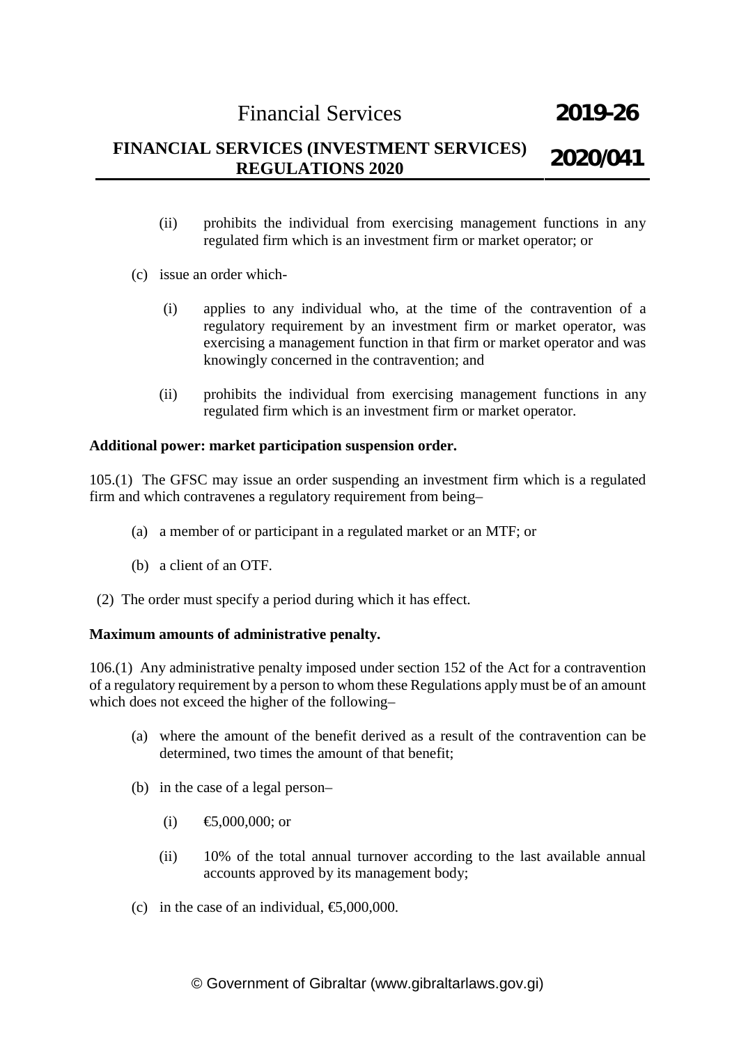(ii) prohibits the individual from exercising management functions in any regulated firm which is an investment firm or market operator; or

(c) issue an order which-

(i) applies to any individual who, at the time of the contravention of a regulatory requirement by an investment firm or market operator, was exercising a management function in that firm or market operator and was knowingly concerned in the contravention; and

(ii) prohibits the individual from exercising management functions in any regulated firm which is an investment firm or market operator.

**Additional power: market participation suspension order.**

105.(1) The GFSC may issue an order suspending an investment firm which is a regulated firm and which contravenes a regulatory requirement from being–

(a) a member of or participant in a regulated market or an MTF; or

(b) a client of an OTF.

(2) The order must specify a period during which it has effect.

**Maximum amounts of administrative penalty.**

106.(1) Any administrative penalty imposed under section 152 of the Act for a contravention of a regulatory requirement by a person to whom these Regulations apply must be of an amount which does not exceed the higher of the following–

(a) where the amount of the benefit derived as a result of the contravention can be determined, two times the amount of that benefit;

(b) in the case of a legal person–

(i) €5,000,000; or

(ii) 10% of the total annual turnover according to the last available annual accounts approved by its management body;

(c) in the case of an individual, €5,000,000.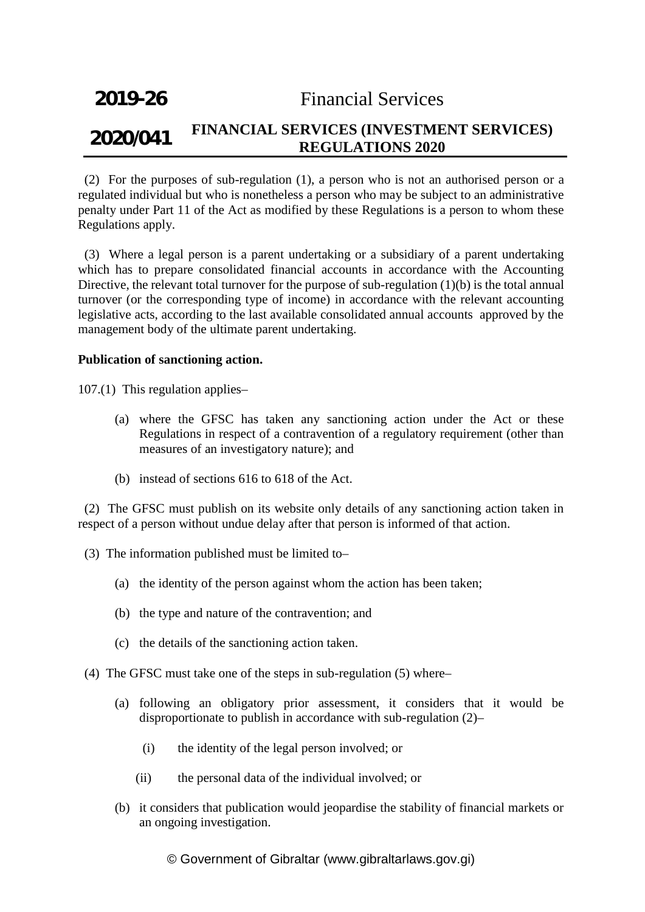(2) For the purposes of sub-regulation (1), a person who is not an authorised person or a regulated individual but who is nonetheless a person who may be subject to an administrative penalty under Part 11 of the Act as modified by these Regulations is a person to whom these Regulations apply.

(3) Where a legal person is a parent undertaking or a subsidiary of a parent undertaking which has to prepare consolidated financial accounts in accordance with the Accounting Directive, the relevant total turnover for the purpose of sub-regulation (1)(b) is the total annual turnover (or the corresponding type of income) in accordance with the relevant accounting legislative acts, according to the last available consolidated annual accounts approved by the management body of the ultimate parent undertaking.

**Publication of sanctioning action.**

107.(1) This regulation applies–

(a) where the GFSC has taken any sanctioning action under the Act or these Regulations in respect of a contravention of a regulatory requirement (other than measures of an investigatory nature); and

(b) instead of sections 616 to 618 of the Act.

(2) The GFSC must publish on its website only details of any sanctioning action taken in respect of a person without undue delay after that person is informed of that action.

(3) The information published must be limited to–

(a) the identity of the person against whom the action has been taken;

(b) the type and nature of the contravention; and

(c) the details of the sanctioning action taken.

(4) The GFSC must take one of the steps in sub-regulation (5) where–

(a) following an obligatory prior assessment, it considers that it would be disproportionate to publish in accordance with sub-regulation (2)–

(i) the identity of the legal person involved; or

(ii) the personal data of the individual involved; or

(b) it considers that publication would jeopardise the stability of financial markets or an ongoing investigation.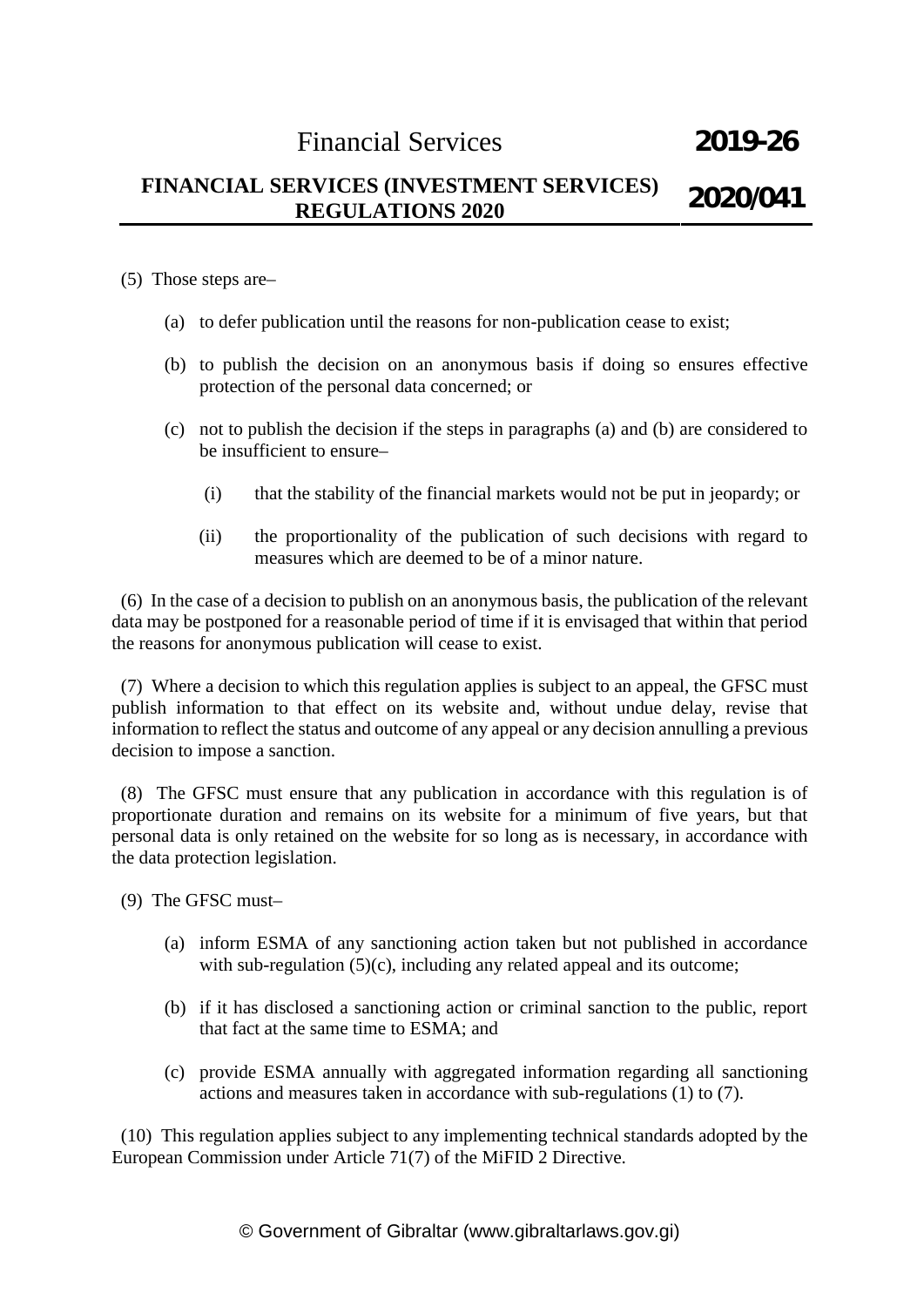(5) Those steps are–

(a) to defer publication until the reasons for non-publication cease to exist;

(b) to publish the decision on an anonymous basis if doing so ensures effective protection of the personal data concerned; or

(c) not to publish the decision if the steps in paragraphs (a) and (b) are considered to be insufficient to ensure–

(i) that the stability of the financial markets would not be put in jeopardy; or

(ii) the proportionality of the publication of such decisions with regard to measures which are deemed to be of a minor nature.

(6) In the case of a decision to publish on an anonymous basis, the publication of the relevant data may be postponed for a reasonable period of time if it is envisaged that within that period the reasons for anonymous publication will cease to exist.

(7) Where a decision to which this regulation applies is subject to an appeal, the GFSC must publish information to that effect on its website and, without undue delay, revise that information to reflect the status and outcome of any appeal or any decision annulling a previous decision to impose a sanction.

(8) The GFSC must ensure that any publication in accordance with this regulation is of proportionate duration and remains on its website for a minimum of five years, but that personal data is only retained on the website for so long as is necessary, in accordance with the data protection legislation.

(9) The GFSC must–

(a) inform ESMA of any sanctioning action taken but not published in accordance with sub-regulation (5)(c), including any related appeal and its outcome;

(b) if it has disclosed a sanctioning action or criminal sanction to the public, report that fact at the same time to ESMA; and

(c) provide ESMA annually with aggregated information regarding all sanctioning actions and measures taken in accordance with sub-regulations (1) to (7).

(10) This regulation applies subject to any implementing technical standards adopted by the European Commission under Article 71(7) of the MiFID 2 Directive.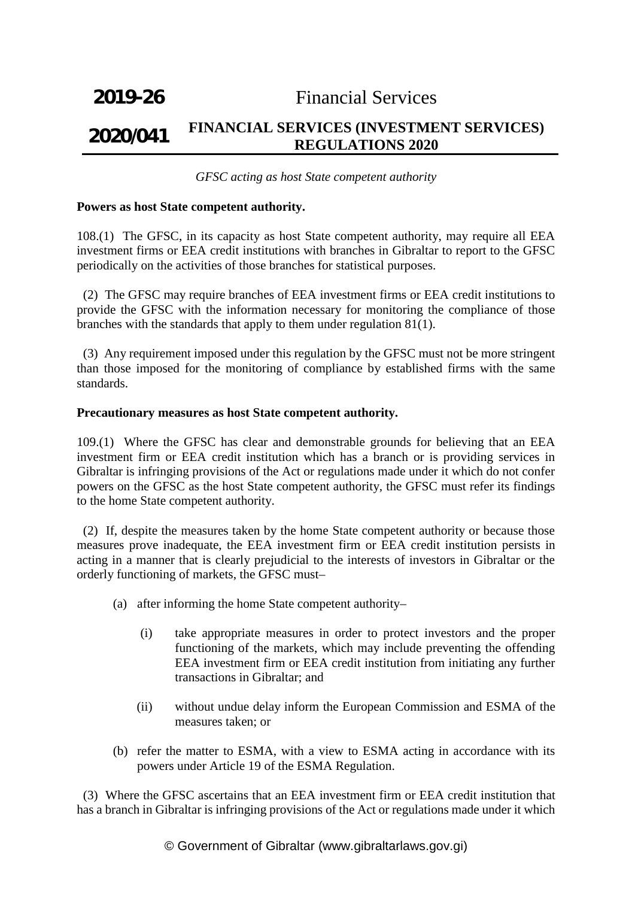*GFSC acting as host State competent authority*

**Powers as host State competent authority.**

108.(1) The GFSC, in its capacity as host State competent authority, may require all EEA investment firms or EEA credit institutions with branches in Gibraltar to report to the GFSC periodically on the activities of those branches for statistical purposes.

(2) The GFSC may require branches of EEA investment firms or EEA credit institutions to provide the GFSC with the information necessary for monitoring the compliance of those branches with the standards that apply to them under regulation 81(1).

(3) Any requirement imposed under this regulation by the GFSC must not be more stringent than those imposed for the monitoring of compliance by established firms with the same standards.

**Precautionary measures as host State competent authority.**

109.(1) Where the GFSC has clear and demonstrable grounds for believing that an EEA investment firm or EEA credit institution which has a branch or is providing services in Gibraltar is infringing provisions of the Act or regulations made under it which do not confer powers on the GFSC as the host State competent authority, the GFSC must refer its findings to the home State competent authority.

(2) If, despite the measures taken by the home State competent authority or because those measures prove inadequate, the EEA investment firm or EEA credit institution persists in acting in a manner that is clearly prejudicial to the interests of investors in Gibraltar or the orderly functioning of markets, the GFSC must–

(a) after informing the home State competent authority–

(i) take appropriate measures in order to protect investors and the proper functioning of the markets, which may include preventing the offending EEA investment firm or EEA credit institution from initiating any further transactions in Gibraltar; and

(ii) without undue delay inform the European Commission and ESMA of the measures taken; or

(b) refer the matter to ESMA, with a view to ESMA acting in accordance with its powers under Article 19 of the ESMA Regulation.

(3) Where the GFSC ascertains that an EEA investment firm or EEA credit institution that has a branch in Gibraltar is infringing provisions of the Act or regulations made under it which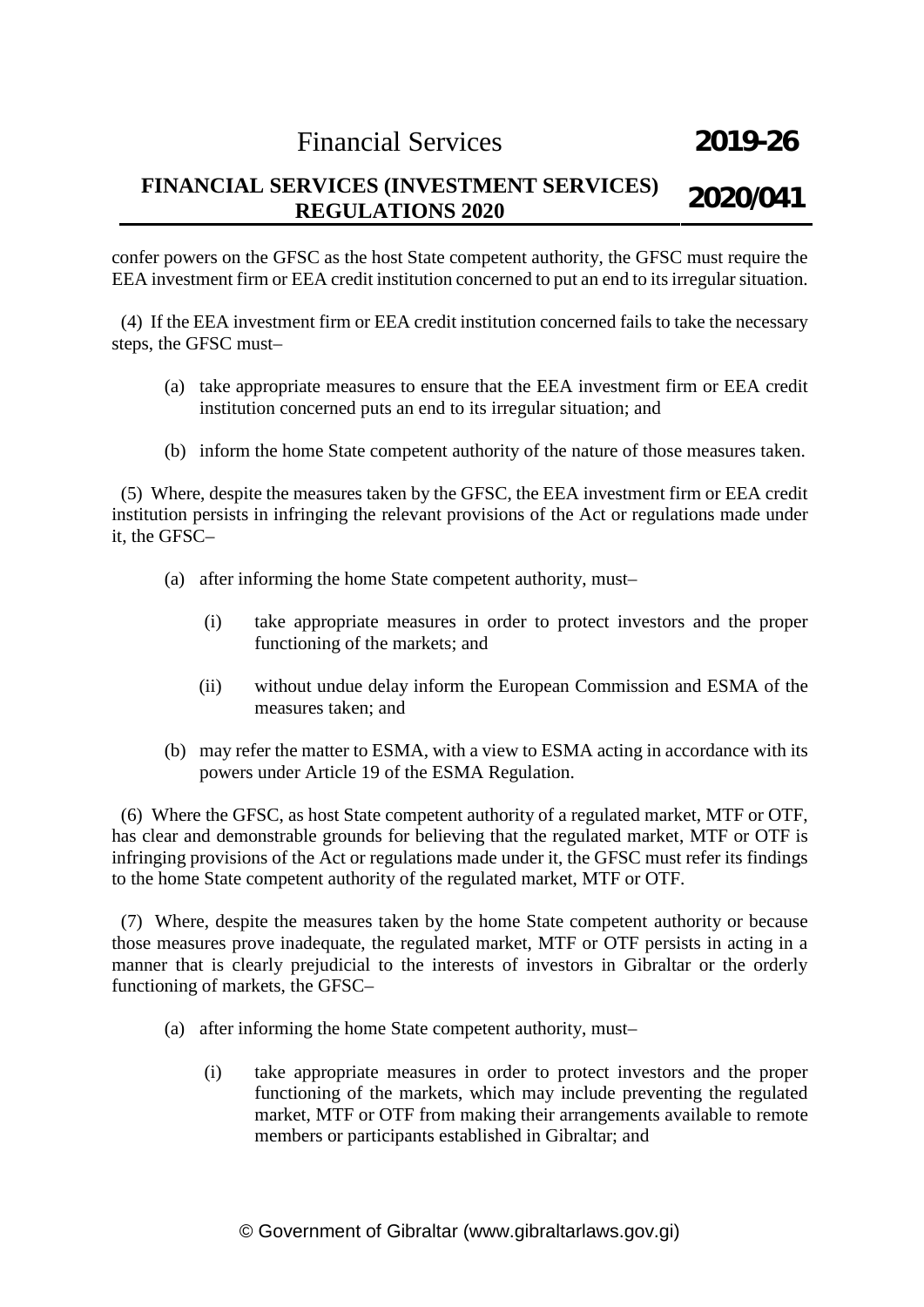confer powers on the GFSC as the host State competent authority, the GFSC must require the EEA investment firm or EEA credit institution concerned to put an end to its irregular situation.

(4) If the EEA investment firm or EEA credit institution concerned fails to take the necessary steps, the GFSC must–

(a) take appropriate measures to ensure that the EEA investment firm or EEA credit institution concerned puts an end to its irregular situation; and

(b) inform the home State competent authority of the nature of those measures taken.

(5) Where, despite the measures taken by the GFSC, the EEA investment firm or EEA credit institution persists in infringing the relevant provisions of the Act or regulations made under it, the GFSC–

(a) after informing the home State competent authority, must–

(i) take appropriate measures in order to protect investors and the proper functioning of the markets; and

(ii) without undue delay inform the European Commission and ESMA of the measures taken; and

(b) may refer the matter to ESMA, with a view to ESMA acting in accordance with its powers under Article 19 of the ESMA Regulation.

(6) Where the GFSC, as host State competent authority of a regulated market, MTF or OTF, has clear and demonstrable grounds for believing that the regulated market, MTF or OTF is infringing provisions of the Act or regulations made under it, the GFSC must refer its findings to the home State competent authority of the regulated market, MTF or OTF.

(7) Where, despite the measures taken by the home State competent authority or because those measures prove inadequate, the regulated market, MTF or OTF persists in acting in a manner that is clearly prejudicial to the interests of investors in Gibraltar or the orderly functioning of markets, the GFSC–

(a) after informing the home State competent authority, must–

(i) take appropriate measures in order to protect investors and the proper functioning of the markets, which may include preventing the regulated market, MTF or OTF from making their arrangements available to remote members or participants established in Gibraltar; and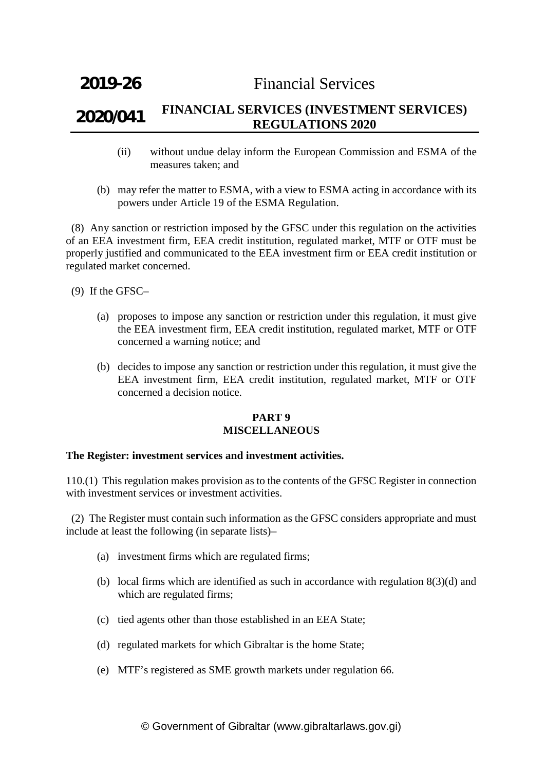(ii) without undue delay inform the European Commission and ESMA of the measures taken; and

(b) may refer the matter to ESMA, with a view to ESMA acting in accordance with its powers under Article 19 of the ESMA Regulation.

(8) Any sanction or restriction imposed by the GFSC under this regulation on the activities of an EEA investment firm, EEA credit institution, regulated market, MTF or OTF must be properly justified and communicated to the EEA investment firm or EEA credit institution or regulated market concerned.

(9) If the GFSC–

(a) proposes to impose any sanction or restriction under this regulation, it must give the EEA investment firm, EEA credit institution, regulated market, MTF or OTF concerned a warning notice; and

(b) decides to impose any sanction or restriction under this regulation, it must give the EEA investment firm, EEA credit institution, regulated market, MTF or OTF concerned a decision notice.

## PART 9
## MISCELLANEOUS

**The Register: investment services and investment activities.**

110.(1) This regulation makes provision as to the contents of the GFSC Register in connection with investment services or investment activities.

(2) The Register must contain such information as the GFSC considers appropriate and must include at least the following (in separate lists)–

(a) investment firms which are regulated firms;

(b) local firms which are identified as such in accordance with regulation 8(3)(d) and which are regulated firms;

(c) tied agents other than those established in an EEA State;

(d) regulated markets for which Gibraltar is the home State;

(e) MTF's registered as SME growth markets under regulation 66.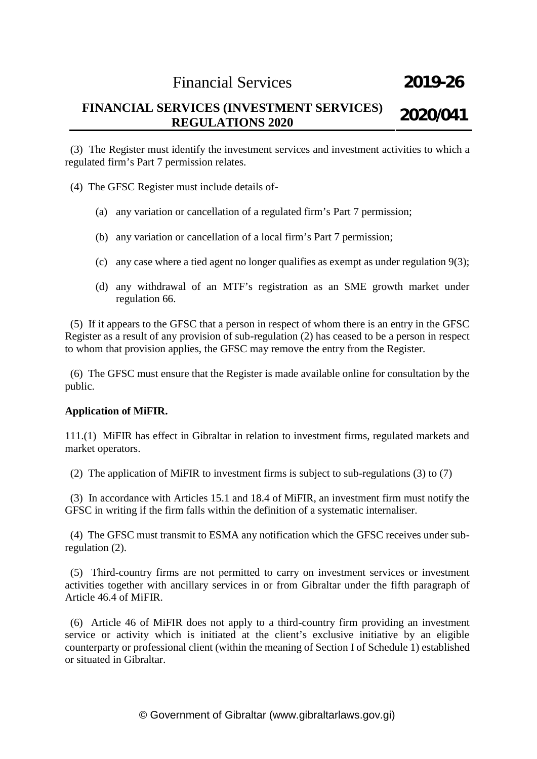(3) The Register must identify the investment services and investment activities to which a regulated firm's Part 7 permission relates.

(4) The GFSC Register must include details of-

(a) any variation or cancellation of a regulated firm's Part 7 permission;

(b) any variation or cancellation of a local firm's Part 7 permission;

(c) any case where a tied agent no longer qualifies as exempt as under regulation 9(3);

(d) any withdrawal of an MTF's registration as an SME growth market under regulation 66.

(5) If it appears to the GFSC that a person in respect of whom there is an entry in the GFSC Register as a result of any provision of sub-regulation (2) has ceased to be a person in respect to whom that provision applies, the GFSC may remove the entry from the Register.

(6) The GFSC must ensure that the Register is made available online for consultation by the public.

**Application of MiFIR.**

111.(1) MiFIR has effect in Gibraltar in relation to investment firms, regulated markets and market operators.

(2) The application of MiFIR to investment firms is subject to sub-regulations (3) to (7)

(3) In accordance with Articles 15.1 and 18.4 of MiFIR, an investment firm must notify the GFSC in writing if the firm falls within the definition of a systematic internaliser.

(4) The GFSC must transmit to ESMA any notification which the GFSC receives under sub-regulation (2).

(5) Third-country firms are not permitted to carry on investment services or investment activities together with ancillary services in or from Gibraltar under the fifth paragraph of Article 46.4 of MiFIR.

(6) Article 46 of MiFIR does not apply to a third-country firm providing an investment service or activity which is initiated at the client's exclusive initiative by an eligible counterparty or professional client (within the meaning of Section I of Schedule 1) established or situated in Gibraltar.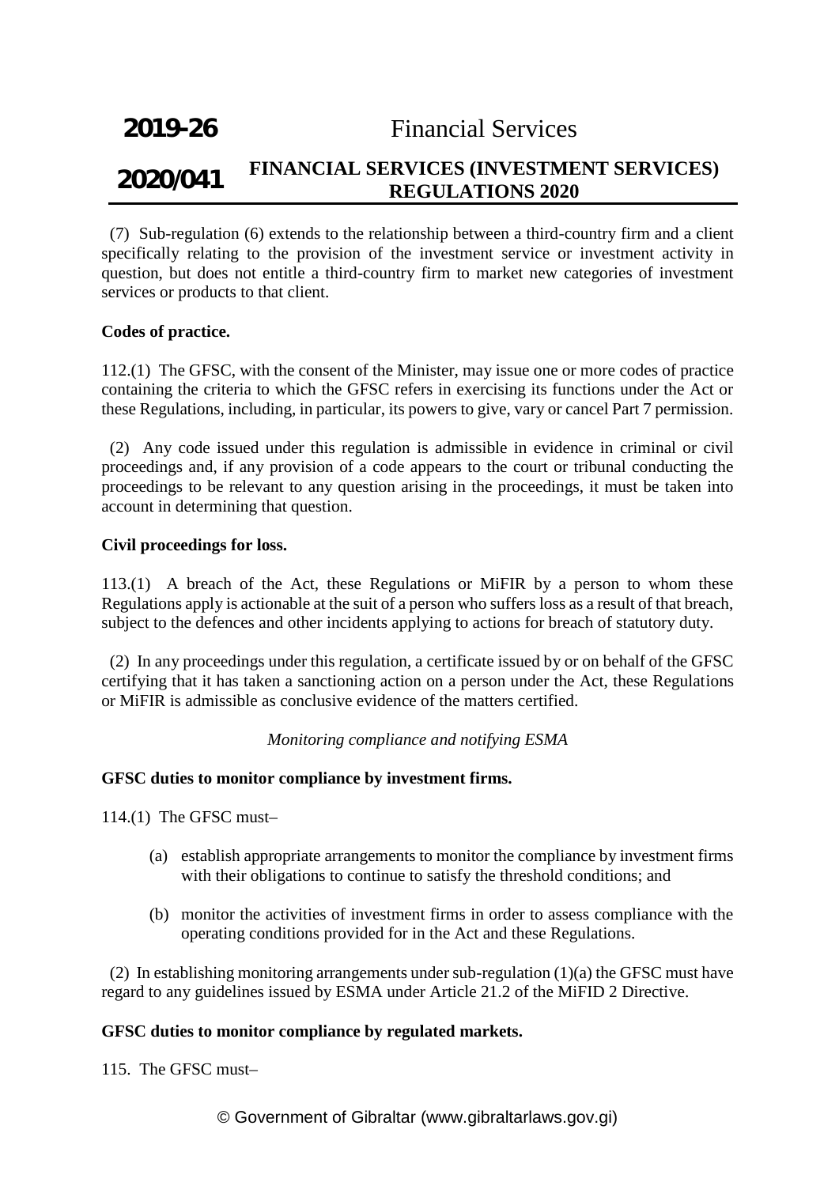(7) Sub-regulation (6) extends to the relationship between a third-country firm and a client specifically relating to the provision of the investment service or investment activity in question, but does not entitle a third-country firm to market new categories of investment services or products to that client.

**Codes of practice.**

112.(1) The GFSC, with the consent of the Minister, may issue one or more codes of practice containing the criteria to which the GFSC refers in exercising its functions under the Act or these Regulations, including, in particular, its powers to give, vary or cancel Part 7 permission.

(2) Any code issued under this regulation is admissible in evidence in criminal or civil proceedings and, if any provision of a code appears to the court or tribunal conducting the proceedings to be relevant to any question arising in the proceedings, it must be taken into account in determining that question.

**Civil proceedings for loss.**

113.(1) A breach of the Act, these Regulations or MiFIR by a person to whom these Regulations apply is actionable at the suit of a person who suffers loss as a result of that breach, subject to the defences and other incidents applying to actions for breach of statutory duty.

(2) In any proceedings under this regulation, a certificate issued by or on behalf of the GFSC certifying that it has taken a sanctioning action on a person under the Act, these Regulations or MiFIR is admissible as conclusive evidence of the matters certified.

*Monitoring compliance and notifying ESMA*

**GFSC duties to monitor compliance by investment firms.**

114.(1) The GFSC must–

(a) establish appropriate arrangements to monitor the compliance by investment firms with their obligations to continue to satisfy the threshold conditions; and

(b) monitor the activities of investment firms in order to assess compliance with the operating conditions provided for in the Act and these Regulations.

(2) In establishing monitoring arrangements under sub-regulation (1)(a) the GFSC must have regard to any guidelines issued by ESMA under Article 21.2 of the MiFID 2 Directive.

**GFSC duties to monitor compliance by regulated markets.**

115. The GFSC must–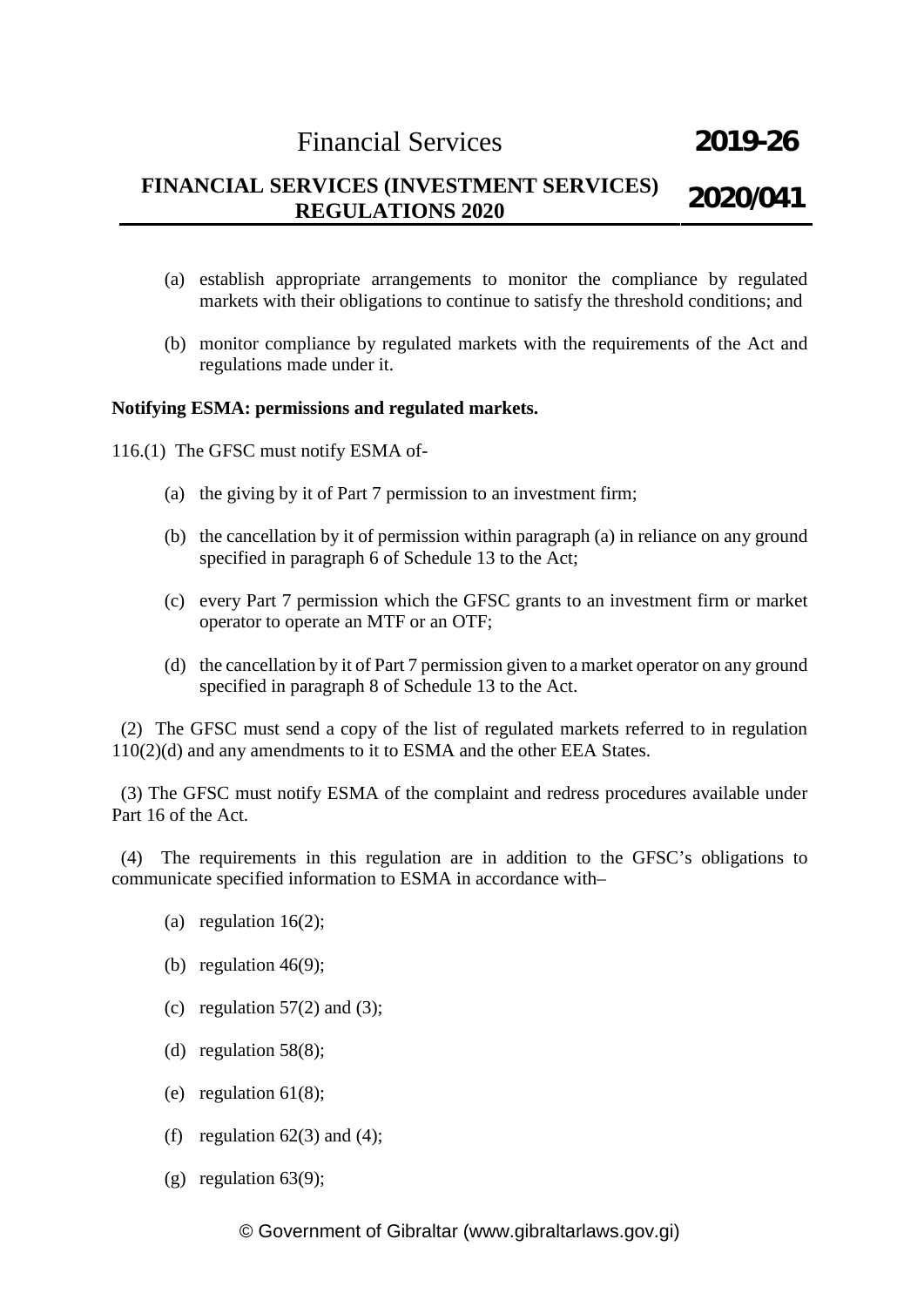(a) establish appropriate arrangements to monitor the compliance by regulated markets with their obligations to continue to satisfy the threshold conditions; and

(b) monitor compliance by regulated markets with the requirements of the Act and regulations made under it.

**Notifying ESMA: permissions and regulated markets.**

116.(1) The GFSC must notify ESMA of-

(a) the giving by it of Part 7 permission to an investment firm;

(b) the cancellation by it of permission within paragraph (a) in reliance on any ground specified in paragraph 6 of Schedule 13 to the Act;

(c) every Part 7 permission which the GFSC grants to an investment firm or market operator to operate an MTF or an OTF;

(d) the cancellation by it of Part 7 permission given to a market operator on any ground specified in paragraph 8 of Schedule 13 to the Act.

(2) The GFSC must send a copy of the list of regulated markets referred to in regulation 110(2)(d) and any amendments to it to ESMA and the other EEA States.

(3) The GFSC must notify ESMA of the complaint and redress procedures available under Part 16 of the Act.

(4) The requirements in this regulation are in addition to the GFSC's obligations to communicate specified information to ESMA in accordance with–

(a) regulation 16(2);

(b) regulation 46(9);

(c) regulation 57(2) and (3);

(d) regulation 58(8);

(e) regulation 61(8);

(f) regulation 62(3) and (4);

(g) regulation 63(9);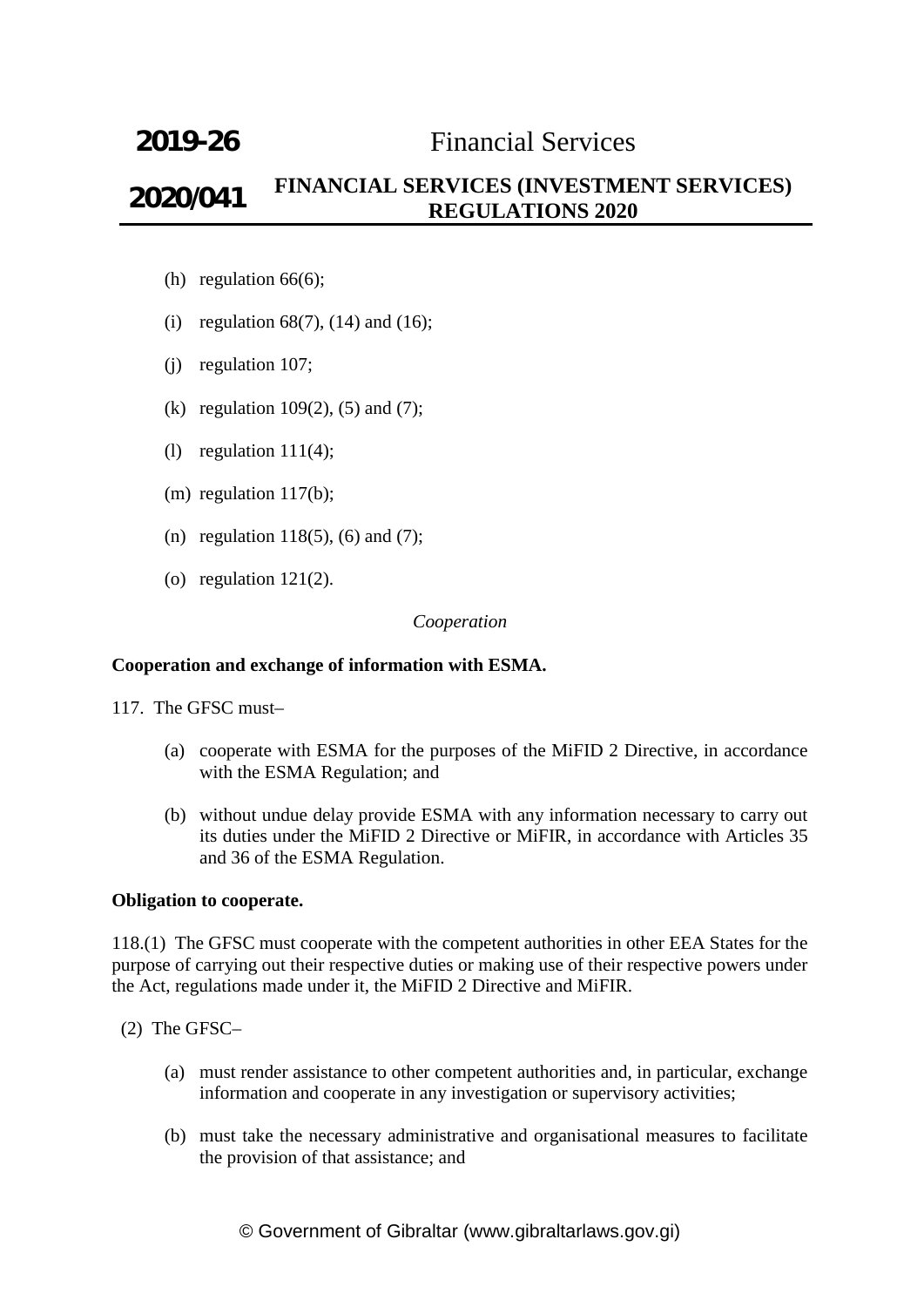(h) regulation 66(6);

(i) regulation 68(7), (14) and (16);

(j) regulation 107;

(k) regulation 109(2), (5) and (7);

(l) regulation 111(4);

(m) regulation 117(b);

(n) regulation 118(5), (6) and (7);

(o) regulation 121(2).

*Cooperation*

**Cooperation and exchange of information with ESMA.**

117. The GFSC must–

(a) cooperate with ESMA for the purposes of the MiFID 2 Directive, in accordance with the ESMA Regulation; and

(b) without undue delay provide ESMA with any information necessary to carry out its duties under the MiFID 2 Directive or MiFIR, in accordance with Articles 35 and 36 of the ESMA Regulation.

**Obligation to cooperate.**

118.(1) The GFSC must cooperate with the competent authorities in other EEA States for the purpose of carrying out their respective duties or making use of their respective powers under the Act, regulations made under it, the MiFID 2 Directive and MiFIR.

(2) The GFSC–

(a) must render assistance to other competent authorities and, in particular, exchange information and cooperate in any investigation or supervisory activities;

(b) must take the necessary administrative and organisational measures to facilitate the provision of that assistance; and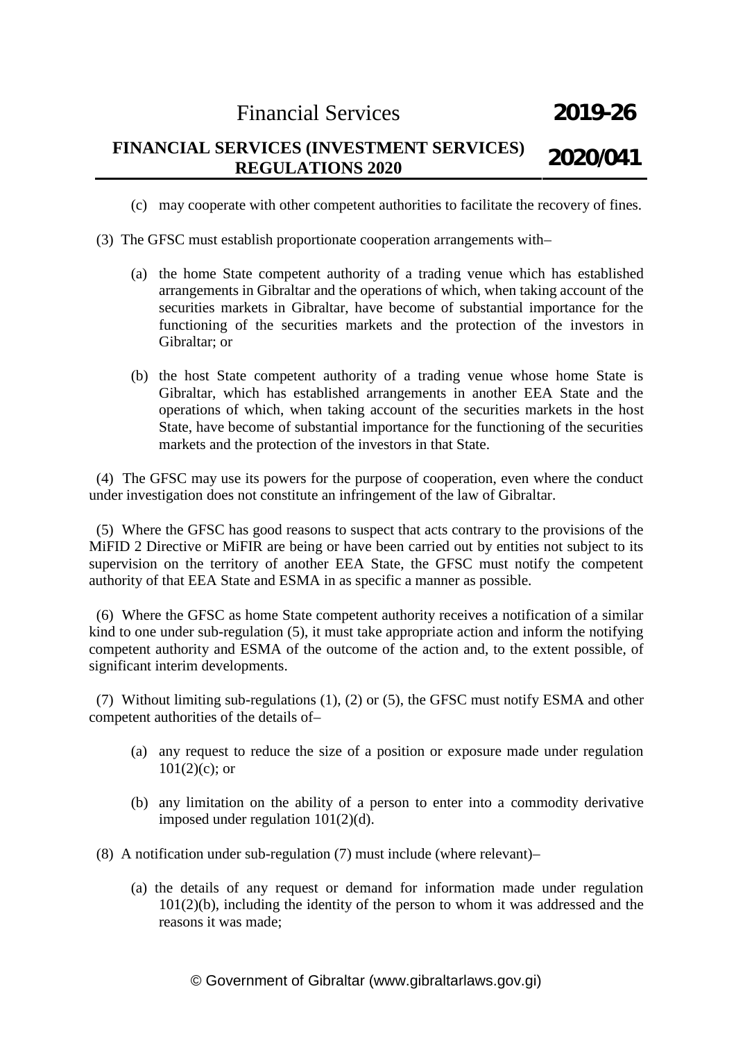(c) may cooperate with other competent authorities to facilitate the recovery of fines.

(3) The GFSC must establish proportionate cooperation arrangements with–

(a) the home State competent authority of a trading venue which has established arrangements in Gibraltar and the operations of which, when taking account of the securities markets in Gibraltar, have become of substantial importance for the functioning of the securities markets and the protection of the investors in Gibraltar; or

(b) the host State competent authority of a trading venue whose home State is Gibraltar, which has established arrangements in another EEA State and the operations of which, when taking account of the securities markets in the host State, have become of substantial importance for the functioning of the securities markets and the protection of the investors in that State.

(4) The GFSC may use its powers for the purpose of cooperation, even where the conduct under investigation does not constitute an infringement of the law of Gibraltar.

(5) Where the GFSC has good reasons to suspect that acts contrary to the provisions of the MiFID 2 Directive or MiFIR are being or have been carried out by entities not subject to its supervision on the territory of another EEA State, the GFSC must notify the competent authority of that EEA State and ESMA in as specific a manner as possible.

(6) Where the GFSC as home State competent authority receives a notification of a similar kind to one under sub-regulation (5), it must take appropriate action and inform the notifying competent authority and ESMA of the outcome of the action and, to the extent possible, of significant interim developments.

(7) Without limiting sub-regulations (1), (2) or (5), the GFSC must notify ESMA and other competent authorities of the details of–

(a) any request to reduce the size of a position or exposure made under regulation 101(2)(c); or

(b) any limitation on the ability of a person to enter into a commodity derivative imposed under regulation 101(2)(d).

(8) A notification under sub-regulation (7) must include (where relevant)–

(a) the details of any request or demand for information made under regulation 101(2)(b), including the identity of the person to whom it was addressed and the reasons it was made;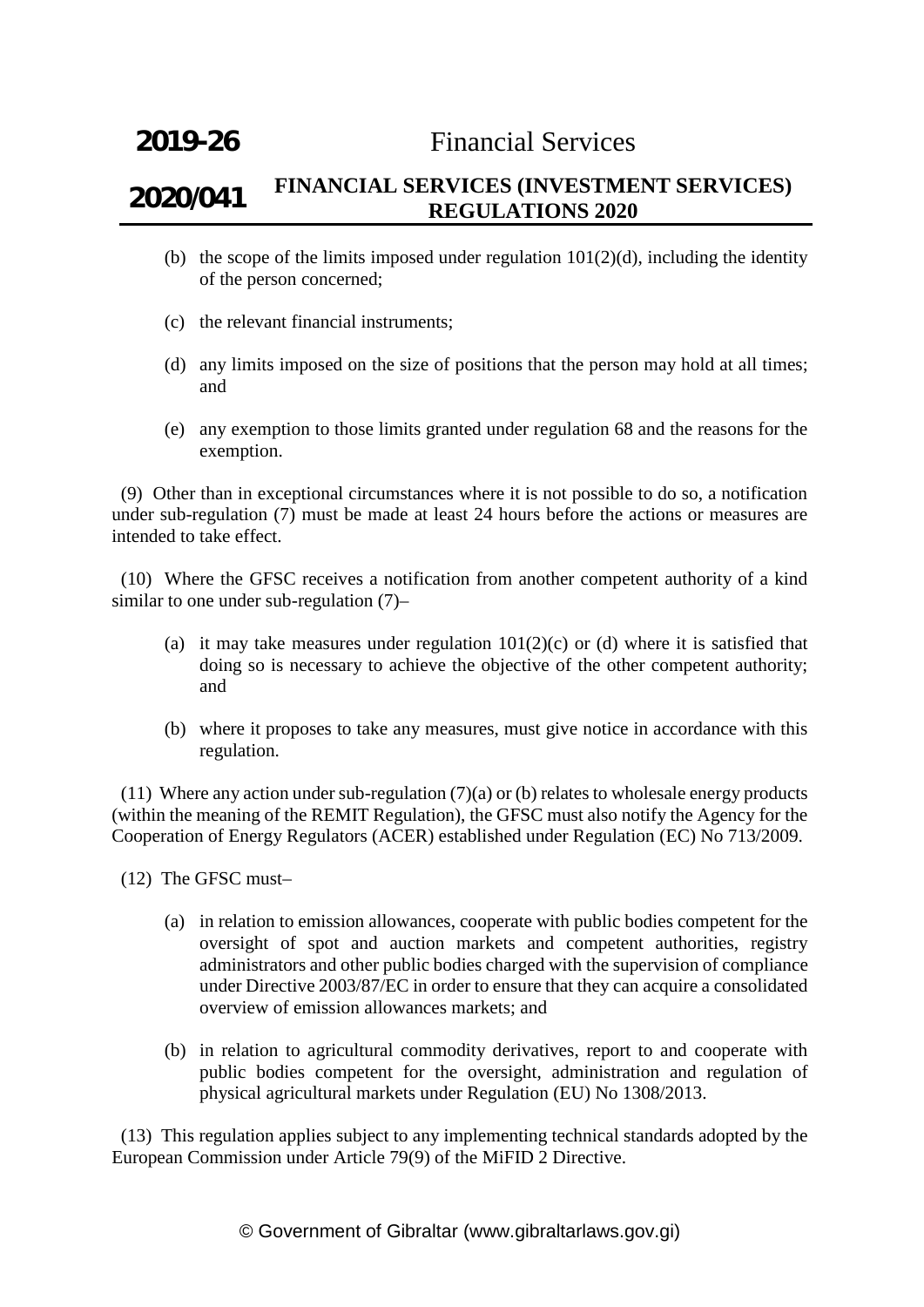(b) the scope of the limits imposed under regulation 101(2)(d), including the identity of the person concerned;

(c) the relevant financial instruments;

(d) any limits imposed on the size of positions that the person may hold at all times; and

(e) any exemption to those limits granted under regulation 68 and the reasons for the exemption.

(9) Other than in exceptional circumstances where it is not possible to do so, a notification under sub-regulation (7) must be made at least 24 hours before the actions or measures are intended to take effect.

(10) Where the GFSC receives a notification from another competent authority of a kind similar to one under sub-regulation (7)–

(a) it may take measures under regulation 101(2)(c) or (d) where it is satisfied that doing so is necessary to achieve the objective of the other competent authority; and

(b) where it proposes to take any measures, must give notice in accordance with this regulation.

(11) Where any action under sub-regulation (7)(a) or (b) relates to wholesale energy products (within the meaning of the REMIT Regulation), the GFSC must also notify the Agency for the Cooperation of Energy Regulators (ACER) established under Regulation (EC) No 713/2009.

(12) The GFSC must–

(a) in relation to emission allowances, cooperate with public bodies competent for the oversight of spot and auction markets and competent authorities, registry administrators and other public bodies charged with the supervision of compliance under Directive 2003/87/EC in order to ensure that they can acquire a consolidated overview of emission allowances markets; and

(b) in relation to agricultural commodity derivatives, report to and cooperate with public bodies competent for the oversight, administration and regulation of physical agricultural markets under Regulation (EU) No 1308/2013.

(13) This regulation applies subject to any implementing technical standards adopted by the European Commission under Article 79(9) of the MiFID 2 Directive.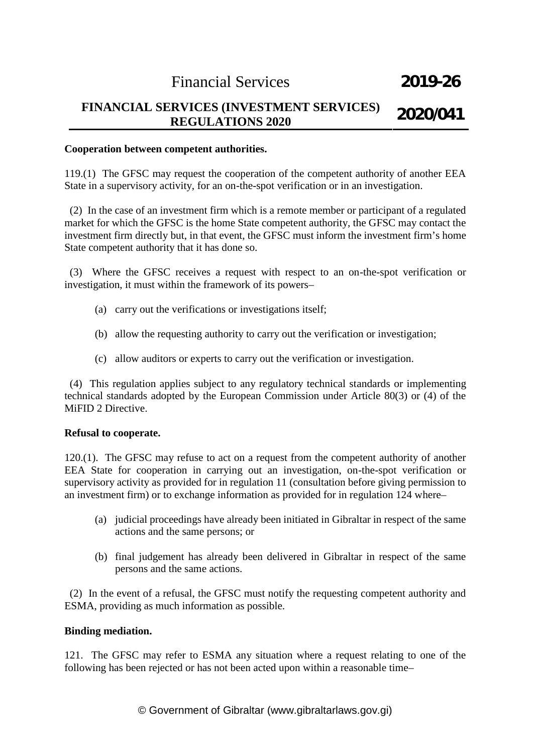**Cooperation between competent authorities.**

119.(1) The GFSC may request the cooperation of the competent authority of another EEA State in a supervisory activity, for an on-the-spot verification or in an investigation.

(2) In the case of an investment firm which is a remote member or participant of a regulated market for which the GFSC is the home State competent authority, the GFSC may contact the investment firm directly but, in that event, the GFSC must inform the investment firm's home State competent authority that it has done so.

(3) Where the GFSC receives a request with respect to an on-the-spot verification or investigation, it must within the framework of its powers–

(a) carry out the verifications or investigations itself;

(b) allow the requesting authority to carry out the verification or investigation;

(c) allow auditors or experts to carry out the verification or investigation.

(4) This regulation applies subject to any regulatory technical standards or implementing technical standards adopted by the European Commission under Article 80(3) or (4) of the MiFID 2 Directive.

**Refusal to cooperate.**

120.(1). The GFSC may refuse to act on a request from the competent authority of another EEA State for cooperation in carrying out an investigation, on-the-spot verification or supervisory activity as provided for in regulation 11 (consultation before giving permission to an investment firm) or to exchange information as provided for in regulation 124 where–

(a) judicial proceedings have already been initiated in Gibraltar in respect of the same actions and the same persons; or

(b) final judgement has already been delivered in Gibraltar in respect of the same persons and the same actions.

(2) In the event of a refusal, the GFSC must notify the requesting competent authority and ESMA, providing as much information as possible.

**Binding mediation.**

121. The GFSC may refer to ESMA any situation where a request relating to one of the following has been rejected or has not been acted upon within a reasonable time–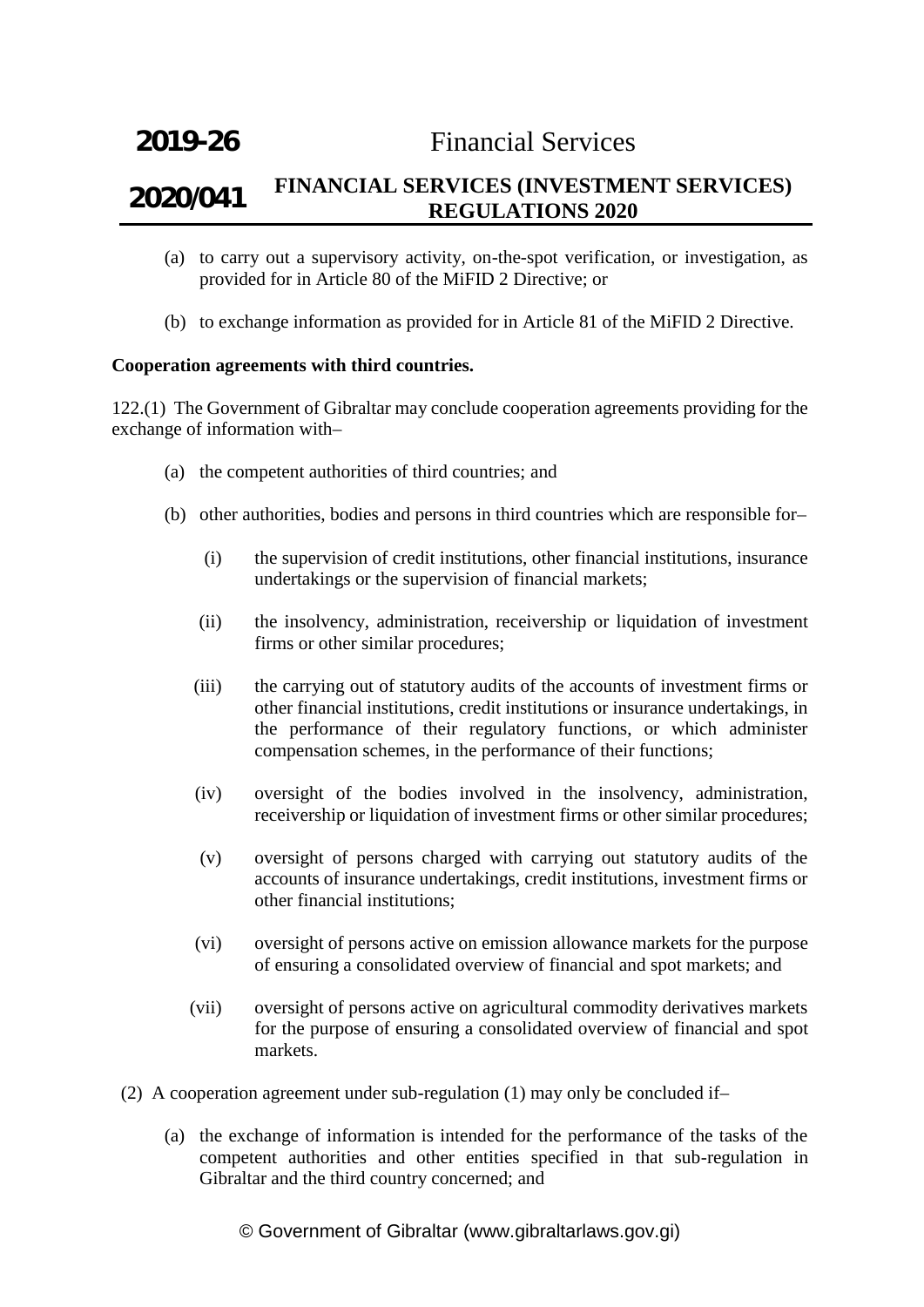(a) to carry out a supervisory activity, on-the-spot verification, or investigation, as provided for in Article 80 of the MiFID 2 Directive; or

(b) to exchange information as provided for in Article 81 of the MiFID 2 Directive.

**Cooperation agreements with third countries.**

122.(1) The Government of Gibraltar may conclude cooperation agreements providing for the exchange of information with–

(a) the competent authorities of third countries; and

(b) other authorities, bodies and persons in third countries which are responsible for–

(i) the supervision of credit institutions, other financial institutions, insurance undertakings or the supervision of financial markets;

(ii) the insolvency, administration, receivership or liquidation of investment firms or other similar procedures;

(iii) the carrying out of statutory audits of the accounts of investment firms or other financial institutions, credit institutions or insurance undertakings, in the performance of their regulatory functions, or which administer compensation schemes, in the performance of their functions;

(iv) oversight of the bodies involved in the insolvency, administration, receivership or liquidation of investment firms or other similar procedures;

(v) oversight of persons charged with carrying out statutory audits of the accounts of insurance undertakings, credit institutions, investment firms or other financial institutions;

(vi) oversight of persons active on emission allowance markets for the purpose of ensuring a consolidated overview of financial and spot markets; and

(vii) oversight of persons active on agricultural commodity derivatives markets for the purpose of ensuring a consolidated overview of financial and spot markets.

(2) A cooperation agreement under sub-regulation (1) may only be concluded if–

(a) the exchange of information is intended for the performance of the tasks of the competent authorities and other entities specified in that sub-regulation in Gibraltar and the third country concerned; and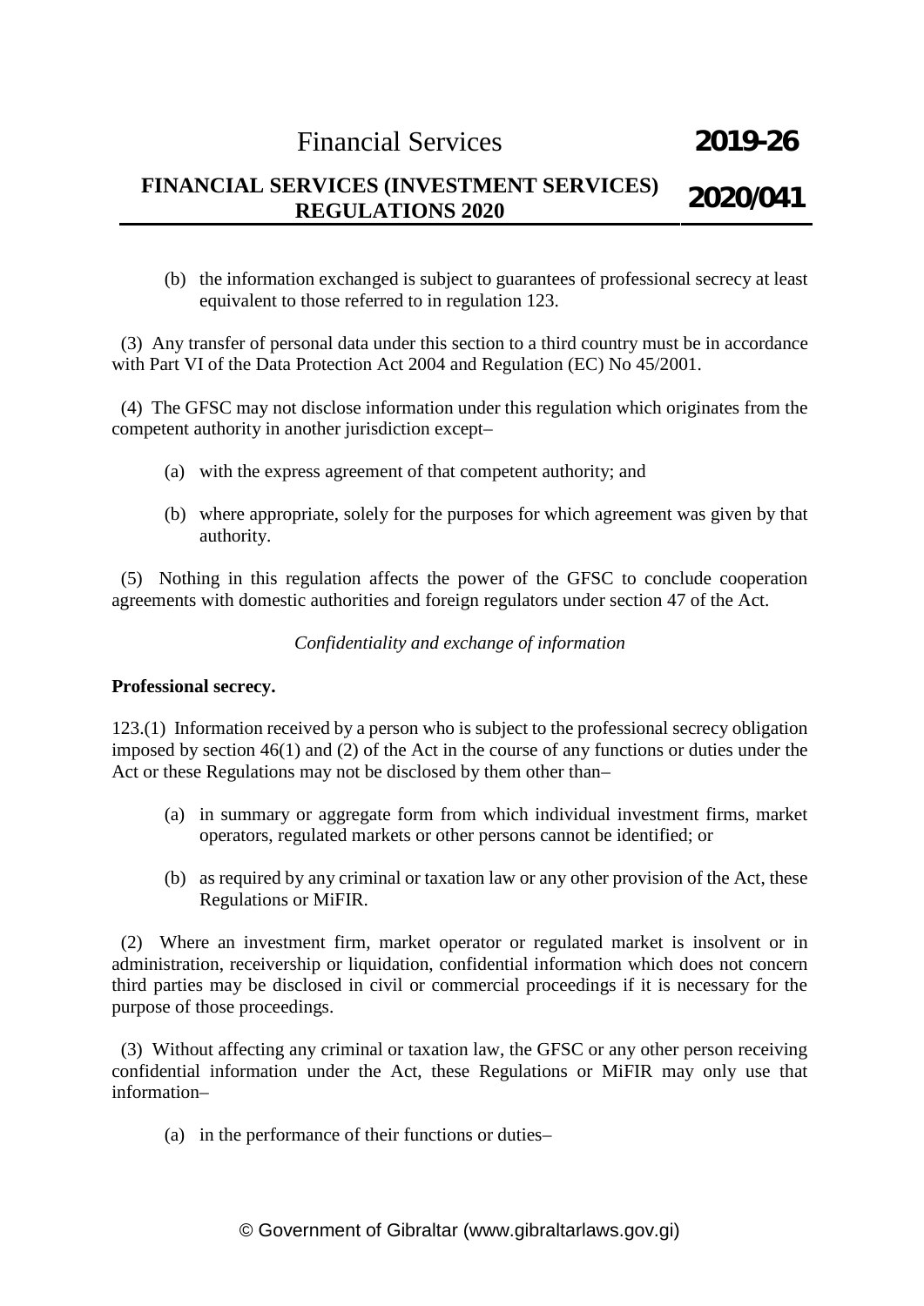(b) the information exchanged is subject to guarantees of professional secrecy at least equivalent to those referred to in regulation 123.

(3) Any transfer of personal data under this section to a third country must be in accordance with Part VI of the Data Protection Act 2004 and Regulation (EC) No 45/2001.

(4) The GFSC may not disclose information under this regulation which originates from the competent authority in another jurisdiction except–

(a) with the express agreement of that competent authority; and

(b) where appropriate, solely for the purposes for which agreement was given by that authority.

(5) Nothing in this regulation affects the power of the GFSC to conclude cooperation agreements with domestic authorities and foreign regulators under section 47 of the Act.

*Confidentiality and exchange of information*

**Professional secrecy.**

123.(1) Information received by a person who is subject to the professional secrecy obligation imposed by section 46(1) and (2) of the Act in the course of any functions or duties under the Act or these Regulations may not be disclosed by them other than–

(a) in summary or aggregate form from which individual investment firms, market operators, regulated markets or other persons cannot be identified; or

(b) as required by any criminal or taxation law or any other provision of the Act, these Regulations or MiFIR.

(2) Where an investment firm, market operator or regulated market is insolvent or in administration, receivership or liquidation, confidential information which does not concern third parties may be disclosed in civil or commercial proceedings if it is necessary for the purpose of those proceedings.

(3) Without affecting any criminal or taxation law, the GFSC or any other person receiving confidential information under the Act, these Regulations or MiFIR may only use that information–

(a) in the performance of their functions or duties–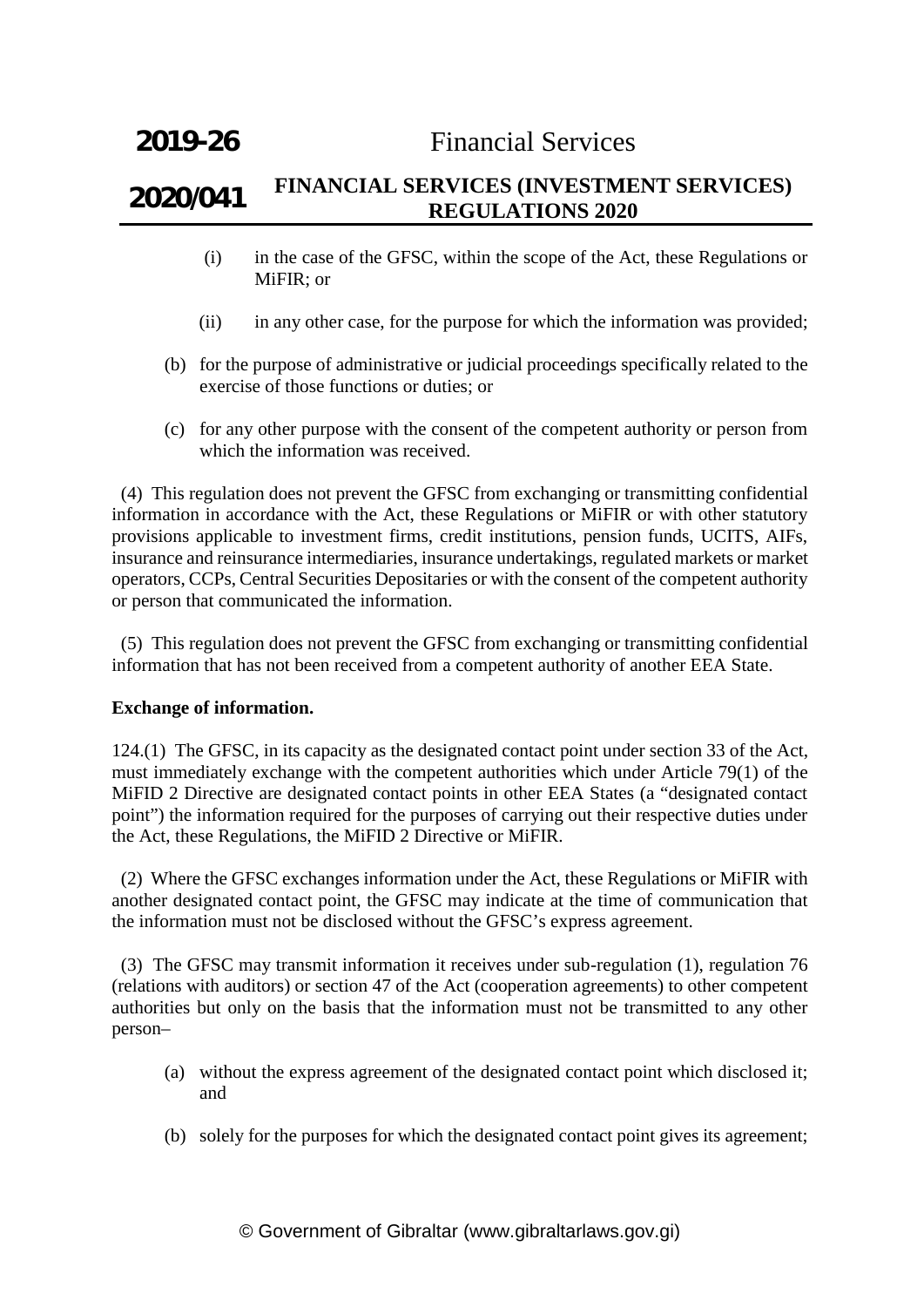(i) in the case of the GFSC, within the scope of the Act, these Regulations or MiFIR; or

(ii) in any other case, for the purpose for which the information was provided;

(b) for the purpose of administrative or judicial proceedings specifically related to the exercise of those functions or duties; or

(c) for any other purpose with the consent of the competent authority or person from which the information was received.

(4) This regulation does not prevent the GFSC from exchanging or transmitting confidential information in accordance with the Act, these Regulations or MiFIR or with other statutory provisions applicable to investment firms, credit institutions, pension funds, UCITS, AIFs, insurance and reinsurance intermediaries, insurance undertakings, regulated markets or market operators, CCPs, Central Securities Depositaries or with the consent of the competent authority or person that communicated the information.

(5) This regulation does not prevent the GFSC from exchanging or transmitting confidential information that has not been received from a competent authority of another EEA State.

**Exchange of information.**

124.(1) The GFSC, in its capacity as the designated contact point under section 33 of the Act, must immediately exchange with the competent authorities which under Article 79(1) of the MiFID 2 Directive are designated contact points in other EEA States (a "designated contact point") the information required for the purposes of carrying out their respective duties under the Act, these Regulations, the MiFID 2 Directive or MiFIR.

(2) Where the GFSC exchanges information under the Act, these Regulations or MiFIR with another designated contact point, the GFSC may indicate at the time of communication that the information must not be disclosed without the GFSC's express agreement.

(3) The GFSC may transmit information it receives under sub-regulation (1), regulation 76 (relations with auditors) or section 47 of the Act (cooperation agreements) to other competent authorities but only on the basis that the information must not be transmitted to any other person–

(a) without the express agreement of the designated contact point which disclosed it; and

(b) solely for the purposes for which the designated contact point gives its agreement;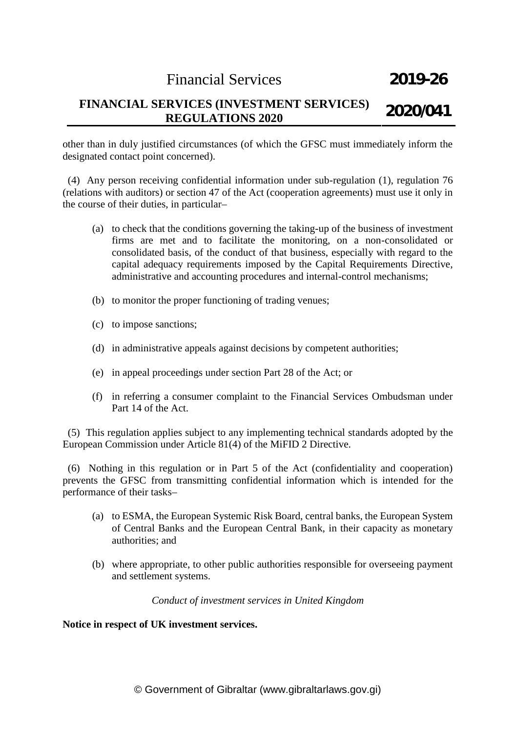other than in duly justified circumstances (of which the GFSC must immediately inform the designated contact point concerned).

(4) Any person receiving confidential information under sub-regulation (1), regulation 76 (relations with auditors) or section 47 of the Act (cooperation agreements) must use it only in the course of their duties, in particular–

(a) to check that the conditions governing the taking-up of the business of investment firms are met and to facilitate the monitoring, on a non-consolidated or consolidated basis, of the conduct of that business, especially with regard to the capital adequacy requirements imposed by the Capital Requirements Directive, administrative and accounting procedures and internal-control mechanisms;

(b) to monitor the proper functioning of trading venues;

(c) to impose sanctions;

(d) in administrative appeals against decisions by competent authorities;

(e) in appeal proceedings under section Part 28 of the Act; or

(f) in referring a consumer complaint to the Financial Services Ombudsman under Part 14 of the Act.

(5) This regulation applies subject to any implementing technical standards adopted by the European Commission under Article 81(4) of the MiFID 2 Directive.

(6) Nothing in this regulation or in Part 5 of the Act (confidentiality and cooperation) prevents the GFSC from transmitting confidential information which is intended for the performance of their tasks–

(a) to ESMA, the European Systemic Risk Board, central banks, the European System of Central Banks and the European Central Bank, in their capacity as monetary authorities; and

(b) where appropriate, to other public authorities responsible for overseeing payment and settlement systems.

*Conduct of investment services in United Kingdom*

**Notice in respect of UK investment services.**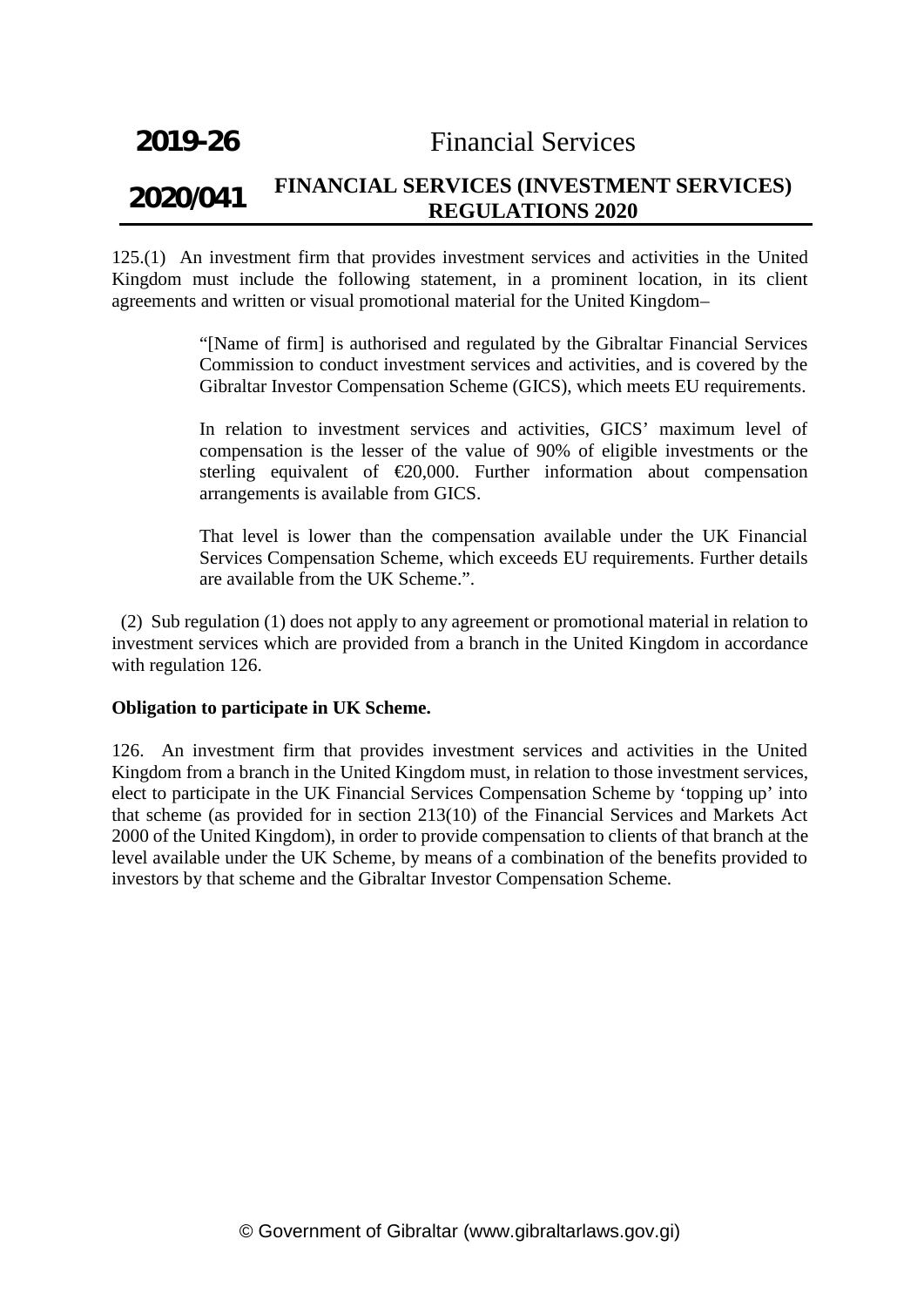125.(1) An investment firm that provides investment services and activities in the United Kingdom must include the following statement, in a prominent location, in its client agreements and written or visual promotional material for the United Kingdom–

> "[Name of firm] is authorised and regulated by the Gibraltar Financial Services Commission to conduct investment services and activities, and is covered by the Gibraltar Investor Compensation Scheme (GICS), which meets EU requirements.
>
> In relation to investment services and activities, GICS' maximum level of compensation is the lesser of the value of 90% of eligible investments or the sterling equivalent of €20,000. Further information about compensation arrangements is available from GICS.
>
> That level is lower than the compensation available under the UK Financial Services Compensation Scheme, which exceeds EU requirements. Further details are available from the UK Scheme.".

(2) Sub regulation (1) does not apply to any agreement or promotional material in relation to investment services which are provided from a branch in the United Kingdom in accordance with regulation 126.

**Obligation to participate in UK Scheme.**

126. An investment firm that provides investment services and activities in the United Kingdom from a branch in the United Kingdom must, in relation to those investment services, elect to participate in the UK Financial Services Compensation Scheme by 'topping up' into that scheme (as provided for in section 213(10) of the Financial Services and Markets Act 2000 of the United Kingdom), in order to provide compensation to clients of that branch at the level available under the UK Scheme, by means of a combination of the benefits provided to investors by that scheme and the Gibraltar Investor Compensation Scheme.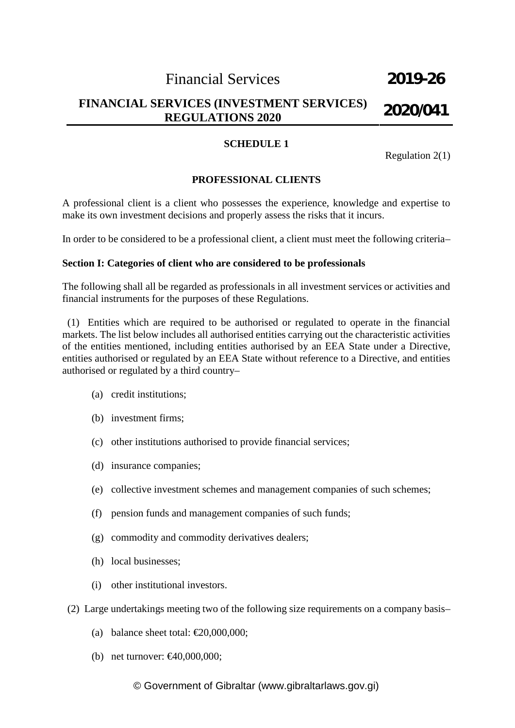## SCHEDULE 1

Regulation 2(1)

## PROFESSIONAL CLIENTS

A professional client is a client who possesses the experience, knowledge and expertise to make its own investment decisions and properly assess the risks that it incurs.

In order to be considered to be a professional client, a client must meet the following criteria–

**Section I: Categories of client who are considered to be professionals**

The following shall all be regarded as professionals in all investment services or activities and financial instruments for the purposes of these Regulations.

(1) Entities which are required to be authorised or regulated to operate in the financial markets. The list below includes all authorised entities carrying out the characteristic activities of the entities mentioned, including entities authorised by an EEA State under a Directive, entities authorised or regulated by an EEA State without reference to a Directive, and entities authorised or regulated by a third country–

(a) credit institutions;

(b) investment firms;

(c) other institutions authorised to provide financial services;

(d) insurance companies;

(e) collective investment schemes and management companies of such schemes;

(f) pension funds and management companies of such funds;

(g) commodity and commodity derivatives dealers;

(h) local businesses;

(i) other institutional investors.

(2) Large undertakings meeting two of the following size requirements on a company basis–

(a) balance sheet total: €20,000,000;

(b) net turnover: €40,000,000;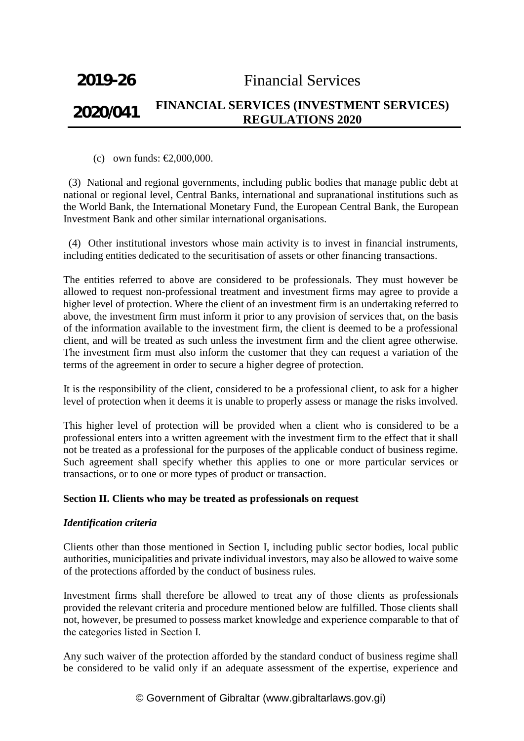(c) own funds: €2,000,000.

(3) National and regional governments, including public bodies that manage public debt at national or regional level, Central Banks, international and supranational institutions such as the World Bank, the International Monetary Fund, the European Central Bank, the European Investment Bank and other similar international organisations.

(4) Other institutional investors whose main activity is to invest in financial instruments, including entities dedicated to the securitisation of assets or other financing transactions.

The entities referred to above are considered to be professionals. They must however be allowed to request non-professional treatment and investment firms may agree to provide a higher level of protection. Where the client of an investment firm is an undertaking referred to above, the investment firm must inform it prior to any provision of services that, on the basis of the information available to the investment firm, the client is deemed to be a professional client, and will be treated as such unless the investment firm and the client agree otherwise. The investment firm must also inform the customer that they can request a variation of the terms of the agreement in order to secure a higher degree of protection.

It is the responsibility of the client, considered to be a professional client, to ask for a higher level of protection when it deems it is unable to properly assess or manage the risks involved.

This higher level of protection will be provided when a client who is considered to be a professional enters into a written agreement with the investment firm to the effect that it shall not be treated as a professional for the purposes of the applicable conduct of business regime. Such agreement shall specify whether this applies to one or more particular services or transactions, or to one or more types of product or transaction.

**Section II. Clients who may be treated as professionals on request**

***Identification criteria***

Clients other than those mentioned in Section I, including public sector bodies, local public authorities, municipalities and private individual investors, may also be allowed to waive some of the protections afforded by the conduct of business rules.

Investment firms shall therefore be allowed to treat any of those clients as professionals provided the relevant criteria and procedure mentioned below are fulfilled. Those clients shall not, however, be presumed to possess market knowledge and experience comparable to that of the categories listed in Section I.

Any such waiver of the protection afforded by the standard conduct of business regime shall be considered to be valid only if an adequate assessment of the expertise, experience and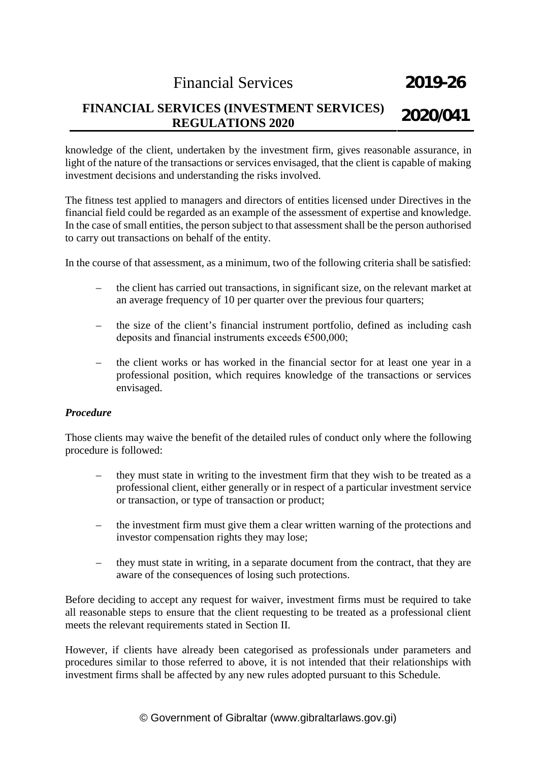knowledge of the client, undertaken by the investment firm, gives reasonable assurance, in light of the nature of the transactions or services envisaged, that the client is capable of making investment decisions and understanding the risks involved.

The fitness test applied to managers and directors of entities licensed under Directives in the financial field could be regarded as an example of the assessment of expertise and knowledge. In the case of small entities, the person subject to that assessment shall be the person authorised to carry out transactions on behalf of the entity.

In the course of that assessment, as a minimum, two of the following criteria shall be satisfied:

- the client has carried out transactions, in significant size, on the relevant market at an average frequency of 10 per quarter over the previous four quarters;
- the size of the client's financial instrument portfolio, defined as including cash deposits and financial instruments exceeds €500,000;
- the client works or has worked in the financial sector for at least one year in a professional position, which requires knowledge of the transactions or services envisaged.

***Procedure***

Those clients may waive the benefit of the detailed rules of conduct only where the following procedure is followed:

- they must state in writing to the investment firm that they wish to be treated as a professional client, either generally or in respect of a particular investment service or transaction, or type of transaction or product;
- the investment firm must give them a clear written warning of the protections and investor compensation rights they may lose;
- they must state in writing, in a separate document from the contract, that they are aware of the consequences of losing such protections.

Before deciding to accept any request for waiver, investment firms must be required to take all reasonable steps to ensure that the client requesting to be treated as a professional client meets the relevant requirements stated in Section II.

However, if clients have already been categorised as professionals under parameters and procedures similar to those referred to above, it is not intended that their relationships with investment firms shall be affected by any new rules adopted pursuant to this Schedule.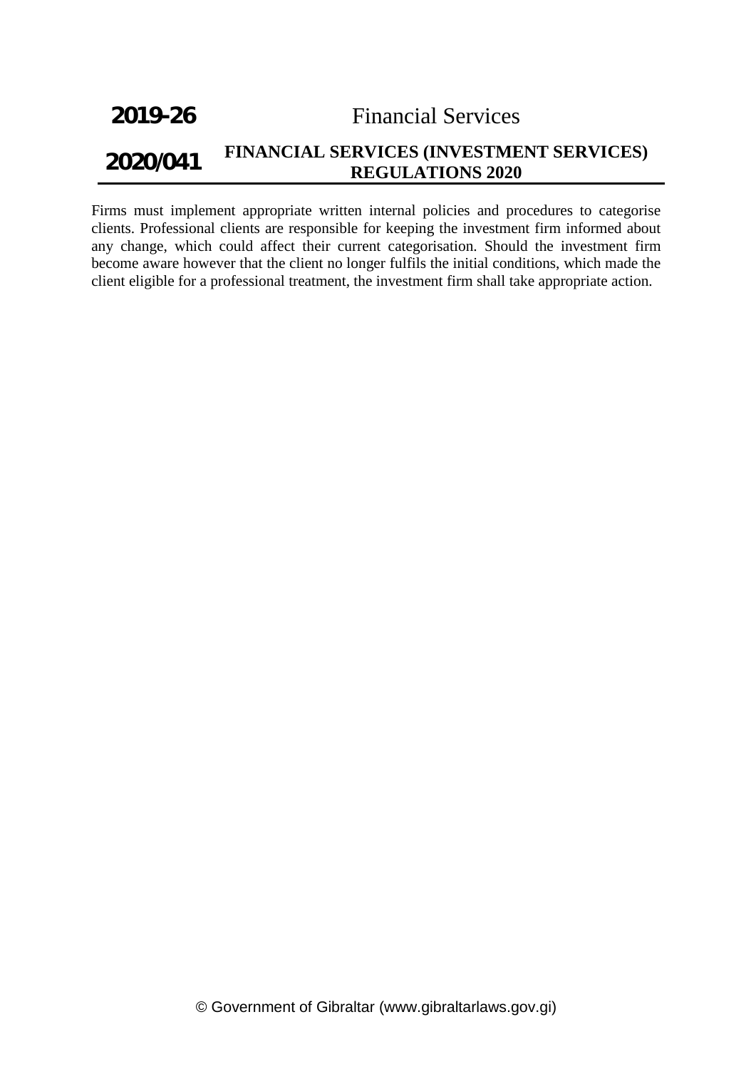Firms must implement appropriate written internal policies and procedures to categorise clients. Professional clients are responsible for keeping the investment firm informed about any change, which could affect their current categorisation. Should the investment firm become aware however that the client no longer fulfils the initial conditions, which made the client eligible for a professional treatment, the investment firm shall take appropriate action.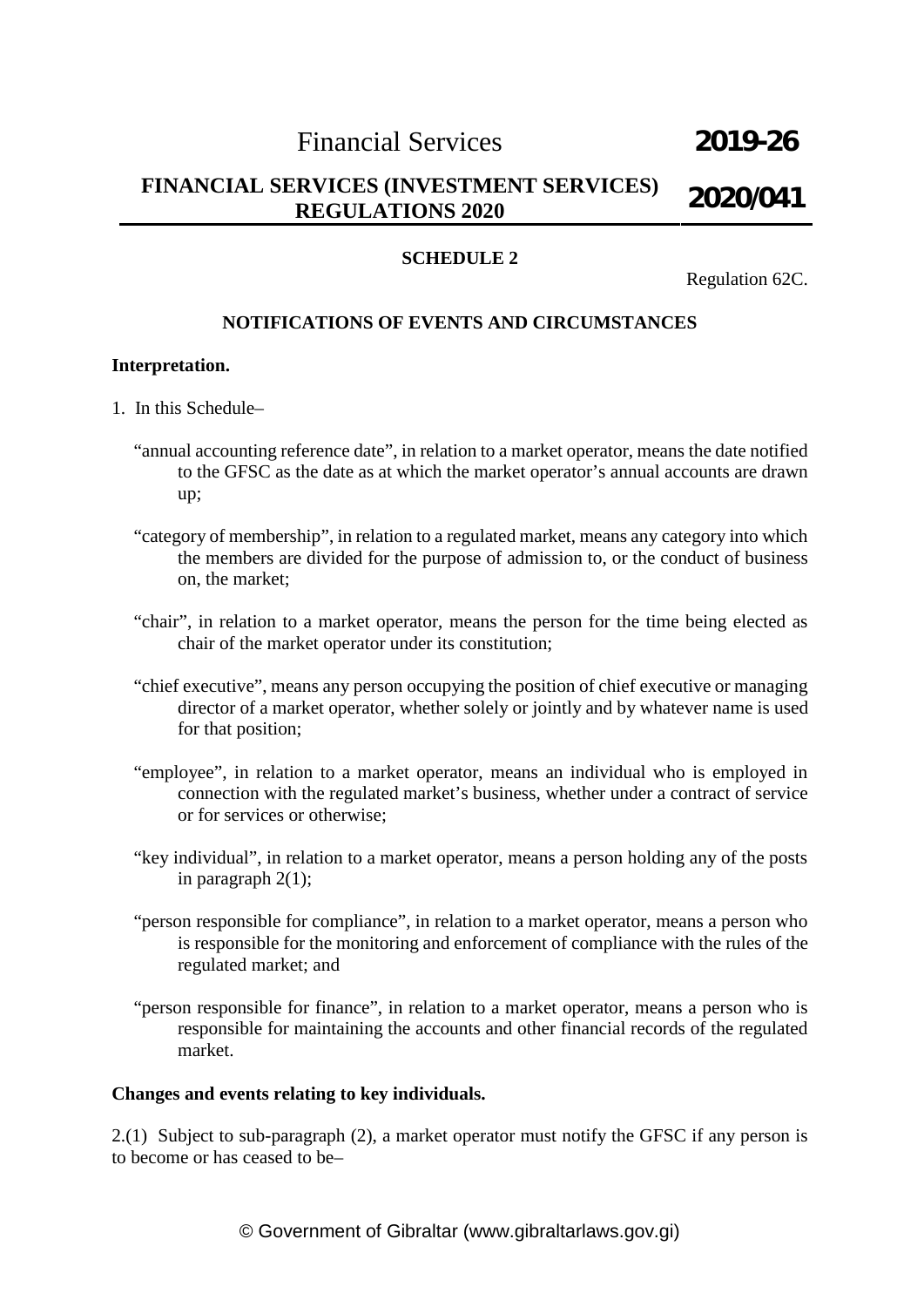## SCHEDULE 2

Regulation 62C.

### NOTIFICATIONS OF EVENTS AND CIRCUMSTANCES

**Interpretation.**

1. In this Schedule–

"annual accounting reference date", in relation to a market operator, means the date notified to the GFSC as the date as at which the market operator's annual accounts are drawn up;

"category of membership", in relation to a regulated market, means any category into which the members are divided for the purpose of admission to, or the conduct of business on, the market;

"chair", in relation to a market operator, means the person for the time being elected as chair of the market operator under its constitution;

"chief executive", means any person occupying the position of chief executive or managing director of a market operator, whether solely or jointly and by whatever name is used for that position;

"employee", in relation to a market operator, means an individual who is employed in connection with the regulated market's business, whether under a contract of service or for services or otherwise;

"key individual", in relation to a market operator, means a person holding any of the posts in paragraph 2(1);

"person responsible for compliance", in relation to a market operator, means a person who is responsible for the monitoring and enforcement of compliance with the rules of the regulated market; and

"person responsible for finance", in relation to a market operator, means a person who is responsible for maintaining the accounts and other financial records of the regulated market.

**Changes and events relating to key individuals.**

2.(1) Subject to sub-paragraph (2), a market operator must notify the GFSC if any person is to become or has ceased to be–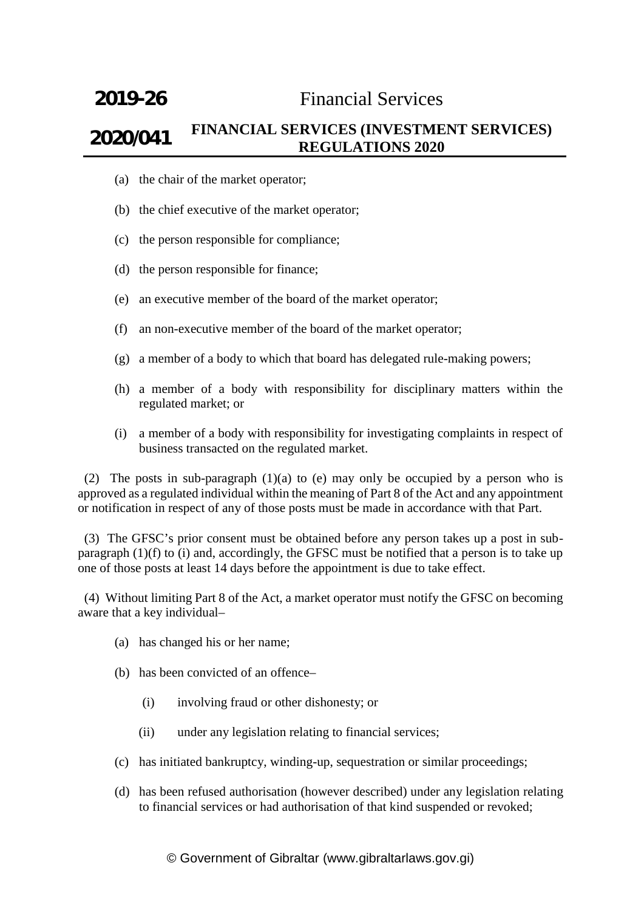(a) the chair of the market operator;

(b) the chief executive of the market operator;

(c) the person responsible for compliance;

(d) the person responsible for finance;

(e) an executive member of the board of the market operator;

(f) an non-executive member of the board of the market operator;

(g) a member of a body to which that board has delegated rule-making powers;

(h) a member of a body with responsibility for disciplinary matters within the regulated market; or

(i) a member of a body with responsibility for investigating complaints in respect of business transacted on the regulated market.

(2) The posts in sub-paragraph (1)(a) to (e) may only be occupied by a person who is approved as a regulated individual within the meaning of Part 8 of the Act and any appointment or notification in respect of any of those posts must be made in accordance with that Part.

(3) The GFSC's prior consent must be obtained before any person takes up a post in sub-paragraph (1)(f) to (i) and, accordingly, the GFSC must be notified that a person is to take up one of those posts at least 14 days before the appointment is due to take effect.

(4) Without limiting Part 8 of the Act, a market operator must notify the GFSC on becoming aware that a key individual–

(a) has changed his or her name;

(b) has been convicted of an offence–

(i) involving fraud or other dishonesty; or

(ii) under any legislation relating to financial services;

(c) has initiated bankruptcy, winding-up, sequestration or similar proceedings;

(d) has been refused authorisation (however described) under any legislation relating to financial services or had authorisation of that kind suspended or revoked;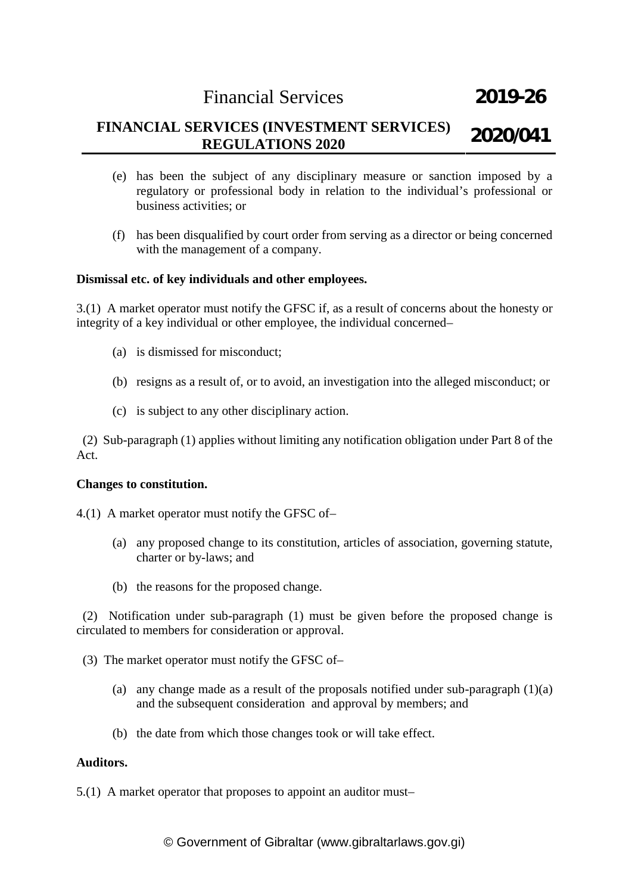(e) has been the subject of any disciplinary measure or sanction imposed by a regulatory or professional body in relation to the individual's professional or business activities; or

(f) has been disqualified by court order from serving as a director or being concerned with the management of a company.

**Dismissal etc. of key individuals and other employees.**

3.(1) A market operator must notify the GFSC if, as a result of concerns about the honesty or integrity of a key individual or other employee, the individual concerned–

(a) is dismissed for misconduct;

(b) resigns as a result of, or to avoid, an investigation into the alleged misconduct; or

(c) is subject to any other disciplinary action.

(2) Sub-paragraph (1) applies without limiting any notification obligation under Part 8 of the Act.

**Changes to constitution.**

4.(1) A market operator must notify the GFSC of–

(a) any proposed change to its constitution, articles of association, governing statute, charter or by-laws; and

(b) the reasons for the proposed change.

(2) Notification under sub-paragraph (1) must be given before the proposed change is circulated to members for consideration or approval.

(3) The market operator must notify the GFSC of–

(a) any change made as a result of the proposals notified under sub-paragraph (1)(a) and the subsequent consideration and approval by members; and

(b) the date from which those changes took or will take effect.

**Auditors.**

5.(1) A market operator that proposes to appoint an auditor must–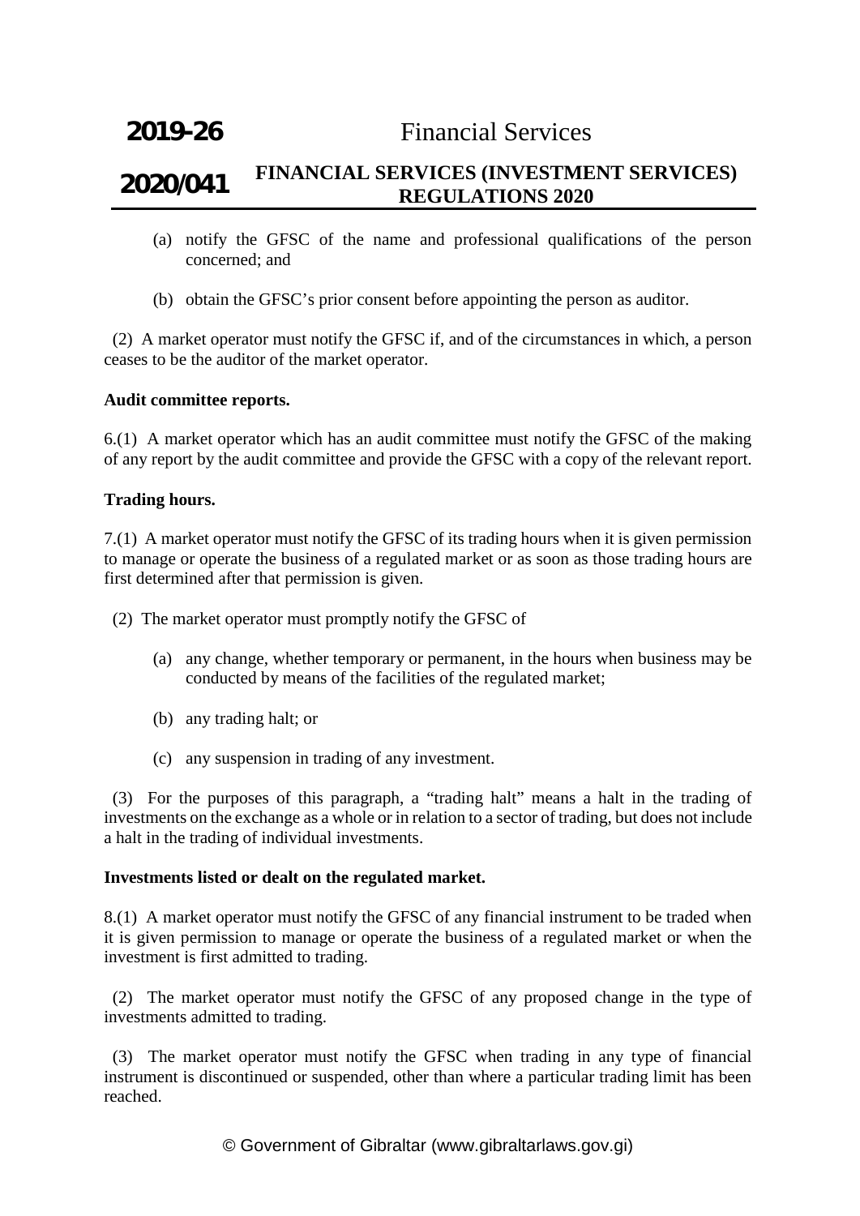(a) notify the GFSC of the name and professional qualifications of the person concerned; and

(b) obtain the GFSC's prior consent before appointing the person as auditor.

(2) A market operator must notify the GFSC if, and of the circumstances in which, a person ceases to be the auditor of the market operator.

**Audit committee reports.**

6.(1) A market operator which has an audit committee must notify the GFSC of the making of any report by the audit committee and provide the GFSC with a copy of the relevant report.

**Trading hours.**

7.(1) A market operator must notify the GFSC of its trading hours when it is given permission to manage or operate the business of a regulated market or as soon as those trading hours are first determined after that permission is given.

(2) The market operator must promptly notify the GFSC of

(a) any change, whether temporary or permanent, in the hours when business may be conducted by means of the facilities of the regulated market;

(b) any trading halt; or

(c) any suspension in trading of any investment.

(3) For the purposes of this paragraph, a "trading halt" means a halt in the trading of investments on the exchange as a whole or in relation to a sector of trading, but does not include a halt in the trading of individual investments.

**Investments listed or dealt on the regulated market.**

8.(1) A market operator must notify the GFSC of any financial instrument to be traded when it is given permission to manage or operate the business of a regulated market or when the investment is first admitted to trading.

(2) The market operator must notify the GFSC of any proposed change in the type of investments admitted to trading.

(3) The market operator must notify the GFSC when trading in any type of financial instrument is discontinued or suspended, other than where a particular trading limit has been reached.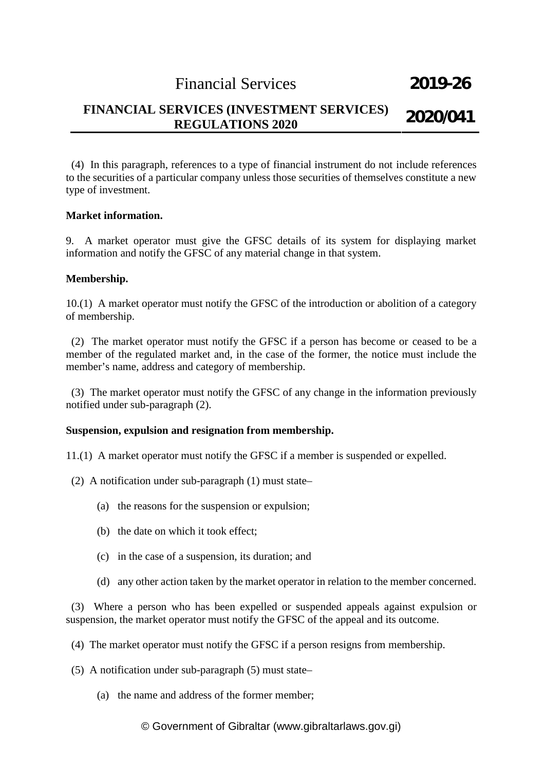(4) In this paragraph, references to a type of financial instrument do not include references to the securities of a particular company unless those securities of themselves constitute a new type of investment.

**Market information.**

9. A market operator must give the GFSC details of its system for displaying market information and notify the GFSC of any material change in that system.

**Membership.**

10.(1) A market operator must notify the GFSC of the introduction or abolition of a category of membership.

(2) The market operator must notify the GFSC if a person has become or ceased to be a member of the regulated market and, in the case of the former, the notice must include the member's name, address and category of membership.

(3) The market operator must notify the GFSC of any change in the information previously notified under sub-paragraph (2).

**Suspension, expulsion and resignation from membership.**

11.(1) A market operator must notify the GFSC if a member is suspended or expelled.

(2) A notification under sub-paragraph (1) must state–

(a) the reasons for the suspension or expulsion;

(b) the date on which it took effect;

(c) in the case of a suspension, its duration; and

(d) any other action taken by the market operator in relation to the member concerned.

(3) Where a person who has been expelled or suspended appeals against expulsion or suspension, the market operator must notify the GFSC of the appeal and its outcome.

(4) The market operator must notify the GFSC if a person resigns from membership.

(5) A notification under sub-paragraph (5) must state–

(a) the name and address of the former member;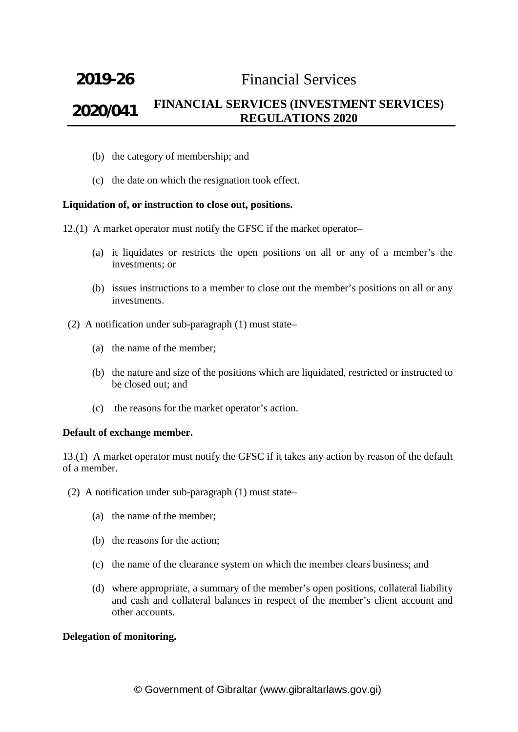(b) the category of membership; and

(c) the date on which the resignation took effect.

**Liquidation of, or instruction to close out, positions.**

12.(1) A market operator must notify the GFSC if the market operator–

(a) it liquidates or restricts the open positions on all or any of a member's the investments; or

(b) issues instructions to a member to close out the member's positions on all or any investments.

(2) A notification under sub-paragraph (1) must state–

(a) the name of the member;

(b) the nature and size of the positions which are liquidated, restricted or instructed to be closed out; and

(c) the reasons for the market operator's action.

**Default of exchange member.**

13.(1) A market operator must notify the GFSC if it takes any action by reason of the default of a member.

(2) A notification under sub-paragraph (1) must state–

(a) the name of the member;

(b) the reasons for the action;

(c) the name of the clearance system on which the member clears business; and

(d) where appropriate, a summary of the member's open positions, collateral liability and cash and collateral balances in respect of the member's client account and other accounts.

**Delegation of monitoring.**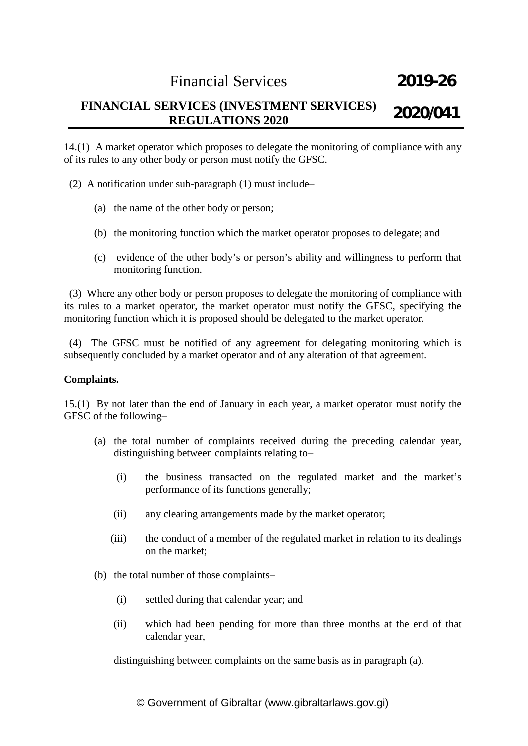14.(1) A market operator which proposes to delegate the monitoring of compliance with any of its rules to any other body or person must notify the GFSC.

(2) A notification under sub-paragraph (1) must include–

(a) the name of the other body or person;

(b) the monitoring function which the market operator proposes to delegate; and

(c) evidence of the other body's or person's ability and willingness to perform that monitoring function.

(3) Where any other body or person proposes to delegate the monitoring of compliance with its rules to a market operator, the market operator must notify the GFSC, specifying the monitoring function which it is proposed should be delegated to the market operator.

(4) The GFSC must be notified of any agreement for delegating monitoring which is subsequently concluded by a market operator and of any alteration of that agreement.

**Complaints.**

15.(1) By not later than the end of January in each year, a market operator must notify the GFSC of the following–

(a) the total number of complaints received during the preceding calendar year, distinguishing between complaints relating to–

(i) the business transacted on the regulated market and the market's performance of its functions generally;

(ii) any clearing arrangements made by the market operator;

(iii) the conduct of a member of the regulated market in relation to its dealings on the market;

(b) the total number of those complaints–

(i) settled during that calendar year; and

(ii) which had been pending for more than three months at the end of that calendar year,

distinguishing between complaints on the same basis as in paragraph (a).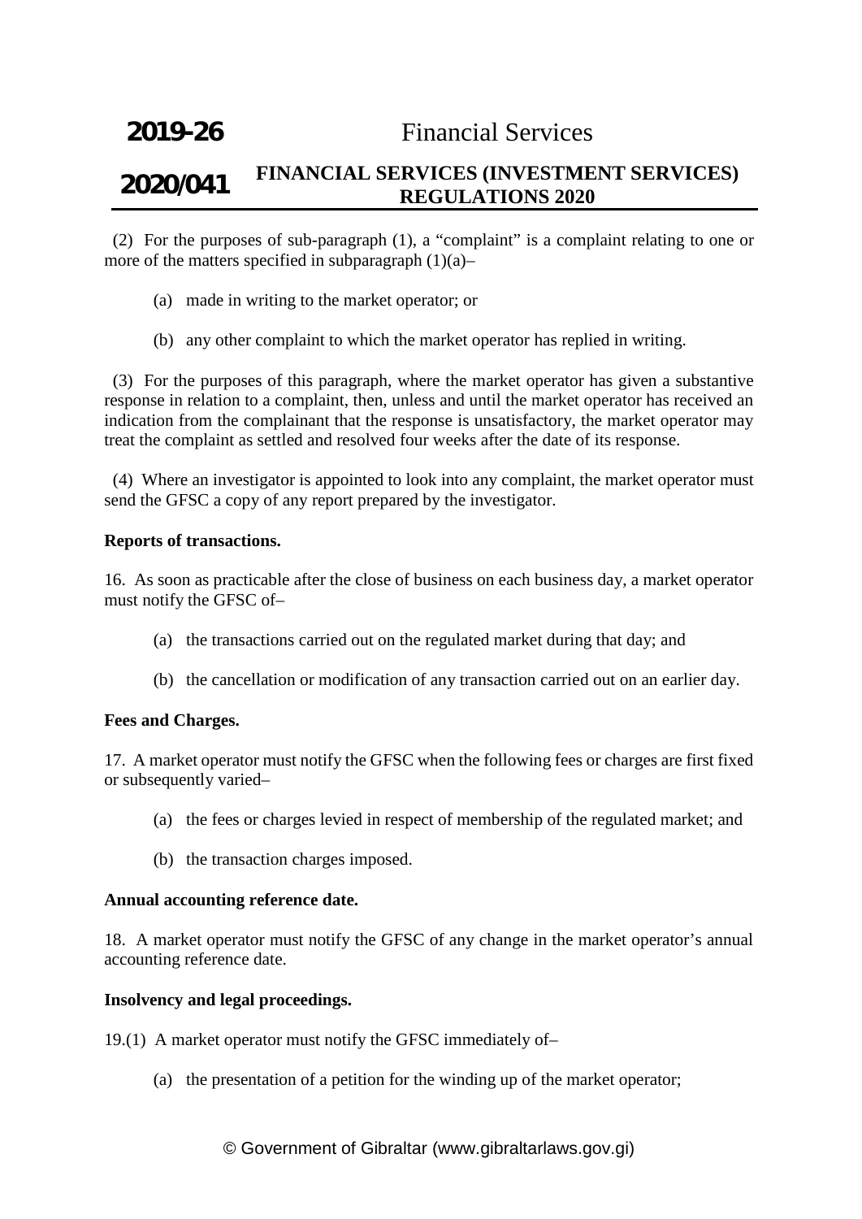(2) For the purposes of sub-paragraph (1), a "complaint" is a complaint relating to one or more of the matters specified in subparagraph (1)(a)–

(a) made in writing to the market operator; or

(b) any other complaint to which the market operator has replied in writing.

(3) For the purposes of this paragraph, where the market operator has given a substantive response in relation to a complaint, then, unless and until the market operator has received an indication from the complainant that the response is unsatisfactory, the market operator may treat the complaint as settled and resolved four weeks after the date of its response.

(4) Where an investigator is appointed to look into any complaint, the market operator must send the GFSC a copy of any report prepared by the investigator.

**Reports of transactions.**

16. As soon as practicable after the close of business on each business day, a market operator must notify the GFSC of–

(a) the transactions carried out on the regulated market during that day; and

(b) the cancellation or modification of any transaction carried out on an earlier day.

**Fees and Charges.**

17. A market operator must notify the GFSC when the following fees or charges are first fixed or subsequently varied–

(a) the fees or charges levied in respect of membership of the regulated market; and

(b) the transaction charges imposed.

**Annual accounting reference date.**

18. A market operator must notify the GFSC of any change in the market operator's annual accounting reference date.

**Insolvency and legal proceedings.**

19.(1) A market operator must notify the GFSC immediately of–

(a) the presentation of a petition for the winding up of the market operator;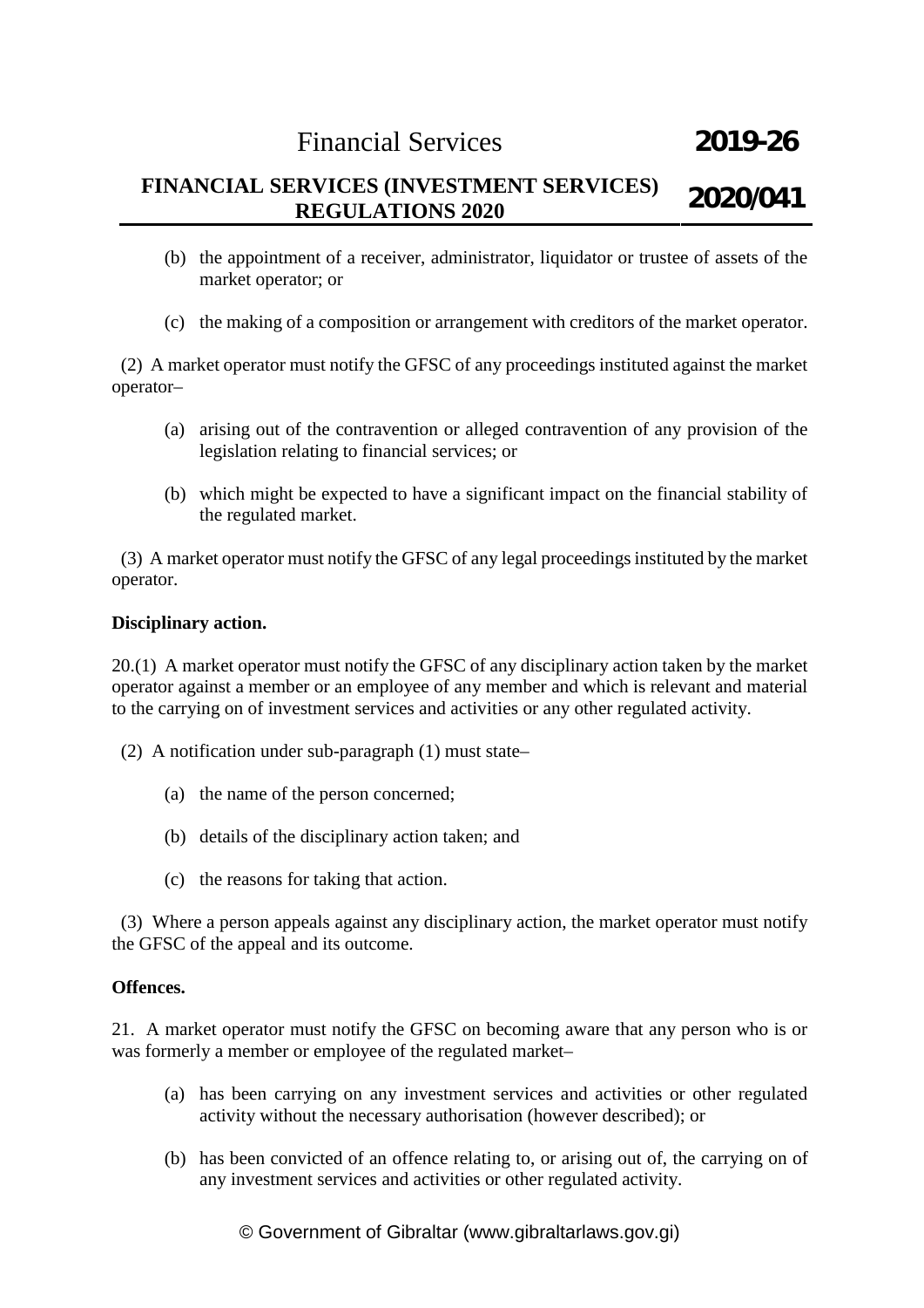(b) the appointment of a receiver, administrator, liquidator or trustee of assets of the market operator; or

(c) the making of a composition or arrangement with creditors of the market operator.

(2) A market operator must notify the GFSC of any proceedings instituted against the market operator–

(a) arising out of the contravention or alleged contravention of any provision of the legislation relating to financial services; or

(b) which might be expected to have a significant impact on the financial stability of the regulated market.

(3) A market operator must notify the GFSC of any legal proceedings instituted by the market operator.

**Disciplinary action.**

20.(1) A market operator must notify the GFSC of any disciplinary action taken by the market operator against a member or an employee of any member and which is relevant and material to the carrying on of investment services and activities or any other regulated activity.

(2) A notification under sub-paragraph (1) must state–

(a) the name of the person concerned;

(b) details of the disciplinary action taken; and

(c) the reasons for taking that action.

(3) Where a person appeals against any disciplinary action, the market operator must notify the GFSC of the appeal and its outcome.

**Offences.**

21. A market operator must notify the GFSC on becoming aware that any person who is or was formerly a member or employee of the regulated market–

(a) has been carrying on any investment services and activities or other regulated activity without the necessary authorisation (however described); or

(b) has been convicted of an offence relating to, or arising out of, the carrying on of any investment services and activities or other regulated activity.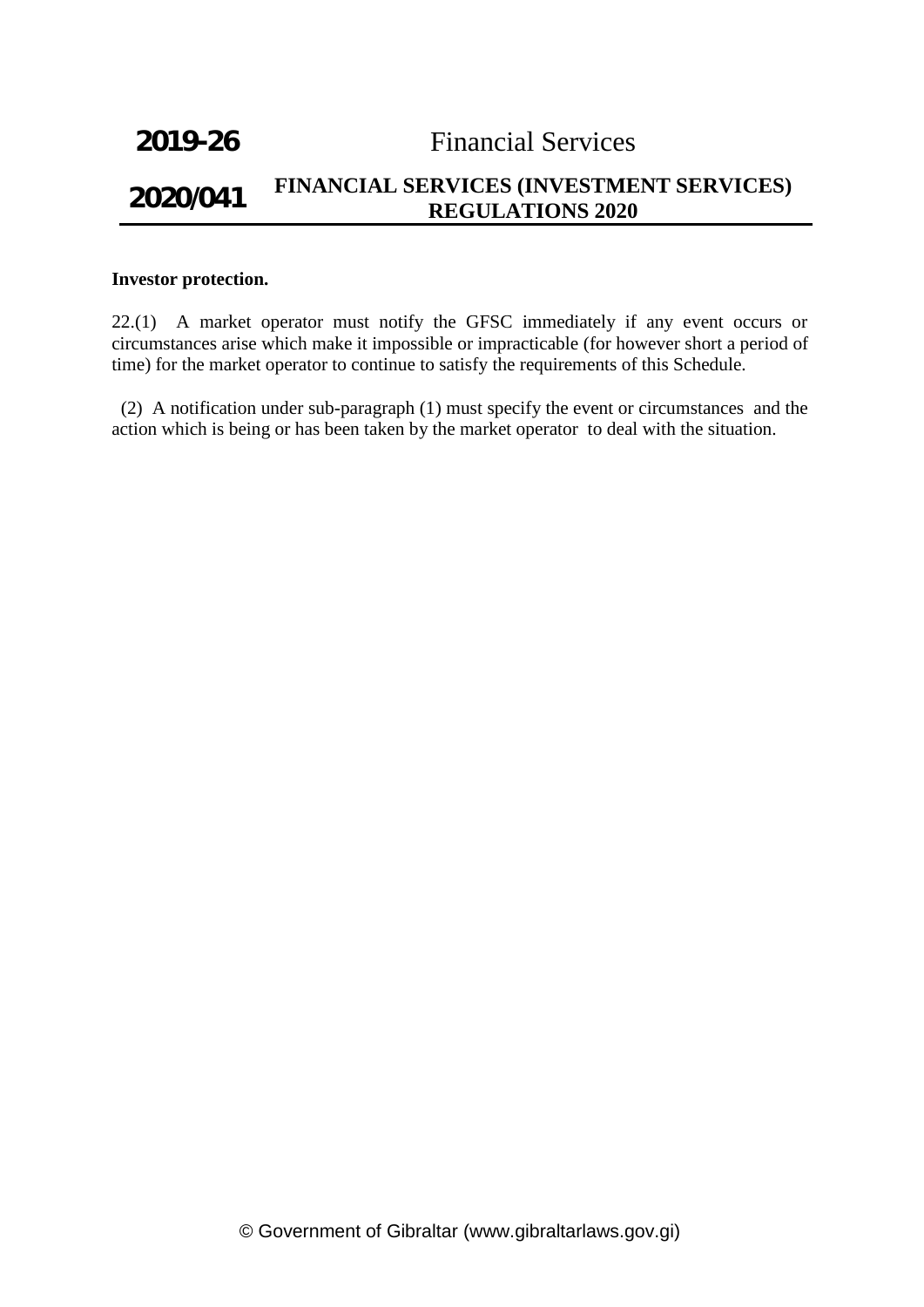**Investor protection.**

22.(1) A market operator must notify the GFSC immediately if any event occurs or circumstances arise which make it impossible or impracticable (for however short a period of time) for the market operator to continue to satisfy the requirements of this Schedule.

(2) A notification under sub-paragraph (1) must specify the event or circumstances and the action which is being or has been taken by the market operator to deal with the situation.